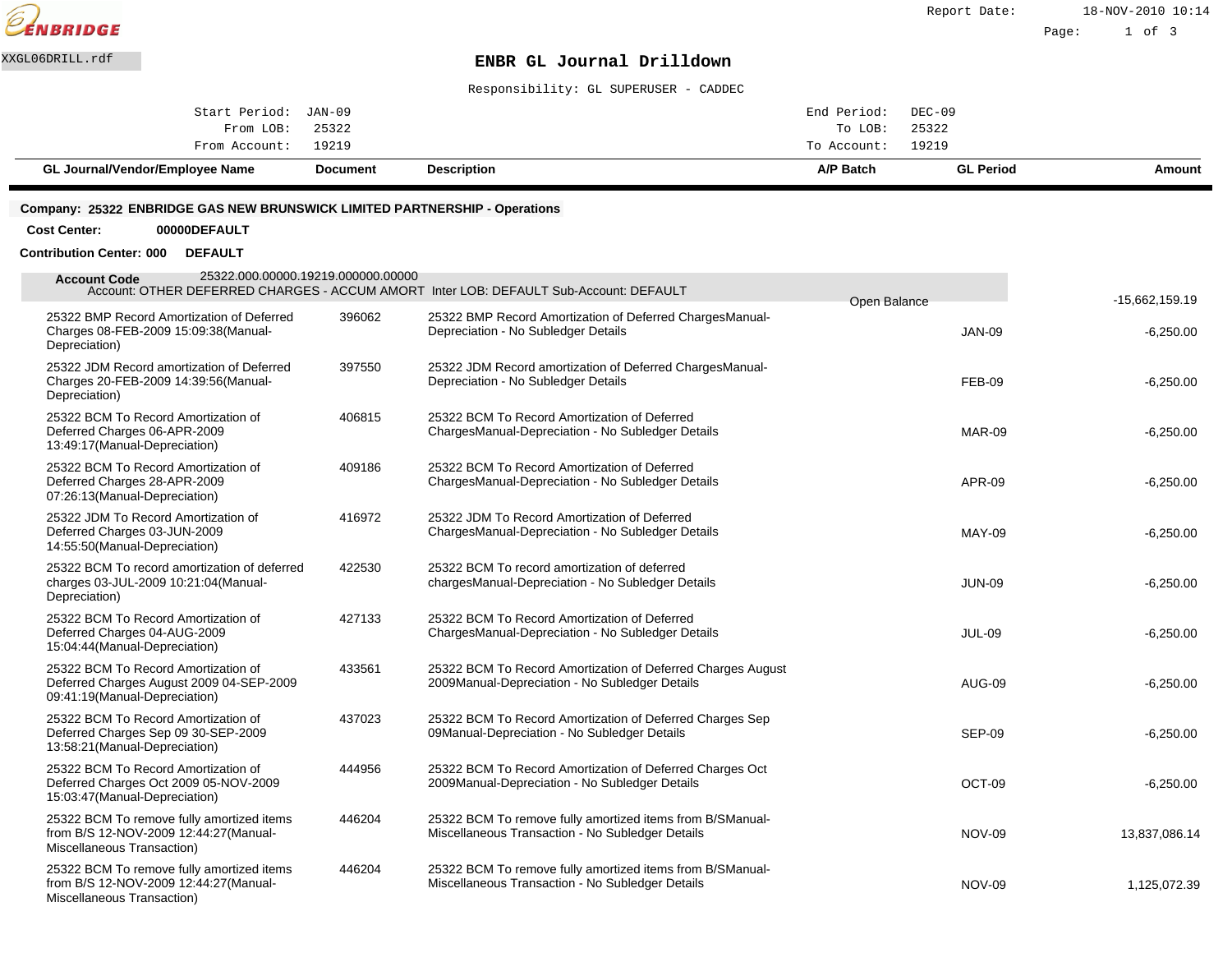ENBRIDGE

Report Date: 18-NOV-2010 10:14

XXGL06DRILL.rdf

# ENBR GL Journal Drilldown

Responsibility: GL SUPERUSER - CADDEC

| | | | |
|---|---|---|---|
| Start Period: | JAN-09 | End Period: | DEC-09 |
| From LOB: | 25322 | To LOB: | 25322 |
| From Account: | 19219 | To Account: | 19219 |

**Company: 25322 ENBRIDGE GAS NEW BRUNSWICK LIMITED PARTNERSHIP - Operations**

**Cost Center:** 00000DEFAULT

**Contribution Center: 000** DEFAULT

**Account Code** 25322.000.00000.19219.000000.00000
Account: OTHER DEFERRED CHARGES - ACCUM AMORT Inter LOB: DEFAULT Sub-Account: DEFAULT

| GL Journal/Vendor/Employee Name | Document | Description | A/P Batch | GL Period | Amount |
|---|---|---|---|---|---|
| | | | Open Balance | | -15,662,159.19 |
| 25322 BMP Record Amortization of Deferred Charges 08-FEB-2009 15:09:38(Manual-Depreciation) | 396062 | 25322 BMP Record Amortization of Deferred ChargesManual-Depreciation - No Subledger Details | | JAN-09 | -6,250.00 |
| 25322 JDM Record amortization of Deferred Charges 20-FEB-2009 14:39:56(Manual-Depreciation) | 397550 | 25322 JDM Record amortization of Deferred ChargesManual-Depreciation - No Subledger Details | | FEB-09 | -6,250.00 |
| 25322 BCM To Record Amortization of Deferred Charges 06-APR-2009 13:49:17(Manual-Depreciation) | 406815 | 25322 BCM To Record Amortization of Deferred ChargesManual-Depreciation - No Subledger Details | | MAR-09 | -6,250.00 |
| 25322 BCM To Record Amortization of Deferred Charges 28-APR-2009 07:26:13(Manual-Depreciation) | 409186 | 25322 BCM To Record Amortization of Deferred ChargesManual-Depreciation - No Subledger Details | | APR-09 | -6,250.00 |
| 25322 JDM To Record Amortization of Deferred Charges 03-JUN-2009 14:55:50(Manual-Depreciation) | 416972 | 25322 JDM To Record Amortization of Deferred ChargesManual-Depreciation - No Subledger Details | | MAY-09 | -6,250.00 |
| 25322 BCM To record amortization of deferred charges 03-JUL-2009 10:21:04(Manual-Depreciation) | 422530 | 25322 BCM To record amortization of deferred chargesManual-Depreciation - No Subledger Details | | JUN-09 | -6,250.00 |
| 25322 BCM To Record Amortization of Deferred Charges 04-AUG-2009 15:04:44(Manual-Depreciation) | 427133 | 25322 BCM To Record Amortization of Deferred ChargesManual-Depreciation - No Subledger Details | | JUL-09 | -6,250.00 |
| 25322 BCM To Record Amortization of Deferred Charges August 2009 04-SEP-2009 09:41:19(Manual-Depreciation) | 433561 | 25322 BCM To Record Amortization of Deferred Charges August 2009Manual-Depreciation - No Subledger Details | | AUG-09 | -6,250.00 |
| 25322 BCM To Record Amortization of Deferred Charges Sep 09 30-SEP-2009 13:58:21(Manual-Depreciation) | 437023 | 25322 BCM To Record Amortization of Deferred Charges Sep 09Manual-Depreciation - No Subledger Details | | SEP-09 | -6,250.00 |
| 25322 BCM To Record Amortization of Deferred Charges Oct 2009 05-NOV-2009 15:03:47(Manual-Depreciation) | 444956 | 25322 BCM To Record Amortization of Deferred Charges Oct 2009Manual-Depreciation - No Subledger Details | | OCT-09 | -6,250.00 |
| 25322 BCM To remove fully amortized items from B/S 12-NOV-2009 12:44:27(Manual-Miscellaneous Transaction) | 446204 | 25322 BCM To remove fully amortized items from B/SManual-Miscellaneous Transaction - No Subledger Details | | NOV-09 | 13,837,086.14 |
| 25322 BCM To remove fully amortized items from B/S 12-NOV-2009 12:44:27(Manual-Miscellaneous Transaction) | 446204 | 25322 BCM To remove fully amortized items from B/SManual-Miscellaneous Transaction - No Subledger Details | | NOV-09 | 1,125,072.39 |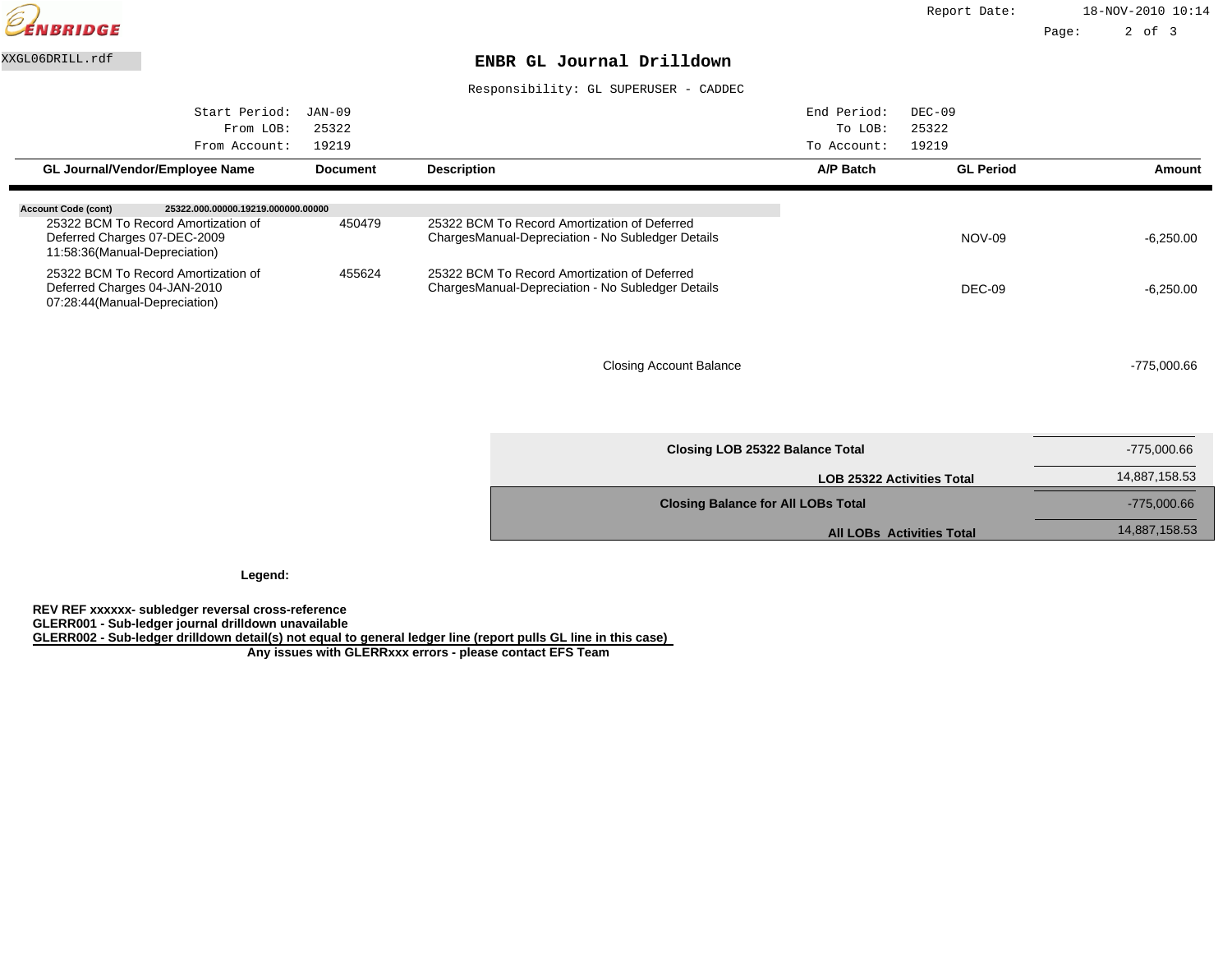XXGL06DRILL.rdf

# ENBR GL Journal Drilldown

Responsibility: GL SUPERUSER - CADDEC

| | | | |
|---|---|---|---|
| Start Period: | JAN-09 | End Period: | DEC-09 |
| From LOB: | 25322 | To LOB: | 25322 |
| From Account: | 19219 | To Account: | 19219 |

| GL Journal/Vendor/Employee Name | Document | Description | A/P Batch | GL Period | Amount |
|---|---|---|---|---|---|
| **Account Code (cont)** **25322.000.00000.19219.000000.00000** | | | | | |
| 25322 BCM To Record Amortization of Deferred Charges 07-DEC-2009 11:58:36(Manual-Depreciation) | 450479 | 25322 BCM To Record Amortization of Deferred ChargesManual-Depreciation - No Subledger Details | | NOV-09 | -6,250.00 |
| 25322 BCM To Record Amortization of Deferred Charges 04-JAN-2010 07:28:44(Manual-Depreciation) | 455624 | 25322 BCM To Record Amortization of Deferred ChargesManual-Depreciation - No Subledger Details | | DEC-09 | -6,250.00 |
| | | Closing Account Balance | | | -775,000.66 |

| | |
|---|---|
| **Closing LOB 25322 Balance Total** | -775,000.66 |
| **LOB 25322 Activities Total** | 14,887,158.53 |
| **Closing Balance for All LOBs Total** | -775,000.66 |
| **All LOBs Activities Total** | 14,887,158.53 |

**Legend:**

**REV REF xxxxxx- subledger reversal cross-reference**
**GLERR001 - Sub-ledger journal drilldown unavailable**
**GLERR002 - Sub-ledger drilldown detail(s) not equal to general ledger line (report pulls GL line in this case)**
**Any issues with GLERRxxx errors - please contact EFS Team**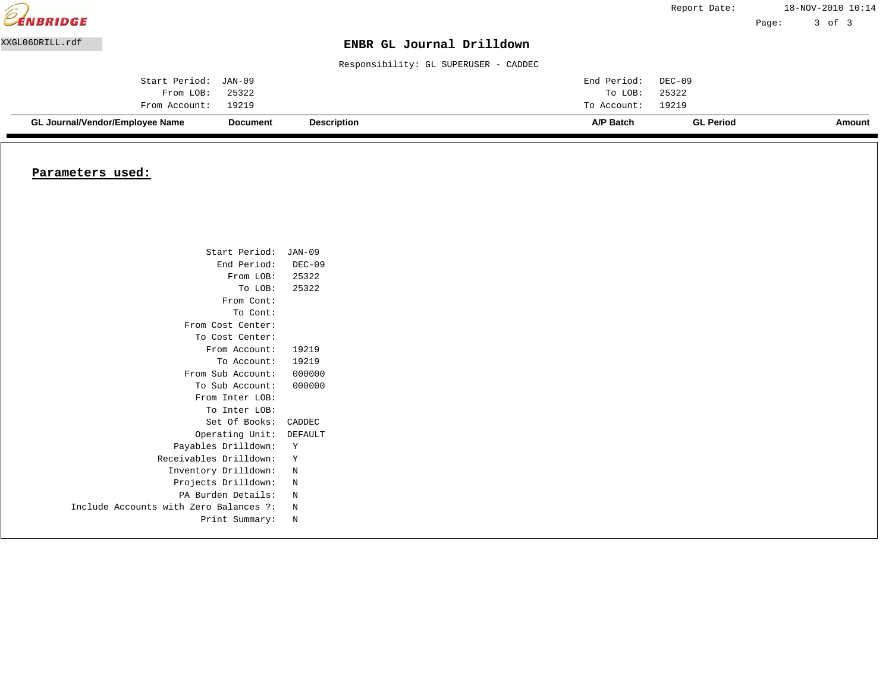ENBRIDGE

Report Date: 18-NOV-2010 10:14

XXGL06DRILL.rdf

# ENBR GL Journal Drilldown

Responsibility: GL SUPERUSER - CADDEC

| | | | |
|---|---|---|---|
| Start Period: | JAN-09 | End Period: | DEC-09 |
| From LOB: | 25322 | To LOB: | 25322 |
| From Account: | 19219 | To Account: | 19219 |

| GL Journal/Vendor/Employee Name | Document | Description | A/P Batch | GL Period | Amount |
|---|---|---|---|---|---|

## Parameters used:

| | |
|---|---|
| Start Period: | JAN-09 |
| End Period: | DEC-09 |
| From LOB: | 25322 |
| To LOB: | 25322 |
| From Cont: | |
| To Cont: | |
| From Cost Center: | |
| To Cost Center: | |
| From Account: | 19219 |
| To Account: | 19219 |
| From Sub Account: | 000000 |
| To Sub Account: | 000000 |
| From Inter LOB: | |
| To Inter LOB: | |
| Set Of Books: | CADDEC |
| Operating Unit: | DEFAULT |
| Payables Drilldown: | Y |
| Receivables Drilldown: | Y |
| Inventory Drilldown: | N |
| Projects Drilldown: | N |
| PA Burden Details: | N |
| Include Accounts with Zero Balances ?: | N |
| Print Summary: | N |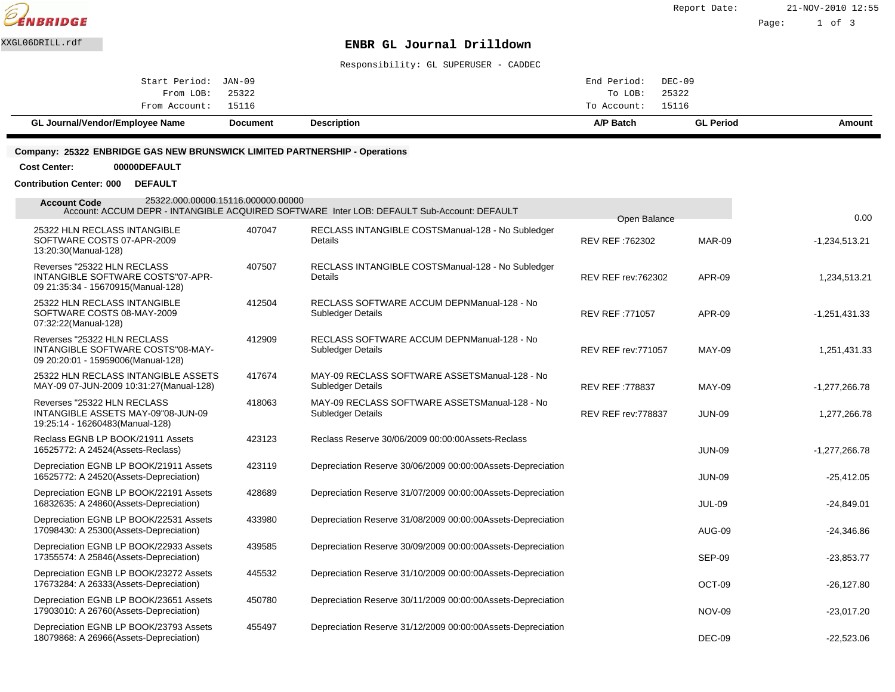ENBRIDGE

XXGL06DRILL.rdf

Report Date: 21-NOV-2010 12:55

# ENBR GL Journal Drilldown

Responsibility: GL SUPERUSER - CADDEC

| | | | |
|---|---|---|---|
| Start Period: | JAN-09 | End Period: | DEC-09 |
| From LOB: | 25322 | To LOB: | 25322 |
| From Account: | 15116 | To Account: | 15116 |

**Company: 25322 ENBRIDGE GAS NEW BRUNSWICK LIMITED PARTNERSHIP - Operations**

**Cost Center: 00000DEFAULT**

**Contribution Center: 000 DEFAULT**

**Account Code** 25322.000.00000.15116.000000.00000
Account: ACCUM DEPR - INTANGIBLE ACQUIRED SOFTWARE Inter LOB: DEFAULT Sub-Account: DEFAULT

| GL Journal/Vendor/Employee Name | Document | Description | A/P Batch | GL Period | Amount |
|---|---|---|---|---|---|
| | | | Open Balance | | 0.00 |
| 25322 HLN RECLASS INTANGIBLE SOFTWARE COSTS 07-APR-2009 13:20:30(Manual-128) | 407047 | RECLASS INTANGIBLE COSTSManual-128 - No Subledger Details | REV REF :762302 | MAR-09 | -1,234,513.21 |
| Reverses "25322 HLN RECLASS INTANGIBLE SOFTWARE COSTS"07-APR-09 21:35:34 - 15670915(Manual-128) | 407507 | RECLASS INTANGIBLE COSTSManual-128 - No Subledger Details | REV REF rev:762302 | APR-09 | 1,234,513.21 |
| 25322 HLN RECLASS INTANGIBLE SOFTWARE COSTS 08-MAY-2009 07:32:22(Manual-128) | 412504 | RECLASS SOFTWARE ACCUM DEPNManual-128 - No Subledger Details | REV REF :771057 | APR-09 | -1,251,431.33 |
| Reverses "25322 HLN RECLASS INTANGIBLE SOFTWARE COSTS"08-MAY-09 20:20:01 - 15959006(Manual-128) | 412909 | RECLASS SOFTWARE ACCUM DEPNManual-128 - No Subledger Details | REV REF rev:771057 | MAY-09 | 1,251,431.33 |
| 25322 HLN RECLASS INTANGIBLE ASSETS MAY-09 07-JUN-2009 10:31:27(Manual-128) | 417674 | MAY-09 RECLASS SOFTWARE ASSETSManual-128 - No Subledger Details | REV REF :778837 | MAY-09 | -1,277,266.78 |
| Reverses "25322 HLN RECLASS INTANGIBLE ASSETS MAY-09"08-JUN-09 19:25:14 - 16260483(Manual-128) | 418063 | MAY-09 RECLASS SOFTWARE ASSETSManual-128 - No Subledger Details | REV REF rev:778837 | JUN-09 | 1,277,266.78 |
| Reclass EGNB LP BOOK/21911 Assets 16525772: A 24524(Assets-Reclass) | 423123 | Reclass Reserve 30/06/2009 00:00:00Assets-Reclass | | JUN-09 | -1,277,266.78 |
| Depreciation EGNB LP BOOK/21911 Assets 16525772: A 24520(Assets-Depreciation) | 423119 | Depreciation Reserve 30/06/2009 00:00:00Assets-Depreciation | | JUN-09 | -25,412.05 |
| Depreciation EGNB LP BOOK/22191 Assets 16832635: A 24860(Assets-Depreciation) | 428689 | Depreciation Reserve 31/07/2009 00:00:00Assets-Depreciation | | JUL-09 | -24,849.01 |
| Depreciation EGNB LP BOOK/22531 Assets 17098430: A 25300(Assets-Depreciation) | 433980 | Depreciation Reserve 31/08/2009 00:00:00Assets-Depreciation | | AUG-09 | -24,346.86 |
| Depreciation EGNB LP BOOK/22933 Assets 17355574: A 25846(Assets-Depreciation) | 439585 | Depreciation Reserve 30/09/2009 00:00:00Assets-Depreciation | | SEP-09 | -23,853.77 |
| Depreciation EGNB LP BOOK/23272 Assets 17673284: A 26333(Assets-Depreciation) | 445532 | Depreciation Reserve 31/10/2009 00:00:00Assets-Depreciation | | OCT-09 | -26,127.80 |
| Depreciation EGNB LP BOOK/23651 Assets 17903010: A 26760(Assets-Depreciation) | 450780 | Depreciation Reserve 30/11/2009 00:00:00Assets-Depreciation | | NOV-09 | -23,017.20 |
| Depreciation EGNB LP BOOK/23793 Assets 18079868: A 26966(Assets-Depreciation) | 455497 | Depreciation Reserve 31/12/2009 00:00:00Assets-Depreciation | | DEC-09 | -22,523.06 |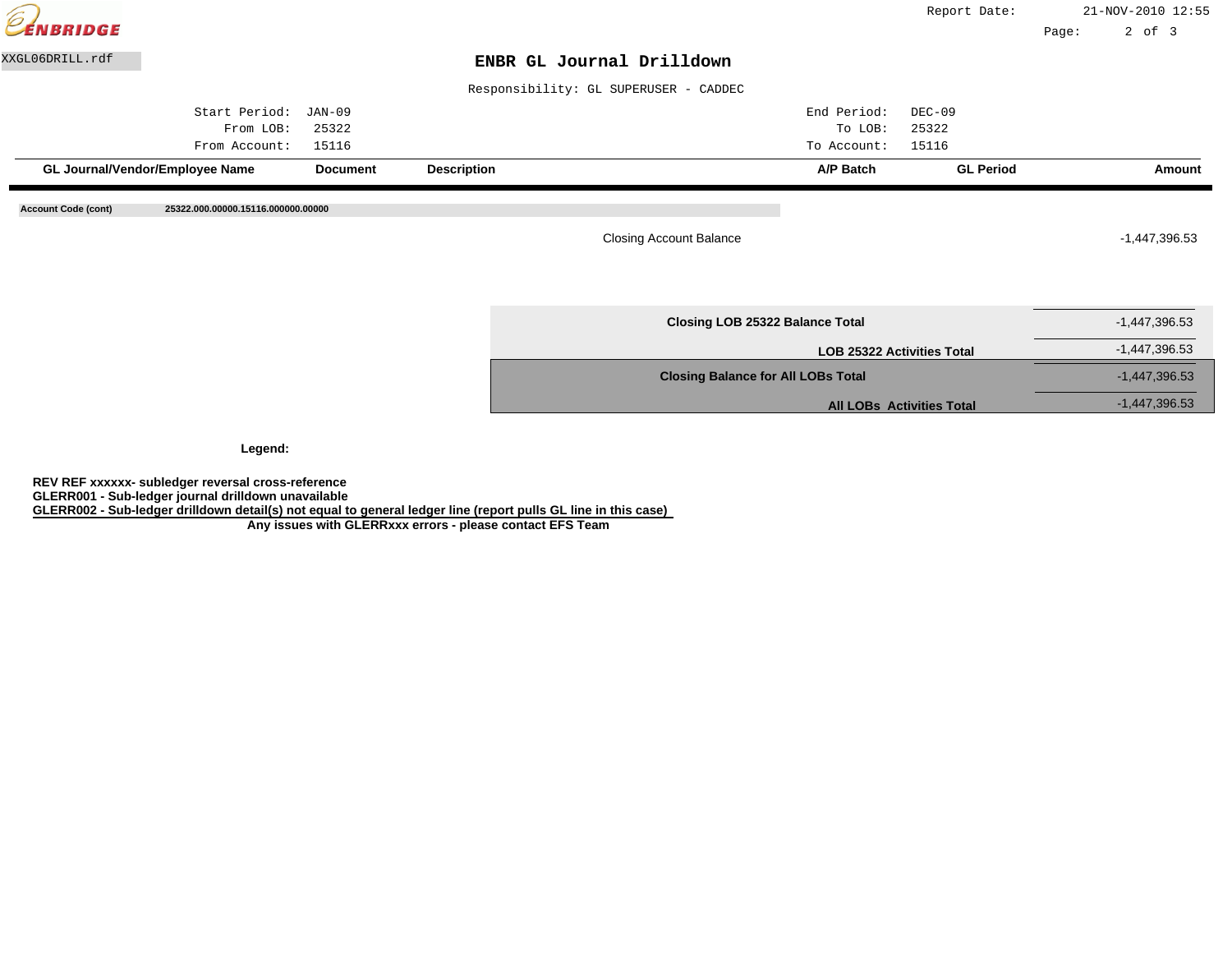XXGL06DRILL.rdf

# ENBR GL Journal Drilldown

Responsibility: GL SUPERUSER - CADDEC

| | | | |
|---|---|---|---|
| Start Period: | JAN-09 | End Period: | DEC-09 |
| From LOB: | 25322 | To LOB: | 25322 |
| From Account: | 15116 | To Account: | 15116 |

| GL Journal/Vendor/Employee Name | Document | Description | A/P Batch | GL Period | Amount |
|---|---|---|---|---|---|

**Account Code (cont)** **25322.000.00000.15116.000000.00000**

| | |
|---|---|
| Closing Account Balance | -1,447,396.53 |

| | |
|---|---|
| **Closing LOB 25322 Balance Total** | -1,447,396.53 |
| **LOB 25322 Activities Total** | -1,447,396.53 |
| **Closing Balance for All LOBs Total** | -1,447,396.53 |
| **All LOBs Activities Total** | -1,447,396.53 |

**Legend:**

**REV REF xxxxxx- subledger reversal cross-reference**
**GLERR001 - Sub-ledger journal drilldown unavailable**
**GLERR002 - Sub-ledger drilldown detail(s) not equal to general ledger line (report pulls GL line in this case)**
**Any issues with GLERRxxx errors - please contact EFS Team**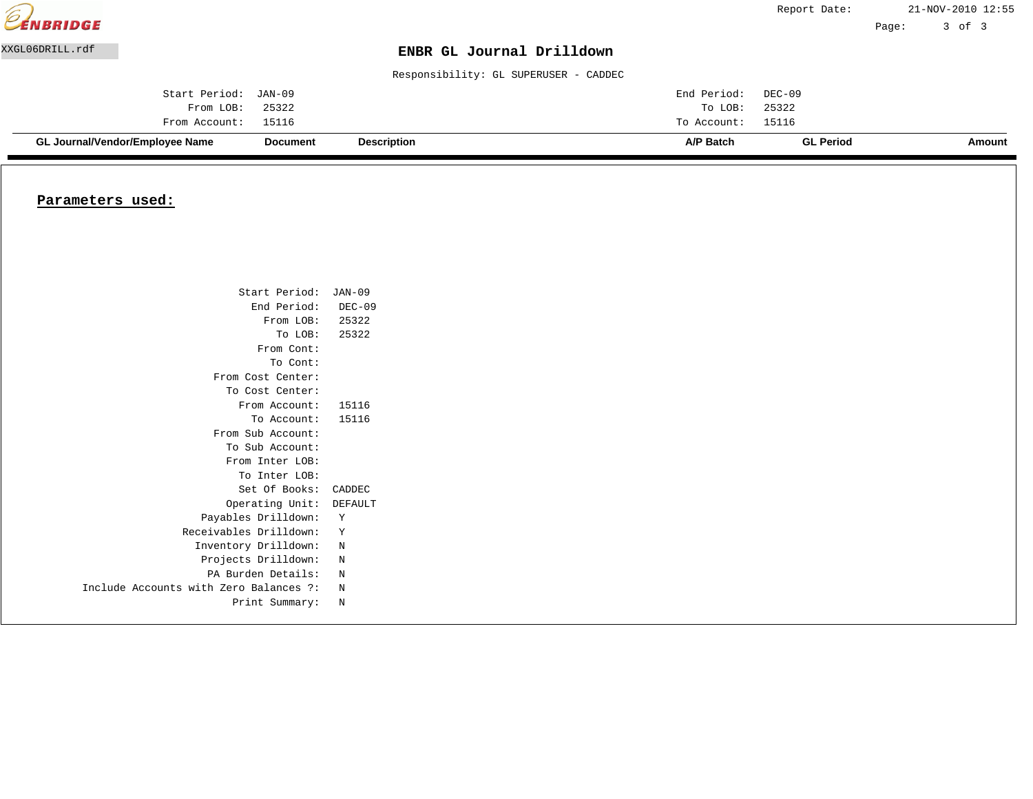ENBRIDGE

Report Date: 21-NOV-2010 12:55

XXGL06DRILL.rdf

# ENBR GL Journal Drilldown

Responsibility: GL SUPERUSER - CADDEC

| | | | |
|---|---|---|---|
| Start Period: | JAN-09 | End Period: | DEC-09 |
| From LOB: | 25322 | To LOB: | 25322 |
| From Account: | 15116 | To Account: | 15116 |

| GL Journal/Vendor/Employee Name | Document | Description | A/P Batch | GL Period | Amount |
|---|---|---|---|---|---|

## Parameters used:

| | |
|---|---|
| Start Period: | JAN-09 |
| End Period: | DEC-09 |
| From LOB: | 25322 |
| To LOB: | 25322 |
| From Cont: | |
| To Cont: | |
| From Cost Center: | |
| To Cost Center: | |
| From Account: | 15116 |
| To Account: | 15116 |
| From Sub Account: | |
| To Sub Account: | |
| From Inter LOB: | |
| To Inter LOB: | |
| Set Of Books: | CADDEC |
| Operating Unit: | DEFAULT |
| Payables Drilldown: | Y |
| Receivables Drilldown: | Y |
| Inventory Drilldown: | N |
| Projects Drilldown: | N |
| PA Burden Details: | N |
| Include Accounts with Zero Balances ?: | N |
| Print Summary: | N |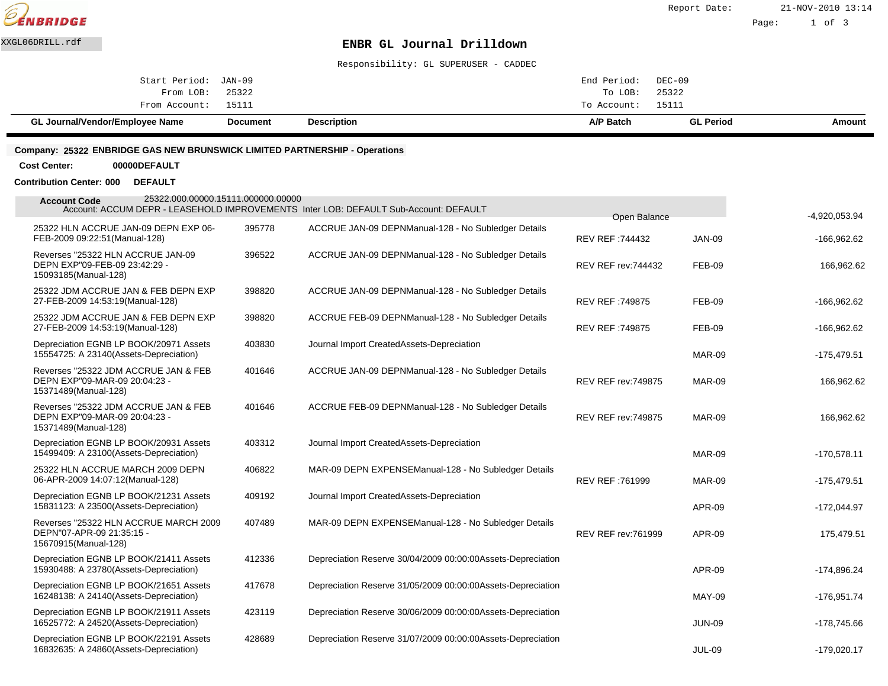XXGL06DRILL.rdf

# ENBR GL Journal Drilldown

Responsibility: GL SUPERUSER - CADDEC

| | | | |
|---|---|---|---|
| Start Period: | JAN-09 | End Period: | DEC-09 |
| From LOB: | 25322 | To LOB: | 25322 |
| From Account: | 15111 | To Account: | 15111 |

**Company: 25322 ENBRIDGE GAS NEW BRUNSWICK LIMITED PARTNERSHIP - Operations**

**Cost Center:** **00000DEFAULT**

**Contribution Center: 000** **DEFAULT**

**Account Code** 25322.000.00000.15111.000000.00000
Account: ACCUM DEPR - LEASEHOLD IMPROVEMENTS Inter LOB: DEFAULT Sub-Account: DEFAULT

| GL Journal/Vendor/Employee Name | Document | Description | A/P Batch | GL Period | Amount |
|---|---|---|---|---|---|
| | | | Open Balance | | -4,920,053.94 |
| 25322 HLN ACCRUE JAN-09 DEPN EXP 06-FEB-2009 09:22:51(Manual-128) | 395778 | ACCRUE JAN-09 DEPNManual-128 - No Subledger Details | REV REF :744432 | JAN-09 | -166,962.62 |
| Reverses "25322 HLN ACCRUE JAN-09 DEPN EXP"09-FEB-09 23:42:29 - 15093185(Manual-128) | 396522 | ACCRUE JAN-09 DEPNManual-128 - No Subledger Details | REV REF rev:744432 | FEB-09 | 166,962.62 |
| 25322 JDM ACCRUE JAN & FEB DEPN EXP 27-FEB-2009 14:53:19(Manual-128) | 398820 | ACCRUE JAN-09 DEPNManual-128 - No Subledger Details | REV REF :749875 | FEB-09 | -166,962.62 |
| 25322 JDM ACCRUE JAN & FEB DEPN EXP 27-FEB-2009 14:53:19(Manual-128) | 398820 | ACCRUE FEB-09 DEPNManual-128 - No Subledger Details | REV REF :749875 | FEB-09 | -166,962.62 |
| Depreciation EGNB LP BOOK/20971 Assets 15554725: A 23140(Assets-Depreciation) | 403830 | Journal Import CreatedAssets-Depreciation | | MAR-09 | -175,479.51 |
| Reverses "25322 JDM ACCRUE JAN & FEB DEPN EXP"09-MAR-09 20:04:23 - 15371489(Manual-128) | 401646 | ACCRUE JAN-09 DEPNManual-128 - No Subledger Details | REV REF rev:749875 | MAR-09 | 166,962.62 |
| Reverses "25322 JDM ACCRUE JAN & FEB DEPN EXP"09-MAR-09 20:04:23 - 15371489(Manual-128) | 401646 | ACCRUE FEB-09 DEPNManual-128 - No Subledger Details | REV REF rev:749875 | MAR-09 | 166,962.62 |
| Depreciation EGNB LP BOOK/20931 Assets 15499409: A 23100(Assets-Depreciation) | 403312 | Journal Import CreatedAssets-Depreciation | | MAR-09 | -170,578.11 |
| 25322 HLN ACCRUE MARCH 2009 DEPN 06-APR-2009 14:07:12(Manual-128) | 406822 | MAR-09 DEPN EXPENSEManual-128 - No Subledger Details | REV REF :761999 | MAR-09 | -175,479.51 |
| Depreciation EGNB LP BOOK/21231 Assets 15831123: A 23500(Assets-Depreciation) | 409192 | Journal Import CreatedAssets-Depreciation | | APR-09 | -172,044.97 |
| Reverses "25322 HLN ACCRUE MARCH 2009 DEPN"07-APR-09 21:35:15 - 15670915(Manual-128) | 407489 | MAR-09 DEPN EXPENSEManual-128 - No Subledger Details | REV REF rev:761999 | APR-09 | 175,479.51 |
| Depreciation EGNB LP BOOK/21411 Assets 15930488: A 23780(Assets-Depreciation) | 412336 | Depreciation Reserve 30/04/2009 00:00:00Assets-Depreciation | | APR-09 | -174,896.24 |
| Depreciation EGNB LP BOOK/21651 Assets 16248138: A 24140(Assets-Depreciation) | 417678 | Depreciation Reserve 31/05/2009 00:00:00Assets-Depreciation | | MAY-09 | -176,951.74 |
| Depreciation EGNB LP BOOK/21911 Assets 16525772: A 24520(Assets-Depreciation) | 423119 | Depreciation Reserve 30/06/2009 00:00:00Assets-Depreciation | | JUN-09 | -178,745.66 |
| Depreciation EGNB LP BOOK/22191 Assets 16832635: A 24860(Assets-Depreciation) | 428689 | Depreciation Reserve 31/07/2009 00:00:00Assets-Depreciation | | JUL-09 | -179,020.17 |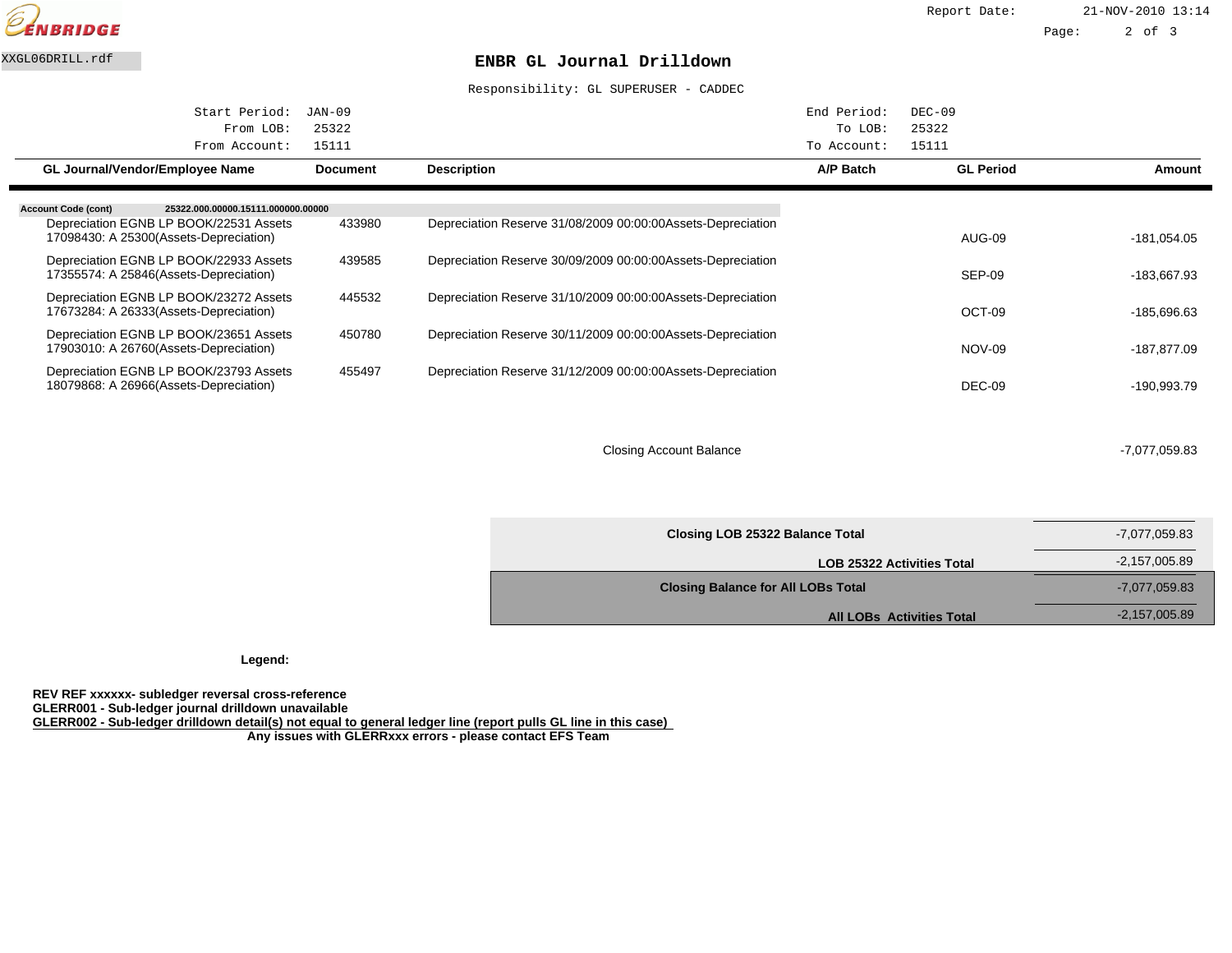ENBRIDGE

Report Date: 21-NOV-2010 13:14

XXGL06DRILL.rdf

# ENBR GL Journal Drilldown

Responsibility: GL SUPERUSER - CADDEC

| | | | |
|---|---|---|---|
| Start Period: | JAN-09 | End Period: | DEC-09 |
| From LOB: | 25322 | To LOB: | 25322 |
| From Account: | 15111 | To Account: | 15111 |

| GL Journal/Vendor/Employee Name | Document | Description | A/P Batch | GL Period | Amount |
|---|---|---|---|---|---|
| **Account Code (cont)** 25322.000.00000.15111.000000.00000 | | | | | |
| Depreciation EGNB LP BOOK/22531 Assets 17098430: A 25300(Assets-Depreciation) | 433980 | Depreciation Reserve 31/08/2009 00:00:00Assets-Depreciation | | AUG-09 | -181,054.05 |
| Depreciation EGNB LP BOOK/22933 Assets 17355574: A 25846(Assets-Depreciation) | 439585 | Depreciation Reserve 30/09/2009 00:00:00Assets-Depreciation | | SEP-09 | -183,667.93 |
| Depreciation EGNB LP BOOK/23272 Assets 17673284: A 26333(Assets-Depreciation) | 445532 | Depreciation Reserve 31/10/2009 00:00:00Assets-Depreciation | | OCT-09 | -185,696.63 |
| Depreciation EGNB LP BOOK/23651 Assets 17903010: A 26760(Assets-Depreciation) | 450780 | Depreciation Reserve 30/11/2009 00:00:00Assets-Depreciation | | NOV-09 | -187,877.09 |
| Depreciation EGNB LP BOOK/23793 Assets 18079868: A 26966(Assets-Depreciation) | 455497 | Depreciation Reserve 31/12/2009 00:00:00Assets-Depreciation | | DEC-09 | -190,993.79 |
| | | Closing Account Balance | | | -7,077,059.83 |

| | |
|---|---|
| **Closing LOB 25322 Balance Total** | -7,077,059.83 |
| **LOB 25322 Activities Total** | -2,157,005.89 |
| **Closing Balance for All LOBs Total** | -7,077,059.83 |
| **All LOBs Activities Total** | -2,157,005.89 |

**Legend:**

**REV REF xxxxxx- subledger reversal cross-reference**
**GLERR001 - Sub-ledger journal drilldown unavailable**
**GLERR002 - Sub-ledger drilldown detail(s) not equal to general ledger line (report pulls GL line in this case)**
**Any issues with GLERRxxx errors - please contact EFS Team**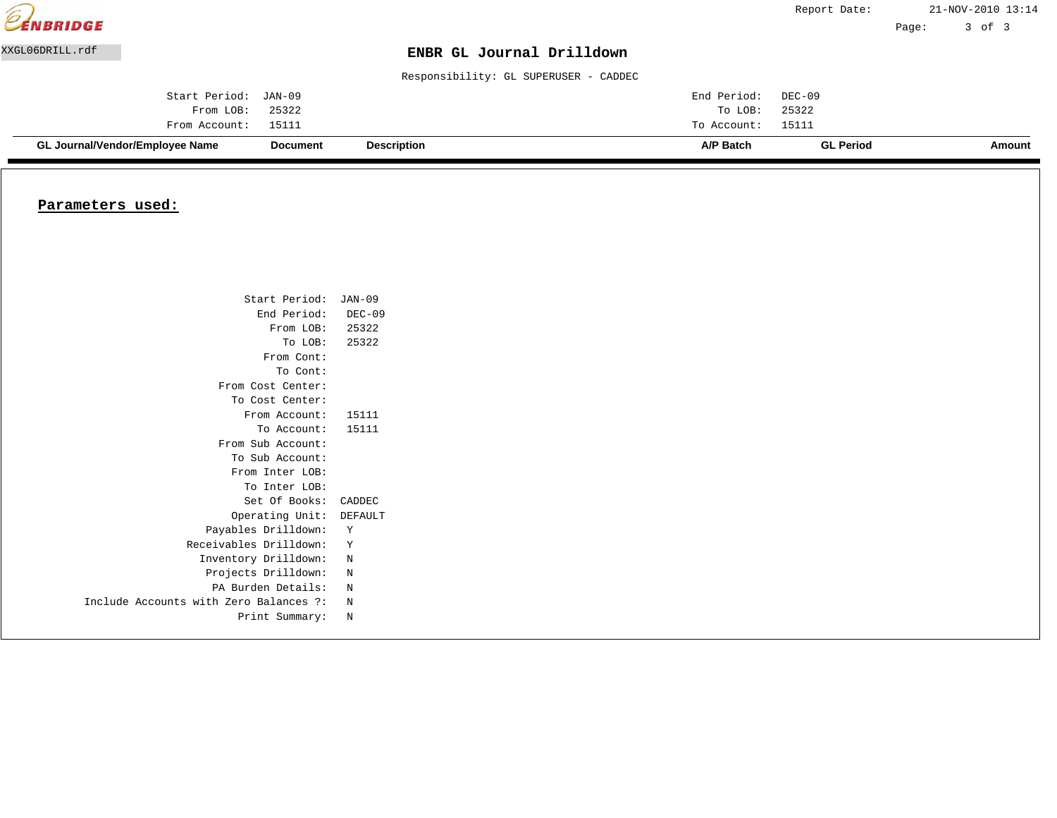XXGL06DRILL.rdf

# ENBR GL Journal Drilldown

Responsibility: GL SUPERUSER - CADDEC

| | | | |
|---|---|---|---|
| Start Period: | JAN-09 | End Period: | DEC-09 |
| From LOB: | 25322 | To LOB: | 25322 |
| From Account: | 15111 | To Account: | 15111 |

| GL Journal/Vendor/Employee Name | Document | Description | A/P Batch | GL Period | Amount |
|---|---|---|---|---|---|

## **Parameters used:**

| | |
|---|---|
| Start Period: | JAN-09 |
| End Period: | DEC-09 |
| From LOB: | 25322 |
| To LOB: | 25322 |
| From Cont: | |
| To Cont: | |
| From Cost Center: | |
| To Cost Center: | |
| From Account: | 15111 |
| To Account: | 15111 |
| From Sub Account: | |
| To Sub Account: | |
| From Inter LOB: | |
| To Inter LOB: | |
| Set Of Books: | CADDEC |
| Operating Unit: | DEFAULT |
| Payables Drilldown: | Y |
| Receivables Drilldown: | Y |
| Inventory Drilldown: | N |
| Projects Drilldown: | N |
| PA Burden Details: | N |
| Include Accounts with Zero Balances ?: | N |
| Print Summary: | N |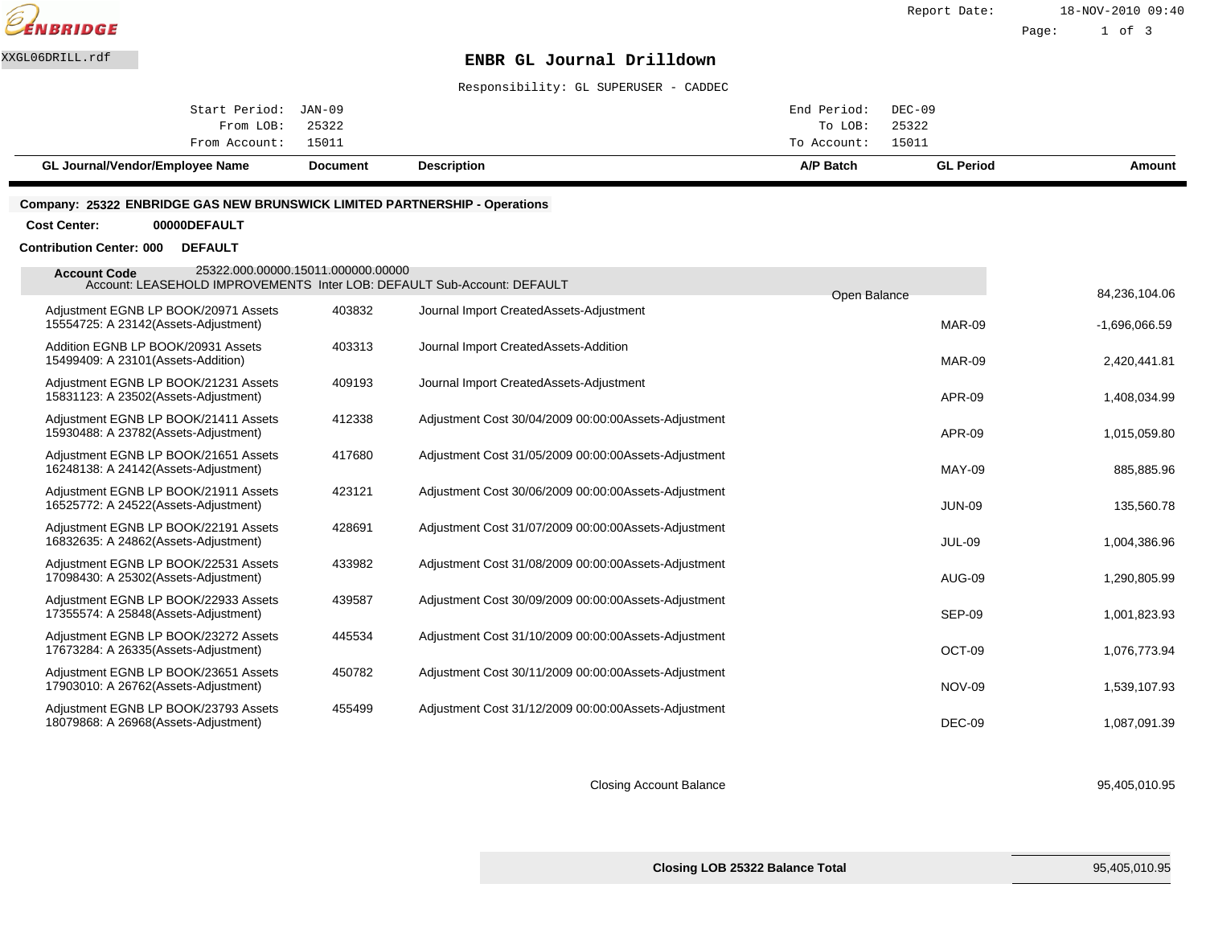ENBRIDGE

Report Date: 18-NOV-2010 09:40

XXGL06DRILL.rdf

# ENBR GL Journal Drilldown

Responsibility: GL SUPERUSER - CADDEC

| | | | |
|---|---|---|---|
| Start Period: | JAN-09 | End Period: | DEC-09 |
| From LOB: | 25322 | To LOB: | 25322 |
| From Account: | 15011 | To Account: | 15011 |

**Company: 25322 ENBRIDGE GAS NEW BRUNSWICK LIMITED PARTNERSHIP - Operations**

**Cost Center:** **00000DEFAULT**

**Contribution Center: 000** **DEFAULT**

**Account Code** 25322.000.00000.15011.000000.00000
Account: LEASEHOLD IMPROVEMENTS Inter LOB: DEFAULT Sub-Account: DEFAULT

| GL Journal/Vendor/Employee Name | Document | Description | A/P Batch | GL Period | Amount |
|---|---|---|---|---|---|
| | | | Open Balance | | 84,236,104.06 |
| Adjustment EGNB LP BOOK/20971 Assets 15554725: A 23142(Assets-Adjustment) | 403832 | Journal Import CreatedAssets-Adjustment | | MAR-09 | -1,696,066.59 |
| Addition EGNB LP BOOK/20931 Assets 15499409: A 23101(Assets-Addition) | 403313 | Journal Import CreatedAssets-Addition | | MAR-09 | 2,420,441.81 |
| Adjustment EGNB LP BOOK/21231 Assets 15831123: A 23502(Assets-Adjustment) | 409193 | Journal Import CreatedAssets-Adjustment | | APR-09 | 1,408,034.99 |
| Adjustment EGNB LP BOOK/21411 Assets 15930488: A 23782(Assets-Adjustment) | 412338 | Adjustment Cost 30/04/2009 00:00:00Assets-Adjustment | | APR-09 | 1,015,059.80 |
| Adjustment EGNB LP BOOK/21651 Assets 16248138: A 24142(Assets-Adjustment) | 417680 | Adjustment Cost 31/05/2009 00:00:00Assets-Adjustment | | MAY-09 | 885,885.96 |
| Adjustment EGNB LP BOOK/21911 Assets 16525772: A 24522(Assets-Adjustment) | 423121 | Adjustment Cost 30/06/2009 00:00:00Assets-Adjustment | | JUN-09 | 135,560.78 |
| Adjustment EGNB LP BOOK/22191 Assets 16832635: A 24862(Assets-Adjustment) | 428691 | Adjustment Cost 31/07/2009 00:00:00Assets-Adjustment | | JUL-09 | 1,004,386.96 |
| Adjustment EGNB LP BOOK/22531 Assets 17098430: A 25302(Assets-Adjustment) | 433982 | Adjustment Cost 31/08/2009 00:00:00Assets-Adjustment | | AUG-09 | 1,290,805.99 |
| Adjustment EGNB LP BOOK/22933 Assets 17355574: A 25848(Assets-Adjustment) | 439587 | Adjustment Cost 30/09/2009 00:00:00Assets-Adjustment | | SEP-09 | 1,001,823.93 |
| Adjustment EGNB LP BOOK/23272 Assets 17673284: A 26335(Assets-Adjustment) | 445534 | Adjustment Cost 31/10/2009 00:00:00Assets-Adjustment | | OCT-09 | 1,076,773.94 |
| Adjustment EGNB LP BOOK/23651 Assets 17903010: A 26762(Assets-Adjustment) | 450782 | Adjustment Cost 30/11/2009 00:00:00Assets-Adjustment | | NOV-09 | 1,539,107.93 |
| Adjustment EGNB LP BOOK/23793 Assets 18079868: A 26968(Assets-Adjustment) | 455499 | Adjustment Cost 31/12/2009 00:00:00Assets-Adjustment | | DEC-09 | 1,087,091.39 |
| | | Closing Account Balance | | | 95,405,010.95 |

| | |
|---|---|
| **Closing LOB 25322 Balance Total** | 95,405,010.95 |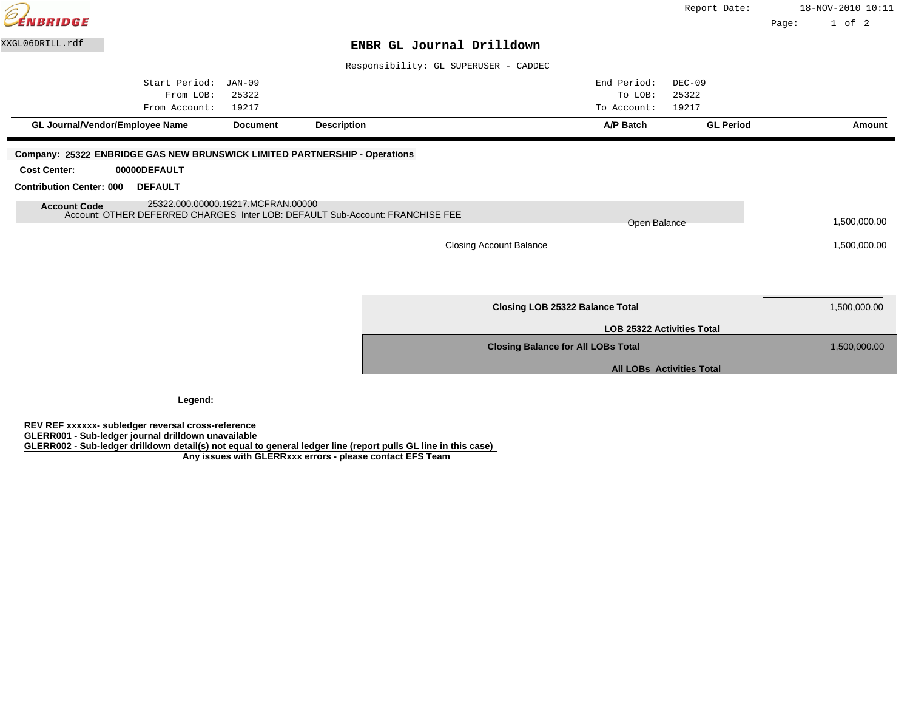ENBRIDGE

Report Date: 18-NOV-2010 10:11

XXGL06DRILL.rdf

# ENBR GL Journal Drilldown

Responsibility: GL SUPERUSER - CADDEC

| | | | |
|---|---|---|---|
| Start Period: | JAN-09 | End Period: | DEC-09 |
| From LOB: | 25322 | To LOB: | 25322 |
| From Account: | 19217 | To Account: | 19217 |

| GL Journal/Vendor/Employee Name | Document | Description | A/P Batch | GL Period | Amount |
|---|---|---|---|---|---|

**Company: 25322 ENBRIDGE GAS NEW BRUNSWICK LIMITED PARTNERSHIP - Operations**

**Cost Center: 00000DEFAULT**

**Contribution Center: 000 DEFAULT**

**Account Code** 25322.000.00000.19217.MCFRAN.00000
Account: OTHER DEFERRED CHARGES Inter LOB: DEFAULT Sub-Account: FRANCHISE FEE

| | |
|---|---|
| Open Balance | 1,500,000.00 |
| Closing Account Balance | 1,500,000.00 |

| | |
|---|---|
| **Closing LOB 25322 Balance Total** | 1,500,000.00 |
| **LOB 25322 Activities Total** | |
| **Closing Balance for All LOBs Total** | 1,500,000.00 |
| **All LOBs Activities Total** | |

**Legend:**

**REV REF xxxxxx- subledger reversal cross-reference**
**GLERR001 - Sub-ledger journal drilldown unavailable**
**GLERR002 - Sub-ledger drilldown detail(s) not equal to general ledger line (report pulls GL line in this case)**
**Any issues with GLERRxxx errors - please contact EFS Team**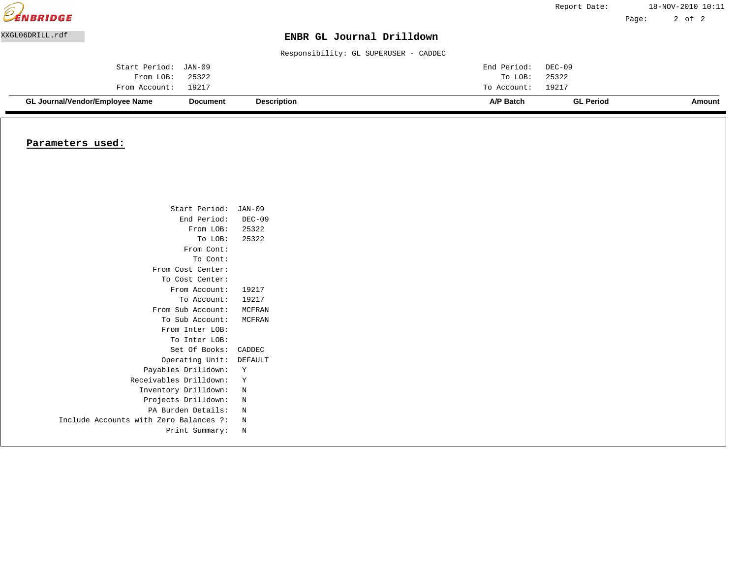ENBRIDGE

Report Date: 18-NOV-2010 10:11

XXGL06DRILL.rdf

# ENBR GL Journal Drilldown

Responsibility: GL SUPERUSER - CADDEC

| | | | |
|---|---|---|---|
| Start Period: | JAN-09 | End Period: | DEC-09 |
| From LOB: | 25322 | To LOB: | 25322 |
| From Account: | 19217 | To Account: | 19217 |

| GL Journal/Vendor/Employee Name | Document | Description | A/P Batch | GL Period | Amount |
|---|---|---|---|---|---|

## Parameters used:

| | |
|---|---|
| Start Period: | JAN-09 |
| End Period: | DEC-09 |
| From LOB: | 25322 |
| To LOB: | 25322 |
| From Cont: | |
| To Cont: | |
| From Cost Center: | |
| To Cost Center: | |
| From Account: | 19217 |
| To Account: | 19217 |
| From Sub Account: | MCFRAN |
| To Sub Account: | MCFRAN |
| From Inter LOB: | |
| To Inter LOB: | |
| Set Of Books: | CADDEC |
| Operating Unit: | DEFAULT |
| Payables Drilldown: | Y |
| Receivables Drilldown: | Y |
| Inventory Drilldown: | N |
| Projects Drilldown: | N |
| PA Burden Details: | N |
| Include Accounts with Zero Balances ?: | N |
| Print Summary: | N |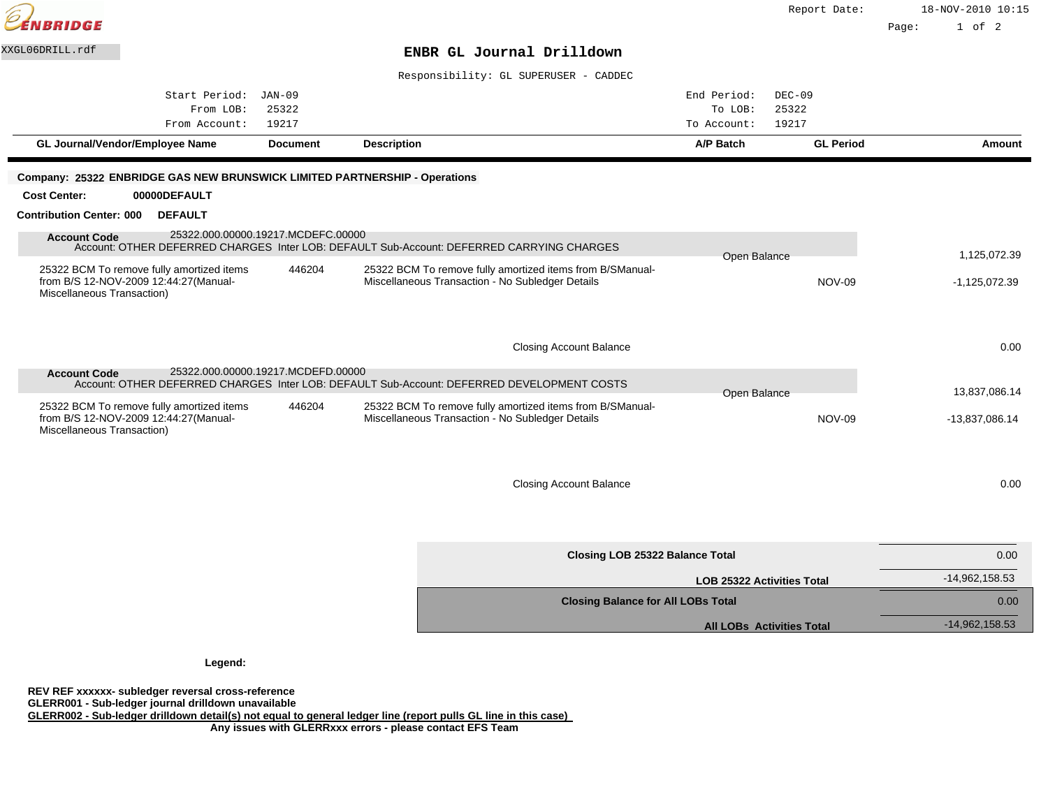ENBRIDGE

Report Date: 18-NOV-2010 10:15

XXGL06DRILL.rdf

# ENBR GL Journal Drilldown

Responsibility: GL SUPERUSER - CADDEC

| | | | |
|---|---|---|---|
| Start Period: | JAN-09 | End Period: | DEC-09 |
| From LOB: | 25322 | To LOB: | 25322 |
| From Account: | 19217 | To Account: | 19217 |

| GL Journal/Vendor/Employee Name | Document | Description | A/P Batch | GL Period | Amount |
|---|---|---|---|---|---|

**Company: 25322 ENBRIDGE GAS NEW BRUNSWICK LIMITED PARTNERSHIP - Operations**

**Cost Center: 00000DEFAULT**

**Contribution Center: 000 DEFAULT**

**Account Code** 25322.000.00000.19217.MCDEFC.00000
Account: OTHER DEFERRED CHARGES Inter LOB: DEFAULT Sub-Account: DEFERRED CARRYING CHARGES

| GL Journal/Vendor/Employee Name | Document | Description | A/P Batch | GL Period | Amount |
|---|---|---|---|---|---|
| | | | Open Balance | | 1,125,072.39 |
| 25322 BCM To remove fully amortized items from B/S 12-NOV-2009 12:44:27(Manual-Miscellaneous Transaction) | 446204 | 25322 BCM To remove fully amortized items from B/SManual-Miscellaneous Transaction - No Subledger Details | | NOV-09 | -1,125,072.39 |
| | | Closing Account Balance | | | 0.00 |

**Account Code** 25322.000.00000.19217.MCDEFD.00000
Account: OTHER DEFERRED CHARGES Inter LOB: DEFAULT Sub-Account: DEFERRED DEVELOPMENT COSTS

| GL Journal/Vendor/Employee Name | Document | Description | A/P Batch | GL Period | Amount |
|---|---|---|---|---|---|
| | | | Open Balance | | 13,837,086.14 |
| 25322 BCM To remove fully amortized items from B/S 12-NOV-2009 12:44:27(Manual-Miscellaneous Transaction) | 446204 | 25322 BCM To remove fully amortized items from B/SManual-Miscellaneous Transaction - No Subledger Details | | NOV-09 | -13,837,086.14 |
| | | Closing Account Balance | | | 0.00 |

| | |
|---|---|
| **Closing LOB 25322 Balance Total** | 0.00 |
| **LOB 25322 Activities Total** | -14,962,158.53 |
| **Closing Balance for All LOBs Total** | 0.00 |
| **All LOBs Activities Total** | -14,962,158.53 |

**Legend:**

**REV REF xxxxxx- subledger reversal cross-reference**
**GLERR001 - Sub-ledger journal drilldown unavailable**
**GLERR002 - Sub-ledger drilldown detail(s) not equal to general ledger line (report pulls GL line in this case)**
**Any issues with GLERRxxx errors - please contact EFS Team**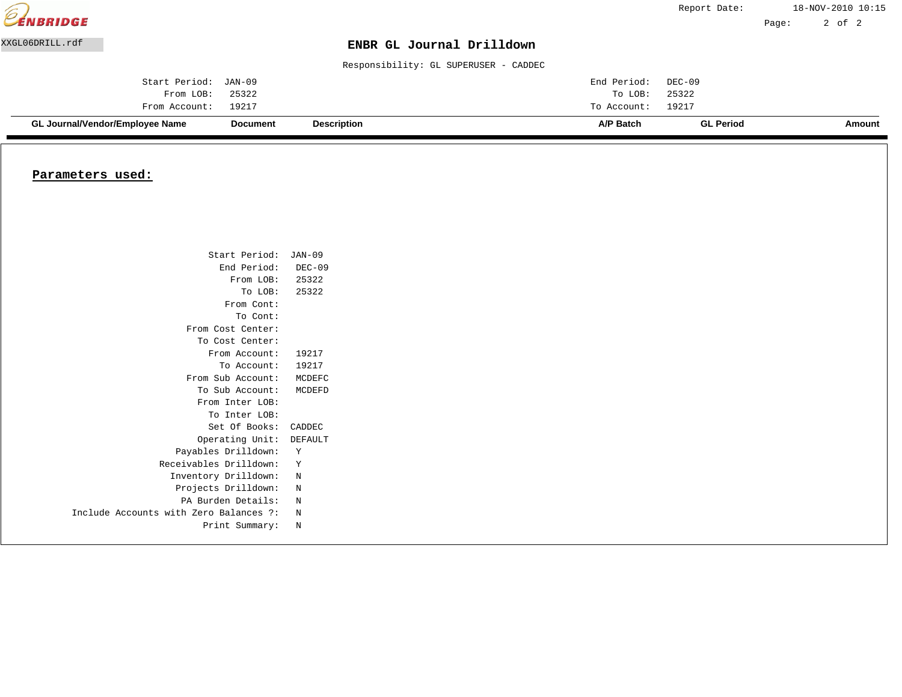ENBRIDGE

Report Date: 18-NOV-2010 10:15

XXGL06DRILL.rdf

# ENBR GL Journal Drilldown

Responsibility: GL SUPERUSER - CADDEC

| | | | |
|---|---|---|---|
| Start Period: | JAN-09 | End Period: | DEC-09 |
| From LOB: | 25322 | To LOB: | 25322 |
| From Account: | 19217 | To Account: | 19217 |

| GL Journal/Vendor/Employee Name | Document | Description | A/P Batch | GL Period | Amount |
|---|---|---|---|---|---|

## Parameters used:

| | |
|---|---|
| Start Period: | JAN-09 |
| End Period: | DEC-09 |
| From LOB: | 25322 |
| To LOB: | 25322 |
| From Cont: | |
| To Cont: | |
| From Cost Center: | |
| To Cost Center: | |
| From Account: | 19217 |
| To Account: | 19217 |
| From Sub Account: | MCDEFC |
| To Sub Account: | MCDEFD |
| From Inter LOB: | |
| To Inter LOB: | |
| Set Of Books: | CADDEC |
| Operating Unit: | DEFAULT |
| Payables Drilldown: | Y |
| Receivables Drilldown: | Y |
| Inventory Drilldown: | N |
| Projects Drilldown: | N |
| PA Burden Details: | N |
| Include Accounts with Zero Balances ?: | N |
| Print Summary: | N |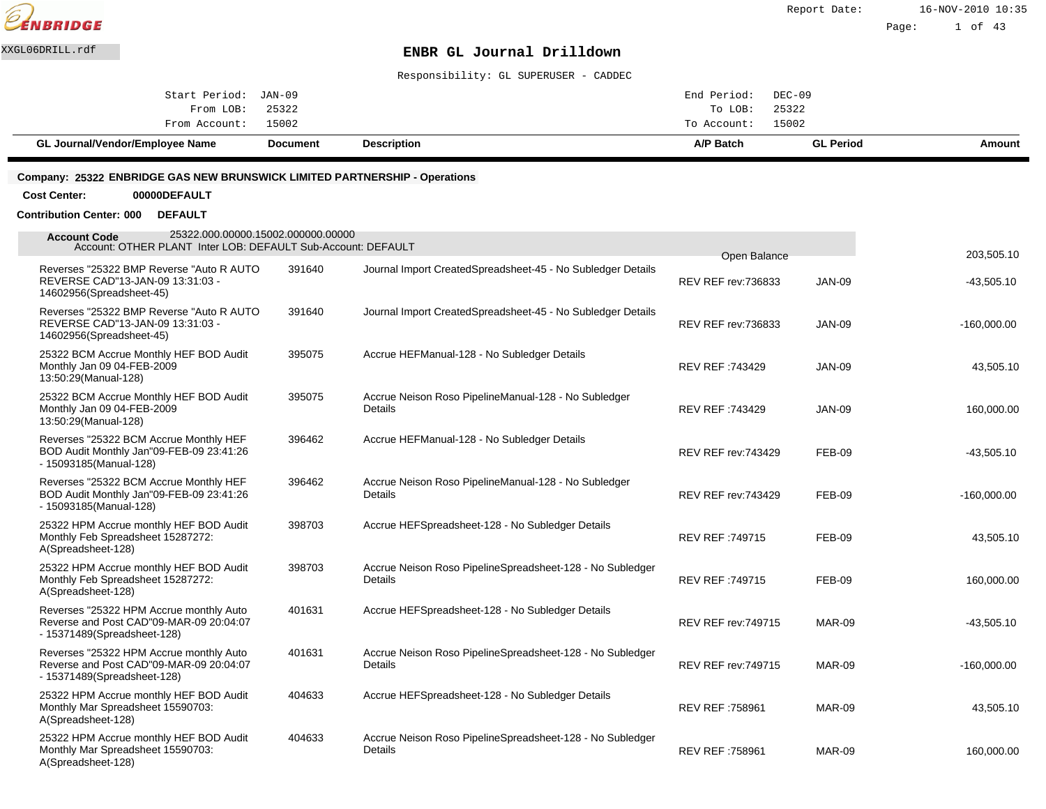ENBRIDGE

XXGL06DRILL.rdf

# ENBR GL Journal Drilldown

Responsibility: GL SUPERUSER - CADDEC

| | | | |
|---|---|---|---|
| Start Period: | JAN-09 | End Period: | DEC-09 |
| From LOB: | 25322 | To LOB: | 25322 |
| From Account: | 15002 | To Account: | 15002 |

**Company: 25322 ENBRIDGE GAS NEW BRUNSWICK LIMITED PARTNERSHIP - Operations**

**Cost Center:** 00000DEFAULT

**Contribution Center: 000** DEFAULT

**Account Code** 25322.000.00000.15002.000000.00000
Account: OTHER PLANT Inter LOB: DEFAULT Sub-Account: DEFAULT

| GL Journal/Vendor/Employee Name | Document | Description | A/P Batch | GL Period | Amount |
|---|---|---|---|---|---|
| | | | Open Balance | | 203,505.10 |
| Reverses "25322 BMP Reverse "Auto R AUTO REVERSE CAD"13-JAN-09 13:31:03 - 14602956(Spreadsheet-45) | 391640 | Journal Import CreatedSpreadsheet-45 - No Subledger Details | REV REF rev:736833 | JAN-09 | -43,505.10 |
| Reverses "25322 BMP Reverse "Auto R AUTO REVERSE CAD"13-JAN-09 13:31:03 - 14602956(Spreadsheet-45) | 391640 | Journal Import CreatedSpreadsheet-45 - No Subledger Details | REV REF rev:736833 | JAN-09 | -160,000.00 |
| 25322 BCM Accrue Monthly HEF BOD Audit Monthly Jan 09 04-FEB-2009 13:50:29(Manual-128) | 395075 | Accrue HEFManual-128 - No Subledger Details | REV REF :743429 | JAN-09 | 43,505.10 |
| 25322 BCM Accrue Monthly HEF BOD Audit Monthly Jan 09 04-FEB-2009 13:50:29(Manual-128) | 395075 | Accrue Neison Roso PipelineManual-128 - No Subledger Details | REV REF :743429 | JAN-09 | 160,000.00 |
| Reverses "25322 BCM Accrue Monthly HEF BOD Audit Monthly Jan"09-FEB-09 23:41:26 - 15093185(Manual-128) | 396462 | Accrue HEFManual-128 - No Subledger Details | REV REF rev:743429 | FEB-09 | -43,505.10 |
| Reverses "25322 BCM Accrue Monthly HEF BOD Audit Monthly Jan"09-FEB-09 23:41:26 - 15093185(Manual-128) | 396462 | Accrue Neison Roso PipelineManual-128 - No Subledger Details | REV REF rev:743429 | FEB-09 | -160,000.00 |
| 25322 HPM Accrue monthly HEF BOD Audit Monthly Feb Spreadsheet 15287272: A(Spreadsheet-128) | 398703 | Accrue HEFSpreadsheet-128 - No Subledger Details | REV REF :749715 | FEB-09 | 43,505.10 |
| 25322 HPM Accrue monthly HEF BOD Audit Monthly Feb Spreadsheet 15287272: A(Spreadsheet-128) | 398703 | Accrue Neison Roso PipelineSpreadsheet-128 - No Subledger Details | REV REF :749715 | FEB-09 | 160,000.00 |
| Reverses "25322 HPM Accrue monthly Auto Reverse and Post CAD"09-MAR-09 20:04:07 - 15371489(Spreadsheet-128) | 401631 | Accrue HEFSpreadsheet-128 - No Subledger Details | REV REF rev:749715 | MAR-09 | -43,505.10 |
| Reverses "25322 HPM Accrue monthly Auto Reverse and Post CAD"09-MAR-09 20:04:07 - 15371489(Spreadsheet-128) | 401631 | Accrue Neison Roso PipelineSpreadsheet-128 - No Subledger Details | REV REF rev:749715 | MAR-09 | -160,000.00 |
| 25322 HPM Accrue monthly HEF BOD Audit Monthly Mar Spreadsheet 15590703: A(Spreadsheet-128) | 404633 | Accrue HEFSpreadsheet-128 - No Subledger Details | REV REF :758961 | MAR-09 | 43,505.10 |
| 25322 HPM Accrue monthly HEF BOD Audit Monthly Mar Spreadsheet 15590703: A(Spreadsheet-128) | 404633 | Accrue Neison Roso PipelineSpreadsheet-128 - No Subledger Details | REV REF :758961 | MAR-09 | 160,000.00 |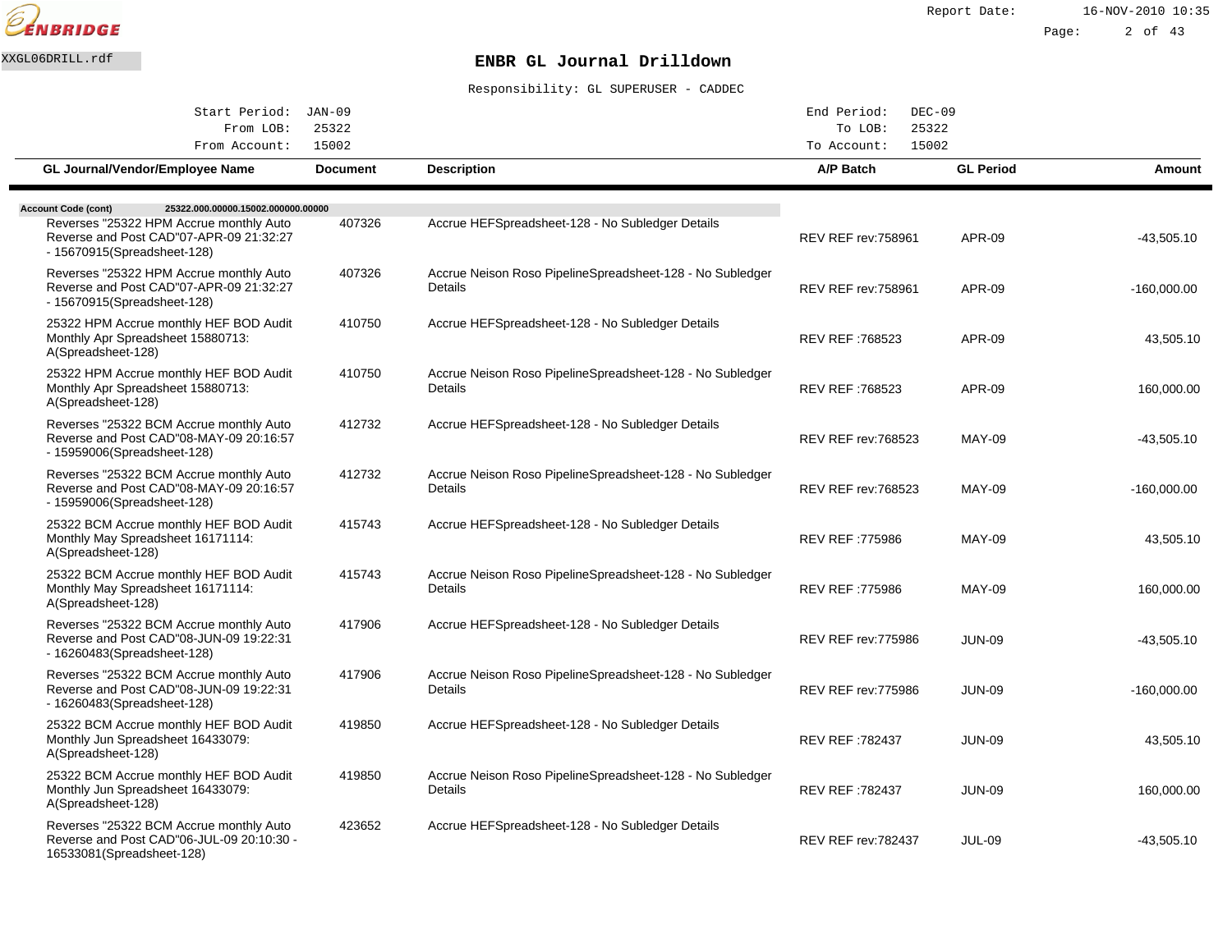ENBRIDGE

Report Date: 16-NOV-2010 10:35

XXGL06DRILL.rdf

# ENBR GL Journal Drilldown

Responsibility: GL SUPERUSER - CADDEC

| | | | |
|---|---|---|---|
| Start Period: | JAN-09 | End Period: | DEC-09 |
| From LOB: | 25322 | To LOB: | 25322 |
| From Account: | 15002 | To Account: | 15002 |

| GL Journal/Vendor/Employee Name | Document | Description | A/P Batch | GL Period | Amount |
|---|---|---|---|---|---|
| **Account Code (cont)** 25322.000.00000.15002.000000.00000 | | | | | |
| Reverses "25322 HPM Accrue monthly Auto Reverse and Post CAD"07-APR-09 21:32:27 - 15670915(Spreadsheet-128) | 407326 | Accrue HEFSpreadsheet-128 - No Subledger Details | REV REF rev:758961 | APR-09 | -43,505.10 |
| Reverses "25322 HPM Accrue monthly Auto Reverse and Post CAD"07-APR-09 21:32:27 - 15670915(Spreadsheet-128) | 407326 | Accrue Neison Roso PipelineSpreadsheet-128 - No Subledger Details | REV REF rev:758961 | APR-09 | -160,000.00 |
| 25322 HPM Accrue monthly HEF BOD Audit Monthly Apr Spreadsheet 15880713: A(Spreadsheet-128) | 410750 | Accrue HEFSpreadsheet-128 - No Subledger Details | REV REF :768523 | APR-09 | 43,505.10 |
| 25322 HPM Accrue monthly HEF BOD Audit Monthly Apr Spreadsheet 15880713: A(Spreadsheet-128) | 410750 | Accrue Neison Roso PipelineSpreadsheet-128 - No Subledger Details | REV REF :768523 | APR-09 | 160,000.00 |
| Reverses "25322 BCM Accrue monthly Auto Reverse and Post CAD"08-MAY-09 20:16:57 - 15959006(Spreadsheet-128) | 412732 | Accrue HEFSpreadsheet-128 - No Subledger Details | REV REF rev:768523 | MAY-09 | -43,505.10 |
| Reverses "25322 BCM Accrue monthly Auto Reverse and Post CAD"08-MAY-09 20:16:57 - 15959006(Spreadsheet-128) | 412732 | Accrue Neison Roso PipelineSpreadsheet-128 - No Subledger Details | REV REF rev:768523 | MAY-09 | -160,000.00 |
| 25322 BCM Accrue monthly HEF BOD Audit Monthly May Spreadsheet 16171114: A(Spreadsheet-128) | 415743 | Accrue HEFSpreadsheet-128 - No Subledger Details | REV REF :775986 | MAY-09 | 43,505.10 |
| 25322 BCM Accrue monthly HEF BOD Audit Monthly May Spreadsheet 16171114: A(Spreadsheet-128) | 415743 | Accrue Neison Roso PipelineSpreadsheet-128 - No Subledger Details | REV REF :775986 | MAY-09 | 160,000.00 |
| Reverses "25322 BCM Accrue monthly Auto Reverse and Post CAD"08-JUN-09 19:22:31 - 16260483(Spreadsheet-128) | 417906 | Accrue HEFSpreadsheet-128 - No Subledger Details | REV REF rev:775986 | JUN-09 | -43,505.10 |
| Reverses "25322 BCM Accrue monthly Auto Reverse and Post CAD"08-JUN-09 19:22:31 - 16260483(Spreadsheet-128) | 417906 | Accrue Neison Roso PipelineSpreadsheet-128 - No Subledger Details | REV REF rev:775986 | JUN-09 | -160,000.00 |
| 25322 BCM Accrue monthly HEF BOD Audit Monthly Jun Spreadsheet 16433079: A(Spreadsheet-128) | 419850 | Accrue HEFSpreadsheet-128 - No Subledger Details | REV REF :782437 | JUN-09 | 43,505.10 |
| 25322 BCM Accrue monthly HEF BOD Audit Monthly Jun Spreadsheet 16433079: A(Spreadsheet-128) | 419850 | Accrue Neison Roso PipelineSpreadsheet-128 - No Subledger Details | REV REF :782437 | JUN-09 | 160,000.00 |
| Reverses "25322 BCM Accrue monthly Auto Reverse and Post CAD"06-JUL-09 20:10:30 - 16533081(Spreadsheet-128) | 423652 | Accrue HEFSpreadsheet-128 - No Subledger Details | REV REF rev:782437 | JUL-09 | -43,505.10 |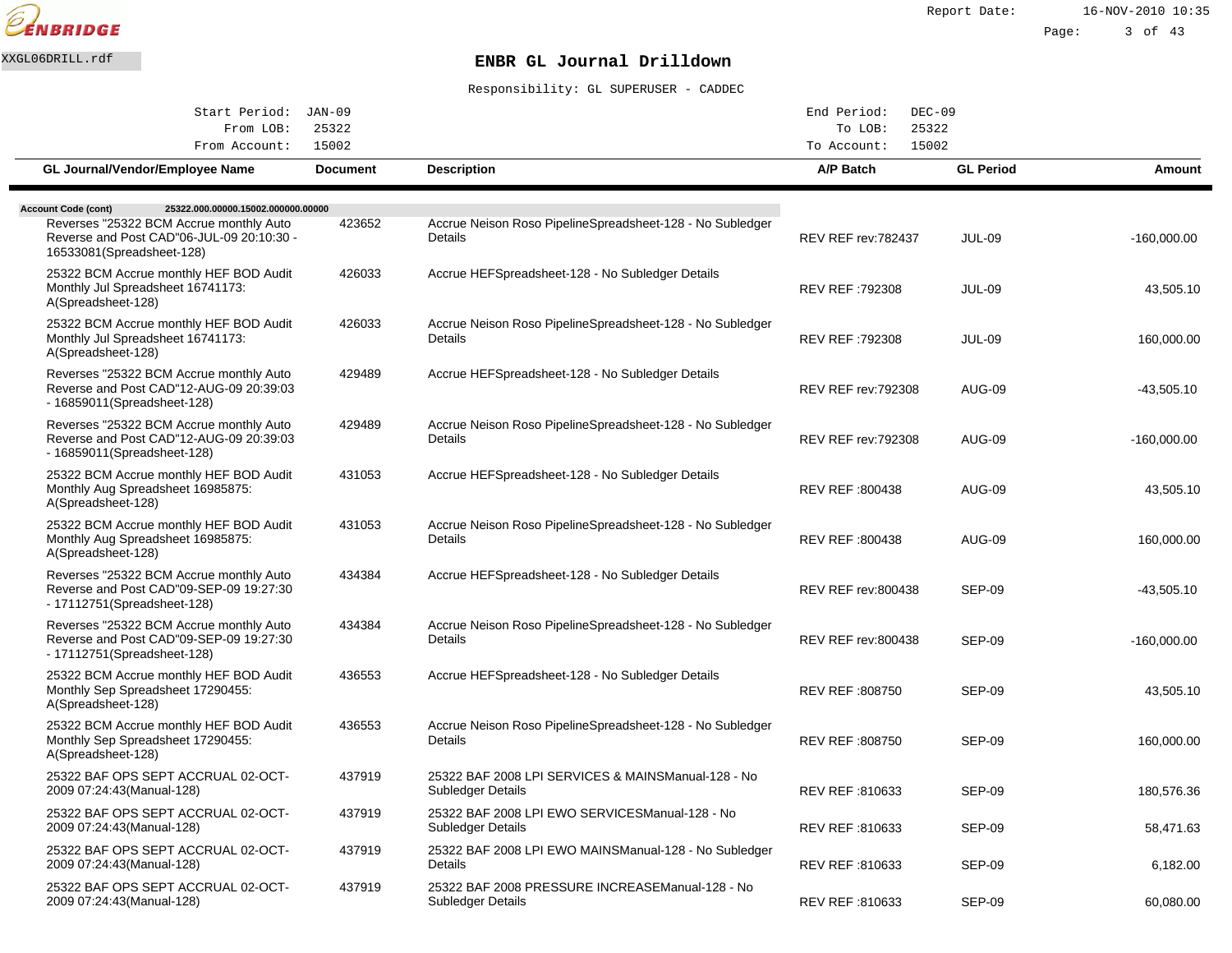ENBRIDGE

XXGL06DRILL.rdf

# ENBR GL Journal Drilldown

Responsibility: GL SUPERUSER - CADDEC

Start Period: JAN-09 | End Period: DEC-09
From LOB: 25322 | To LOB: 25322
From Account: 15002 | To Account: 15002

**Account Code (cont)** 25322.000.00000.15002.000000.00000

| GL Journal/Vendor/Employee Name | Document | Description | A/P Batch | GL Period | Amount |
|---|---|---|---|---|---|
| Reverses "25322 BCM Accrue monthly Auto Reverse and Post CAD"06-JUL-09 20:10:30 - 16533081(Spreadsheet-128) | 423652 | Accrue Neison Roso PipelineSpreadsheet-128 - No Subledger Details | REV REF rev:782437 | JUL-09 | -160,000.00 |
| 25322 BCM Accrue monthly HEF BOD Audit Monthly Jul Spreadsheet 16741173: A(Spreadsheet-128) | 426033 | Accrue HEFSpreadsheet-128 - No Subledger Details | REV REF :792308 | JUL-09 | 43,505.10 |
| 25322 BCM Accrue monthly HEF BOD Audit Monthly Jul Spreadsheet 16741173: A(Spreadsheet-128) | 426033 | Accrue Neison Roso PipelineSpreadsheet-128 - No Subledger Details | REV REF :792308 | JUL-09 | 160,000.00 |
| Reverses "25322 BCM Accrue monthly Auto Reverse and Post CAD"12-AUG-09 20:39:03 - 16859011(Spreadsheet-128) | 429489 | Accrue HEFSpreadsheet-128 - No Subledger Details | REV REF rev:792308 | AUG-09 | -43,505.10 |
| Reverses "25322 BCM Accrue monthly Auto Reverse and Post CAD"12-AUG-09 20:39:03 - 16859011(Spreadsheet-128) | 429489 | Accrue Neison Roso PipelineSpreadsheet-128 - No Subledger Details | REV REF rev:792308 | AUG-09 | -160,000.00 |
| 25322 BCM Accrue monthly HEF BOD Audit Monthly Aug Spreadsheet 16985875: A(Spreadsheet-128) | 431053 | Accrue HEFSpreadsheet-128 - No Subledger Details | REV REF :800438 | AUG-09 | 43,505.10 |
| 25322 BCM Accrue monthly HEF BOD Audit Monthly Aug Spreadsheet 16985875: A(Spreadsheet-128) | 431053 | Accrue Neison Roso PipelineSpreadsheet-128 - No Subledger Details | REV REF :800438 | AUG-09 | 160,000.00 |
| Reverses "25322 BCM Accrue monthly Auto Reverse and Post CAD"09-SEP-09 19:27:30 - 17112751(Spreadsheet-128) | 434384 | Accrue HEFSpreadsheet-128 - No Subledger Details | REV REF rev:800438 | SEP-09 | -43,505.10 |
| Reverses "25322 BCM Accrue monthly Auto Reverse and Post CAD"09-SEP-09 19:27:30 - 17112751(Spreadsheet-128) | 434384 | Accrue Neison Roso PipelineSpreadsheet-128 - No Subledger Details | REV REF rev:800438 | SEP-09 | -160,000.00 |
| 25322 BCM Accrue monthly HEF BOD Audit Monthly Sep Spreadsheet 17290455: A(Spreadsheet-128) | 436553 | Accrue HEFSpreadsheet-128 - No Subledger Details | REV REF :808750 | SEP-09 | 43,505.10 |
| 25322 BCM Accrue monthly HEF BOD Audit Monthly Sep Spreadsheet 17290455: A(Spreadsheet-128) | 436553 | Accrue Neison Roso PipelineSpreadsheet-128 - No Subledger Details | REV REF :808750 | SEP-09 | 160,000.00 |
| 25322 BAF OPS SEPT ACCRUAL 02-OCT-2009 07:24:43(Manual-128) | 437919 | 25322 BAF 2008 LPI SERVICES & MAINSManual-128 - No Subledger Details | REV REF :810633 | SEP-09 | 180,576.36 |
| 25322 BAF OPS SEPT ACCRUAL 02-OCT-2009 07:24:43(Manual-128) | 437919 | 25322 BAF 2008 LPI EWO SERVICESManual-128 - No Subledger Details | REV REF :810633 | SEP-09 | 58,471.63 |
| 25322 BAF OPS SEPT ACCRUAL 02-OCT-2009 07:24:43(Manual-128) | 437919 | 25322 BAF 2008 LPI EWO MAINSManual-128 - No Subledger Details | REV REF :810633 | SEP-09 | 6,182.00 |
| 25322 BAF OPS SEPT ACCRUAL 02-OCT-2009 07:24:43(Manual-128) | 437919 | 25322 BAF 2008 PRESSURE INCREASEManual-128 - No Subledger Details | REV REF :810633 | SEP-09 | 60,080.00 |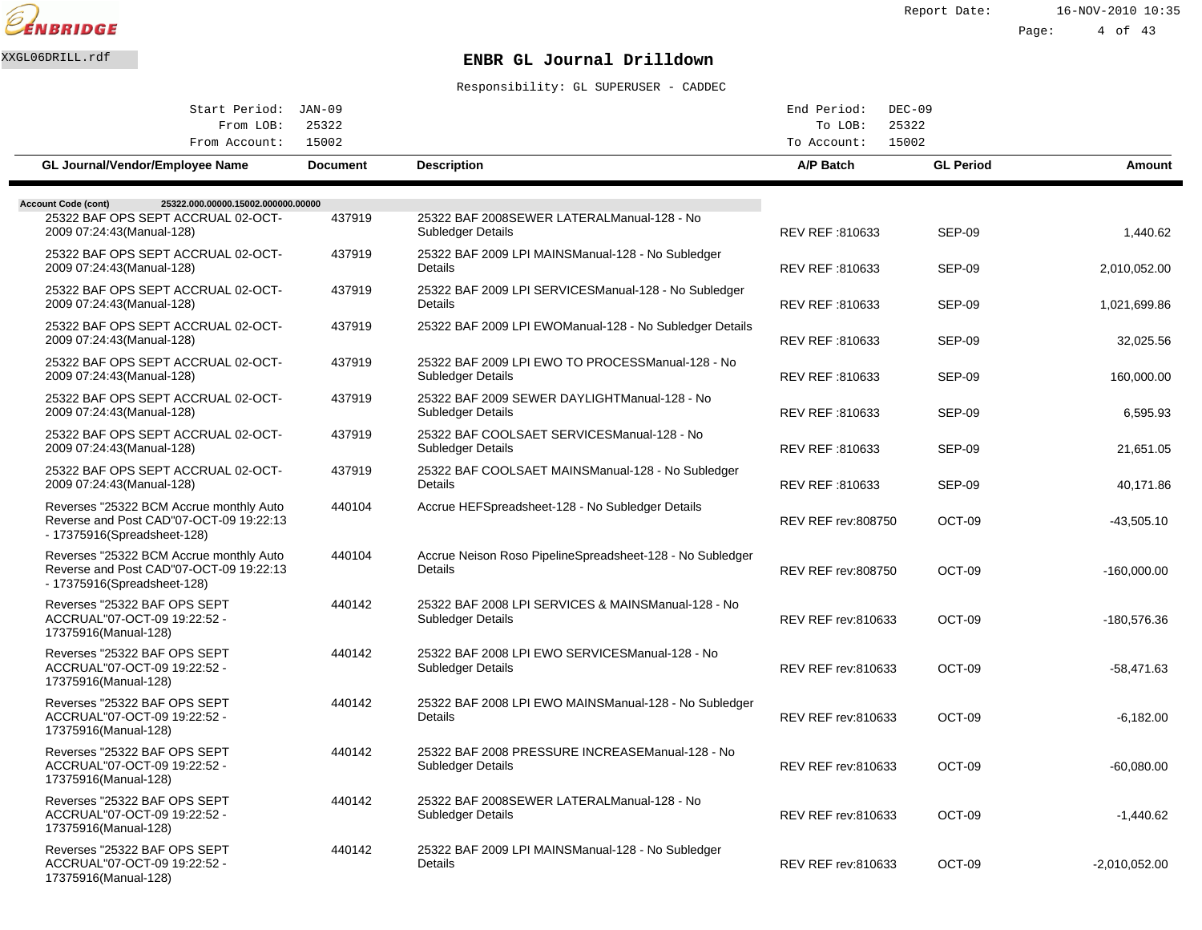# ENBR GL Journal Drilldown

XXGL06DRILL.rdf

Responsibility: GL SUPERUSER - CADDEC

| Start Period: | JAN-09 | End Period: | DEC-09 |
|---|---|---|---|
| From LOB: | 25322 | To LOB: | 25322 |
| From Account: | 15002 | To Account: | 15002 |

**Account Code (cont)** 25322.000.00000.15002.000000.00000

| GL Journal/Vendor/Employee Name | Document | Description | A/P Batch | GL Period | Amount |
|---|---|---|---|---|---|
| 25322 BAF OPS SEPT ACCRUAL 02-OCT-2009 07:24:43(Manual-128) | 437919 | 25322 BAF 2008SEWER LATERALManual-128 - No Subledger Details | REV REF :810633 | SEP-09 | 1,440.62 |
| 25322 BAF OPS SEPT ACCRUAL 02-OCT-2009 07:24:43(Manual-128) | 437919 | 25322 BAF 2009 LPI MAINSManual-128 - No Subledger Details | REV REF :810633 | SEP-09 | 2,010,052.00 |
| 25322 BAF OPS SEPT ACCRUAL 02-OCT-2009 07:24:43(Manual-128) | 437919 | 25322 BAF 2009 LPI SERVICESManual-128 - No Subledger Details | REV REF :810633 | SEP-09 | 1,021,699.86 |
| 25322 BAF OPS SEPT ACCRUAL 02-OCT-2009 07:24:43(Manual-128) | 437919 | 25322 BAF 2009 LPI EWOManual-128 - No Subledger Details | REV REF :810633 | SEP-09 | 32,025.56 |
| 25322 BAF OPS SEPT ACCRUAL 02-OCT-2009 07:24:43(Manual-128) | 437919 | 25322 BAF 2009 LPI EWO TO PROCESSManual-128 - No Subledger Details | REV REF :810633 | SEP-09 | 160,000.00 |
| 25322 BAF OPS SEPT ACCRUAL 02-OCT-2009 07:24:43(Manual-128) | 437919 | 25322 BAF 2009 SEWER DAYLIGHTManual-128 - No Subledger Details | REV REF :810633 | SEP-09 | 6,595.93 |
| 25322 BAF OPS SEPT ACCRUAL 02-OCT-2009 07:24:43(Manual-128) | 437919 | 25322 BAF COOLSAET SERVICESManual-128 - No Subledger Details | REV REF :810633 | SEP-09 | 21,651.05 |
| 25322 BAF OPS SEPT ACCRUAL 02-OCT-2009 07:24:43(Manual-128) | 437919 | 25322 BAF COOLSAET MAINSManual-128 - No Subledger Details | REV REF :810633 | SEP-09 | 40,171.86 |
| Reverses "25322 BCM Accrue monthly Auto Reverse and Post CAD"07-OCT-09 19:22:13 - 17375916(Spreadsheet-128) | 440104 | Accrue HEFSpreadsheet-128 - No Subledger Details | REV REF rev:808750 | OCT-09 | -43,505.10 |
| Reverses "25322 BCM Accrue monthly Auto Reverse and Post CAD"07-OCT-09 19:22:13 - 17375916(Spreadsheet-128) | 440104 | Accrue Neison Roso PipelineSpreadsheet-128 - No Subledger Details | REV REF rev:808750 | OCT-09 | -160,000.00 |
| Reverses "25322 BAF OPS SEPT ACCRUAL"07-OCT-09 19:22:52 - 17375916(Manual-128) | 440142 | 25322 BAF 2008 LPI SERVICES & MAINSManual-128 - No Subledger Details | REV REF rev:810633 | OCT-09 | -180,576.36 |
| Reverses "25322 BAF OPS SEPT ACCRUAL"07-OCT-09 19:22:52 - 17375916(Manual-128) | 440142 | 25322 BAF 2008 LPI EWO SERVICESManual-128 - No Subledger Details | REV REF rev:810633 | OCT-09 | -58,471.63 |
| Reverses "25322 BAF OPS SEPT ACCRUAL"07-OCT-09 19:22:52 - 17375916(Manual-128) | 440142 | 25322 BAF 2008 LPI EWO MAINSManual-128 - No Subledger Details | REV REF rev:810633 | OCT-09 | -6,182.00 |
| Reverses "25322 BAF OPS SEPT ACCRUAL"07-OCT-09 19:22:52 - 17375916(Manual-128) | 440142 | 25322 BAF 2008 PRESSURE INCREASEManual-128 - No Subledger Details | REV REF rev:810633 | OCT-09 | -60,080.00 |
| Reverses "25322 BAF OPS SEPT ACCRUAL"07-OCT-09 19:22:52 - 17375916(Manual-128) | 440142 | 25322 BAF 2008SEWER LATERALManual-128 - No Subledger Details | REV REF rev:810633 | OCT-09 | -1,440.62 |
| Reverses "25322 BAF OPS SEPT ACCRUAL"07-OCT-09 19:22:52 - 17375916(Manual-128) | 440142 | 25322 BAF 2009 LPI MAINSManual-128 - No Subledger Details | REV REF rev:810633 | OCT-09 | -2,010,052.00 |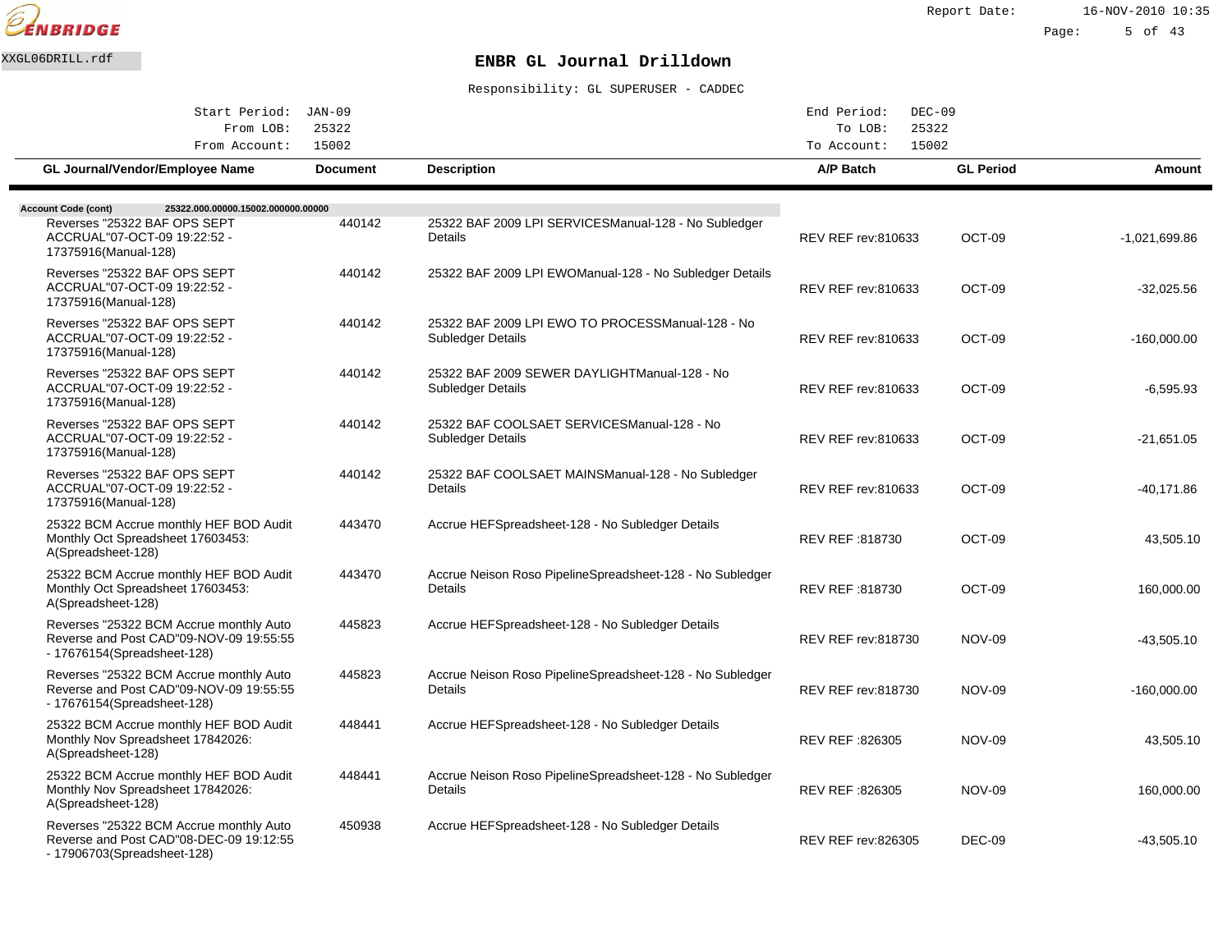ENBRIDGE

XXGL06DRILL.rdf

Report Date: 16-NOV-2010 10:35

# ENBR GL Journal Drilldown

Responsibility: GL SUPERUSER - CADDEC

| | | | |
|---|---|---|---|
| Start Period: | JAN-09 | End Period: | DEC-09 |
| From LOB: | 25322 | To LOB: | 25322 |
| From Account: | 15002 | To Account: | 15002 |

| GL Journal/Vendor/Employee Name | Document | Description | A/P Batch | GL Period | Amount |
|---|---|---|---|---|---|
| **Account Code (cont)** 25322.000.00000.15002.000000.00000 | | | | | |
| Reverses "25322 BAF OPS SEPT ACCRUAL"07-OCT-09 19:22:52 - 17375916(Manual-128) | 440142 | 25322 BAF 2009 LPI SERVICESManual-128 - No Subledger Details | REV REF rev:810633 | OCT-09 | -1,021,699.86 |
| Reverses "25322 BAF OPS SEPT ACCRUAL"07-OCT-09 19:22:52 - 17375916(Manual-128) | 440142 | 25322 BAF 2009 LPI EWOManual-128 - No Subledger Details | REV REF rev:810633 | OCT-09 | -32,025.56 |
| Reverses "25322 BAF OPS SEPT ACCRUAL"07-OCT-09 19:22:52 - 17375916(Manual-128) | 440142 | 25322 BAF 2009 LPI EWO TO PROCESSManual-128 - No Subledger Details | REV REF rev:810633 | OCT-09 | -160,000.00 |
| Reverses "25322 BAF OPS SEPT ACCRUAL"07-OCT-09 19:22:52 - 17375916(Manual-128) | 440142 | 25322 BAF 2009 SEWER DAYLIGHTManual-128 - No Subledger Details | REV REF rev:810633 | OCT-09 | -6,595.93 |
| Reverses "25322 BAF OPS SEPT ACCRUAL"07-OCT-09 19:22:52 - 17375916(Manual-128) | 440142 | 25322 BAF COOLSAET SERVICESManual-128 - No Subledger Details | REV REF rev:810633 | OCT-09 | -21,651.05 |
| Reverses "25322 BAF OPS SEPT ACCRUAL"07-OCT-09 19:22:52 - 17375916(Manual-128) | 440142 | 25322 BAF COOLSAET MAINSManual-128 - No Subledger Details | REV REF rev:810633 | OCT-09 | -40,171.86 |
| 25322 BCM Accrue monthly HEF BOD Audit Monthly Oct Spreadsheet 17603453: A(Spreadsheet-128) | 443470 | Accrue HEFSpreadsheet-128 - No Subledger Details | REV REF :818730 | OCT-09 | 43,505.10 |
| 25322 BCM Accrue monthly HEF BOD Audit Monthly Oct Spreadsheet 17603453: A(Spreadsheet-128) | 443470 | Accrue Neison Roso PipelineSpreadsheet-128 - No Subledger Details | REV REF :818730 | OCT-09 | 160,000.00 |
| Reverses "25322 BCM Accrue monthly Auto Reverse and Post CAD"09-NOV-09 19:55:55 - 17676154(Spreadsheet-128) | 445823 | Accrue HEFSpreadsheet-128 - No Subledger Details | REV REF rev:818730 | NOV-09 | -43,505.10 |
| Reverses "25322 BCM Accrue monthly Auto Reverse and Post CAD"09-NOV-09 19:55:55 - 17676154(Spreadsheet-128) | 445823 | Accrue Neison Roso PipelineSpreadsheet-128 - No Subledger Details | REV REF rev:818730 | NOV-09 | -160,000.00 |
| 25322 BCM Accrue monthly HEF BOD Audit Monthly Nov Spreadsheet 17842026: A(Spreadsheet-128) | 448441 | Accrue HEFSpreadsheet-128 - No Subledger Details | REV REF :826305 | NOV-09 | 43,505.10 |
| 25322 BCM Accrue monthly HEF BOD Audit Monthly Nov Spreadsheet 17842026: A(Spreadsheet-128) | 448441 | Accrue Neison Roso PipelineSpreadsheet-128 - No Subledger Details | REV REF :826305 | NOV-09 | 160,000.00 |
| Reverses "25322 BCM Accrue monthly Auto Reverse and Post CAD"08-DEC-09 19:12:55 - 17906703(Spreadsheet-128) | 450938 | Accrue HEFSpreadsheet-128 - No Subledger Details | REV REF rev:826305 | DEC-09 | -43,505.10 |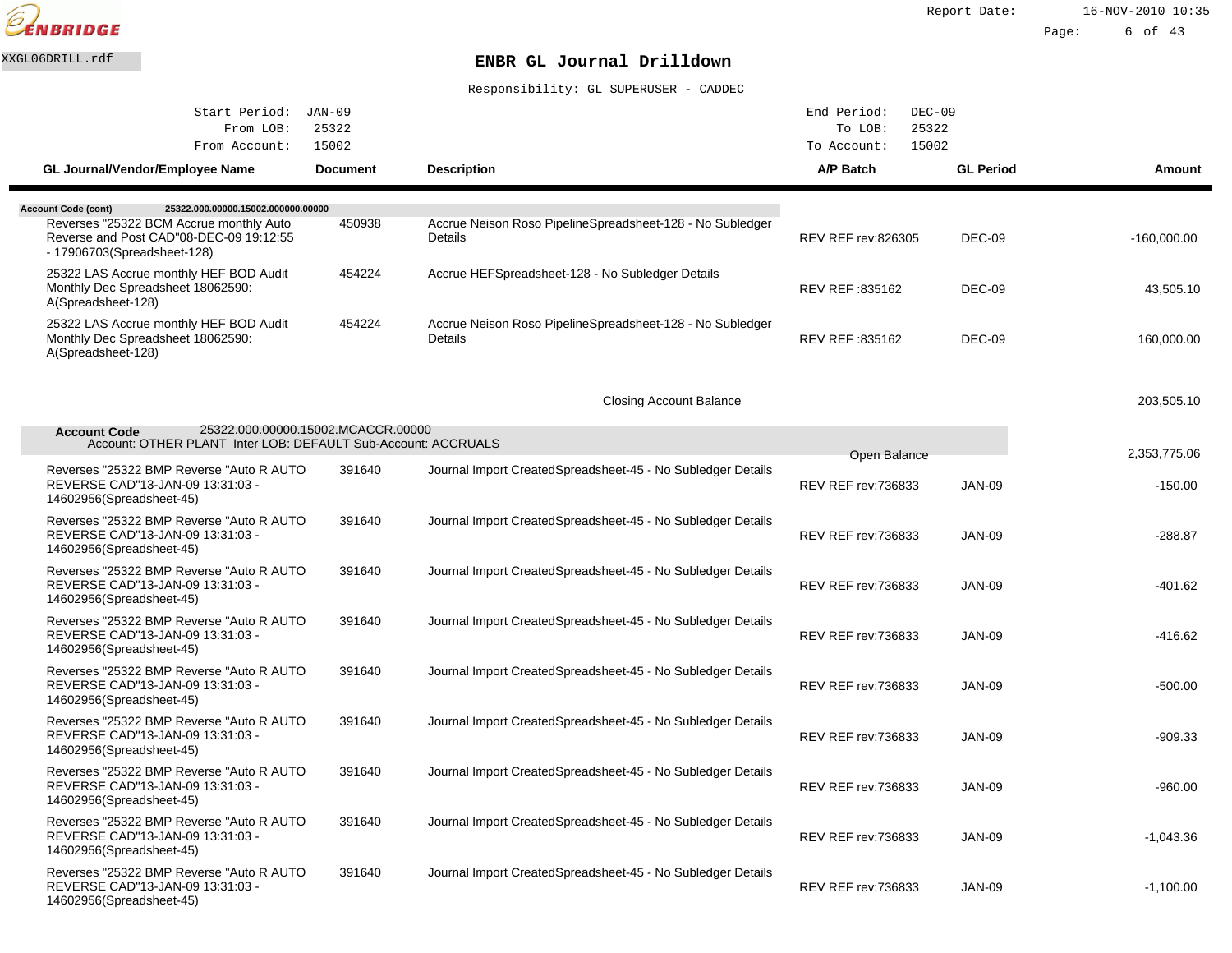# ENBR GL Journal Drilldown

XXGL06DRILL.rdf

Report Date: 16-NOV-2010 10:35

Responsibility: GL SUPERUSER - CADDEC

| Start Period: | JAN-09 | End Period: | DEC-09 |
|---|---|---|---|
| From LOB: | 25322 | To LOB: | 25322 |
| From Account: | 15002 | To Account: | 15002 |

| GL Journal/Vendor/Employee Name | Document | Description | A/P Batch | GL Period | Amount |
|---|---|---|---|---|---|
| **Account Code (cont)** 25322.000.00000.15002.000000.00000 | | | | | |
| Reverses "25322 BCM Accrue monthly Auto Reverse and Post CAD"08-DEC-09 19:12:55 - 17906703(Spreadsheet-128) | 450938 | Accrue Neison Roso PipelineSpreadsheet-128 - No Subledger Details | REV REF rev:826305 | DEC-09 | -160,000.00 |
| 25322 LAS Accrue monthly HEF BOD Audit Monthly Dec Spreadsheet 18062590: A(Spreadsheet-128) | 454224 | Accrue HEFSpreadsheet-128 - No Subledger Details | REV REF :835162 | DEC-09 | 43,505.10 |
| 25322 LAS Accrue monthly HEF BOD Audit Monthly Dec Spreadsheet 18062590: A(Spreadsheet-128) | 454224 | Accrue Neison Roso PipelineSpreadsheet-128 - No Subledger Details | REV REF :835162 | DEC-09 | 160,000.00 |
| | | Closing Account Balance | | | 203,505.10 |
| **Account Code** 25322.000.00000.15002.MCACCR.00000 Account: OTHER PLANT Inter LOB: DEFAULT Sub-Account: ACCRUALS | | | Open Balance | | 2,353,775.06 |
| Reverses "25322 BMP Reverse "Auto R AUTO REVERSE CAD"13-JAN-09 13:31:03 - 14602956(Spreadsheet-45) | 391640 | Journal Import CreatedSpreadsheet-45 - No Subledger Details | REV REF rev:736833 | JAN-09 | -150.00 |
| Reverses "25322 BMP Reverse "Auto R AUTO REVERSE CAD"13-JAN-09 13:31:03 - 14602956(Spreadsheet-45) | 391640 | Journal Import CreatedSpreadsheet-45 - No Subledger Details | REV REF rev:736833 | JAN-09 | -288.87 |
| Reverses "25322 BMP Reverse "Auto R AUTO REVERSE CAD"13-JAN-09 13:31:03 - 14602956(Spreadsheet-45) | 391640 | Journal Import CreatedSpreadsheet-45 - No Subledger Details | REV REF rev:736833 | JAN-09 | -401.62 |
| Reverses "25322 BMP Reverse "Auto R AUTO REVERSE CAD"13-JAN-09 13:31:03 - 14602956(Spreadsheet-45) | 391640 | Journal Import CreatedSpreadsheet-45 - No Subledger Details | REV REF rev:736833 | JAN-09 | -416.62 |
| Reverses "25322 BMP Reverse "Auto R AUTO REVERSE CAD"13-JAN-09 13:31:03 - 14602956(Spreadsheet-45) | 391640 | Journal Import CreatedSpreadsheet-45 - No Subledger Details | REV REF rev:736833 | JAN-09 | -500.00 |
| Reverses "25322 BMP Reverse "Auto R AUTO REVERSE CAD"13-JAN-09 13:31:03 - 14602956(Spreadsheet-45) | 391640 | Journal Import CreatedSpreadsheet-45 - No Subledger Details | REV REF rev:736833 | JAN-09 | -909.33 |
| Reverses "25322 BMP Reverse "Auto R AUTO REVERSE CAD"13-JAN-09 13:31:03 - 14602956(Spreadsheet-45) | 391640 | Journal Import CreatedSpreadsheet-45 - No Subledger Details | REV REF rev:736833 | JAN-09 | -960.00 |
| Reverses "25322 BMP Reverse "Auto R AUTO REVERSE CAD"13-JAN-09 13:31:03 - 14602956(Spreadsheet-45) | 391640 | Journal Import CreatedSpreadsheet-45 - No Subledger Details | REV REF rev:736833 | JAN-09 | -1,043.36 |
| Reverses "25322 BMP Reverse "Auto R AUTO REVERSE CAD"13-JAN-09 13:31:03 - 14602956(Spreadsheet-45) | 391640 | Journal Import CreatedSpreadsheet-45 - No Subledger Details | REV REF rev:736833 | JAN-09 | -1,100.00 |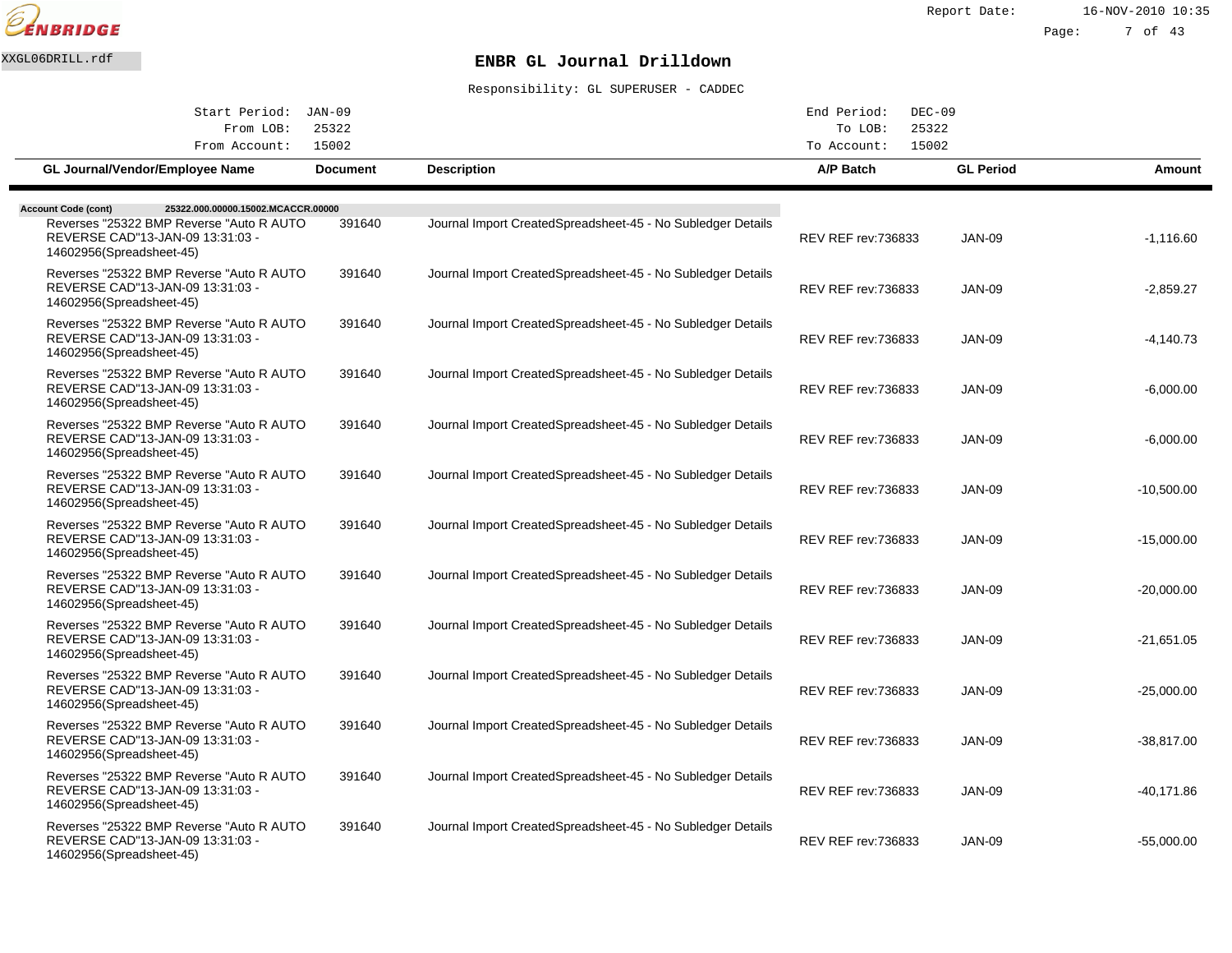ENBRIDGE

XXGL06DRILL.rdf

# ENBR GL Journal Drilldown

Responsibility: GL SUPERUSER - CADDEC

Start Period: JAN-09 | End Period: DEC-09
From LOB: 25322 | To LOB: 25322
From Account: 15002 | To Account: 15002

| GL Journal/Vendor/Employee Name | Document | Description | A/P Batch | GL Period | Amount |
|---|---|---|---|---|---|
| **Account Code (cont)** 25322.000.00000.15002.MCACCR.00000 | | | | | |
| Reverses "25322 BMP Reverse "Auto R AUTO REVERSE CAD"13-JAN-09 13:31:03 - 14602956(Spreadsheet-45) | 391640 | Journal Import CreatedSpreadsheet-45 - No Subledger Details | REV REF rev:736833 | JAN-09 | -1,116.60 |
| Reverses "25322 BMP Reverse "Auto R AUTO REVERSE CAD"13-JAN-09 13:31:03 - 14602956(Spreadsheet-45) | 391640 | Journal Import CreatedSpreadsheet-45 - No Subledger Details | REV REF rev:736833 | JAN-09 | -2,859.27 |
| Reverses "25322 BMP Reverse "Auto R AUTO REVERSE CAD"13-JAN-09 13:31:03 - 14602956(Spreadsheet-45) | 391640 | Journal Import CreatedSpreadsheet-45 - No Subledger Details | REV REF rev:736833 | JAN-09 | -4,140.73 |
| Reverses "25322 BMP Reverse "Auto R AUTO REVERSE CAD"13-JAN-09 13:31:03 - 14602956(Spreadsheet-45) | 391640 | Journal Import CreatedSpreadsheet-45 - No Subledger Details | REV REF rev:736833 | JAN-09 | -6,000.00 |
| Reverses "25322 BMP Reverse "Auto R AUTO REVERSE CAD"13-JAN-09 13:31:03 - 14602956(Spreadsheet-45) | 391640 | Journal Import CreatedSpreadsheet-45 - No Subledger Details | REV REF rev:736833 | JAN-09 | -6,000.00 |
| Reverses "25322 BMP Reverse "Auto R AUTO REVERSE CAD"13-JAN-09 13:31:03 - 14602956(Spreadsheet-45) | 391640 | Journal Import CreatedSpreadsheet-45 - No Subledger Details | REV REF rev:736833 | JAN-09 | -10,500.00 |
| Reverses "25322 BMP Reverse "Auto R AUTO REVERSE CAD"13-JAN-09 13:31:03 - 14602956(Spreadsheet-45) | 391640 | Journal Import CreatedSpreadsheet-45 - No Subledger Details | REV REF rev:736833 | JAN-09 | -15,000.00 |
| Reverses "25322 BMP Reverse "Auto R AUTO REVERSE CAD"13-JAN-09 13:31:03 - 14602956(Spreadsheet-45) | 391640 | Journal Import CreatedSpreadsheet-45 - No Subledger Details | REV REF rev:736833 | JAN-09 | -20,000.00 |
| Reverses "25322 BMP Reverse "Auto R AUTO REVERSE CAD"13-JAN-09 13:31:03 - 14602956(Spreadsheet-45) | 391640 | Journal Import CreatedSpreadsheet-45 - No Subledger Details | REV REF rev:736833 | JAN-09 | -21,651.05 |
| Reverses "25322 BMP Reverse "Auto R AUTO REVERSE CAD"13-JAN-09 13:31:03 - 14602956(Spreadsheet-45) | 391640 | Journal Import CreatedSpreadsheet-45 - No Subledger Details | REV REF rev:736833 | JAN-09 | -25,000.00 |
| Reverses "25322 BMP Reverse "Auto R AUTO REVERSE CAD"13-JAN-09 13:31:03 - 14602956(Spreadsheet-45) | 391640 | Journal Import CreatedSpreadsheet-45 - No Subledger Details | REV REF rev:736833 | JAN-09 | -38,817.00 |
| Reverses "25322 BMP Reverse "Auto R AUTO REVERSE CAD"13-JAN-09 13:31:03 - 14602956(Spreadsheet-45) | 391640 | Journal Import CreatedSpreadsheet-45 - No Subledger Details | REV REF rev:736833 | JAN-09 | -40,171.86 |
| Reverses "25322 BMP Reverse "Auto R AUTO REVERSE CAD"13-JAN-09 13:31:03 - 14602956(Spreadsheet-45) | 391640 | Journal Import CreatedSpreadsheet-45 - No Subledger Details | REV REF rev:736833 | JAN-09 | -55,000.00 |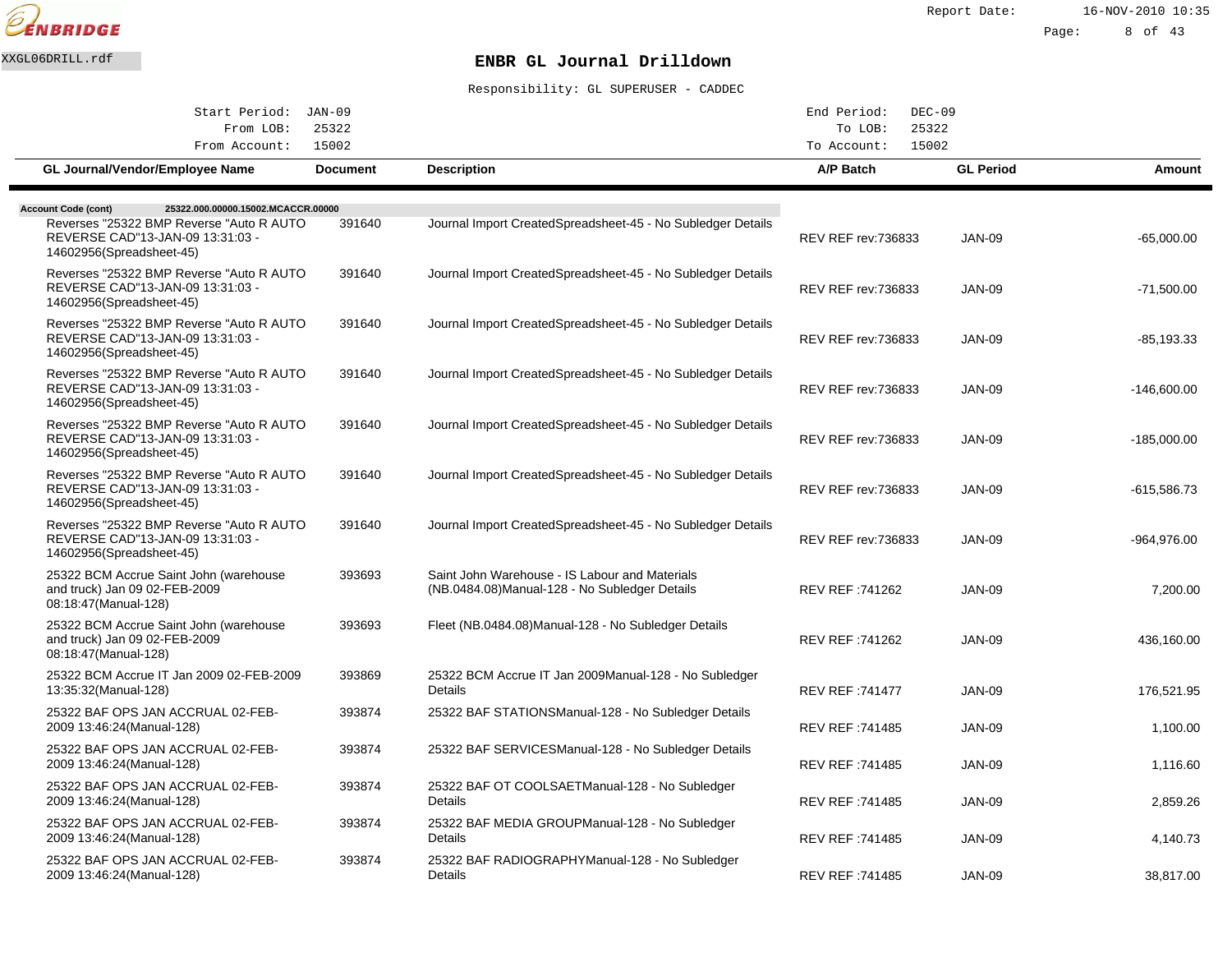# ENBR GL Journal Drilldown

Responsibility: GL SUPERUSER - CADDEC

| | | | |
|---|---|---|---|
| Start Period: | JAN-09 | End Period: | DEC-09 |
| From LOB: | 25322 | To LOB: | 25322 |
| From Account: | 15002 | To Account: | 15002 |

**Account Code (cont)** 25322.000.00000.15002.MCACCR.00000

| GL Journal/Vendor/Employee Name | Document | Description | A/P Batch | GL Period | Amount |
|---|---|---|---|---|---|
| Reverses "25322 BMP Reverse "Auto R AUTO REVERSE CAD"13-JAN-09 13:31:03 - 14602956(Spreadsheet-45) | 391640 | Journal Import CreatedSpreadsheet-45 - No Subledger Details | REV REF rev:736833 | JAN-09 | -65,000.00 |
| Reverses "25322 BMP Reverse "Auto R AUTO REVERSE CAD"13-JAN-09 13:31:03 - 14602956(Spreadsheet-45) | 391640 | Journal Import CreatedSpreadsheet-45 - No Subledger Details | REV REF rev:736833 | JAN-09 | -71,500.00 |
| Reverses "25322 BMP Reverse "Auto R AUTO REVERSE CAD"13-JAN-09 13:31:03 - 14602956(Spreadsheet-45) | 391640 | Journal Import CreatedSpreadsheet-45 - No Subledger Details | REV REF rev:736833 | JAN-09 | -85,193.33 |
| Reverses "25322 BMP Reverse "Auto R AUTO REVERSE CAD"13-JAN-09 13:31:03 - 14602956(Spreadsheet-45) | 391640 | Journal Import CreatedSpreadsheet-45 - No Subledger Details | REV REF rev:736833 | JAN-09 | -146,600.00 |
| Reverses "25322 BMP Reverse "Auto R AUTO REVERSE CAD"13-JAN-09 13:31:03 - 14602956(Spreadsheet-45) | 391640 | Journal Import CreatedSpreadsheet-45 - No Subledger Details | REV REF rev:736833 | JAN-09 | -185,000.00 |
| Reverses "25322 BMP Reverse "Auto R AUTO REVERSE CAD"13-JAN-09 13:31:03 - 14602956(Spreadsheet-45) | 391640 | Journal Import CreatedSpreadsheet-45 - No Subledger Details | REV REF rev:736833 | JAN-09 | -615,586.73 |
| Reverses "25322 BMP Reverse "Auto R AUTO REVERSE CAD"13-JAN-09 13:31:03 - 14602956(Spreadsheet-45) | 391640 | Journal Import CreatedSpreadsheet-45 - No Subledger Details | REV REF rev:736833 | JAN-09 | -964,976.00 |
| 25322 BCM Accrue Saint John (warehouse and truck) Jan 09 02-FEB-2009 08:18:47(Manual-128) | 393693 | Saint John Warehouse - IS Labour and Materials (NB.0484.08)Manual-128 - No Subledger Details | REV REF :741262 | JAN-09 | 7,200.00 |
| 25322 BCM Accrue Saint John (warehouse and truck) Jan 09 02-FEB-2009 08:18:47(Manual-128) | 393693 | Fleet (NB.0484.08)Manual-128 - No Subledger Details | REV REF :741262 | JAN-09 | 436,160.00 |
| 25322 BCM Accrue IT Jan 2009 02-FEB-2009 13:35:32(Manual-128) | 393869 | 25322 BCM Accrue IT Jan 2009Manual-128 - No Subledger Details | REV REF :741477 | JAN-09 | 176,521.95 |
| 25322 BAF OPS JAN ACCRUAL 02-FEB-2009 13:46:24(Manual-128) | 393874 | 25322 BAF STATIONSManual-128 - No Subledger Details | REV REF :741485 | JAN-09 | 1,100.00 |
| 25322 BAF OPS JAN ACCRUAL 02-FEB-2009 13:46:24(Manual-128) | 393874 | 25322 BAF SERVICESManual-128 - No Subledger Details | REV REF :741485 | JAN-09 | 1,116.60 |
| 25322 BAF OPS JAN ACCRUAL 02-FEB-2009 13:46:24(Manual-128) | 393874 | 25322 BAF OT COOLSAETManual-128 - No Subledger Details | REV REF :741485 | JAN-09 | 2,859.26 |
| 25322 BAF OPS JAN ACCRUAL 02-FEB-2009 13:46:24(Manual-128) | 393874 | 25322 BAF MEDIA GROUPManual-128 - No Subledger Details | REV REF :741485 | JAN-09 | 4,140.73 |
| 25322 BAF OPS JAN ACCRUAL 02-FEB-2009 13:46:24(Manual-128) | 393874 | 25322 BAF RADIOGRAPHYManual-128 - No Subledger Details | REV REF :741485 | JAN-09 | 38,817.00 |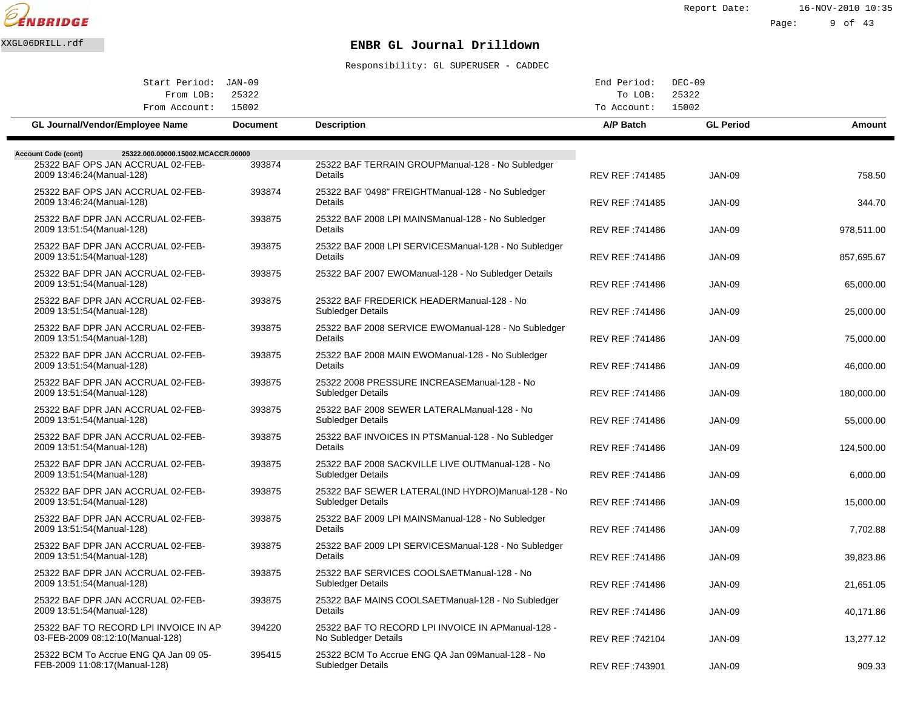ENBRIDGE

XXGL06DRILL.rdf

# ENBR GL Journal Drilldown

Responsibility: GL SUPERUSER - CADDEC

Report Date: 16-NOV-2010 10:35

| Start Period: | JAN-09 | End Period: | DEC-09 |
|---|---|---|---|
| From LOB: | 25322 | To LOB: | 25322 |
| From Account: | 15002 | To Account: | 15002 |

**Account Code (cont)** 25322.000.00000.15002.MCACCR.00000

| GL Journal/Vendor/Employee Name | Document | Description | A/P Batch | GL Period | Amount |
|---|---|---|---|---|---|
| 25322 BAF OPS JAN ACCRUAL 02-FEB-2009 13:46:24(Manual-128) | 393874 | 25322 BAF TERRAIN GROUPManual-128 - No Subledger Details | REV REF :741485 | JAN-09 | 758.50 |
| 25322 BAF OPS JAN ACCRUAL 02-FEB-2009 13:46:24(Manual-128) | 393874 | 25322 BAF '0498" FREIGHTManual-128 - No Subledger Details | REV REF :741485 | JAN-09 | 344.70 |
| 25322 BAF DPR JAN ACCRUAL 02-FEB-2009 13:51:54(Manual-128) | 393875 | 25322 BAF 2008 LPI MAINSManual-128 - No Subledger Details | REV REF :741486 | JAN-09 | 978,511.00 |
| 25322 BAF DPR JAN ACCRUAL 02-FEB-2009 13:51:54(Manual-128) | 393875 | 25322 BAF 2008 LPI SERVICESManual-128 - No Subledger Details | REV REF :741486 | JAN-09 | 857,695.67 |
| 25322 BAF DPR JAN ACCRUAL 02-FEB-2009 13:51:54(Manual-128) | 393875 | 25322 BAF 2007 EWOManual-128 - No Subledger Details | REV REF :741486 | JAN-09 | 65,000.00 |
| 25322 BAF DPR JAN ACCRUAL 02-FEB-2009 13:51:54(Manual-128) | 393875 | 25322 BAF FREDERICK HEADERManual-128 - No Subledger Details | REV REF :741486 | JAN-09 | 25,000.00 |
| 25322 BAF DPR JAN ACCRUAL 02-FEB-2009 13:51:54(Manual-128) | 393875 | 25322 BAF 2008 SERVICE EWOManual-128 - No Subledger Details | REV REF :741486 | JAN-09 | 75,000.00 |
| 25322 BAF DPR JAN ACCRUAL 02-FEB-2009 13:51:54(Manual-128) | 393875 | 25322 BAF 2008 MAIN EWOManual-128 - No Subledger Details | REV REF :741486 | JAN-09 | 46,000.00 |
| 25322 BAF DPR JAN ACCRUAL 02-FEB-2009 13:51:54(Manual-128) | 393875 | 25322 2008 PRESSURE INCREASEManual-128 - No Subledger Details | REV REF :741486 | JAN-09 | 180,000.00 |
| 25322 BAF DPR JAN ACCRUAL 02-FEB-2009 13:51:54(Manual-128) | 393875 | 25322 BAF 2008 SEWER LATERALManual-128 - No Subledger Details | REV REF :741486 | JAN-09 | 55,000.00 |
| 25322 BAF DPR JAN ACCRUAL 02-FEB-2009 13:51:54(Manual-128) | 393875 | 25322 BAF INVOICES IN PTSManual-128 - No Subledger Details | REV REF :741486 | JAN-09 | 124,500.00 |
| 25322 BAF DPR JAN ACCRUAL 02-FEB-2009 13:51:54(Manual-128) | 393875 | 25322 BAF 2008 SACKVILLE LIVE OUTManual-128 - No Subledger Details | REV REF :741486 | JAN-09 | 6,000.00 |
| 25322 BAF DPR JAN ACCRUAL 02-FEB-2009 13:51:54(Manual-128) | 393875 | 25322 BAF SEWER LATERAL(IND HYDRO)Manual-128 - No Subledger Details | REV REF :741486 | JAN-09 | 15,000.00 |
| 25322 BAF DPR JAN ACCRUAL 02-FEB-2009 13:51:54(Manual-128) | 393875 | 25322 BAF 2009 LPI MAINSManual-128 - No Subledger Details | REV REF :741486 | JAN-09 | 7,702.88 |
| 25322 BAF DPR JAN ACCRUAL 02-FEB-2009 13:51:54(Manual-128) | 393875 | 25322 BAF 2009 LPI SERVICESManual-128 - No Subledger Details | REV REF :741486 | JAN-09 | 39,823.86 |
| 25322 BAF DPR JAN ACCRUAL 02-FEB-2009 13:51:54(Manual-128) | 393875 | 25322 BAF SERVICES COOLSAETManual-128 - No Subledger Details | REV REF :741486 | JAN-09 | 21,651.05 |
| 25322 BAF DPR JAN ACCRUAL 02-FEB-2009 13:51:54(Manual-128) | 393875 | 25322 BAF MAINS COOLSAETManual-128 - No Subledger Details | REV REF :741486 | JAN-09 | 40,171.86 |
| 25322 BAF TO RECORD LPI INVOICE IN AP 03-FEB-2009 08:12:10(Manual-128) | 394220 | 25322 BAF TO RECORD LPI INVOICE IN APManual-128 - No Subledger Details | REV REF :742104 | JAN-09 | 13,277.12 |
| 25322 BCM To Accrue ENG QA Jan 09 05-FEB-2009 11:08:17(Manual-128) | 395415 | 25322 BCM To Accrue ENG QA Jan 09Manual-128 - No Subledger Details | REV REF :743901 | JAN-09 | 909.33 |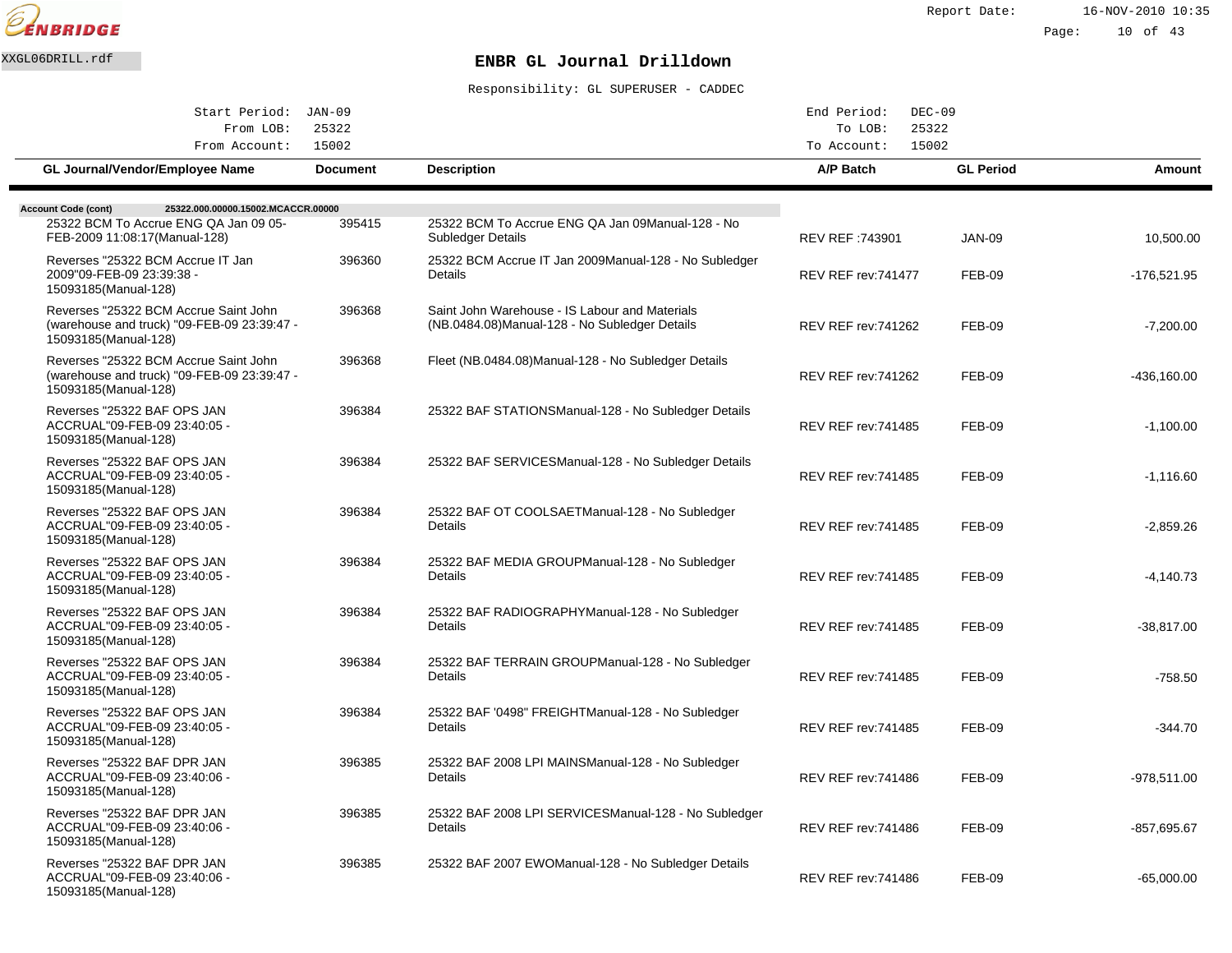ENBRIDGE

XXGL06DRILL.rdf

Report Date: 16-NOV-2010 10:35

# ENBR GL Journal Drilldown

Responsibility: GL SUPERUSER - CADDEC

| | | | |
|---|---|---|---|
| Start Period: | JAN-09 | End Period: | DEC-09 |
| From LOB: | 25322 | To LOB: | 25322 |
| From Account: | 15002 | To Account: | 15002 |

**Account Code (cont)** 25322.000.00000.15002.MCACCR.00000

| GL Journal/Vendor/Employee Name | Document | Description | A/P Batch | GL Period | Amount |
|---|---|---|---|---|---|
| 25322 BCM To Accrue ENG QA Jan 09 05-FEB-2009 11:08:17(Manual-128) | 395415 | 25322 BCM To Accrue ENG QA Jan 09Manual-128 - No Subledger Details | REV REF :743901 | JAN-09 | 10,500.00 |
| Reverses "25322 BCM Accrue IT Jan 2009"09-FEB-09 23:39:38 - 15093185(Manual-128) | 396360 | 25322 BCM Accrue IT Jan 2009Manual-128 - No Subledger Details | REV REF rev:741477 | FEB-09 | -176,521.95 |
| Reverses "25322 BCM Accrue Saint John (warehouse and truck) "09-FEB-09 23:39:47 - 15093185(Manual-128) | 396368 | Saint John Warehouse - IS Labour and Materials (NB.0484.08)Manual-128 - No Subledger Details | REV REF rev:741262 | FEB-09 | -7,200.00 |
| Reverses "25322 BCM Accrue Saint John (warehouse and truck) "09-FEB-09 23:39:47 - 15093185(Manual-128) | 396368 | Fleet (NB.0484.08)Manual-128 - No Subledger Details | REV REF rev:741262 | FEB-09 | -436,160.00 |
| Reverses "25322 BAF OPS JAN ACCRUAL"09-FEB-09 23:40:05 - 15093185(Manual-128) | 396384 | 25322 BAF STATIONSManual-128 - No Subledger Details | REV REF rev:741485 | FEB-09 | -1,100.00 |
| Reverses "25322 BAF OPS JAN ACCRUAL"09-FEB-09 23:40:05 - 15093185(Manual-128) | 396384 | 25322 BAF SERVICESManual-128 - No Subledger Details | REV REF rev:741485 | FEB-09 | -1,116.60 |
| Reverses "25322 BAF OPS JAN ACCRUAL"09-FEB-09 23:40:05 - 15093185(Manual-128) | 396384 | 25322 BAF OT COOLSAETManual-128 - No Subledger Details | REV REF rev:741485 | FEB-09 | -2,859.26 |
| Reverses "25322 BAF OPS JAN ACCRUAL"09-FEB-09 23:40:05 - 15093185(Manual-128) | 396384 | 25322 BAF MEDIA GROUPManual-128 - No Subledger Details | REV REF rev:741485 | FEB-09 | -4,140.73 |
| Reverses "25322 BAF OPS JAN ACCRUAL"09-FEB-09 23:40:05 - 15093185(Manual-128) | 396384 | 25322 BAF RADIOGRAPHYManual-128 - No Subledger Details | REV REF rev:741485 | FEB-09 | -38,817.00 |
| Reverses "25322 BAF OPS JAN ACCRUAL"09-FEB-09 23:40:05 - 15093185(Manual-128) | 396384 | 25322 BAF TERRAIN GROUPManual-128 - No Subledger Details | REV REF rev:741485 | FEB-09 | -758.50 |
| Reverses "25322 BAF OPS JAN ACCRUAL"09-FEB-09 23:40:05 - 15093185(Manual-128) | 396384 | 25322 BAF '0498" FREIGHTManual-128 - No Subledger Details | REV REF rev:741485 | FEB-09 | -344.70 |
| Reverses "25322 BAF DPR JAN ACCRUAL"09-FEB-09 23:40:06 - 15093185(Manual-128) | 396385 | 25322 BAF 2008 LPI MAINSManual-128 - No Subledger Details | REV REF rev:741486 | FEB-09 | -978,511.00 |
| Reverses "25322 BAF DPR JAN ACCRUAL"09-FEB-09 23:40:06 - 15093185(Manual-128) | 396385 | 25322 BAF 2008 LPI SERVICESManual-128 - No Subledger Details | REV REF rev:741486 | FEB-09 | -857,695.67 |
| Reverses "25322 BAF DPR JAN ACCRUAL"09-FEB-09 23:40:06 - 15093185(Manual-128) | 396385 | 25322 BAF 2007 EWOManual-128 - No Subledger Details | REV REF rev:741486 | FEB-09 | -65,000.00 |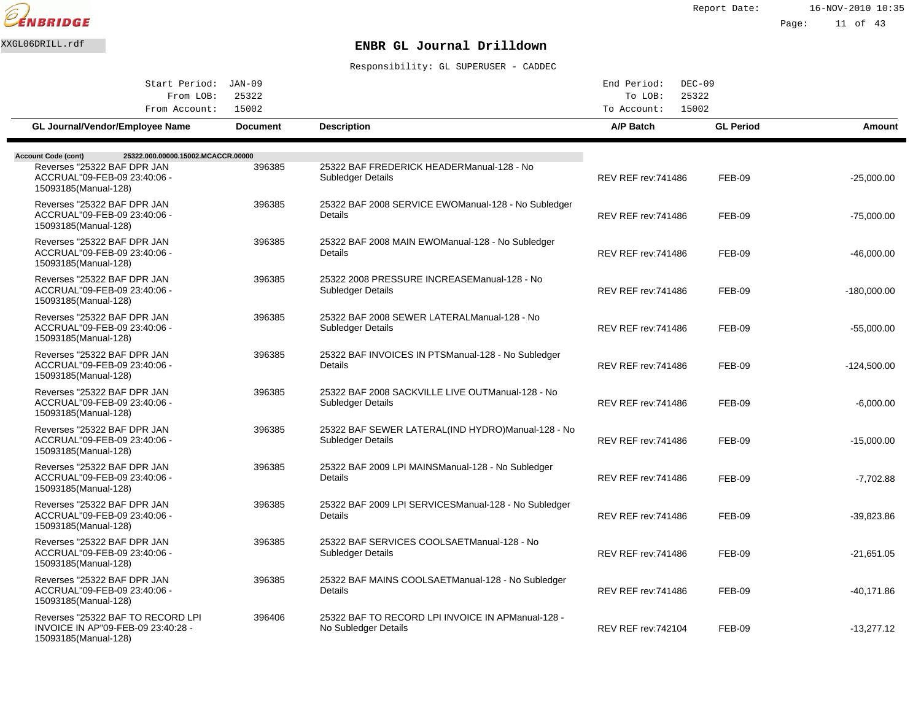ENBRIDGE

XXGL06DRILL.rdf

# ENBR GL Journal Drilldown

Report Date: 16-NOV-2010 10:35

Responsibility: GL SUPERUSER - CADDEC

| | | | |
|---|---|---|---|
| Start Period: | JAN-09 | End Period: | DEC-09 |
| From LOB: | 25322 | To LOB: | 25322 |
| From Account: | 15002 | To Account: | 15002 |

**Account Code (cont)** 25322.000.00000.15002.MCACCR.00000

| GL Journal/Vendor/Employee Name | Document | Description | A/P Batch | GL Period | Amount |
|---|---|---|---|---|---|
| Reverses "25322 BAF DPR JAN ACCRUAL"09-FEB-09 23:40:06 - 15093185(Manual-128) | 396385 | 25322 BAF FREDERICK HEADERManual-128 - No Subledger Details | REV REF rev:741486 | FEB-09 | -25,000.00 |
| Reverses "25322 BAF DPR JAN ACCRUAL"09-FEB-09 23:40:06 - 15093185(Manual-128) | 396385 | 25322 BAF 2008 SERVICE EWOManual-128 - No Subledger Details | REV REF rev:741486 | FEB-09 | -75,000.00 |
| Reverses "25322 BAF DPR JAN ACCRUAL"09-FEB-09 23:40:06 - 15093185(Manual-128) | 396385 | 25322 BAF 2008 MAIN EWOManual-128 - No Subledger Details | REV REF rev:741486 | FEB-09 | -46,000.00 |
| Reverses "25322 BAF DPR JAN ACCRUAL"09-FEB-09 23:40:06 - 15093185(Manual-128) | 396385 | 25322 2008 PRESSURE INCREASEManual-128 - No Subledger Details | REV REF rev:741486 | FEB-09 | -180,000.00 |
| Reverses "25322 BAF DPR JAN ACCRUAL"09-FEB-09 23:40:06 - 15093185(Manual-128) | 396385 | 25322 BAF 2008 SEWER LATERALManual-128 - No Subledger Details | REV REF rev:741486 | FEB-09 | -55,000.00 |
| Reverses "25322 BAF DPR JAN ACCRUAL"09-FEB-09 23:40:06 - 15093185(Manual-128) | 396385 | 25322 BAF INVOICES IN PTSManual-128 - No Subledger Details | REV REF rev:741486 | FEB-09 | -124,500.00 |
| Reverses "25322 BAF DPR JAN ACCRUAL"09-FEB-09 23:40:06 - 15093185(Manual-128) | 396385 | 25322 BAF 2008 SACKVILLE LIVE OUTManual-128 - No Subledger Details | REV REF rev:741486 | FEB-09 | -6,000.00 |
| Reverses "25322 BAF DPR JAN ACCRUAL"09-FEB-09 23:40:06 - 15093185(Manual-128) | 396385 | 25322 BAF SEWER LATERAL(IND HYDRO)Manual-128 - No Subledger Details | REV REF rev:741486 | FEB-09 | -15,000.00 |
| Reverses "25322 BAF DPR JAN ACCRUAL"09-FEB-09 23:40:06 - 15093185(Manual-128) | 396385 | 25322 BAF 2009 LPI MAINSManual-128 - No Subledger Details | REV REF rev:741486 | FEB-09 | -7,702.88 |
| Reverses "25322 BAF DPR JAN ACCRUAL"09-FEB-09 23:40:06 - 15093185(Manual-128) | 396385 | 25322 BAF 2009 LPI SERVICESManual-128 - No Subledger Details | REV REF rev:741486 | FEB-09 | -39,823.86 |
| Reverses "25322 BAF DPR JAN ACCRUAL"09-FEB-09 23:40:06 - 15093185(Manual-128) | 396385 | 25322 BAF SERVICES COOLSAETManual-128 - No Subledger Details | REV REF rev:741486 | FEB-09 | -21,651.05 |
| Reverses "25322 BAF DPR JAN ACCRUAL"09-FEB-09 23:40:06 - 15093185(Manual-128) | 396385 | 25322 BAF MAINS COOLSAETManual-128 - No Subledger Details | REV REF rev:741486 | FEB-09 | -40,171.86 |
| Reverses "25322 BAF TO RECORD LPI INVOICE IN AP"09-FEB-09 23:40:28 - 15093185(Manual-128) | 396406 | 25322 BAF TO RECORD LPI INVOICE IN APManual-128 - No Subledger Details | REV REF rev:742104 | FEB-09 | -13,277.12 |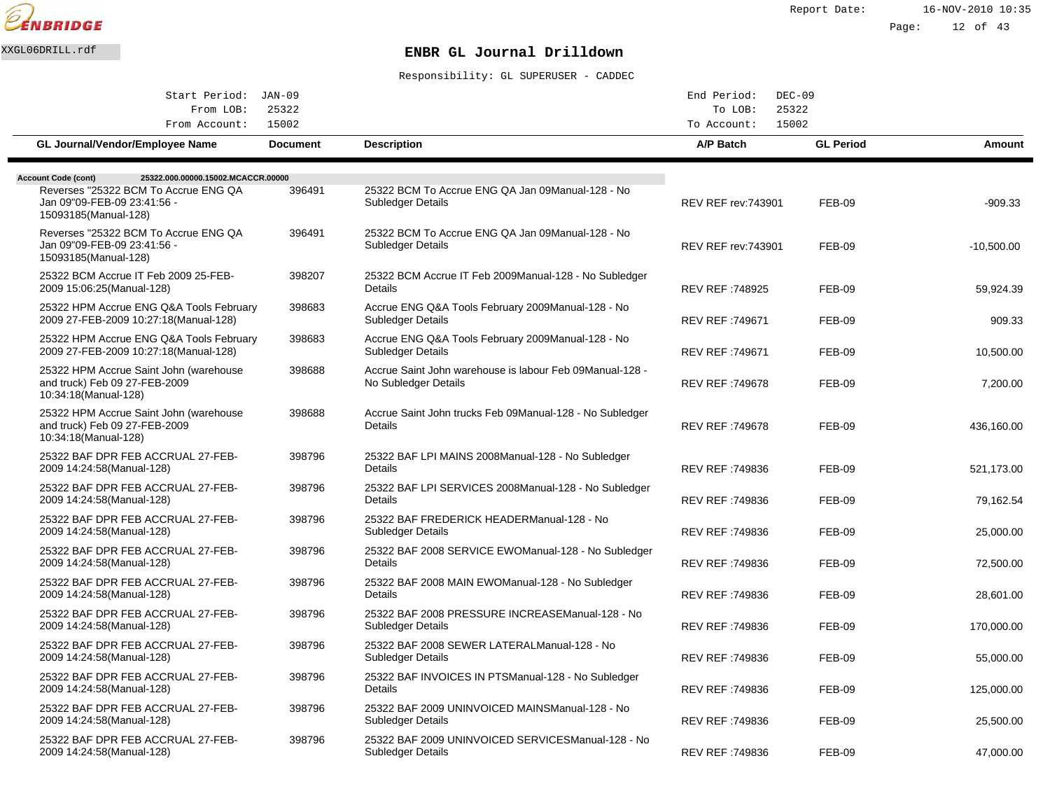# ENBR GL Journal Drilldown

Responsibility: GL SUPERUSER - CADDEC

| | | | |
|---|---|---|---|
| Start Period: | JAN-09 | End Period: | DEC-09 |
| From LOB: | 25322 | To LOB: | 25322 |
| From Account: | 15002 | To Account: | 15002 |

**Account Code (cont)** 25322.000.00000.15002.MCACCR.00000

| GL Journal/Vendor/Employee Name | Document | Description | A/P Batch | GL Period | Amount |
|---|---|---|---|---|---|
| Reverses "25322 BCM To Accrue ENG QA Jan 09"09-FEB-09 23:41:56 - 15093185(Manual-128) | 396491 | 25322 BCM To Accrue ENG QA Jan 09Manual-128 - No Subledger Details | REV REF rev:743901 | FEB-09 | -909.33 |
| Reverses "25322 BCM To Accrue ENG QA Jan 09"09-FEB-09 23:41:56 - 15093185(Manual-128) | 396491 | 25322 BCM To Accrue ENG QA Jan 09Manual-128 - No Subledger Details | REV REF rev:743901 | FEB-09 | -10,500.00 |
| 25322 BCM Accrue IT Feb 2009 25-FEB-2009 15:06:25(Manual-128) | 398207 | 25322 BCM Accrue IT Feb 2009Manual-128 - No Subledger Details | REV REF :748925 | FEB-09 | 59,924.39 |
| 25322 HPM Accrue ENG Q&A Tools February 2009 27-FEB-2009 10:27:18(Manual-128) | 398683 | Accrue ENG Q&A Tools February 2009Manual-128 - No Subledger Details | REV REF :749671 | FEB-09 | 909.33 |
| 25322 HPM Accrue ENG Q&A Tools February 2009 27-FEB-2009 10:27:18(Manual-128) | 398683 | Accrue ENG Q&A Tools February 2009Manual-128 - No Subledger Details | REV REF :749671 | FEB-09 | 10,500.00 |
| 25322 HPM Accrue Saint John (warehouse and truck) Feb 09 27-FEB-2009 10:34:18(Manual-128) | 398688 | Accrue Saint John warehouse is labour Feb 09Manual-128 - No Subledger Details | REV REF :749678 | FEB-09 | 7,200.00 |
| 25322 HPM Accrue Saint John (warehouse and truck) Feb 09 27-FEB-2009 10:34:18(Manual-128) | 398688 | Accrue Saint John trucks Feb 09Manual-128 - No Subledger Details | REV REF :749678 | FEB-09 | 436,160.00 |
| 25322 BAF DPR FEB ACCRUAL 27-FEB-2009 14:24:58(Manual-128) | 398796 | 25322 BAF LPI MAINS 2008Manual-128 - No Subledger Details | REV REF :749836 | FEB-09 | 521,173.00 |
| 25322 BAF DPR FEB ACCRUAL 27-FEB-2009 14:24:58(Manual-128) | 398796 | 25322 BAF LPI SERVICES 2008Manual-128 - No Subledger Details | REV REF :749836 | FEB-09 | 79,162.54 |
| 25322 BAF DPR FEB ACCRUAL 27-FEB-2009 14:24:58(Manual-128) | 398796 | 25322 BAF FREDERICK HEADERManual-128 - No Subledger Details | REV REF :749836 | FEB-09 | 25,000.00 |
| 25322 BAF DPR FEB ACCRUAL 27-FEB-2009 14:24:58(Manual-128) | 398796 | 25322 BAF 2008 SERVICE EWOManual-128 - No Subledger Details | REV REF :749836 | FEB-09 | 72,500.00 |
| 25322 BAF DPR FEB ACCRUAL 27-FEB-2009 14:24:58(Manual-128) | 398796 | 25322 BAF 2008 MAIN EWOManual-128 - No Subledger Details | REV REF :749836 | FEB-09 | 28,601.00 |
| 25322 BAF DPR FEB ACCRUAL 27-FEB-2009 14:24:58(Manual-128) | 398796 | 25322 BAF 2008 PRESSURE INCREASEManual-128 - No Subledger Details | REV REF :749836 | FEB-09 | 170,000.00 |
| 25322 BAF DPR FEB ACCRUAL 27-FEB-2009 14:24:58(Manual-128) | 398796 | 25322 BAF 2008 SEWER LATERALManual-128 - No Subledger Details | REV REF :749836 | FEB-09 | 55,000.00 |
| 25322 BAF DPR FEB ACCRUAL 27-FEB-2009 14:24:58(Manual-128) | 398796 | 25322 BAF INVOICES IN PTSManual-128 - No Subledger Details | REV REF :749836 | FEB-09 | 125,000.00 |
| 25322 BAF DPR FEB ACCRUAL 27-FEB-2009 14:24:58(Manual-128) | 398796 | 25322 BAF 2009 UNINVOICED MAINSManual-128 - No Subledger Details | REV REF :749836 | FEB-09 | 25,500.00 |
| 25322 BAF DPR FEB ACCRUAL 27-FEB-2009 14:24:58(Manual-128) | 398796 | 25322 BAF 2009 UNINVOICED SERVICESManual-128 - No Subledger Details | REV REF :749836 | FEB-09 | 47,000.00 |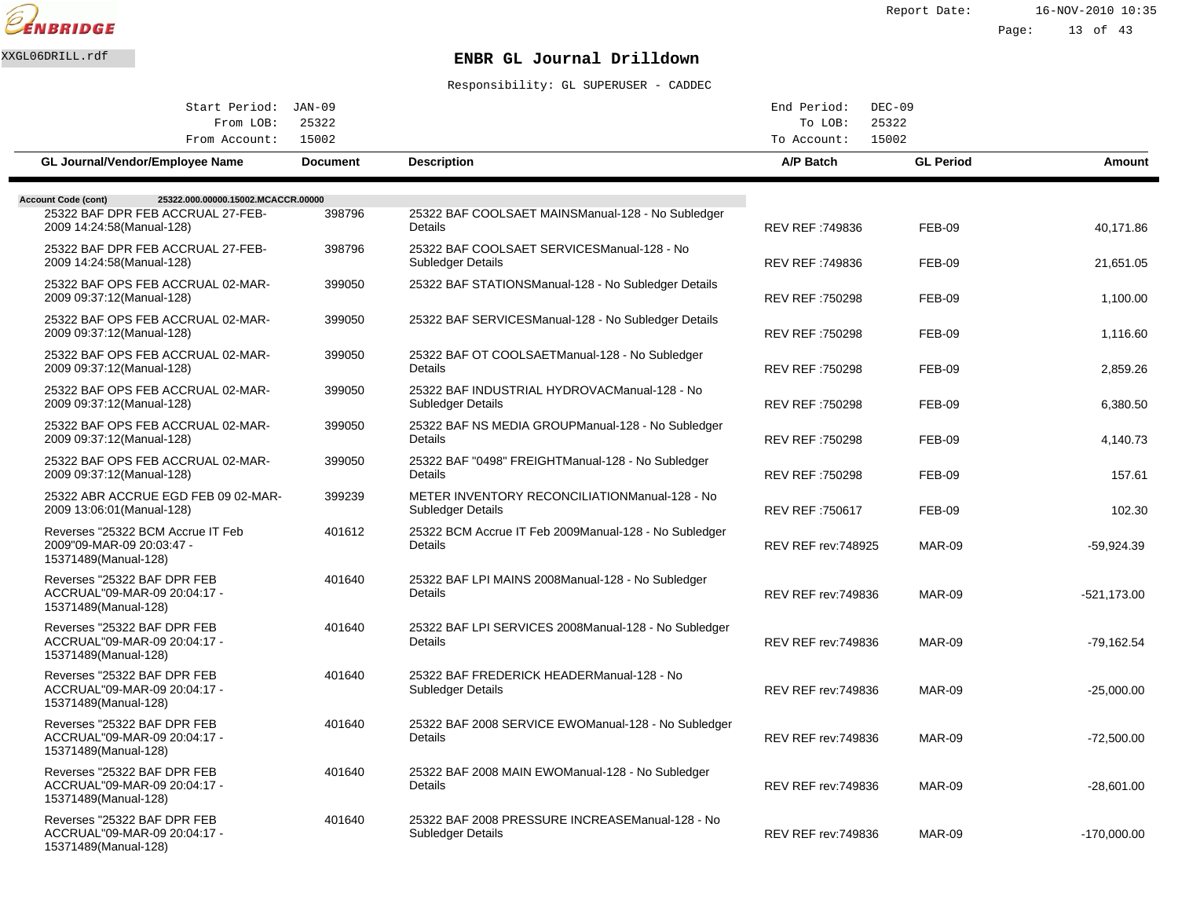XXGL06DRILL.rdf

# ENBR GL Journal Drilldown

Responsibility: GL SUPERUSER - CADDEC

| | | | |
|---|---|---|---|
| Start Period: | JAN-09 | End Period: | DEC-09 |
| From LOB: | 25322 | To LOB: | 25322 |
| From Account: | 15002 | To Account: | 15002 |

**Account Code (cont)** 25322.000.00000.15002.MCACCR.00000

| GL Journal/Vendor/Employee Name | Document | Description | A/P Batch | GL Period | Amount |
|---|---|---|---|---|---|
| 25322 BAF DPR FEB ACCRUAL 27-FEB-2009 14:24:58(Manual-128) | 398796 | 25322 BAF COOLSAET MAINSManual-128 - No Subledger Details | REV REF :749836 | FEB-09 | 40,171.86 |
| 25322 BAF DPR FEB ACCRUAL 27-FEB-2009 14:24:58(Manual-128) | 398796 | 25322 BAF COOLSAET SERVICESManual-128 - No Subledger Details | REV REF :749836 | FEB-09 | 21,651.05 |
| 25322 BAF OPS FEB ACCRUAL 02-MAR-2009 09:37:12(Manual-128) | 399050 | 25322 BAF STATIONSManual-128 - No Subledger Details | REV REF :750298 | FEB-09 | 1,100.00 |
| 25322 BAF OPS FEB ACCRUAL 02-MAR-2009 09:37:12(Manual-128) | 399050 | 25322 BAF SERVICESManual-128 - No Subledger Details | REV REF :750298 | FEB-09 | 1,116.60 |
| 25322 BAF OPS FEB ACCRUAL 02-MAR-2009 09:37:12(Manual-128) | 399050 | 25322 BAF OT COOLSAETManual-128 - No Subledger Details | REV REF :750298 | FEB-09 | 2,859.26 |
| 25322 BAF OPS FEB ACCRUAL 02-MAR-2009 09:37:12(Manual-128) | 399050 | 25322 BAF INDUSTRIAL HYDROVACManual-128 - No Subledger Details | REV REF :750298 | FEB-09 | 6,380.50 |
| 25322 BAF OPS FEB ACCRUAL 02-MAR-2009 09:37:12(Manual-128) | 399050 | 25322 BAF NS MEDIA GROUPManual-128 - No Subledger Details | REV REF :750298 | FEB-09 | 4,140.73 |
| 25322 BAF OPS FEB ACCRUAL 02-MAR-2009 09:37:12(Manual-128) | 399050 | 25322 BAF "0498" FREIGHTManual-128 - No Subledger Details | REV REF :750298 | FEB-09 | 157.61 |
| 25322 ABR ACCRUE EGD FEB 09 02-MAR-2009 13:06:01(Manual-128) | 399239 | METER INVENTORY RECONCILIATIONManual-128 - No Subledger Details | REV REF :750617 | FEB-09 | 102.30 |
| Reverses "25322 BCM Accrue IT Feb 2009"09-MAR-09 20:03:47 - 15371489(Manual-128) | 401612 | 25322 BCM Accrue IT Feb 2009Manual-128 - No Subledger Details | REV REF rev:748925 | MAR-09 | -59,924.39 |
| Reverses "25322 BAF DPR FEB ACCRUAL"09-MAR-09 20:04:17 - 15371489(Manual-128) | 401640 | 25322 BAF LPI MAINS 2008Manual-128 - No Subledger Details | REV REF rev:749836 | MAR-09 | -521,173.00 |
| Reverses "25322 BAF DPR FEB ACCRUAL"09-MAR-09 20:04:17 - 15371489(Manual-128) | 401640 | 25322 BAF LPI SERVICES 2008Manual-128 - No Subledger Details | REV REF rev:749836 | MAR-09 | -79,162.54 |
| Reverses "25322 BAF DPR FEB ACCRUAL"09-MAR-09 20:04:17 - 15371489(Manual-128) | 401640 | 25322 BAF FREDERICK HEADERManual-128 - No Subledger Details | REV REF rev:749836 | MAR-09 | -25,000.00 |
| Reverses "25322 BAF DPR FEB ACCRUAL"09-MAR-09 20:04:17 - 15371489(Manual-128) | 401640 | 25322 BAF 2008 SERVICE EWOManual-128 - No Subledger Details | REV REF rev:749836 | MAR-09 | -72,500.00 |
| Reverses "25322 BAF DPR FEB ACCRUAL"09-MAR-09 20:04:17 - 15371489(Manual-128) | 401640 | 25322 BAF 2008 MAIN EWOManual-128 - No Subledger Details | REV REF rev:749836 | MAR-09 | -28,601.00 |
| Reverses "25322 BAF DPR FEB ACCRUAL"09-MAR-09 20:04:17 - 15371489(Manual-128) | 401640 | 25322 BAF 2008 PRESSURE INCREASEManual-128 - No Subledger Details | REV REF rev:749836 | MAR-09 | -170,000.00 |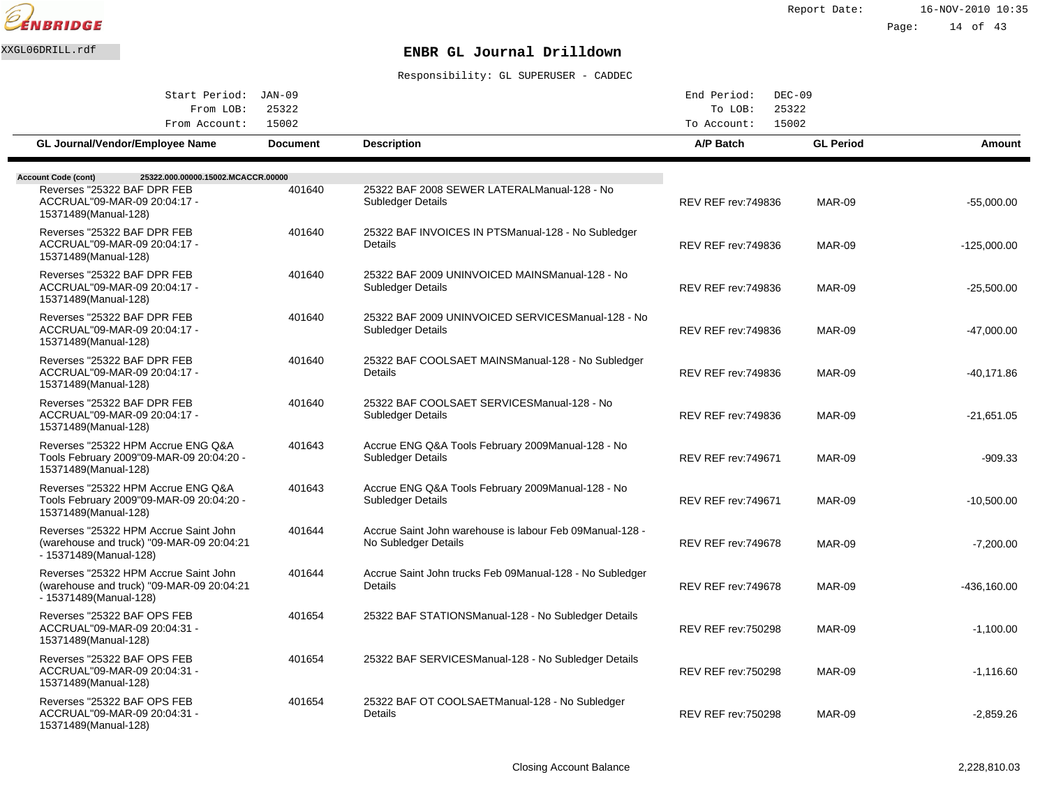XXGL06DRILL.rdf

# ENBR GL Journal Drilldown

Responsibility: GL SUPERUSER - CADDEC

| | | | |
|---|---|---|---|
| Start Period: | JAN-09 | End Period: | DEC-09 |
| From LOB: | 25322 | To LOB: | 25322 |
| From Account: | 15002 | To Account: | 15002 |

| GL Journal/Vendor/Employee Name | Document | Description | A/P Batch | GL Period | Amount |
|---|---|---|---|---|---|
| **Account Code (cont)** 25322.000.00000.15002.MCACCR.00000 | | | | | |
| Reverses "25322 BAF DPR FEB ACCRUAL"09-MAR-09 20:04:17 - 15371489(Manual-128) | 401640 | 25322 BAF 2008 SEWER LATERALManual-128 - No Subledger Details | REV REF rev:749836 | MAR-09 | -55,000.00 |
| Reverses "25322 BAF DPR FEB ACCRUAL"09-MAR-09 20:04:17 - 15371489(Manual-128) | 401640 | 25322 BAF INVOICES IN PTSManual-128 - No Subledger Details | REV REF rev:749836 | MAR-09 | -125,000.00 |
| Reverses "25322 BAF DPR FEB ACCRUAL"09-MAR-09 20:04:17 - 15371489(Manual-128) | 401640 | 25322 BAF 2009 UNINVOICED MAINSManual-128 - No Subledger Details | REV REF rev:749836 | MAR-09 | -25,500.00 |
| Reverses "25322 BAF DPR FEB ACCRUAL"09-MAR-09 20:04:17 - 15371489(Manual-128) | 401640 | 25322 BAF 2009 UNINVOICED SERVICESManual-128 - No Subledger Details | REV REF rev:749836 | MAR-09 | -47,000.00 |
| Reverses "25322 BAF DPR FEB ACCRUAL"09-MAR-09 20:04:17 - 15371489(Manual-128) | 401640 | 25322 BAF COOLSAET MAINSManual-128 - No Subledger Details | REV REF rev:749836 | MAR-09 | -40,171.86 |
| Reverses "25322 BAF DPR FEB ACCRUAL"09-MAR-09 20:04:17 - 15371489(Manual-128) | 401640 | 25322 BAF COOLSAET SERVICESManual-128 - No Subledger Details | REV REF rev:749836 | MAR-09 | -21,651.05 |
| Reverses "25322 HPM Accrue ENG Q&A Tools February 2009"09-MAR-09 20:04:20 - 15371489(Manual-128) | 401643 | Accrue ENG Q&A Tools February 2009Manual-128 - No Subledger Details | REV REF rev:749671 | MAR-09 | -909.33 |
| Reverses "25322 HPM Accrue ENG Q&A Tools February 2009"09-MAR-09 20:04:20 - 15371489(Manual-128) | 401643 | Accrue ENG Q&A Tools February 2009Manual-128 - No Subledger Details | REV REF rev:749671 | MAR-09 | -10,500.00 |
| Reverses "25322 HPM Accrue Saint John (warehouse and truck) "09-MAR-09 20:04:21 - 15371489(Manual-128) | 401644 | Accrue Saint John warehouse is labour Feb 09Manual-128 - No Subledger Details | REV REF rev:749678 | MAR-09 | -7,200.00 |
| Reverses "25322 HPM Accrue Saint John (warehouse and truck) "09-MAR-09 20:04:21 - 15371489(Manual-128) | 401644 | Accrue Saint John trucks Feb 09Manual-128 - No Subledger Details | REV REF rev:749678 | MAR-09 | -436,160.00 |
| Reverses "25322 BAF OPS FEB ACCRUAL"09-MAR-09 20:04:31 - 15371489(Manual-128) | 401654 | 25322 BAF STATIONSManual-128 - No Subledger Details | REV REF rev:750298 | MAR-09 | -1,100.00 |
| Reverses "25322 BAF OPS FEB ACCRUAL"09-MAR-09 20:04:31 - 15371489(Manual-128) | 401654 | 25322 BAF SERVICESManual-128 - No Subledger Details | REV REF rev:750298 | MAR-09 | -1,116.60 |
| Reverses "25322 BAF OPS FEB ACCRUAL"09-MAR-09 20:04:31 - 15371489(Manual-128) | 401654 | 25322 BAF OT COOLSAETManual-128 - No Subledger Details | REV REF rev:750298 | MAR-09 | -2,859.26 |
| | | Closing Account Balance | | | 2,228,810.03 |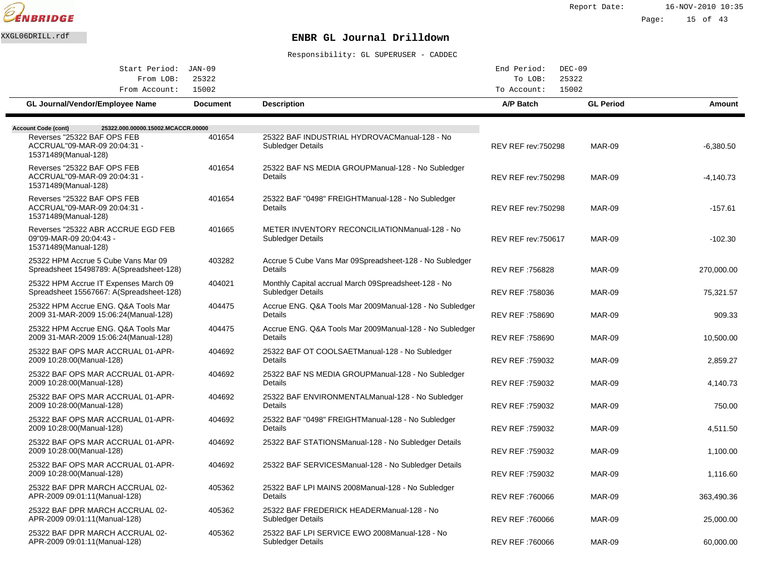ENBRIDGE

XXGL06DRILL.rdf

# ENBR GL Journal Drilldown

Responsibility: GL SUPERUSER - CADDEC

| | | | |
|---|---|---|---|
| Start Period: | JAN-09 | End Period: | DEC-09 |
| From LOB: | 25322 | To LOB: | 25322 |
| From Account: | 15002 | To Account: | 15002 |

| GL Journal/Vendor/Employee Name | Document | Description | A/P Batch | GL Period | Amount |
|---|---|---|---|---|---|
| **Account Code (cont)** **25322.000.00000.15002.MCACCR.00000** | | | | | |
| Reverses "25322 BAF OPS FEB ACCRUAL"09-MAR-09 20:04:31 - 15371489(Manual-128) | 401654 | 25322 BAF INDUSTRIAL HYDROVACManual-128 - No Subledger Details | REV REF rev:750298 | MAR-09 | -6,380.50 |
| Reverses "25322 BAF OPS FEB ACCRUAL"09-MAR-09 20:04:31 - 15371489(Manual-128) | 401654 | 25322 BAF NS MEDIA GROUPManual-128 - No Subledger Details | REV REF rev:750298 | MAR-09 | -4,140.73 |
| Reverses "25322 BAF OPS FEB ACCRUAL"09-MAR-09 20:04:31 - 15371489(Manual-128) | 401654 | 25322 BAF "0498" FREIGHTManual-128 - No Subledger Details | REV REF rev:750298 | MAR-09 | -157.61 |
| Reverses "25322 ABR ACCRUE EGD FEB 09"09-MAR-09 20:04:43 - 15371489(Manual-128) | 401665 | METER INVENTORY RECONCILIATIONManual-128 - No Subledger Details | REV REF rev:750617 | MAR-09 | -102.30 |
| 25322 HPM Accrue 5 Cube Vans Mar 09 Spreadsheet 15498789: A(Spreadsheet-128) | 403282 | Accrue 5 Cube Vans Mar 09Spreadsheet-128 - No Subledger Details | REV REF :756828 | MAR-09 | 270,000.00 |
| 25322 HPM Accrue IT Expenses March 09 Spreadsheet 15567667: A(Spreadsheet-128) | 404021 | Monthly Capital accrual March 09Spreadsheet-128 - No Subledger Details | REV REF :758036 | MAR-09 | 75,321.57 |
| 25322 HPM Accrue ENG. Q&A Tools Mar 2009 31-MAR-2009 15:06:24(Manual-128) | 404475 | Accrue ENG. Q&A Tools Mar 2009Manual-128 - No Subledger Details | REV REF :758690 | MAR-09 | 909.33 |
| 25322 HPM Accrue ENG. Q&A Tools Mar 2009 31-MAR-2009 15:06:24(Manual-128) | 404475 | Accrue ENG. Q&A Tools Mar 2009Manual-128 - No Subledger Details | REV REF :758690 | MAR-09 | 10,500.00 |
| 25322 BAF OPS MAR ACCRUAL 01-APR-2009 10:28:00(Manual-128) | 404692 | 25322 BAF OT COOLSAETManual-128 - No Subledger Details | REV REF :759032 | MAR-09 | 2,859.27 |
| 25322 BAF OPS MAR ACCRUAL 01-APR-2009 10:28:00(Manual-128) | 404692 | 25322 BAF NS MEDIA GROUPManual-128 - No Subledger Details | REV REF :759032 | MAR-09 | 4,140.73 |
| 25322 BAF OPS MAR ACCRUAL 01-APR-2009 10:28:00(Manual-128) | 404692 | 25322 BAF ENVIRONMENTALManual-128 - No Subledger Details | REV REF :759032 | MAR-09 | 750.00 |
| 25322 BAF OPS MAR ACCRUAL 01-APR-2009 10:28:00(Manual-128) | 404692 | 25322 BAF "0498" FREIGHTManual-128 - No Subledger Details | REV REF :759032 | MAR-09 | 4,511.50 |
| 25322 BAF OPS MAR ACCRUAL 01-APR-2009 10:28:00(Manual-128) | 404692 | 25322 BAF STATIONSManual-128 - No Subledger Details | REV REF :759032 | MAR-09 | 1,100.00 |
| 25322 BAF OPS MAR ACCRUAL 01-APR-2009 10:28:00(Manual-128) | 404692 | 25322 BAF SERVICESManual-128 - No Subledger Details | REV REF :759032 | MAR-09 | 1,116.60 |
| 25322 BAF DPR MARCH ACCRUAL 02-APR-2009 09:01:11(Manual-128) | 405362 | 25322 BAF LPI MAINS 2008Manual-128 - No Subledger Details | REV REF :760066 | MAR-09 | 363,490.36 |
| 25322 BAF DPR MARCH ACCRUAL 02-APR-2009 09:01:11(Manual-128) | 405362 | 25322 BAF FREDERICK HEADERManual-128 - No Subledger Details | REV REF :760066 | MAR-09 | 25,000.00 |
| 25322 BAF DPR MARCH ACCRUAL 02-APR-2009 09:01:11(Manual-128) | 405362 | 25322 BAF LPI SERVICE EWO 2008Manual-128 - No Subledger Details | REV REF :760066 | MAR-09 | 60,000.00 |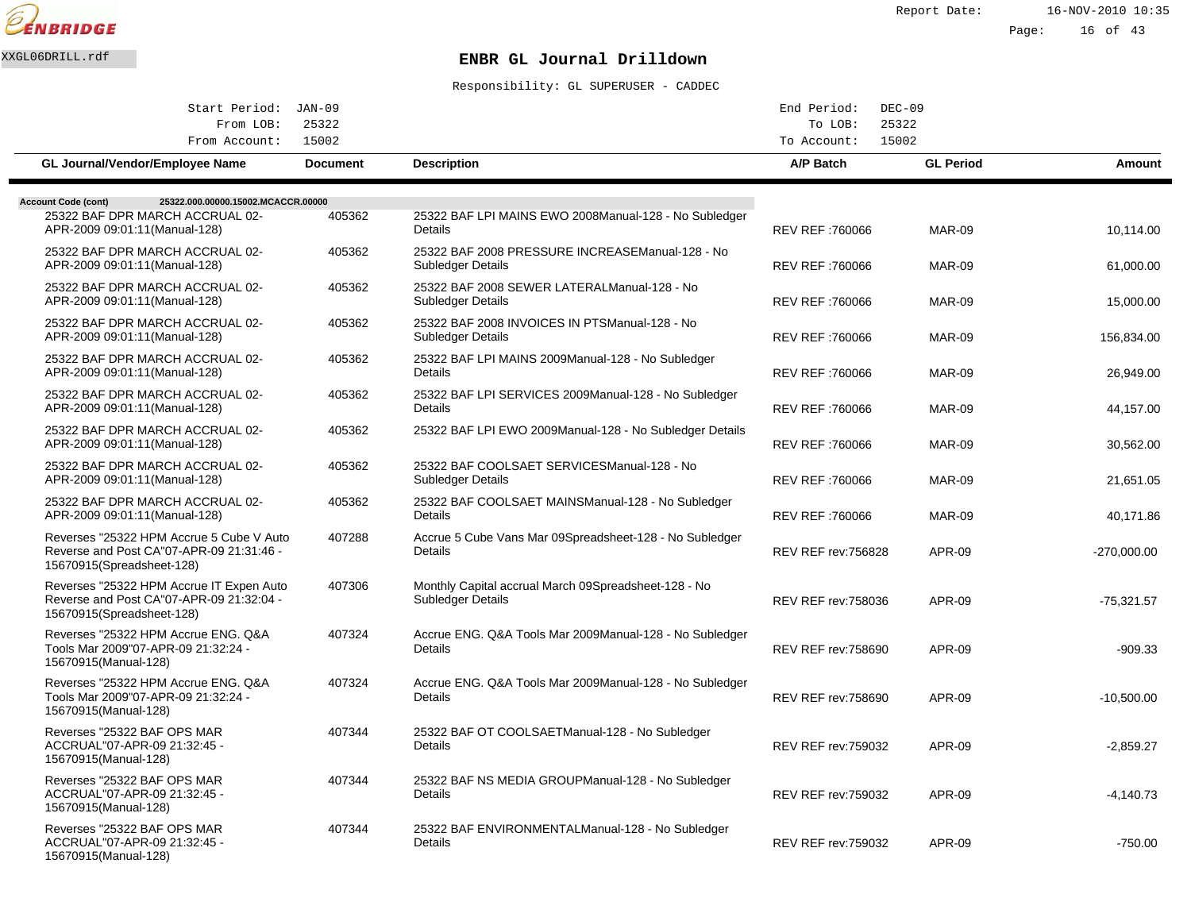XXGL06DRILL.rdf

**ENBRIDGE**

# ENBR GL Journal Drilldown

Report Date: 16-NOV-2010 10:35

Responsibility: GL SUPERUSER - CADDEC

| | | | |
|---|---|---|---|
| Start Period: | JAN-09 | End Period: | DEC-09 |
| From LOB: | 25322 | To LOB: | 25322 |
| From Account: | 15002 | To Account: | 15002 |

**Account Code (cont)** 25322.000.00000.15002.MCACCR.00000

| GL Journal/Vendor/Employee Name | Document | Description | A/P Batch | GL Period | Amount |
|---|---|---|---|---|---|
| 25322 BAF DPR MARCH ACCRUAL 02-APR-2009 09:01:11(Manual-128) | 405362 | 25322 BAF LPI MAINS EWO 2008Manual-128 - No Subledger Details | REV REF :760066 | MAR-09 | 10,114.00 |
| 25322 BAF DPR MARCH ACCRUAL 02-APR-2009 09:01:11(Manual-128) | 405362 | 25322 BAF 2008 PRESSURE INCREASEManual-128 - No Subledger Details | REV REF :760066 | MAR-09 | 61,000.00 |
| 25322 BAF DPR MARCH ACCRUAL 02-APR-2009 09:01:11(Manual-128) | 405362 | 25322 BAF 2008 SEWER LATERALManual-128 - No Subledger Details | REV REF :760066 | MAR-09 | 15,000.00 |
| 25322 BAF DPR MARCH ACCRUAL 02-APR-2009 09:01:11(Manual-128) | 405362 | 25322 BAF 2008 INVOICES IN PTSManual-128 - No Subledger Details | REV REF :760066 | MAR-09 | 156,834.00 |
| 25322 BAF DPR MARCH ACCRUAL 02-APR-2009 09:01:11(Manual-128) | 405362 | 25322 BAF LPI MAINS 2009Manual-128 - No Subledger Details | REV REF :760066 | MAR-09 | 26,949.00 |
| 25322 BAF DPR MARCH ACCRUAL 02-APR-2009 09:01:11(Manual-128) | 405362 | 25322 BAF LPI SERVICES 2009Manual-128 - No Subledger Details | REV REF :760066 | MAR-09 | 44,157.00 |
| 25322 BAF DPR MARCH ACCRUAL 02-APR-2009 09:01:11(Manual-128) | 405362 | 25322 BAF LPI EWO 2009Manual-128 - No Subledger Details | REV REF :760066 | MAR-09 | 30,562.00 |
| 25322 BAF DPR MARCH ACCRUAL 02-APR-2009 09:01:11(Manual-128) | 405362 | 25322 BAF COOLSAET SERVICESManual-128 - No Subledger Details | REV REF :760066 | MAR-09 | 21,651.05 |
| 25322 BAF DPR MARCH ACCRUAL 02-APR-2009 09:01:11(Manual-128) | 405362 | 25322 BAF COOLSAET MAINSManual-128 - No Subledger Details | REV REF :760066 | MAR-09 | 40,171.86 |
| Reverses "25322 HPM Accrue 5 Cube V Auto Reverse and Post CA"07-APR-09 21:31:46 - 15670915(Spreadsheet-128) | 407288 | Accrue 5 Cube Vans Mar 09Spreadsheet-128 - No Subledger Details | REV REF rev:756828 | APR-09 | -270,000.00 |
| Reverses "25322 HPM Accrue IT Expen Auto Reverse and Post CA"07-APR-09 21:32:04 - 15670915(Spreadsheet-128) | 407306 | Monthly Capital accrual March 09Spreadsheet-128 - No Subledger Details | REV REF rev:758036 | APR-09 | -75,321.57 |
| Reverses "25322 HPM Accrue ENG. Q&A Tools Mar 2009"07-APR-09 21:32:24 - 15670915(Manual-128) | 407324 | Accrue ENG. Q&A Tools Mar 2009Manual-128 - No Subledger Details | REV REF rev:758690 | APR-09 | -909.33 |
| Reverses "25322 HPM Accrue ENG. Q&A Tools Mar 2009"07-APR-09 21:32:24 - 15670915(Manual-128) | 407324 | Accrue ENG. Q&A Tools Mar 2009Manual-128 - No Subledger Details | REV REF rev:758690 | APR-09 | -10,500.00 |
| Reverses "25322 BAF OPS MAR ACCRUAL"07-APR-09 21:32:45 - 15670915(Manual-128) | 407344 | 25322 BAF OT COOLSAETManual-128 - No Subledger Details | REV REF rev:759032 | APR-09 | -2,859.27 |
| Reverses "25322 BAF OPS MAR ACCRUAL"07-APR-09 21:32:45 - 15670915(Manual-128) | 407344 | 25322 BAF NS MEDIA GROUPManual-128 - No Subledger Details | REV REF rev:759032 | APR-09 | -4,140.73 |
| Reverses "25322 BAF OPS MAR ACCRUAL"07-APR-09 21:32:45 - 15670915(Manual-128) | 407344 | 25322 BAF ENVIRONMENTALManual-128 - No Subledger Details | REV REF rev:759032 | APR-09 | -750.00 |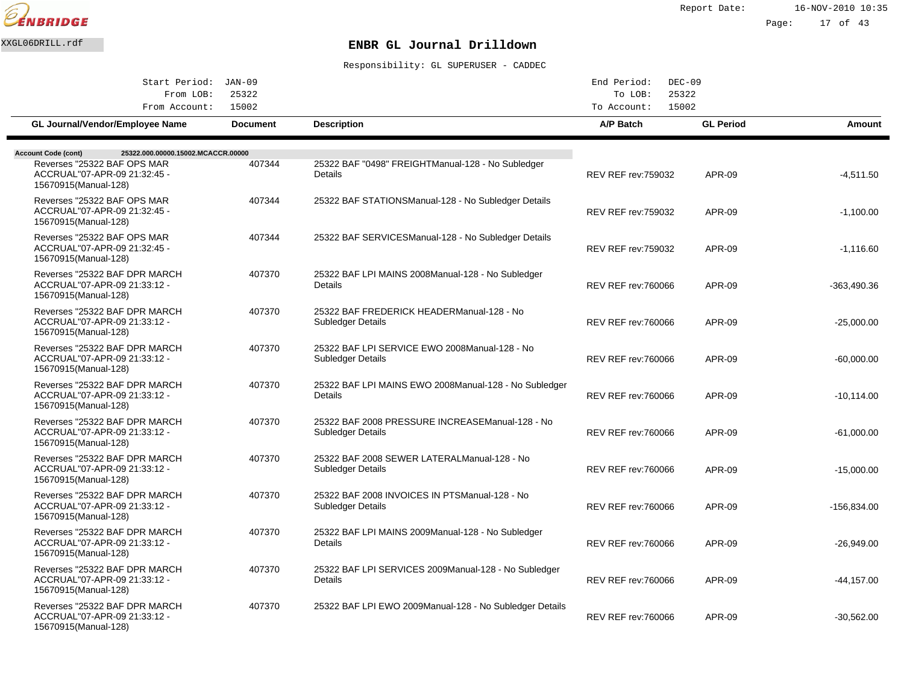# ENBR GL Journal Drilldown

XXGL06DRILL.rdf

Report Date: 16-NOV-2010 10:35

Responsibility: GL SUPERUSER - CADDEC

Start Period: JAN-09 | End Period: DEC-09
From LOB: 25322 | To LOB: 25322
From Account: 15002 | To Account: 15002

**Account Code (cont)** 25322.000.00000.15002.MCACCR.00000

| GL Journal/Vendor/Employee Name | Document | Description | A/P Batch | GL Period | Amount |
|---|---|---|---|---|---|
| Reverses "25322 BAF OPS MAR ACCRUAL"07-APR-09 21:32:45 - 15670915(Manual-128) | 407344 | 25322 BAF "0498" FREIGHTManual-128 - No Subledger Details | REV REF rev:759032 | APR-09 | -4,511.50 |
| Reverses "25322 BAF OPS MAR ACCRUAL"07-APR-09 21:32:45 - 15670915(Manual-128) | 407344 | 25322 BAF STATIONSManual-128 - No Subledger Details | REV REF rev:759032 | APR-09 | -1,100.00 |
| Reverses "25322 BAF OPS MAR ACCRUAL"07-APR-09 21:32:45 - 15670915(Manual-128) | 407344 | 25322 BAF SERVICESManual-128 - No Subledger Details | REV REF rev:759032 | APR-09 | -1,116.60 |
| Reverses "25322 BAF DPR MARCH ACCRUAL"07-APR-09 21:33:12 - 15670915(Manual-128) | 407370 | 25322 BAF LPI MAINS 2008Manual-128 - No Subledger Details | REV REF rev:760066 | APR-09 | -363,490.36 |
| Reverses "25322 BAF DPR MARCH ACCRUAL"07-APR-09 21:33:12 - 15670915(Manual-128) | 407370 | 25322 BAF FREDERICK HEADERManual-128 - No Subledger Details | REV REF rev:760066 | APR-09 | -25,000.00 |
| Reverses "25322 BAF DPR MARCH ACCRUAL"07-APR-09 21:33:12 - 15670915(Manual-128) | 407370 | 25322 BAF LPI SERVICE EWO 2008Manual-128 - No Subledger Details | REV REF rev:760066 | APR-09 | -60,000.00 |
| Reverses "25322 BAF DPR MARCH ACCRUAL"07-APR-09 21:33:12 - 15670915(Manual-128) | 407370 | 25322 BAF LPI MAINS EWO 2008Manual-128 - No Subledger Details | REV REF rev:760066 | APR-09 | -10,114.00 |
| Reverses "25322 BAF DPR MARCH ACCRUAL"07-APR-09 21:33:12 - 15670915(Manual-128) | 407370 | 25322 BAF 2008 PRESSURE INCREASEManual-128 - No Subledger Details | REV REF rev:760066 | APR-09 | -61,000.00 |
| Reverses "25322 BAF DPR MARCH ACCRUAL"07-APR-09 21:33:12 - 15670915(Manual-128) | 407370 | 25322 BAF 2008 SEWER LATERALManual-128 - No Subledger Details | REV REF rev:760066 | APR-09 | -15,000.00 |
| Reverses "25322 BAF DPR MARCH ACCRUAL"07-APR-09 21:33:12 - 15670915(Manual-128) | 407370 | 25322 BAF 2008 INVOICES IN PTSManual-128 - No Subledger Details | REV REF rev:760066 | APR-09 | -156,834.00 |
| Reverses "25322 BAF DPR MARCH ACCRUAL"07-APR-09 21:33:12 - 15670915(Manual-128) | 407370 | 25322 BAF LPI MAINS 2009Manual-128 - No Subledger Details | REV REF rev:760066 | APR-09 | -26,949.00 |
| Reverses "25322 BAF DPR MARCH ACCRUAL"07-APR-09 21:33:12 - 15670915(Manual-128) | 407370 | 25322 BAF LPI SERVICES 2009Manual-128 - No Subledger Details | REV REF rev:760066 | APR-09 | -44,157.00 |
| Reverses "25322 BAF DPR MARCH ACCRUAL"07-APR-09 21:33:12 - 15670915(Manual-128) | 407370 | 25322 BAF LPI EWO 2009Manual-128 - No Subledger Details | REV REF rev:760066 | APR-09 | -30,562.00 |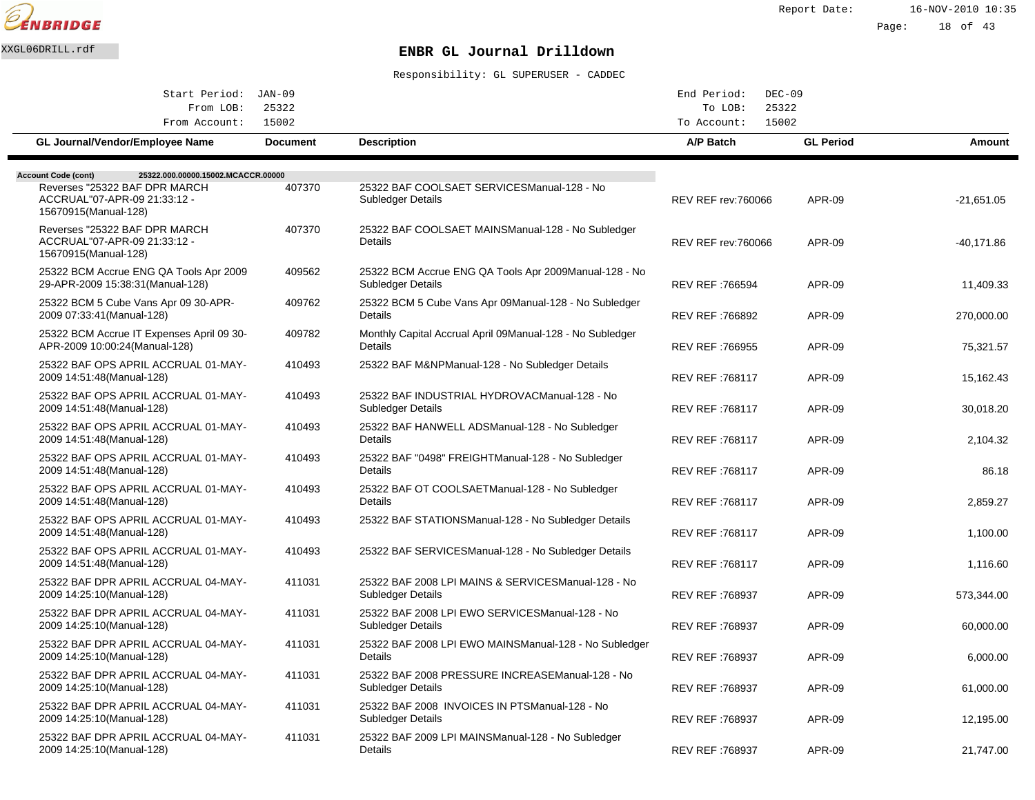# ENBR GL Journal Drilldown

XXGL06DRILL.rdf

Report Date: 16-NOV-2010 10:35

Responsibility: GL SUPERUSER - CADDEC

| | | | |
|---|---|---|---|
| Start Period: | JAN-09 | End Period: | DEC-09 |
| From LOB: | 25322 | To LOB: | 25322 |
| From Account: | 15002 | To Account: | 15002 |

**Account Code (cont)** 25322.000.00000.15002.MCACCR.00000

| GL Journal/Vendor/Employee Name | Document | Description | A/P Batch | GL Period | Amount |
|---|---|---|---|---|---|
| Reverses "25322 BAF DPR MARCH ACCRUAL"07-APR-09 21:33:12 - 15670915(Manual-128) | 407370 | 25322 BAF COOLSAET SERVICESManual-128 - No Subledger Details | REV REF rev:760066 | APR-09 | -21,651.05 |
| Reverses "25322 BAF DPR MARCH ACCRUAL"07-APR-09 21:33:12 - 15670915(Manual-128) | 407370 | 25322 BAF COOLSAET MAINSManual-128 - No Subledger Details | REV REF rev:760066 | APR-09 | -40,171.86 |
| 25322 BCM Accrue ENG QA Tools Apr 2009 29-APR-2009 15:38:31(Manual-128) | 409562 | 25322 BCM Accrue ENG QA Tools Apr 2009Manual-128 - No Subledger Details | REV REF :766594 | APR-09 | 11,409.33 |
| 25322 BCM 5 Cube Vans Apr 09 30-APR-2009 07:33:41(Manual-128) | 409762 | 25322 BCM 5 Cube Vans Apr 09Manual-128 - No Subledger Details | REV REF :766892 | APR-09 | 270,000.00 |
| 25322 BCM Accrue IT Expenses April 09 30-APR-2009 10:00:24(Manual-128) | 409782 | Monthly Capital Accrual April 09Manual-128 - No Subledger Details | REV REF :766955 | APR-09 | 75,321.57 |
| 25322 BAF OPS APRIL ACCRUAL 01-MAY-2009 14:51:48(Manual-128) | 410493 | 25322 BAF M&NPManual-128 - No Subledger Details | REV REF :768117 | APR-09 | 15,162.43 |
| 25322 BAF OPS APRIL ACCRUAL 01-MAY-2009 14:51:48(Manual-128) | 410493 | 25322 BAF INDUSTRIAL HYDROVACManual-128 - No Subledger Details | REV REF :768117 | APR-09 | 30,018.20 |
| 25322 BAF OPS APRIL ACCRUAL 01-MAY-2009 14:51:48(Manual-128) | 410493 | 25322 BAF HANWELL ADSManual-128 - No Subledger Details | REV REF :768117 | APR-09 | 2,104.32 |
| 25322 BAF OPS APRIL ACCRUAL 01-MAY-2009 14:51:48(Manual-128) | 410493 | 25322 BAF "0498" FREIGHTManual-128 - No Subledger Details | REV REF :768117 | APR-09 | 86.18 |
| 25322 BAF OPS APRIL ACCRUAL 01-MAY-2009 14:51:48(Manual-128) | 410493 | 25322 BAF OT COOLSAETManual-128 - No Subledger Details | REV REF :768117 | APR-09 | 2,859.27 |
| 25322 BAF OPS APRIL ACCRUAL 01-MAY-2009 14:51:48(Manual-128) | 410493 | 25322 BAF STATIONSManual-128 - No Subledger Details | REV REF :768117 | APR-09 | 1,100.00 |
| 25322 BAF OPS APRIL ACCRUAL 01-MAY-2009 14:51:48(Manual-128) | 410493 | 25322 BAF SERVICESManual-128 - No Subledger Details | REV REF :768117 | APR-09 | 1,116.60 |
| 25322 BAF DPR APRIL ACCRUAL 04-MAY-2009 14:25:10(Manual-128) | 411031 | 25322 BAF 2008 LPI MAINS & SERVICESManual-128 - No Subledger Details | REV REF :768937 | APR-09 | 573,344.00 |
| 25322 BAF DPR APRIL ACCRUAL 04-MAY-2009 14:25:10(Manual-128) | 411031 | 25322 BAF 2008 LPI EWO SERVICESManual-128 - No Subledger Details | REV REF :768937 | APR-09 | 60,000.00 |
| 25322 BAF DPR APRIL ACCRUAL 04-MAY-2009 14:25:10(Manual-128) | 411031 | 25322 BAF 2008 LPI EWO MAINSManual-128 - No Subledger Details | REV REF :768937 | APR-09 | 6,000.00 |
| 25322 BAF DPR APRIL ACCRUAL 04-MAY-2009 14:25:10(Manual-128) | 411031 | 25322 BAF 2008 PRESSURE INCREASEManual-128 - No Subledger Details | REV REF :768937 | APR-09 | 61,000.00 |
| 25322 BAF DPR APRIL ACCRUAL 04-MAY-2009 14:25:10(Manual-128) | 411031 | 25322 BAF 2008 INVOICES IN PTSManual-128 - No Subledger Details | REV REF :768937 | APR-09 | 12,195.00 |
| 25322 BAF DPR APRIL ACCRUAL 04-MAY-2009 14:25:10(Manual-128) | 411031 | 25322 BAF 2009 LPI MAINSManual-128 - No Subledger Details | REV REF :768937 | APR-09 | 21,747.00 |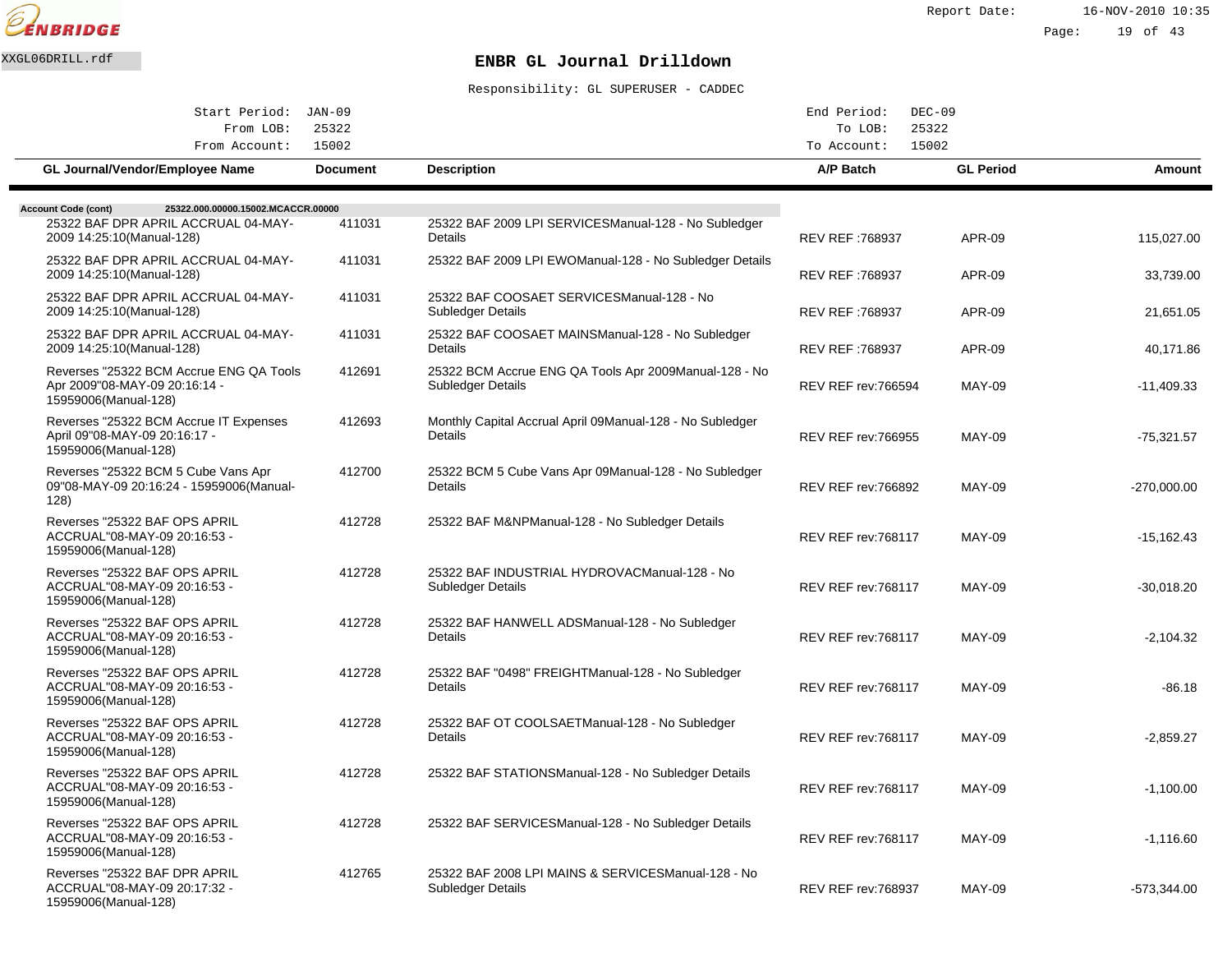XXGL06DRILL.rdf

# ENBR GL Journal Drilldown

Responsibility: GL SUPERUSER - CADDEC

Start Period: JAN-09 | End Period: DEC-09
From LOB: 25322 | To LOB: 25322
From Account: 15002 | To Account: 15002

| GL Journal/Vendor/Employee Name | Document | Description | A/P Batch | GL Period | Amount |
|---|---|---|---|---|---|
| **Account Code (cont)** 25322.000.00000.15002.MCACCR.00000 | | | | | |
| 25322 BAF DPR APRIL ACCRUAL 04-MAY-2009 14:25:10(Manual-128) | 411031 | 25322 BAF 2009 LPI SERVICESManual-128 - No Subledger Details | REV REF :768937 | APR-09 | 115,027.00 |
| 25322 BAF DPR APRIL ACCRUAL 04-MAY-2009 14:25:10(Manual-128) | 411031 | 25322 BAF 2009 LPI EWOManual-128 - No Subledger Details | REV REF :768937 | APR-09 | 33,739.00 |
| 25322 BAF DPR APRIL ACCRUAL 04-MAY-2009 14:25:10(Manual-128) | 411031 | 25322 BAF COOSAET SERVICESManual-128 - No Subledger Details | REV REF :768937 | APR-09 | 21,651.05 |
| 25322 BAF DPR APRIL ACCRUAL 04-MAY-2009 14:25:10(Manual-128) | 411031 | 25322 BAF COOSAET MAINSManual-128 - No Subledger Details | REV REF :768937 | APR-09 | 40,171.86 |
| Reverses "25322 BCM Accrue ENG QA Tools Apr 2009"08-MAY-09 20:16:14 - 15959006(Manual-128) | 412691 | 25322 BCM Accrue ENG QA Tools Apr 2009Manual-128 - No Subledger Details | REV REF rev:766594 | MAY-09 | -11,409.33 |
| Reverses "25322 BCM Accrue IT Expenses April 09"08-MAY-09 20:16:17 - 15959006(Manual-128) | 412693 | Monthly Capital Accrual April 09Manual-128 - No Subledger Details | REV REF rev:766955 | MAY-09 | -75,321.57 |
| Reverses "25322 BCM 5 Cube Vans Apr 09"08-MAY-09 20:16:24 - 15959006(Manual-128) | 412700 | 25322 BCM 5 Cube Vans Apr 09Manual-128 - No Subledger Details | REV REF rev:766892 | MAY-09 | -270,000.00 |
| Reverses "25322 BAF OPS APRIL ACCRUAL"08-MAY-09 20:16:53 - 15959006(Manual-128) | 412728 | 25322 BAF M&NPManual-128 - No Subledger Details | REV REF rev:768117 | MAY-09 | -15,162.43 |
| Reverses "25322 BAF OPS APRIL ACCRUAL"08-MAY-09 20:16:53 - 15959006(Manual-128) | 412728 | 25322 BAF INDUSTRIAL HYDROVACManual-128 - No Subledger Details | REV REF rev:768117 | MAY-09 | -30,018.20 |
| Reverses "25322 BAF OPS APRIL ACCRUAL"08-MAY-09 20:16:53 - 15959006(Manual-128) | 412728 | 25322 BAF HANWELL ADSManual-128 - No Subledger Details | REV REF rev:768117 | MAY-09 | -2,104.32 |
| Reverses "25322 BAF OPS APRIL ACCRUAL"08-MAY-09 20:16:53 - 15959006(Manual-128) | 412728 | 25322 BAF "0498" FREIGHTManual-128 - No Subledger Details | REV REF rev:768117 | MAY-09 | -86.18 |
| Reverses "25322 BAF OPS APRIL ACCRUAL"08-MAY-09 20:16:53 - 15959006(Manual-128) | 412728 | 25322 BAF OT COOLSAETManual-128 - No Subledger Details | REV REF rev:768117 | MAY-09 | -2,859.27 |
| Reverses "25322 BAF OPS APRIL ACCRUAL"08-MAY-09 20:16:53 - 15959006(Manual-128) | 412728 | 25322 BAF STATIONSManual-128 - No Subledger Details | REV REF rev:768117 | MAY-09 | -1,100.00 |
| Reverses "25322 BAF OPS APRIL ACCRUAL"08-MAY-09 20:16:53 - 15959006(Manual-128) | 412728 | 25322 BAF SERVICESManual-128 - No Subledger Details | REV REF rev:768117 | MAY-09 | -1,116.60 |
| Reverses "25322 BAF DPR APRIL ACCRUAL"08-MAY-09 20:17:32 - 15959006(Manual-128) | 412765 | 25322 BAF 2008 LPI MAINS & SERVICESManual-128 - No Subledger Details | REV REF rev:768937 | MAY-09 | -573,344.00 |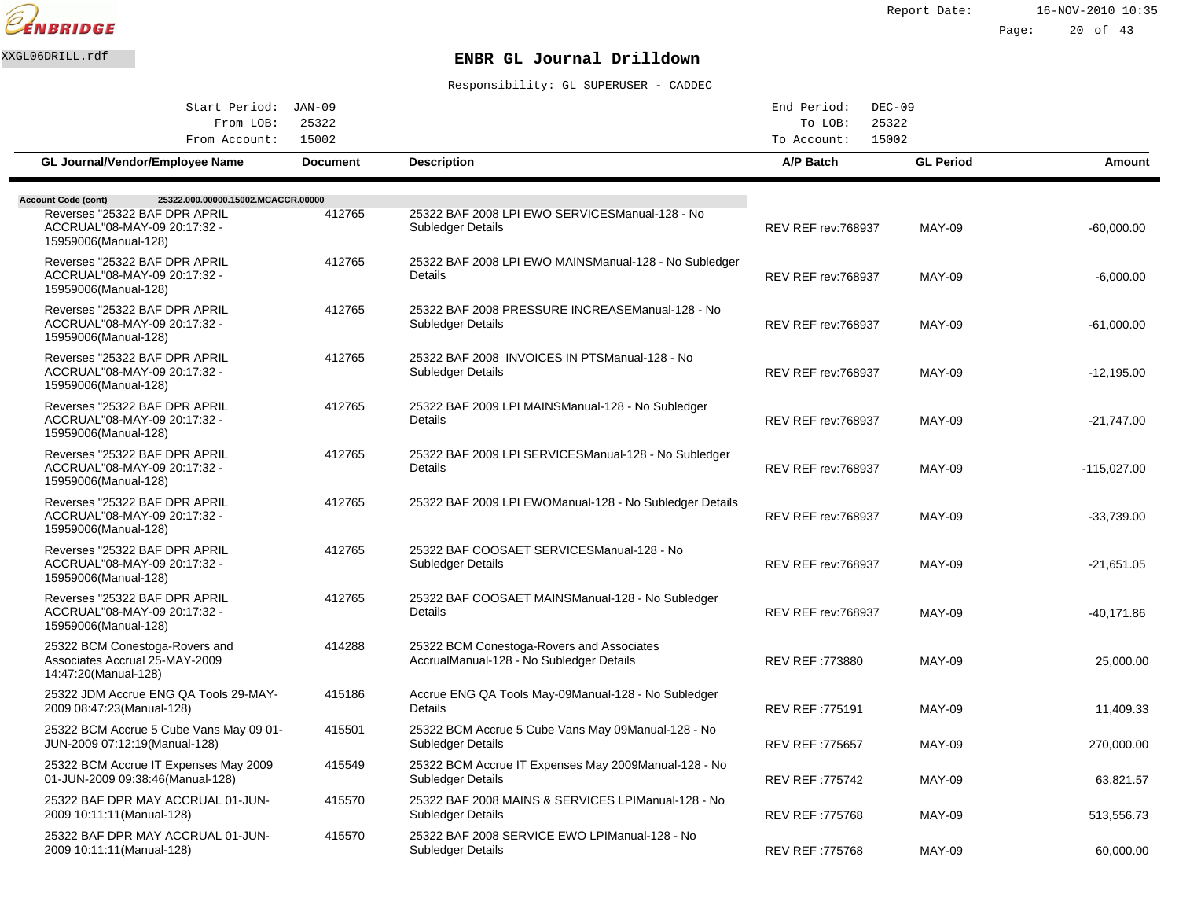ENBRIDGE

XXGL06DRILL.rdf

# ENBR GL Journal Drilldown

Responsibility: GL SUPERUSER - CADDEC

| | | | |
|---|---|---|---|
| Start Period: | JAN-09 | End Period: | DEC-09 |
| From LOB: | 25322 | To LOB: | 25322 |
| From Account: | 15002 | To Account: | 15002 |

| GL Journal/Vendor/Employee Name | Document | Description | A/P Batch | GL Period | Amount |
|---|---|---|---|---|---|
| **Account Code (cont)** 25322.000.00000.15002.MCACCR.00000 | | | | | |
| Reverses "25322 BAF DPR APRIL ACCRUAL"08-MAY-09 20:17:32 - 15959006(Manual-128) | 412765 | 25322 BAF 2008 LPI EWO SERVICESManual-128 - No Subledger Details | REV REF rev:768937 | MAY-09 | -60,000.00 |
| Reverses "25322 BAF DPR APRIL ACCRUAL"08-MAY-09 20:17:32 - 15959006(Manual-128) | 412765 | 25322 BAF 2008 LPI EWO MAINSManual-128 - No Subledger Details | REV REF rev:768937 | MAY-09 | -6,000.00 |
| Reverses "25322 BAF DPR APRIL ACCRUAL"08-MAY-09 20:17:32 - 15959006(Manual-128) | 412765 | 25322 BAF 2008 PRESSURE INCREASEManual-128 - No Subledger Details | REV REF rev:768937 | MAY-09 | -61,000.00 |
| Reverses "25322 BAF DPR APRIL ACCRUAL"08-MAY-09 20:17:32 - 15959006(Manual-128) | 412765 | 25322 BAF 2008 INVOICES IN PTSManual-128 - No Subledger Details | REV REF rev:768937 | MAY-09 | -12,195.00 |
| Reverses "25322 BAF DPR APRIL ACCRUAL"08-MAY-09 20:17:32 - 15959006(Manual-128) | 412765 | 25322 BAF 2009 LPI MAINSManual-128 - No Subledger Details | REV REF rev:768937 | MAY-09 | -21,747.00 |
| Reverses "25322 BAF DPR APRIL ACCRUAL"08-MAY-09 20:17:32 - 15959006(Manual-128) | 412765 | 25322 BAF 2009 LPI SERVICESManual-128 - No Subledger Details | REV REF rev:768937 | MAY-09 | -115,027.00 |
| Reverses "25322 BAF DPR APRIL ACCRUAL"08-MAY-09 20:17:32 - 15959006(Manual-128) | 412765 | 25322 BAF 2009 LPI EWOManual-128 - No Subledger Details | REV REF rev:768937 | MAY-09 | -33,739.00 |
| Reverses "25322 BAF DPR APRIL ACCRUAL"08-MAY-09 20:17:32 - 15959006(Manual-128) | 412765 | 25322 BAF COOSAET SERVICESManual-128 - No Subledger Details | REV REF rev:768937 | MAY-09 | -21,651.05 |
| Reverses "25322 BAF DPR APRIL ACCRUAL"08-MAY-09 20:17:32 - 15959006(Manual-128) | 412765 | 25322 BAF COOSAET MAINSManual-128 - No Subledger Details | REV REF rev:768937 | MAY-09 | -40,171.86 |
| 25322 BCM Conestoga-Rovers and Associates Accrual 25-MAY-2009 14:47:20(Manual-128) | 414288 | 25322 BCM Conestoga-Rovers and Associates AccrualManual-128 - No Subledger Details | REV REF :773880 | MAY-09 | 25,000.00 |
| 25322 JDM Accrue ENG QA Tools 29-MAY-2009 08:47:23(Manual-128) | 415186 | Accrue ENG QA Tools May-09Manual-128 - No Subledger Details | REV REF :775191 | MAY-09 | 11,409.33 |
| 25322 BCM Accrue 5 Cube Vans May 09 01-JUN-2009 07:12:19(Manual-128) | 415501 | 25322 BCM Accrue 5 Cube Vans May 09Manual-128 - No Subledger Details | REV REF :775657 | MAY-09 | 270,000.00 |
| 25322 BCM Accrue IT Expenses May 2009 01-JUN-2009 09:38:46(Manual-128) | 415549 | 25322 BCM Accrue IT Expenses May 2009Manual-128 - No Subledger Details | REV REF :775742 | MAY-09 | 63,821.57 |
| 25322 BAF DPR MAY ACCRUAL 01-JUN-2009 10:11:11(Manual-128) | 415570 | 25322 BAF 2008 MAINS & SERVICES LPIManual-128 - No Subledger Details | REV REF :775768 | MAY-09 | 513,556.73 |
| 25322 BAF DPR MAY ACCRUAL 01-JUN-2009 10:11:11(Manual-128) | 415570 | 25322 BAF 2008 SERVICE EWO LPIManual-128 - No Subledger Details | REV REF :775768 | MAY-09 | 60,000.00 |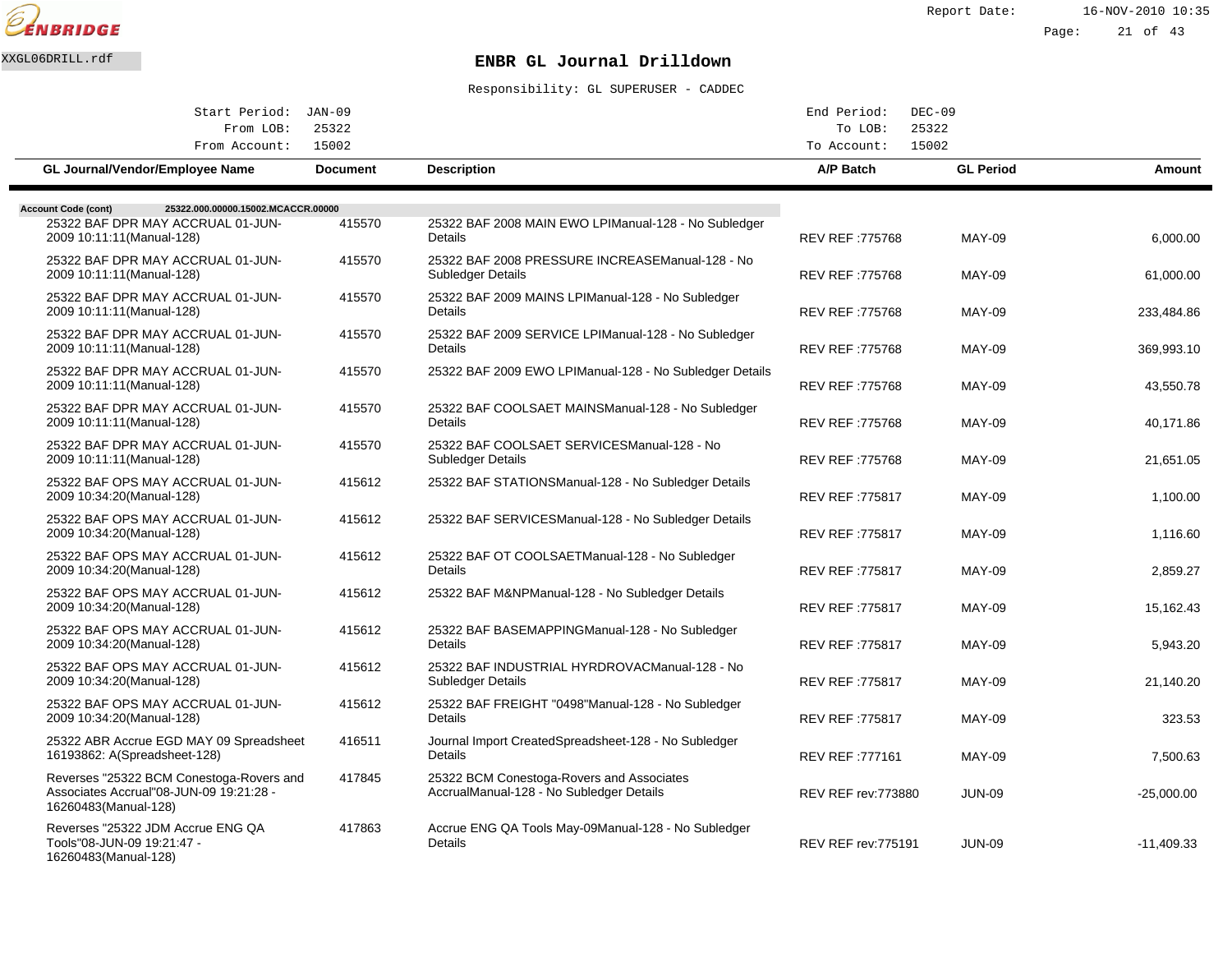XXGL06DRILL.rdf

# ENBR GL Journal Drilldown

Responsibility: GL SUPERUSER - CADDEC

Start Period: JAN-09 | End Period: DEC-09
From LOB: 25322 | To LOB: 25322
From Account: 15002 | To Account: 15002

| GL Journal/Vendor/Employee Name | Document | Description | A/P Batch | GL Period | Amount |
|---|---|---|---|---|---|
| **Account Code (cont)** **25322.000.00000.15002.MCACCR.00000** | | | | | |
| 25322 BAF DPR MAY ACCRUAL 01-JUN-2009 10:11:11(Manual-128) | 415570 | 25322 BAF 2008 MAIN EWO LPIManual-128 - No Subledger Details | REV REF :775768 | MAY-09 | 6,000.00 |
| 25322 BAF DPR MAY ACCRUAL 01-JUN-2009 10:11:11(Manual-128) | 415570 | 25322 BAF 2008 PRESSURE INCREASEManual-128 - No Subledger Details | REV REF :775768 | MAY-09 | 61,000.00 |
| 25322 BAF DPR MAY ACCRUAL 01-JUN-2009 10:11:11(Manual-128) | 415570 | 25322 BAF 2009 MAINS LPIManual-128 - No Subledger Details | REV REF :775768 | MAY-09 | 233,484.86 |
| 25322 BAF DPR MAY ACCRUAL 01-JUN-2009 10:11:11(Manual-128) | 415570 | 25322 BAF 2009 SERVICE LPIManual-128 - No Subledger Details | REV REF :775768 | MAY-09 | 369,993.10 |
| 25322 BAF DPR MAY ACCRUAL 01-JUN-2009 10:11:11(Manual-128) | 415570 | 25322 BAF 2009 EWO LPIManual-128 - No Subledger Details | REV REF :775768 | MAY-09 | 43,550.78 |
| 25322 BAF DPR MAY ACCRUAL 01-JUN-2009 10:11:11(Manual-128) | 415570 | 25322 BAF COOLSAET MAINSManual-128 - No Subledger Details | REV REF :775768 | MAY-09 | 40,171.86 |
| 25322 BAF DPR MAY ACCRUAL 01-JUN-2009 10:11:11(Manual-128) | 415570 | 25322 BAF COOLSAET SERVICESManual-128 - No Subledger Details | REV REF :775768 | MAY-09 | 21,651.05 |
| 25322 BAF OPS MAY ACCRUAL 01-JUN-2009 10:34:20(Manual-128) | 415612 | 25322 BAF STATIONSManual-128 - No Subledger Details | REV REF :775817 | MAY-09 | 1,100.00 |
| 25322 BAF OPS MAY ACCRUAL 01-JUN-2009 10:34:20(Manual-128) | 415612 | 25322 BAF SERVICESManual-128 - No Subledger Details | REV REF :775817 | MAY-09 | 1,116.60 |
| 25322 BAF OPS MAY ACCRUAL 01-JUN-2009 10:34:20(Manual-128) | 415612 | 25322 BAF OT COOLSAETManual-128 - No Subledger Details | REV REF :775817 | MAY-09 | 2,859.27 |
| 25322 BAF OPS MAY ACCRUAL 01-JUN-2009 10:34:20(Manual-128) | 415612 | 25322 BAF M&NPManual-128 - No Subledger Details | REV REF :775817 | MAY-09 | 15,162.43 |
| 25322 BAF OPS MAY ACCRUAL 01-JUN-2009 10:34:20(Manual-128) | 415612 | 25322 BAF BASEMAPPINGManual-128 - No Subledger Details | REV REF :775817 | MAY-09 | 5,943.20 |
| 25322 BAF OPS MAY ACCRUAL 01-JUN-2009 10:34:20(Manual-128) | 415612 | 25322 BAF INDUSTRIAL HYRDROVACManual-128 - No Subledger Details | REV REF :775817 | MAY-09 | 21,140.20 |
| 25322 BAF OPS MAY ACCRUAL 01-JUN-2009 10:34:20(Manual-128) | 415612 | 25322 BAF FREIGHT "0498"Manual-128 - No Subledger Details | REV REF :775817 | MAY-09 | 323.53 |
| 25322 ABR Accrue EGD MAY 09 Spreadsheet 16193862: A(Spreadsheet-128) | 416511 | Journal Import CreatedSpreadsheet-128 - No Subledger Details | REV REF :777161 | MAY-09 | 7,500.63 |
| Reverses "25322 BCM Conestoga-Rovers and Associates Accrual"08-JUN-09 19:21:28 - 16260483(Manual-128) | 417845 | 25322 BCM Conestoga-Rovers and Associates AccrualManual-128 - No Subledger Details | REV REF rev:773880 | JUN-09 | -25,000.00 |
| Reverses "25322 JDM Accrue ENG QA Tools"08-JUN-09 19:21:47 - 16260483(Manual-128) | 417863 | Accrue ENG QA Tools May-09Manual-128 - No Subledger Details | REV REF rev:775191 | JUN-09 | -11,409.33 |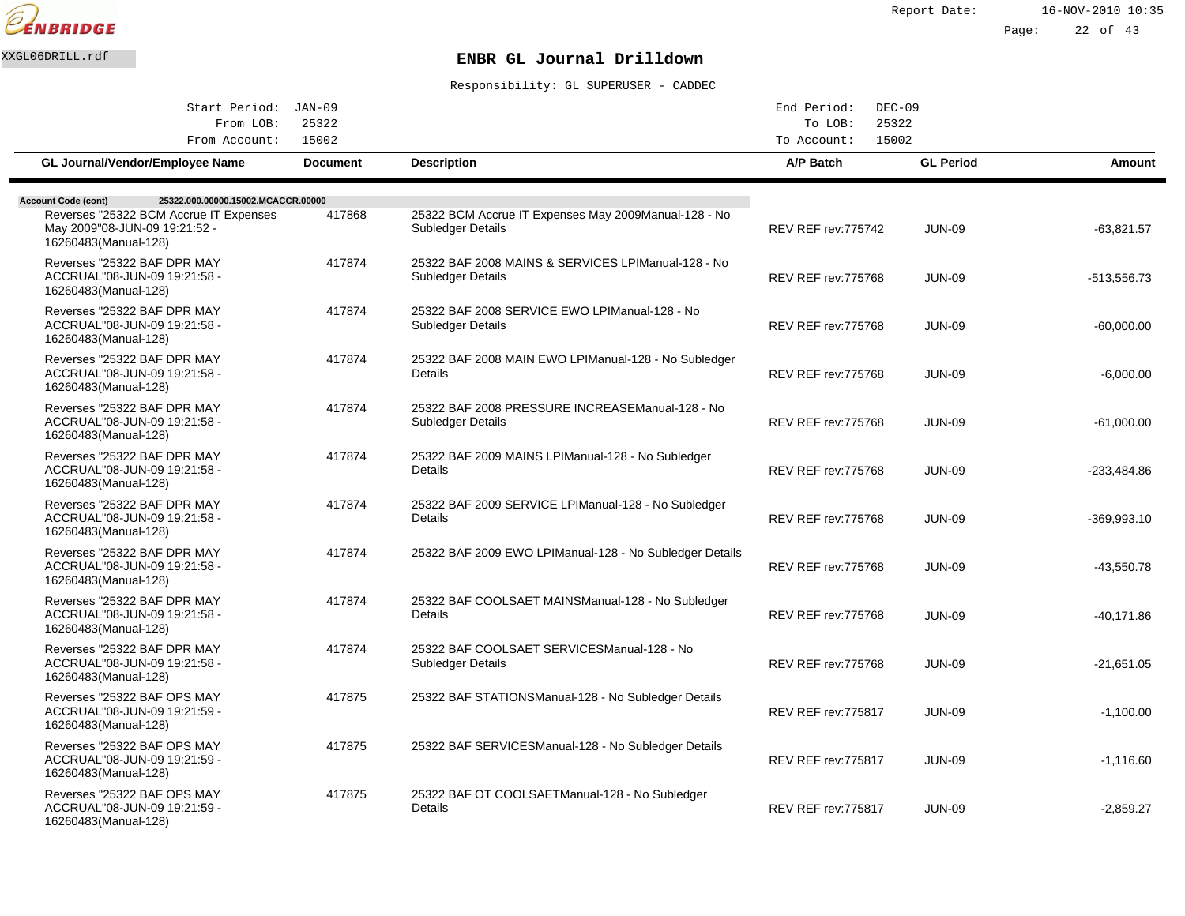# ENBR GL Journal Drilldown

XXGL06DRILL.rdf

Report Date: 16-NOV-2010 10:35

Responsibility: GL SUPERUSER - CADDEC

| | | | |
|---|---|---|---|
| Start Period: | JAN-09 | End Period: | DEC-09 |
| From LOB: | 25322 | To LOB: | 25322 |
| From Account: | 15002 | To Account: | 15002 |

**Account Code (cont)** 25322.000.00000.15002.MCACCR.00000

| GL Journal/Vendor/Employee Name | Document | Description | A/P Batch | GL Period | Amount |
|---|---|---|---|---|---|
| Reverses "25322 BCM Accrue IT Expenses May 2009"08-JUN-09 19:21:52 - 16260483(Manual-128) | 417868 | 25322 BCM Accrue IT Expenses May 2009Manual-128 - No Subledger Details | REV REF rev:775742 | JUN-09 | -63,821.57 |
| Reverses "25322 BAF DPR MAY ACCRUAL"08-JUN-09 19:21:58 - 16260483(Manual-128) | 417874 | 25322 BAF 2008 MAINS & SERVICES LPIManual-128 - No Subledger Details | REV REF rev:775768 | JUN-09 | -513,556.73 |
| Reverses "25322 BAF DPR MAY ACCRUAL"08-JUN-09 19:21:58 - 16260483(Manual-128) | 417874 | 25322 BAF 2008 SERVICE EWO LPIManual-128 - No Subledger Details | REV REF rev:775768 | JUN-09 | -60,000.00 |
| Reverses "25322 BAF DPR MAY ACCRUAL"08-JUN-09 19:21:58 - 16260483(Manual-128) | 417874 | 25322 BAF 2008 MAIN EWO LPIManual-128 - No Subledger Details | REV REF rev:775768 | JUN-09 | -6,000.00 |
| Reverses "25322 BAF DPR MAY ACCRUAL"08-JUN-09 19:21:58 - 16260483(Manual-128) | 417874 | 25322 BAF 2008 PRESSURE INCREASEManual-128 - No Subledger Details | REV REF rev:775768 | JUN-09 | -61,000.00 |
| Reverses "25322 BAF DPR MAY ACCRUAL"08-JUN-09 19:21:58 - 16260483(Manual-128) | 417874 | 25322 BAF 2009 MAINS LPIManual-128 - No Subledger Details | REV REF rev:775768 | JUN-09 | -233,484.86 |
| Reverses "25322 BAF DPR MAY ACCRUAL"08-JUN-09 19:21:58 - 16260483(Manual-128) | 417874 | 25322 BAF 2009 SERVICE LPIManual-128 - No Subledger Details | REV REF rev:775768 | JUN-09 | -369,993.10 |
| Reverses "25322 BAF DPR MAY ACCRUAL"08-JUN-09 19:21:58 - 16260483(Manual-128) | 417874 | 25322 BAF 2009 EWO LPIManual-128 - No Subledger Details | REV REF rev:775768 | JUN-09 | -43,550.78 |
| Reverses "25322 BAF DPR MAY ACCRUAL"08-JUN-09 19:21:58 - 16260483(Manual-128) | 417874 | 25322 BAF COOLSAET MAINSManual-128 - No Subledger Details | REV REF rev:775768 | JUN-09 | -40,171.86 |
| Reverses "25322 BAF DPR MAY ACCRUAL"08-JUN-09 19:21:58 - 16260483(Manual-128) | 417874 | 25322 BAF COOLSAET SERVICESManual-128 - No Subledger Details | REV REF rev:775768 | JUN-09 | -21,651.05 |
| Reverses "25322 BAF OPS MAY ACCRUAL"08-JUN-09 19:21:59 - 16260483(Manual-128) | 417875 | 25322 BAF STATIONSManual-128 - No Subledger Details | REV REF rev:775817 | JUN-09 | -1,100.00 |
| Reverses "25322 BAF OPS MAY ACCRUAL"08-JUN-09 19:21:59 - 16260483(Manual-128) | 417875 | 25322 BAF SERVICESManual-128 - No Subledger Details | REV REF rev:775817 | JUN-09 | -1,116.60 |
| Reverses "25322 BAF OPS MAY ACCRUAL"08-JUN-09 19:21:59 - 16260483(Manual-128) | 417875 | 25322 BAF OT COOLSAETManual-128 - No Subledger Details | REV REF rev:775817 | JUN-09 | -2,859.27 |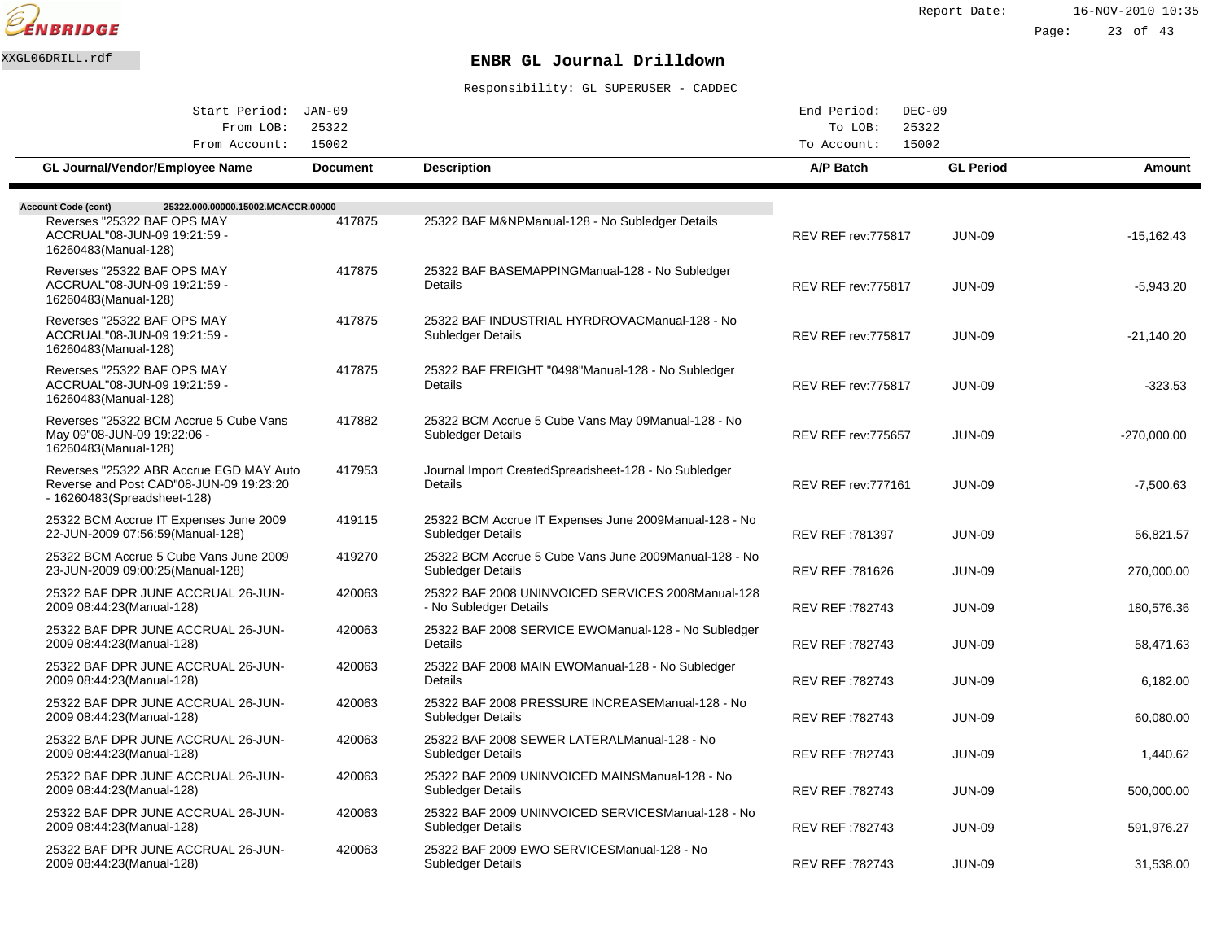# ENBR GL Journal Drilldown

XXGL06DRILL.rdf

Responsibility: GL SUPERUSER - CADDEC

Start Period: JAN-09 | End Period: DEC-09
From LOB: 25322 | To LOB: 25322
From Account: 15002 | To Account: 15002

**Account Code (cont)** 25322.000.00000.15002.MCACCR.00000

| GL Journal/Vendor/Employee Name | Document | Description | A/P Batch | GL Period | Amount |
|---|---|---|---|---|---|
| Reverses "25322 BAF OPS MAY ACCRUAL"08-JUN-09 19:21:59 - 16260483(Manual-128) | 417875 | 25322 BAF M&NPManual-128 - No Subledger Details | REV REF rev:775817 | JUN-09 | -15,162.43 |
| Reverses "25322 BAF OPS MAY ACCRUAL"08-JUN-09 19:21:59 - 16260483(Manual-128) | 417875 | 25322 BAF BASEMAPPINGManual-128 - No Subledger Details | REV REF rev:775817 | JUN-09 | -5,943.20 |
| Reverses "25322 BAF OPS MAY ACCRUAL"08-JUN-09 19:21:59 - 16260483(Manual-128) | 417875 | 25322 BAF INDUSTRIAL HYRDROVACManual-128 - No Subledger Details | REV REF rev:775817 | JUN-09 | -21,140.20 |
| Reverses "25322 BAF OPS MAY ACCRUAL"08-JUN-09 19:21:59 - 16260483(Manual-128) | 417875 | 25322 BAF FREIGHT "0498"Manual-128 - No Subledger Details | REV REF rev:775817 | JUN-09 | -323.53 |
| Reverses "25322 BCM Accrue 5 Cube Vans May 09"08-JUN-09 19:22:06 - 16260483(Manual-128) | 417882 | 25322 BCM Accrue 5 Cube Vans May 09Manual-128 - No Subledger Details | REV REF rev:775657 | JUN-09 | -270,000.00 |
| Reverses "25322 ABR Accrue EGD MAY Auto Reverse and Post CAD"08-JUN-09 19:23:20 - 16260483(Spreadsheet-128) | 417953 | Journal Import CreatedSpreadsheet-128 - No Subledger Details | REV REF rev:777161 | JUN-09 | -7,500.63 |
| 25322 BCM Accrue IT Expenses June 2009 22-JUN-2009 07:56:59(Manual-128) | 419115 | 25322 BCM Accrue IT Expenses June 2009Manual-128 - No Subledger Details | REV REF :781397 | JUN-09 | 56,821.57 |
| 25322 BCM Accrue 5 Cube Vans June 2009 23-JUN-2009 09:00:25(Manual-128) | 419270 | 25322 BCM Accrue 5 Cube Vans June 2009Manual-128 - No Subledger Details | REV REF :781626 | JUN-09 | 270,000.00 |
| 25322 BAF DPR JUNE ACCRUAL 26-JUN-2009 08:44:23(Manual-128) | 420063 | 25322 BAF 2008 UNINVOICED SERVICES 2008Manual-128 - No Subledger Details | REV REF :782743 | JUN-09 | 180,576.36 |
| 25322 BAF DPR JUNE ACCRUAL 26-JUN-2009 08:44:23(Manual-128) | 420063 | 25322 BAF 2008 SERVICE EWOManual-128 - No Subledger Details | REV REF :782743 | JUN-09 | 58,471.63 |
| 25322 BAF DPR JUNE ACCRUAL 26-JUN-2009 08:44:23(Manual-128) | 420063 | 25322 BAF 2008 MAIN EWOManual-128 - No Subledger Details | REV REF :782743 | JUN-09 | 6,182.00 |
| 25322 BAF DPR JUNE ACCRUAL 26-JUN-2009 08:44:23(Manual-128) | 420063 | 25322 BAF 2008 PRESSURE INCREASEManual-128 - No Subledger Details | REV REF :782743 | JUN-09 | 60,080.00 |
| 25322 BAF DPR JUNE ACCRUAL 26-JUN-2009 08:44:23(Manual-128) | 420063 | 25322 BAF 2008 SEWER LATERALManual-128 - No Subledger Details | REV REF :782743 | JUN-09 | 1,440.62 |
| 25322 BAF DPR JUNE ACCRUAL 26-JUN-2009 08:44:23(Manual-128) | 420063 | 25322 BAF 2009 UNINVOICED MAINSManual-128 - No Subledger Details | REV REF :782743 | JUN-09 | 500,000.00 |
| 25322 BAF DPR JUNE ACCRUAL 26-JUN-2009 08:44:23(Manual-128) | 420063 | 25322 BAF 2009 UNINVOICED SERVICESManual-128 - No Subledger Details | REV REF :782743 | JUN-09 | 591,976.27 |
| 25322 BAF DPR JUNE ACCRUAL 26-JUN-2009 08:44:23(Manual-128) | 420063 | 25322 BAF 2009 EWO SERVICESManual-128 - No Subledger Details | REV REF :782743 | JUN-09 | 31,538.00 |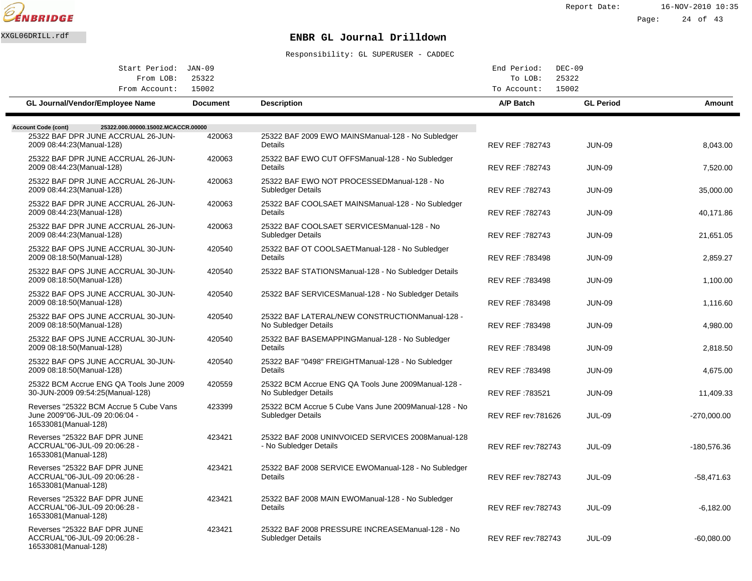ENBRIDGE

Report Date: 16-NOV-2010 10:35

XXGL06DRILL.rdf

# ENBR GL Journal Drilldown

Responsibility: GL SUPERUSER - CADDEC

| | | | |
|---|---|---|---|
| Start Period: | JAN-09 | End Period: | DEC-09 |
| From LOB: | 25322 | To LOB: | 25322 |
| From Account: | 15002 | To Account: | 15002 |

**Account Code (cont)** 25322.000.00000.15002.MCACCR.00000

| GL Journal/Vendor/Employee Name | Document | Description | A/P Batch | GL Period | Amount |
|---|---|---|---|---|---|
| 25322 BAF DPR JUNE ACCRUAL 26-JUN-2009 08:44:23(Manual-128) | 420063 | 25322 BAF 2009 EWO MAINSManual-128 - No Subledger Details | REV REF :782743 | JUN-09 | 8,043.00 |
| 25322 BAF DPR JUNE ACCRUAL 26-JUN-2009 08:44:23(Manual-128) | 420063 | 25322 BAF EWO CUT OFFSManual-128 - No Subledger Details | REV REF :782743 | JUN-09 | 7,520.00 |
| 25322 BAF DPR JUNE ACCRUAL 26-JUN-2009 08:44:23(Manual-128) | 420063 | 25322 BAF EWO NOT PROCESSEDManual-128 - No Subledger Details | REV REF :782743 | JUN-09 | 35,000.00 |
| 25322 BAF DPR JUNE ACCRUAL 26-JUN-2009 08:44:23(Manual-128) | 420063 | 25322 BAF COOLSAET MAINSManual-128 - No Subledger Details | REV REF :782743 | JUN-09 | 40,171.86 |
| 25322 BAF DPR JUNE ACCRUAL 26-JUN-2009 08:44:23(Manual-128) | 420063 | 25322 BAF COOLSAET SERVICESManual-128 - No Subledger Details | REV REF :782743 | JUN-09 | 21,651.05 |
| 25322 BAF OPS JUNE ACCRUAL 30-JUN-2009 08:18:50(Manual-128) | 420540 | 25322 BAF OT COOLSAETManual-128 - No Subledger Details | REV REF :783498 | JUN-09 | 2,859.27 |
| 25322 BAF OPS JUNE ACCRUAL 30-JUN-2009 08:18:50(Manual-128) | 420540 | 25322 BAF STATIONSManual-128 - No Subledger Details | REV REF :783498 | JUN-09 | 1,100.00 |
| 25322 BAF OPS JUNE ACCRUAL 30-JUN-2009 08:18:50(Manual-128) | 420540 | 25322 BAF SERVICESManual-128 - No Subledger Details | REV REF :783498 | JUN-09 | 1,116.60 |
| 25322 BAF OPS JUNE ACCRUAL 30-JUN-2009 08:18:50(Manual-128) | 420540 | 25322 BAF LATERAL/NEW CONSTRUCTIONManual-128 - No Subledger Details | REV REF :783498 | JUN-09 | 4,980.00 |
| 25322 BAF OPS JUNE ACCRUAL 30-JUN-2009 08:18:50(Manual-128) | 420540 | 25322 BAF BASEMAPPINGManual-128 - No Subledger Details | REV REF :783498 | JUN-09 | 2,818.50 |
| 25322 BAF OPS JUNE ACCRUAL 30-JUN-2009 08:18:50(Manual-128) | 420540 | 25322 BAF "0498" FREIGHTManual-128 - No Subledger Details | REV REF :783498 | JUN-09 | 4,675.00 |
| 25322 BCM Accrue ENG QA Tools June 2009 30-JUN-2009 09:54:25(Manual-128) | 420559 | 25322 BCM Accrue ENG QA Tools June 2009Manual-128 - No Subledger Details | REV REF :783521 | JUN-09 | 11,409.33 |
| Reverses "25322 BCM Accrue 5 Cube Vans June 2009"06-JUL-09 20:06:04 - 16533081(Manual-128) | 423399 | 25322 BCM Accrue 5 Cube Vans June 2009Manual-128 - No Subledger Details | REV REF rev:781626 | JUL-09 | -270,000.00 |
| Reverses "25322 BAF DPR JUNE ACCRUAL"06-JUL-09 20:06:28 - 16533081(Manual-128) | 423421 | 25322 BAF 2008 UNINVOICED SERVICES 2008Manual-128 - No Subledger Details | REV REF rev:782743 | JUL-09 | -180,576.36 |
| Reverses "25322 BAF DPR JUNE ACCRUAL"06-JUL-09 20:06:28 - 16533081(Manual-128) | 423421 | 25322 BAF 2008 SERVICE EWOManual-128 - No Subledger Details | REV REF rev:782743 | JUL-09 | -58,471.63 |
| Reverses "25322 BAF DPR JUNE ACCRUAL"06-JUL-09 20:06:28 - 16533081(Manual-128) | 423421 | 25322 BAF 2008 MAIN EWOManual-128 - No Subledger Details | REV REF rev:782743 | JUL-09 | -6,182.00 |
| Reverses "25322 BAF DPR JUNE ACCRUAL"06-JUL-09 20:06:28 - 16533081(Manual-128) | 423421 | 25322 BAF 2008 PRESSURE INCREASEManual-128 - No Subledger Details | REV REF rev:782743 | JUL-09 | -60,080.00 |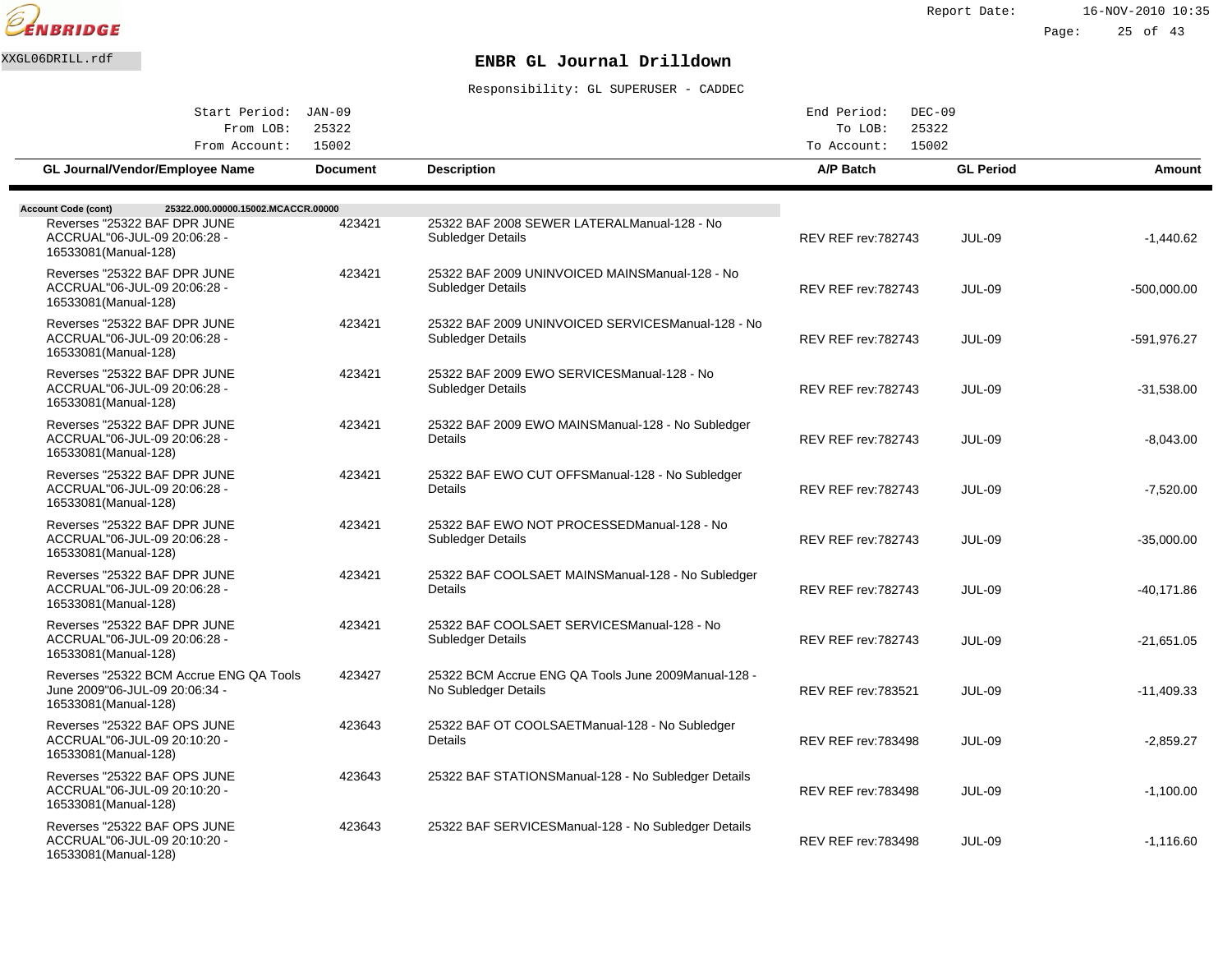# ENBR GL Journal Drilldown

Responsibility: GL SUPERUSER - CADDEC

| | | | |
|---|---|---|---|
| Start Period: | JAN-09 | End Period: | DEC-09 |
| From LOB: | 25322 | To LOB: | 25322 |
| From Account: | 15002 | To Account: | 15002 |

**Account Code (cont)** 25322.000.00000.15002.MCACCR.00000

| GL Journal/Vendor/Employee Name | Document | Description | A/P Batch | GL Period | Amount |
|---|---|---|---|---|---|
| Reverses "25322 BAF DPR JUNE ACCRUAL"06-JUL-09 20:06:28 - 16533081(Manual-128) | 423421 | 25322 BAF 2008 SEWER LATERALManual-128 - No Subledger Details | REV REF rev:782743 | JUL-09 | -1,440.62 |
| Reverses "25322 BAF DPR JUNE ACCRUAL"06-JUL-09 20:06:28 - 16533081(Manual-128) | 423421 | 25322 BAF 2009 UNINVOICED MAINSManual-128 - No Subledger Details | REV REF rev:782743 | JUL-09 | -500,000.00 |
| Reverses "25322 BAF DPR JUNE ACCRUAL"06-JUL-09 20:06:28 - 16533081(Manual-128) | 423421 | 25322 BAF 2009 UNINVOICED SERVICESManual-128 - No Subledger Details | REV REF rev:782743 | JUL-09 | -591,976.27 |
| Reverses "25322 BAF DPR JUNE ACCRUAL"06-JUL-09 20:06:28 - 16533081(Manual-128) | 423421 | 25322 BAF 2009 EWO SERVICESManual-128 - No Subledger Details | REV REF rev:782743 | JUL-09 | -31,538.00 |
| Reverses "25322 BAF DPR JUNE ACCRUAL"06-JUL-09 20:06:28 - 16533081(Manual-128) | 423421 | 25322 BAF 2009 EWO MAINSManual-128 - No Subledger Details | REV REF rev:782743 | JUL-09 | -8,043.00 |
| Reverses "25322 BAF DPR JUNE ACCRUAL"06-JUL-09 20:06:28 - 16533081(Manual-128) | 423421 | 25322 BAF EWO CUT OFFSManual-128 - No Subledger Details | REV REF rev:782743 | JUL-09 | -7,520.00 |
| Reverses "25322 BAF DPR JUNE ACCRUAL"06-JUL-09 20:06:28 - 16533081(Manual-128) | 423421 | 25322 BAF EWO NOT PROCESSEDManual-128 - No Subledger Details | REV REF rev:782743 | JUL-09 | -35,000.00 |
| Reverses "25322 BAF DPR JUNE ACCRUAL"06-JUL-09 20:06:28 - 16533081(Manual-128) | 423421 | 25322 BAF COOLSAET MAINSManual-128 - No Subledger Details | REV REF rev:782743 | JUL-09 | -40,171.86 |
| Reverses "25322 BAF DPR JUNE ACCRUAL"06-JUL-09 20:06:28 - 16533081(Manual-128) | 423421 | 25322 BAF COOLSAET SERVICESManual-128 - No Subledger Details | REV REF rev:782743 | JUL-09 | -21,651.05 |
| Reverses "25322 BCM Accrue ENG QA Tools June 2009"06-JUL-09 20:06:34 - 16533081(Manual-128) | 423427 | 25322 BCM Accrue ENG QA Tools June 2009Manual-128 - No Subledger Details | REV REF rev:783521 | JUL-09 | -11,409.33 |
| Reverses "25322 BAF OPS JUNE ACCRUAL"06-JUL-09 20:10:20 - 16533081(Manual-128) | 423643 | 25322 BAF OT COOLSAETManual-128 - No Subledger Details | REV REF rev:783498 | JUL-09 | -2,859.27 |
| Reverses "25322 BAF OPS JUNE ACCRUAL"06-JUL-09 20:10:20 - 16533081(Manual-128) | 423643 | 25322 BAF STATIONSManual-128 - No Subledger Details | REV REF rev:783498 | JUL-09 | -1,100.00 |
| Reverses "25322 BAF OPS JUNE ACCRUAL"06-JUL-09 20:10:20 - 16533081(Manual-128) | 423643 | 25322 BAF SERVICESManual-128 - No Subledger Details | REV REF rev:783498 | JUL-09 | -1,116.60 |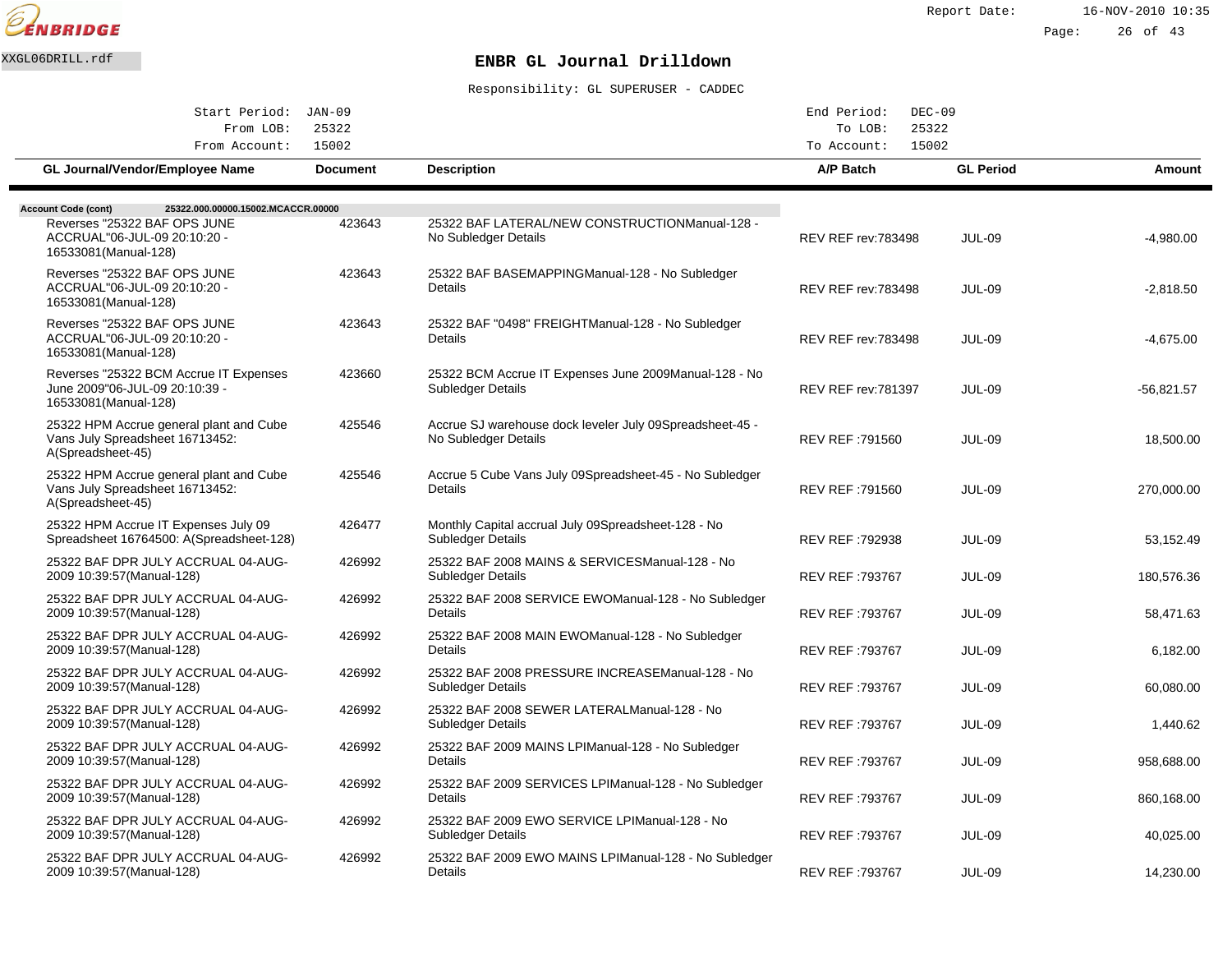# ENBR GL Journal Drilldown

Responsibility: GL SUPERUSER - CADDEC

| | | | |
|---|---|---|---|
| Start Period: | JAN-09 | End Period: | DEC-09 |
| From LOB: | 25322 | To LOB: | 25322 |
| From Account: | 15002 | To Account: | 15002 |

**Account Code (cont)** 25322.000.00000.15002.MCACCR.00000

| GL Journal/Vendor/Employee Name | Document | Description | A/P Batch | GL Period | Amount |
|---|---|---|---|---|---|
| Reverses "25322 BAF OPS JUNE ACCRUAL"06-JUL-09 20:10:20 - 16533081(Manual-128) | 423643 | 25322 BAF LATERAL/NEW CONSTRUCTIONManual-128 - No Subledger Details | REV REF rev:783498 | JUL-09 | -4,980.00 |
| Reverses "25322 BAF OPS JUNE ACCRUAL"06-JUL-09 20:10:20 - 16533081(Manual-128) | 423643 | 25322 BAF BASEMAPPINGManual-128 - No Subledger Details | REV REF rev:783498 | JUL-09 | -2,818.50 |
| Reverses "25322 BAF OPS JUNE ACCRUAL"06-JUL-09 20:10:20 - 16533081(Manual-128) | 423643 | 25322 BAF "0498" FREIGHTManual-128 - No Subledger Details | REV REF rev:783498 | JUL-09 | -4,675.00 |
| Reverses "25322 BCM Accrue IT Expenses June 2009"06-JUL-09 20:10:39 - 16533081(Manual-128) | 423660 | 25322 BCM Accrue IT Expenses June 2009Manual-128 - No Subledger Details | REV REF rev:781397 | JUL-09 | -56,821.57 |
| 25322 HPM Accrue general plant and Cube Vans July Spreadsheet 16713452: A(Spreadsheet-45) | 425546 | Accrue SJ warehouse dock leveler July 09Spreadsheet-45 - No Subledger Details | REV REF :791560 | JUL-09 | 18,500.00 |
| 25322 HPM Accrue general plant and Cube Vans July Spreadsheet 16713452: A(Spreadsheet-45) | 425546 | Accrue 5 Cube Vans July 09Spreadsheet-45 - No Subledger Details | REV REF :791560 | JUL-09 | 270,000.00 |
| 25322 HPM Accrue IT Expenses July 09 Spreadsheet 16764500: A(Spreadsheet-128) | 426477 | Monthly Capital accrual July 09Spreadsheet-128 - No Subledger Details | REV REF :792938 | JUL-09 | 53,152.49 |
| 25322 BAF DPR JULY ACCRUAL 04-AUG-2009 10:39:57(Manual-128) | 426992 | 25322 BAF 2008 MAINS & SERVICESManual-128 - No Subledger Details | REV REF :793767 | JUL-09 | 180,576.36 |
| 25322 BAF DPR JULY ACCRUAL 04-AUG-2009 10:39:57(Manual-128) | 426992 | 25322 BAF 2008 SERVICE EWOManual-128 - No Subledger Details | REV REF :793767 | JUL-09 | 58,471.63 |
| 25322 BAF DPR JULY ACCRUAL 04-AUG-2009 10:39:57(Manual-128) | 426992 | 25322 BAF 2008 MAIN EWOManual-128 - No Subledger Details | REV REF :793767 | JUL-09 | 6,182.00 |
| 25322 BAF DPR JULY ACCRUAL 04-AUG-2009 10:39:57(Manual-128) | 426992 | 25322 BAF 2008 PRESSURE INCREASEManual-128 - No Subledger Details | REV REF :793767 | JUL-09 | 60,080.00 |
| 25322 BAF DPR JULY ACCRUAL 04-AUG-2009 10:39:57(Manual-128) | 426992 | 25322 BAF 2008 SEWER LATERALManual-128 - No Subledger Details | REV REF :793767 | JUL-09 | 1,440.62 |
| 25322 BAF DPR JULY ACCRUAL 04-AUG-2009 10:39:57(Manual-128) | 426992 | 25322 BAF 2009 MAINS LPIManual-128 - No Subledger Details | REV REF :793767 | JUL-09 | 958,688.00 |
| 25322 BAF DPR JULY ACCRUAL 04-AUG-2009 10:39:57(Manual-128) | 426992 | 25322 BAF 2009 SERVICES LPIManual-128 - No Subledger Details | REV REF :793767 | JUL-09 | 860,168.00 |
| 25322 BAF DPR JULY ACCRUAL 04-AUG-2009 10:39:57(Manual-128) | 426992 | 25322 BAF 2009 EWO SERVICE LPIManual-128 - No Subledger Details | REV REF :793767 | JUL-09 | 40,025.00 |
| 25322 BAF DPR JULY ACCRUAL 04-AUG-2009 10:39:57(Manual-128) | 426992 | 25322 BAF 2009 EWO MAINS LPIManual-128 - No Subledger Details | REV REF :793767 | JUL-09 | 14,230.00 |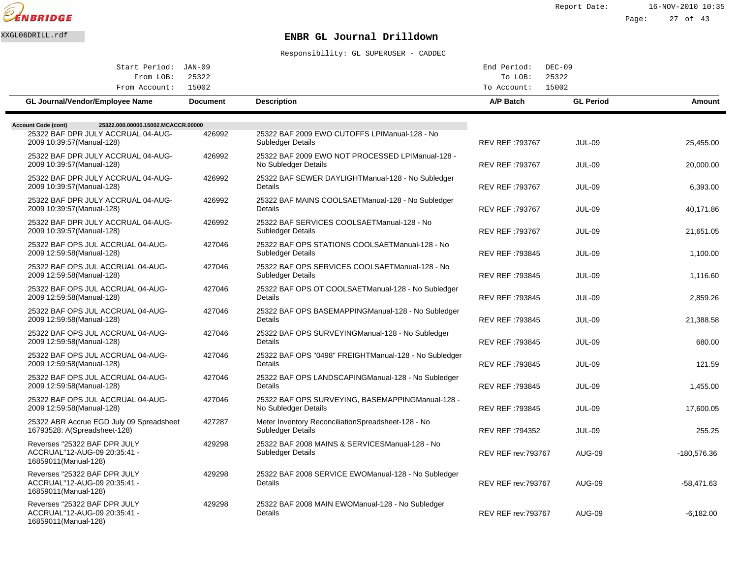XXGL06DRILL.rdf

# ENBR GL Journal Drilldown

Responsibility: GL SUPERUSER - CADDEC

| | | | |
|---|---|---|---|
| Start Period: | JAN-09 | End Period: | DEC-09 |
| From LOB: | 25322 | To LOB: | 25322 |
| From Account: | 15002 | To Account: | 15002 |

| GL Journal/Vendor/Employee Name | Document | Description | A/P Batch | GL Period | Amount |
|---|---|---|---|---|---|
| **Account Code (cont)** 25322.000.00000.15002.MCACCR.00000 | | | | | |
| 25322 BAF DPR JULY ACCRUAL 04-AUG-2009 10:39:57(Manual-128) | 426992 | 25322 BAF 2009 EWO CUTOFFS LPIManual-128 - No Subledger Details | REV REF :793767 | JUL-09 | 25,455.00 |
| 25322 BAF DPR JULY ACCRUAL 04-AUG-2009 10:39:57(Manual-128) | 426992 | 25322 BAF 2009 EWO NOT PROCESSED LPIManual-128 - No Subledger Details | REV REF :793767 | JUL-09 | 20,000.00 |
| 25322 BAF DPR JULY ACCRUAL 04-AUG-2009 10:39:57(Manual-128) | 426992 | 25322 BAF SEWER DAYLIGHTManual-128 - No Subledger Details | REV REF :793767 | JUL-09 | 6,393.00 |
| 25322 BAF DPR JULY ACCRUAL 04-AUG-2009 10:39:57(Manual-128) | 426992 | 25322 BAF MAINS COOLSAETManual-128 - No Subledger Details | REV REF :793767 | JUL-09 | 40,171.86 |
| 25322 BAF DPR JULY ACCRUAL 04-AUG-2009 10:39:57(Manual-128) | 426992 | 25322 BAF SERVICES COOLSAETManual-128 - No Subledger Details | REV REF :793767 | JUL-09 | 21,651.05 |
| 25322 BAF OPS JUL ACCRUAL 04-AUG-2009 12:59:58(Manual-128) | 427046 | 25322 BAF OPS STATIONS COOLSAETManual-128 - No Subledger Details | REV REF :793845 | JUL-09 | 1,100.00 |
| 25322 BAF OPS JUL ACCRUAL 04-AUG-2009 12:59:58(Manual-128) | 427046 | 25322 BAF OPS SERVICES COOLSAETManual-128 - No Subledger Details | REV REF :793845 | JUL-09 | 1,116.60 |
| 25322 BAF OPS JUL ACCRUAL 04-AUG-2009 12:59:58(Manual-128) | 427046 | 25322 BAF OPS OT COOLSAETManual-128 - No Subledger Details | REV REF :793845 | JUL-09 | 2,859.26 |
| 25322 BAF OPS JUL ACCRUAL 04-AUG-2009 12:59:58(Manual-128) | 427046 | 25322 BAF OPS BASEMAPPINGManual-128 - No Subledger Details | REV REF :793845 | JUL-09 | 21,388.58 |
| 25322 BAF OPS JUL ACCRUAL 04-AUG-2009 12:59:58(Manual-128) | 427046 | 25322 BAF OPS SURVEYINGManual-128 - No Subledger Details | REV REF :793845 | JUL-09 | 680.00 |
| 25322 BAF OPS JUL ACCRUAL 04-AUG-2009 12:59:58(Manual-128) | 427046 | 25322 BAF OPS "0498" FREIGHTManual-128 - No Subledger Details | REV REF :793845 | JUL-09 | 121.59 |
| 25322 BAF OPS JUL ACCRUAL 04-AUG-2009 12:59:58(Manual-128) | 427046 | 25322 BAF OPS LANDSCAPINGManual-128 - No Subledger Details | REV REF :793845 | JUL-09 | 1,455.00 |
| 25322 BAF OPS JUL ACCRUAL 04-AUG-2009 12:59:58(Manual-128) | 427046 | 25322 BAF OPS SURVEYING, BASEMAPPINGManual-128 - No Subledger Details | REV REF :793845 | JUL-09 | 17,600.05 |
| 25322 ABR Accrue EGD July 09 Spreadsheet 16793528: A(Spreadsheet-128) | 427287 | Meter Inventory ReconciliationSpreadsheet-128 - No Subledger Details | REV REF :794352 | JUL-09 | 255.25 |
| Reverses "25322 BAF DPR JULY ACCRUAL"12-AUG-09 20:35:41 - 16859011(Manual-128) | 429298 | 25322 BAF 2008 MAINS & SERVICESManual-128 - No Subledger Details | REV REF rev:793767 | AUG-09 | -180,576.36 |
| Reverses "25322 BAF DPR JULY ACCRUAL"12-AUG-09 20:35:41 - 16859011(Manual-128) | 429298 | 25322 BAF 2008 SERVICE EWOManual-128 - No Subledger Details | REV REF rev:793767 | AUG-09 | -58,471.63 |
| Reverses "25322 BAF DPR JULY ACCRUAL"12-AUG-09 20:35:41 - 16859011(Manual-128) | 429298 | 25322 BAF 2008 MAIN EWOManual-128 - No Subledger Details | REV REF rev:793767 | AUG-09 | -6,182.00 |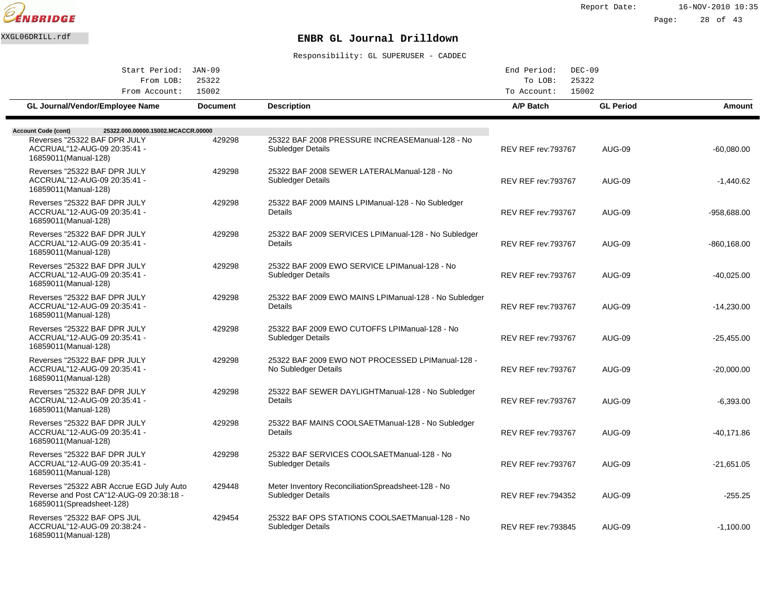ENBRIDGE

XXGL06DRILL.rdf

# ENBR GL Journal Drilldown

Responsibility: GL SUPERUSER - CADDEC

Start Period: JAN-09 End Period: DEC-09
From LOB: 25322 To LOB: 25322
From Account: 15002 To Account: 15002

| GL Journal/Vendor/Employee Name | Document | Description | A/P Batch | GL Period | Amount |
|---|---|---|---|---|---|
| **Account Code (cont)** 25322.000.00000.15002.MCACCR.00000 | | | | | |
| Reverses "25322 BAF DPR JULY ACCRUAL"12-AUG-09 20:35:41 - 16859011(Manual-128) | 429298 | 25322 BAF 2008 PRESSURE INCREASEManual-128 - No Subledger Details | REV REF rev:793767 | AUG-09 | -60,080.00 |
| Reverses "25322 BAF DPR JULY ACCRUAL"12-AUG-09 20:35:41 - 16859011(Manual-128) | 429298 | 25322 BAF 2008 SEWER LATERALManual-128 - No Subledger Details | REV REF rev:793767 | AUG-09 | -1,440.62 |
| Reverses "25322 BAF DPR JULY ACCRUAL"12-AUG-09 20:35:41 - 16859011(Manual-128) | 429298 | 25322 BAF 2009 MAINS LPIManual-128 - No Subledger Details | REV REF rev:793767 | AUG-09 | -958,688.00 |
| Reverses "25322 BAF DPR JULY ACCRUAL"12-AUG-09 20:35:41 - 16859011(Manual-128) | 429298 | 25322 BAF 2009 SERVICES LPIManual-128 - No Subledger Details | REV REF rev:793767 | AUG-09 | -860,168.00 |
| Reverses "25322 BAF DPR JULY ACCRUAL"12-AUG-09 20:35:41 - 16859011(Manual-128) | 429298 | 25322 BAF 2009 EWO SERVICE LPIManual-128 - No Subledger Details | REV REF rev:793767 | AUG-09 | -40,025.00 |
| Reverses "25322 BAF DPR JULY ACCRUAL"12-AUG-09 20:35:41 - 16859011(Manual-128) | 429298 | 25322 BAF 2009 EWO MAINS LPIManual-128 - No Subledger Details | REV REF rev:793767 | AUG-09 | -14,230.00 |
| Reverses "25322 BAF DPR JULY ACCRUAL"12-AUG-09 20:35:41 - 16859011(Manual-128) | 429298 | 25322 BAF 2009 EWO CUTOFFS LPIManual-128 - No Subledger Details | REV REF rev:793767 | AUG-09 | -25,455.00 |
| Reverses "25322 BAF DPR JULY ACCRUAL"12-AUG-09 20:35:41 - 16859011(Manual-128) | 429298 | 25322 BAF 2009 EWO NOT PROCESSED LPIManual-128 - No Subledger Details | REV REF rev:793767 | AUG-09 | -20,000.00 |
| Reverses "25322 BAF DPR JULY ACCRUAL"12-AUG-09 20:35:41 - 16859011(Manual-128) | 429298 | 25322 BAF SEWER DAYLIGHTManual-128 - No Subledger Details | REV REF rev:793767 | AUG-09 | -6,393.00 |
| Reverses "25322 BAF DPR JULY ACCRUAL"12-AUG-09 20:35:41 - 16859011(Manual-128) | 429298 | 25322 BAF MAINS COOLSAETManual-128 - No Subledger Details | REV REF rev:793767 | AUG-09 | -40,171.86 |
| Reverses "25322 BAF DPR JULY ACCRUAL"12-AUG-09 20:35:41 - 16859011(Manual-128) | 429298 | 25322 BAF SERVICES COOLSAETManual-128 - No Subledger Details | REV REF rev:793767 | AUG-09 | -21,651.05 |
| Reverses "25322 ABR Accrue EGD July Auto Reverse and Post CA"12-AUG-09 20:38:18 - 16859011(Spreadsheet-128) | 429448 | Meter Inventory ReconciliationSpreadsheet-128 - No Subledger Details | REV REF rev:794352 | AUG-09 | -255.25 |
| Reverses "25322 BAF OPS JUL ACCRUAL"12-AUG-09 20:38:24 - 16859011(Manual-128) | 429454 | 25322 BAF OPS STATIONS COOLSAETManual-128 - No Subledger Details | REV REF rev:793845 | AUG-09 | -1,100.00 |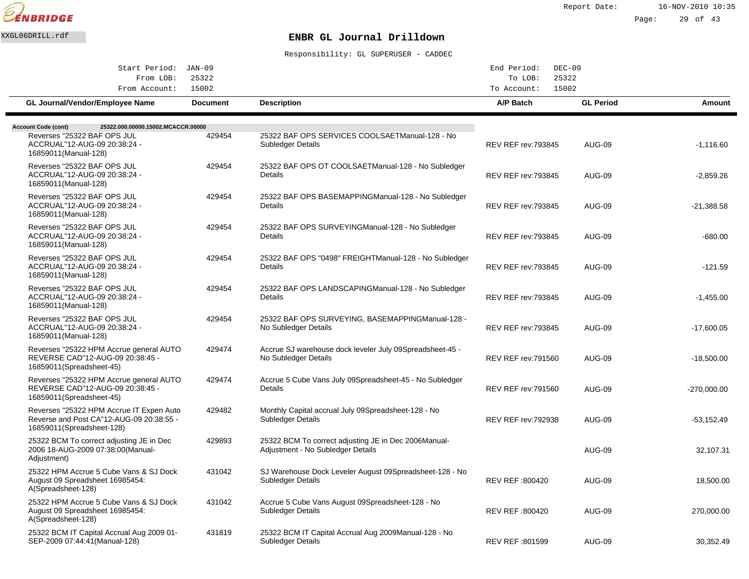# ENBR GL Journal Drilldown

XXGL06DRILL.rdf

Responsibility: GL SUPERUSER - CADDEC

| | | | |
|---|---|---|---|
| Start Period: | JAN-09 | End Period: | DEC-09 |
| From LOB: | 25322 | To LOB: | 25322 |
| From Account: | 15002 | To Account: | 15002 |

**Account Code (cont)** 25322.000.00000.15002.MCACCR.00000

| GL Journal/Vendor/Employee Name | Document | Description | A/P Batch | GL Period | Amount |
|---|---|---|---|---|---|
| Reverses "25322 BAF OPS JUL ACCRUAL"12-AUG-09 20:38:24 - 16859011(Manual-128) | 429454 | 25322 BAF OPS SERVICES COOLSAETManual-128 - No Subledger Details | REV REF rev:793845 | AUG-09 | -1,116.60 |
| Reverses "25322 BAF OPS JUL ACCRUAL"12-AUG-09 20:38:24 - 16859011(Manual-128) | 429454 | 25322 BAF OPS OT COOLSAETManual-128 - No Subledger Details | REV REF rev:793845 | AUG-09 | -2,859.26 |
| Reverses "25322 BAF OPS JUL ACCRUAL"12-AUG-09 20:38:24 - 16859011(Manual-128) | 429454 | 25322 BAF OPS BASEMAPPINGManual-128 - No Subledger Details | REV REF rev:793845 | AUG-09 | -21,388.58 |
| Reverses "25322 BAF OPS JUL ACCRUAL"12-AUG-09 20:38:24 - 16859011(Manual-128) | 429454 | 25322 BAF OPS SURVEYINGManual-128 - No Subledger Details | REV REF rev:793845 | AUG-09 | -680.00 |
| Reverses "25322 BAF OPS JUL ACCRUAL"12-AUG-09 20:38:24 - 16859011(Manual-128) | 429454 | 25322 BAF OPS "0498" FREIGHTManual-128 - No Subledger Details | REV REF rev:793845 | AUG-09 | -121.59 |
| Reverses "25322 BAF OPS JUL ACCRUAL"12-AUG-09 20:38:24 - 16859011(Manual-128) | 429454 | 25322 BAF OPS LANDSCAPINGManual-128 - No Subledger Details | REV REF rev:793845 | AUG-09 | -1,455.00 |
| Reverses "25322 BAF OPS JUL ACCRUAL"12-AUG-09 20:38:24 - 16859011(Manual-128) | 429454 | 25322 BAF OPS SURVEYING, BASEMAPPINGManual-128 - No Subledger Details | REV REF rev:793845 | AUG-09 | -17,600.05 |
| Reverses "25322 HPM Accrue general AUTO REVERSE CAD"12-AUG-09 20:38:45 - 16859011(Spreadsheet-45) | 429474 | Accrue SJ warehouse dock leveler July 09Spreadsheet-45 - No Subledger Details | REV REF rev:791560 | AUG-09 | -18,500.00 |
| Reverses "25322 HPM Accrue general AUTO REVERSE CAD"12-AUG-09 20:38:45 - 16859011(Spreadsheet-45) | 429474 | Accrue 5 Cube Vans July 09Spreadsheet-45 - No Subledger Details | REV REF rev:791560 | AUG-09 | -270,000.00 |
| Reverses "25322 HPM Accrue IT Expen Auto Reverse and Post CA"12-AUG-09 20:38:55 - 16859011(Spreadsheet-128) | 429482 | Monthly Capital accrual July 09Spreadsheet-128 - No Subledger Details | REV REF rev:792938 | AUG-09 | -53,152.49 |
| 25322 BCM To correct adjusting JE in Dec 2006 18-AUG-2009 07:38:00(Manual-Adjustment) | 429893 | 25322 BCM To correct adjusting JE in Dec 2006Manual-Adjustment - No Subledger Details | | AUG-09 | 32,107.31 |
| 25322 HPM Accrue 5 Cube Vans & SJ Dock August 09 Spreadsheet 16985454: A(Spreadsheet-128) | 431042 | SJ Warehouse Dock Leveler August 09Spreadsheet-128 - No Subledger Details | REV REF :800420 | AUG-09 | 18,500.00 |
| 25322 HPM Accrue 5 Cube Vans & SJ Dock August 09 Spreadsheet 16985454: A(Spreadsheet-128) | 431042 | Accrue 5 Cube Vans August 09Spreadsheet-128 - No Subledger Details | REV REF :800420 | AUG-09 | 270,000.00 |
| 25322 BCM IT Capital Accrual Aug 2009 01-SEP-2009 07:44:41(Manual-128) | 431819 | 25322 BCM IT Capital Accrual Aug 2009Manual-128 - No Subledger Details | REV REF :801599 | AUG-09 | 30,352.49 |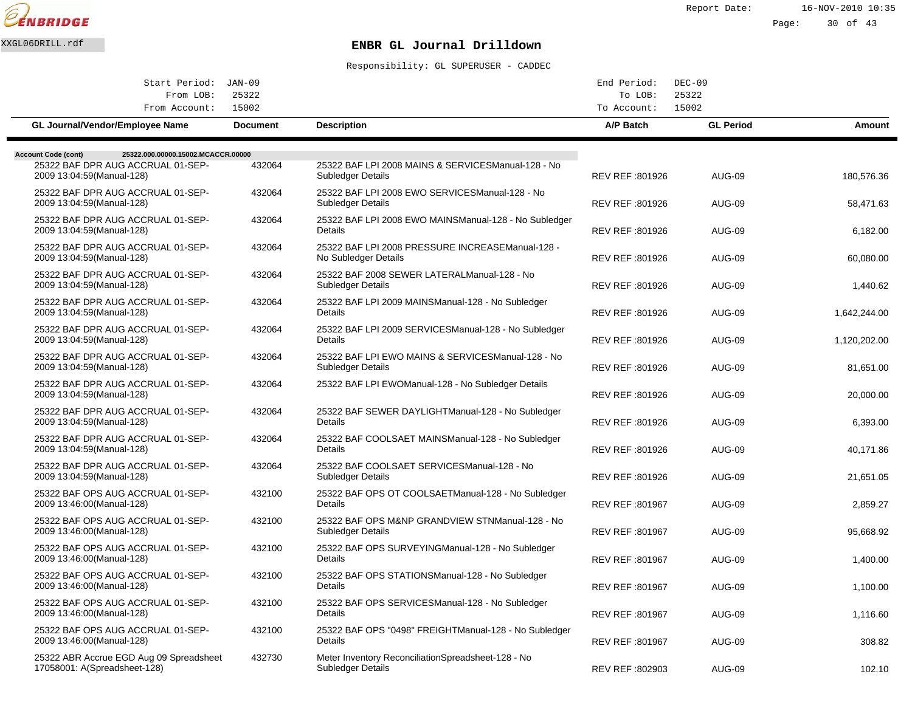# ENBR GL Journal Drilldown

XXGL06DRILL.rdf

Responsibility: GL SUPERUSER - CADDEC

| | | | |
|---|---|---|---|
| Start Period: | JAN-09 | End Period: | DEC-09 |
| From LOB: | 25322 | To LOB: | 25322 |
| From Account: | 15002 | To Account: | 15002 |

**Account Code (cont)** 25322.000.00000.15002.MCACCR.00000

| GL Journal/Vendor/Employee Name | Document | Description | A/P Batch | GL Period | Amount |
|---|---|---|---|---|---|
| 25322 BAF DPR AUG ACCRUAL 01-SEP-2009 13:04:59(Manual-128) | 432064 | 25322 BAF LPI 2008 MAINS & SERVICESManual-128 - No Subledger Details | REV REF :801926 | AUG-09 | 180,576.36 |
| 25322 BAF DPR AUG ACCRUAL 01-SEP-2009 13:04:59(Manual-128) | 432064 | 25322 BAF LPI 2008 EWO SERVICESManual-128 - No Subledger Details | REV REF :801926 | AUG-09 | 58,471.63 |
| 25322 BAF DPR AUG ACCRUAL 01-SEP-2009 13:04:59(Manual-128) | 432064 | 25322 BAF LPI 2008 EWO MAINSManual-128 - No Subledger Details | REV REF :801926 | AUG-09 | 6,182.00 |
| 25322 BAF DPR AUG ACCRUAL 01-SEP-2009 13:04:59(Manual-128) | 432064 | 25322 BAF LPI 2008 PRESSURE INCREASEManual-128 - No Subledger Details | REV REF :801926 | AUG-09 | 60,080.00 |
| 25322 BAF DPR AUG ACCRUAL 01-SEP-2009 13:04:59(Manual-128) | 432064 | 25322 BAF 2008 SEWER LATERALManual-128 - No Subledger Details | REV REF :801926 | AUG-09 | 1,440.62 |
| 25322 BAF DPR AUG ACCRUAL 01-SEP-2009 13:04:59(Manual-128) | 432064 | 25322 BAF LPI 2009 MAINSManual-128 - No Subledger Details | REV REF :801926 | AUG-09 | 1,642,244.00 |
| 25322 BAF DPR AUG ACCRUAL 01-SEP-2009 13:04:59(Manual-128) | 432064 | 25322 BAF LPI 2009 SERVICESManual-128 - No Subledger Details | REV REF :801926 | AUG-09 | 1,120,202.00 |
| 25322 BAF DPR AUG ACCRUAL 01-SEP-2009 13:04:59(Manual-128) | 432064 | 25322 BAF LPI EWO MAINS & SERVICESManual-128 - No Subledger Details | REV REF :801926 | AUG-09 | 81,651.00 |
| 25322 BAF DPR AUG ACCRUAL 01-SEP-2009 13:04:59(Manual-128) | 432064 | 25322 BAF LPI EWOManual-128 - No Subledger Details | REV REF :801926 | AUG-09 | 20,000.00 |
| 25322 BAF DPR AUG ACCRUAL 01-SEP-2009 13:04:59(Manual-128) | 432064 | 25322 BAF SEWER DAYLIGHTManual-128 - No Subledger Details | REV REF :801926 | AUG-09 | 6,393.00 |
| 25322 BAF DPR AUG ACCRUAL 01-SEP-2009 13:04:59(Manual-128) | 432064 | 25322 BAF COOLSAET MAINSManual-128 - No Subledger Details | REV REF :801926 | AUG-09 | 40,171.86 |
| 25322 BAF DPR AUG ACCRUAL 01-SEP-2009 13:04:59(Manual-128) | 432064 | 25322 BAF COOLSAET SERVICESManual-128 - No Subledger Details | REV REF :801926 | AUG-09 | 21,651.05 |
| 25322 BAF OPS AUG ACCRUAL 01-SEP-2009 13:46:00(Manual-128) | 432100 | 25322 BAF OPS OT COOLSAETManual-128 - No Subledger Details | REV REF :801967 | AUG-09 | 2,859.27 |
| 25322 BAF OPS AUG ACCRUAL 01-SEP-2009 13:46:00(Manual-128) | 432100 | 25322 BAF OPS M&NP GRANDVIEW STNManual-128 - No Subledger Details | REV REF :801967 | AUG-09 | 95,668.92 |
| 25322 BAF OPS AUG ACCRUAL 01-SEP-2009 13:46:00(Manual-128) | 432100 | 25322 BAF OPS SURVEYINGManual-128 - No Subledger Details | REV REF :801967 | AUG-09 | 1,400.00 |
| 25322 BAF OPS AUG ACCRUAL 01-SEP-2009 13:46:00(Manual-128) | 432100 | 25322 BAF OPS STATIONSManual-128 - No Subledger Details | REV REF :801967 | AUG-09 | 1,100.00 |
| 25322 BAF OPS AUG ACCRUAL 01-SEP-2009 13:46:00(Manual-128) | 432100 | 25322 BAF OPS SERVICESManual-128 - No Subledger Details | REV REF :801967 | AUG-09 | 1,116.60 |
| 25322 BAF OPS AUG ACCRUAL 01-SEP-2009 13:46:00(Manual-128) | 432100 | 25322 BAF OPS "0498" FREIGHTManual-128 - No Subledger Details | REV REF :801967 | AUG-09 | 308.82 |
| 25322 ABR Accrue EGD Aug 09 Spreadsheet 17058001: A(Spreadsheet-128) | 432730 | Meter Inventory ReconciliationSpreadsheet-128 - No Subledger Details | REV REF :802903 | AUG-09 | 102.10 |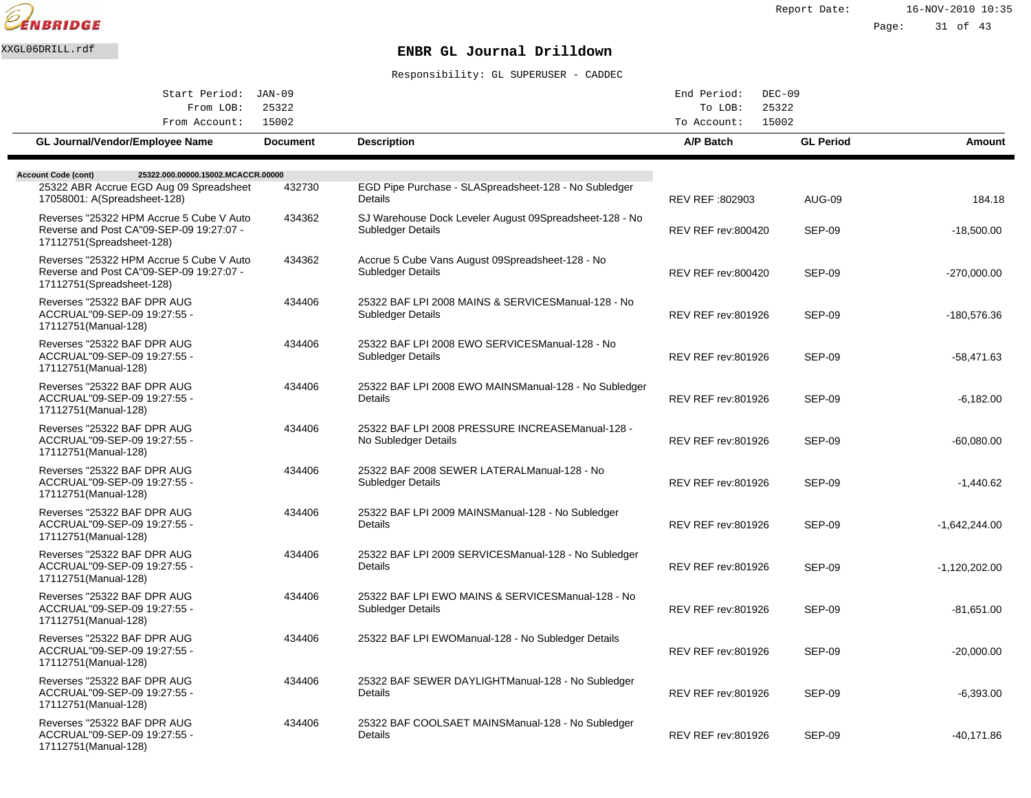# ENBR GL Journal Drilldown

XXGL06DRILL.rdf

Responsibility: GL SUPERUSER - CADDEC

| | | | |
|---|---|---|---|
| Start Period: | JAN-09 | End Period: | DEC-09 |
| From LOB: | 25322 | To LOB: | 25322 |
| From Account: | 15002 | To Account: | 15002 |

| GL Journal/Vendor/Employee Name | Document | Description | A/P Batch | GL Period | Amount |
|---|---|---|---|---|---|
| **Account Code (cont)** 25322.000.00000.15002.MCACCR.00000 | | | | | |
| 25322 ABR Accrue EGD Aug 09 Spreadsheet 17058001: A(Spreadsheet-128) | 432730 | EGD Pipe Purchase - SLASpreadsheet-128 - No Subledger Details | REV REF :802903 | AUG-09 | 184.18 |
| Reverses "25322 HPM Accrue 5 Cube V Auto Reverse and Post CA"09-SEP-09 19:27:07 - 17112751(Spreadsheet-128) | 434362 | SJ Warehouse Dock Leveler August 09Spreadsheet-128 - No Subledger Details | REV REF rev:800420 | SEP-09 | -18,500.00 |
| Reverses "25322 HPM Accrue 5 Cube V Auto Reverse and Post CA"09-SEP-09 19:27:07 - 17112751(Spreadsheet-128) | 434362 | Accrue 5 Cube Vans August 09Spreadsheet-128 - No Subledger Details | REV REF rev:800420 | SEP-09 | -270,000.00 |
| Reverses "25322 BAF DPR AUG ACCRUAL"09-SEP-09 19:27:55 - 17112751(Manual-128) | 434406 | 25322 BAF LPI 2008 MAINS & SERVICESManual-128 - No Subledger Details | REV REF rev:801926 | SEP-09 | -180,576.36 |
| Reverses "25322 BAF DPR AUG ACCRUAL"09-SEP-09 19:27:55 - 17112751(Manual-128) | 434406 | 25322 BAF LPI 2008 EWO SERVICESManual-128 - No Subledger Details | REV REF rev:801926 | SEP-09 | -58,471.63 |
| Reverses "25322 BAF DPR AUG ACCRUAL"09-SEP-09 19:27:55 - 17112751(Manual-128) | 434406 | 25322 BAF LPI 2008 EWO MAINSManual-128 - No Subledger Details | REV REF rev:801926 | SEP-09 | -6,182.00 |
| Reverses "25322 BAF DPR AUG ACCRUAL"09-SEP-09 19:27:55 - 17112751(Manual-128) | 434406 | 25322 BAF LPI 2008 PRESSURE INCREASEManual-128 - No Subledger Details | REV REF rev:801926 | SEP-09 | -60,080.00 |
| Reverses "25322 BAF DPR AUG ACCRUAL"09-SEP-09 19:27:55 - 17112751(Manual-128) | 434406 | 25322 BAF 2008 SEWER LATERALManual-128 - No Subledger Details | REV REF rev:801926 | SEP-09 | -1,440.62 |
| Reverses "25322 BAF DPR AUG ACCRUAL"09-SEP-09 19:27:55 - 17112751(Manual-128) | 434406 | 25322 BAF LPI 2009 MAINSManual-128 - No Subledger Details | REV REF rev:801926 | SEP-09 | -1,642,244.00 |
| Reverses "25322 BAF DPR AUG ACCRUAL"09-SEP-09 19:27:55 - 17112751(Manual-128) | 434406 | 25322 BAF LPI 2009 SERVICESManual-128 - No Subledger Details | REV REF rev:801926 | SEP-09 | -1,120,202.00 |
| Reverses "25322 BAF DPR AUG ACCRUAL"09-SEP-09 19:27:55 - 17112751(Manual-128) | 434406 | 25322 BAF LPI EWO MAINS & SERVICESManual-128 - No Subledger Details | REV REF rev:801926 | SEP-09 | -81,651.00 |
| Reverses "25322 BAF DPR AUG ACCRUAL"09-SEP-09 19:27:55 - 17112751(Manual-128) | 434406 | 25322 BAF LPI EWOManual-128 - No Subledger Details | REV REF rev:801926 | SEP-09 | -20,000.00 |
| Reverses "25322 BAF DPR AUG ACCRUAL"09-SEP-09 19:27:55 - 17112751(Manual-128) | 434406 | 25322 BAF SEWER DAYLIGHTManual-128 - No Subledger Details | REV REF rev:801926 | SEP-09 | -6,393.00 |
| Reverses "25322 BAF DPR AUG ACCRUAL"09-SEP-09 19:27:55 - 17112751(Manual-128) | 434406 | 25322 BAF COOLSAET MAINSManual-128 - No Subledger Details | REV REF rev:801926 | SEP-09 | -40,171.86 |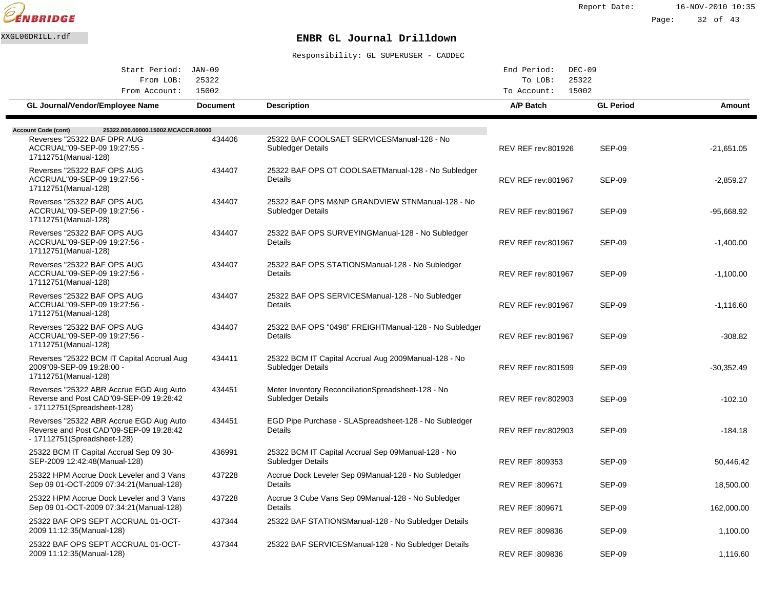XXGL06DRILL.rdf

# ENBR GL Journal Drilldown

Responsibility: GL SUPERUSER - CADDEC

Start Period: JAN-09 | End Period: DEC-09
From LOB: 25322 | To LOB: 25322
From Account: 15002 | To Account: 15002

| GL Journal/Vendor/Employee Name | Document | Description | A/P Batch | GL Period | Amount |
|---|---|---|---|---|---|
| **Account Code (cont)** 25322.000.00000.15002.MCACCR.00000 | | | | | |
| Reverses "25322 BAF DPR AUG ACCRUAL"09-SEP-09 19:27:55 - 17112751(Manual-128) | 434406 | 25322 BAF COOLSAET SERVICESManual-128 - No Subledger Details | REV REF rev:801926 | SEP-09 | -21,651.05 |
| Reverses "25322 BAF OPS AUG ACCRUAL"09-SEP-09 19:27:56 - 17112751(Manual-128) | 434407 | 25322 BAF OPS OT COOLSAETManual-128 - No Subledger Details | REV REF rev:801967 | SEP-09 | -2,859.27 |
| Reverses "25322 BAF OPS AUG ACCRUAL"09-SEP-09 19:27:56 - 17112751(Manual-128) | 434407 | 25322 BAF OPS M&NP GRANDVIEW STNManual-128 - No Subledger Details | REV REF rev:801967 | SEP-09 | -95,668.92 |
| Reverses "25322 BAF OPS AUG ACCRUAL"09-SEP-09 19:27:56 - 17112751(Manual-128) | 434407 | 25322 BAF OPS SURVEYINGManual-128 - No Subledger Details | REV REF rev:801967 | SEP-09 | -1,400.00 |
| Reverses "25322 BAF OPS AUG ACCRUAL"09-SEP-09 19:27:56 - 17112751(Manual-128) | 434407 | 25322 BAF OPS STATIONSManual-128 - No Subledger Details | REV REF rev:801967 | SEP-09 | -1,100.00 |
| Reverses "25322 BAF OPS AUG ACCRUAL"09-SEP-09 19:27:56 - 17112751(Manual-128) | 434407 | 25322 BAF OPS SERVICESManual-128 - No Subledger Details | REV REF rev:801967 | SEP-09 | -1,116.60 |
| Reverses "25322 BAF OPS AUG ACCRUAL"09-SEP-09 19:27:56 - 17112751(Manual-128) | 434407 | 25322 BAF OPS "0498" FREIGHTManual-128 - No Subledger Details | REV REF rev:801967 | SEP-09 | -308.82 |
| Reverses "25322 BCM IT Capital Accrual Aug 2009"09-SEP-09 19:28:00 - 17112751(Manual-128) | 434411 | 25322 BCM IT Capital Accrual Aug 2009Manual-128 - No Subledger Details | REV REF rev:801599 | SEP-09 | -30,352.49 |
| Reverses "25322 ABR Accrue EGD Aug Auto Reverse and Post CAD"09-SEP-09 19:28:42 - 17112751(Spreadsheet-128) | 434451 | Meter Inventory ReconciliationSpreadsheet-128 - No Subledger Details | REV REF rev:802903 | SEP-09 | -102.10 |
| Reverses "25322 ABR Accrue EGD Aug Auto Reverse and Post CAD"09-SEP-09 19:28:42 - 17112751(Spreadsheet-128) | 434451 | EGD Pipe Purchase - SLASpreadsheet-128 - No Subledger Details | REV REF rev:802903 | SEP-09 | -184.18 |
| 25322 BCM IT Capital Accrual Sep 09 30-SEP-2009 12:42:48(Manual-128) | 436991 | 25322 BCM IT Capital Accrual Sep 09Manual-128 - No Subledger Details | REV REF :809353 | SEP-09 | 50,446.42 |
| 25322 HPM Accrue Dock Leveler and 3 Vans Sep 09 01-OCT-2009 07:34:21(Manual-128) | 437228 | Accrue Dock Leveler Sep 09Manual-128 - No Subledger Details | REV REF :809671 | SEP-09 | 18,500.00 |
| 25322 HPM Accrue Dock Leveler and 3 Vans Sep 09 01-OCT-2009 07:34:21(Manual-128) | 437228 | Accrue 3 Cube Vans Sep 09Manual-128 - No Subledger Details | REV REF :809671 | SEP-09 | 162,000.00 |
| 25322 BAF OPS SEPT ACCRUAL 01-OCT-2009 11:12:35(Manual-128) | 437344 | 25322 BAF STATIONSManual-128 - No Subledger Details | REV REF :809836 | SEP-09 | 1,100.00 |
| 25322 BAF OPS SEPT ACCRUAL 01-OCT-2009 11:12:35(Manual-128) | 437344 | 25322 BAF SERVICESManual-128 - No Subledger Details | REV REF :809836 | SEP-09 | 1,116.60 |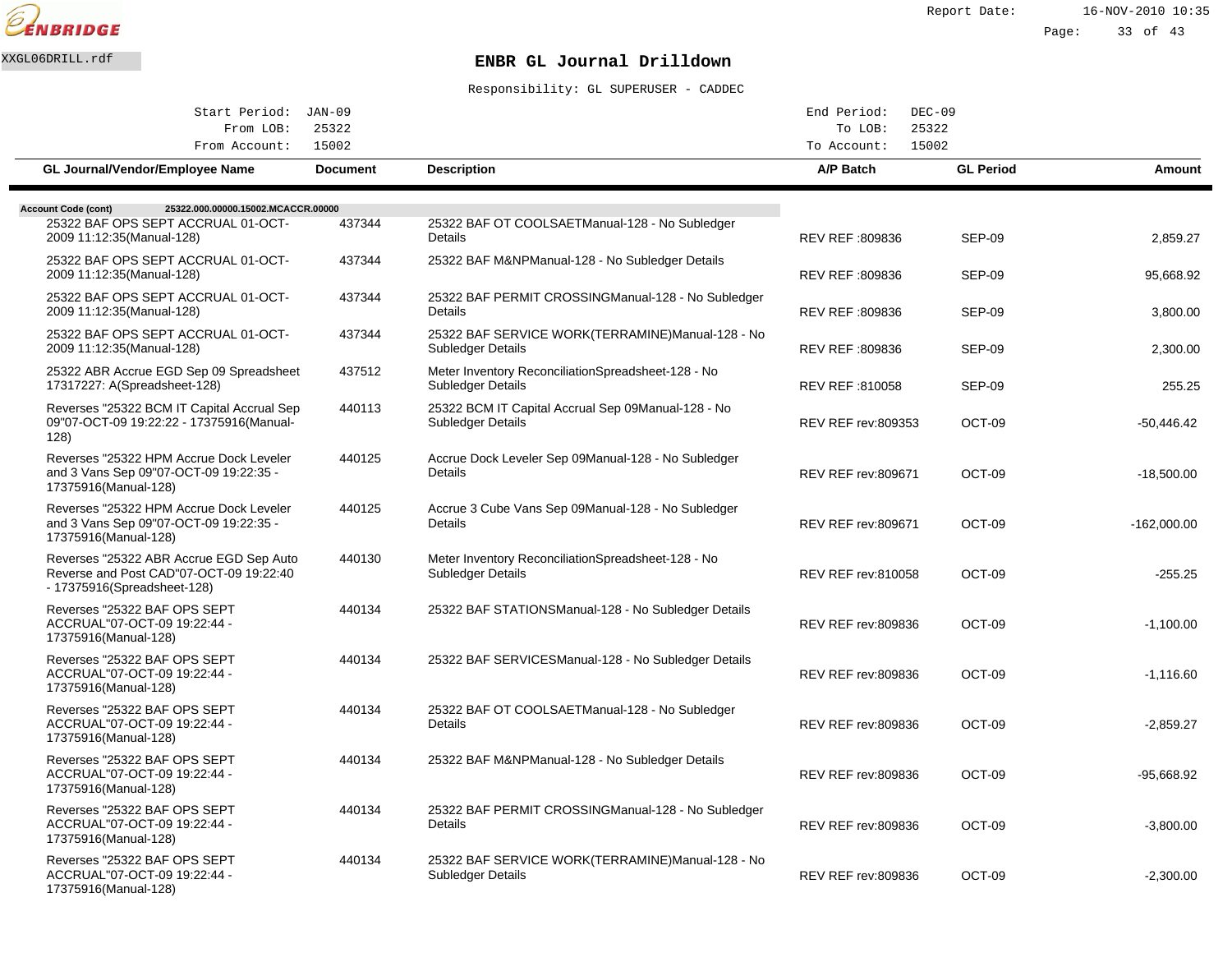XXGL06DRILL.rdf

# ENBR GL Journal Drilldown

Responsibility: GL SUPERUSER - CADDEC

| | | | |
|---|---|---|---|
| Start Period: | JAN-09 | End Period: | DEC-09 |
| From LOB: | 25322 | To LOB: | 25322 |
| From Account: | 15002 | To Account: | 15002 |

| GL Journal/Vendor/Employee Name | Document | Description | A/P Batch | GL Period | Amount |
|---|---|---|---|---|---|
| **Account Code (cont)** 25322.000.00000.15002.MCACCR.00000 | | | | | |
| 25322 BAF OPS SEPT ACCRUAL 01-OCT-2009 11:12:35(Manual-128) | 437344 | 25322 BAF OT COOLSAETManual-128 - No Subledger Details | REV REF :809836 | SEP-09 | 2,859.27 |
| 25322 BAF OPS SEPT ACCRUAL 01-OCT-2009 11:12:35(Manual-128) | 437344 | 25322 BAF M&NPManual-128 - No Subledger Details | REV REF :809836 | SEP-09 | 95,668.92 |
| 25322 BAF OPS SEPT ACCRUAL 01-OCT-2009 11:12:35(Manual-128) | 437344 | 25322 BAF PERMIT CROSSINGManual-128 - No Subledger Details | REV REF :809836 | SEP-09 | 3,800.00 |
| 25322 BAF OPS SEPT ACCRUAL 01-OCT-2009 11:12:35(Manual-128) | 437344 | 25322 BAF SERVICE WORK(TERRAMINE)Manual-128 - No Subledger Details | REV REF :809836 | SEP-09 | 2,300.00 |
| 25322 ABR Accrue EGD Sep 09 Spreadsheet 17317227: A(Spreadsheet-128) | 437512 | Meter Inventory ReconciliationSpreadsheet-128 - No Subledger Details | REV REF :810058 | SEP-09 | 255.25 |
| Reverses "25322 BCM IT Capital Accrual Sep 09"07-OCT-09 19:22:22 - 17375916(Manual-128) | 440113 | 25322 BCM IT Capital Accrual Sep 09Manual-128 - No Subledger Details | REV REF rev:809353 | OCT-09 | -50,446.42 |
| Reverses "25322 HPM Accrue Dock Leveler and 3 Vans Sep 09"07-OCT-09 19:22:35 - 17375916(Manual-128) | 440125 | Accrue Dock Leveler Sep 09Manual-128 - No Subledger Details | REV REF rev:809671 | OCT-09 | -18,500.00 |
| Reverses "25322 HPM Accrue Dock Leveler and 3 Vans Sep 09"07-OCT-09 19:22:35 - 17375916(Manual-128) | 440125 | Accrue 3 Cube Vans Sep 09Manual-128 - No Subledger Details | REV REF rev:809671 | OCT-09 | -162,000.00 |
| Reverses "25322 ABR Accrue EGD Sep Auto Reverse and Post CAD"07-OCT-09 19:22:40 - 17375916(Spreadsheet-128) | 440130 | Meter Inventory ReconciliationSpreadsheet-128 - No Subledger Details | REV REF rev:810058 | OCT-09 | -255.25 |
| Reverses "25322 BAF OPS SEPT ACCRUAL"07-OCT-09 19:22:44 - 17375916(Manual-128) | 440134 | 25322 BAF STATIONSManual-128 - No Subledger Details | REV REF rev:809836 | OCT-09 | -1,100.00 |
| Reverses "25322 BAF OPS SEPT ACCRUAL"07-OCT-09 19:22:44 - 17375916(Manual-128) | 440134 | 25322 BAF SERVICESManual-128 - No Subledger Details | REV REF rev:809836 | OCT-09 | -1,116.60 |
| Reverses "25322 BAF OPS SEPT ACCRUAL"07-OCT-09 19:22:44 - 17375916(Manual-128) | 440134 | 25322 BAF OT COOLSAETManual-128 - No Subledger Details | REV REF rev:809836 | OCT-09 | -2,859.27 |
| Reverses "25322 BAF OPS SEPT ACCRUAL"07-OCT-09 19:22:44 - 17375916(Manual-128) | 440134 | 25322 BAF M&NPManual-128 - No Subledger Details | REV REF rev:809836 | OCT-09 | -95,668.92 |
| Reverses "25322 BAF OPS SEPT ACCRUAL"07-OCT-09 19:22:44 - 17375916(Manual-128) | 440134 | 25322 BAF PERMIT CROSSINGManual-128 - No Subledger Details | REV REF rev:809836 | OCT-09 | -3,800.00 |
| Reverses "25322 BAF OPS SEPT ACCRUAL"07-OCT-09 19:22:44 - 17375916(Manual-128) | 440134 | 25322 BAF SERVICE WORK(TERRAMINE)Manual-128 - No Subledger Details | REV REF rev:809836 | OCT-09 | -2,300.00 |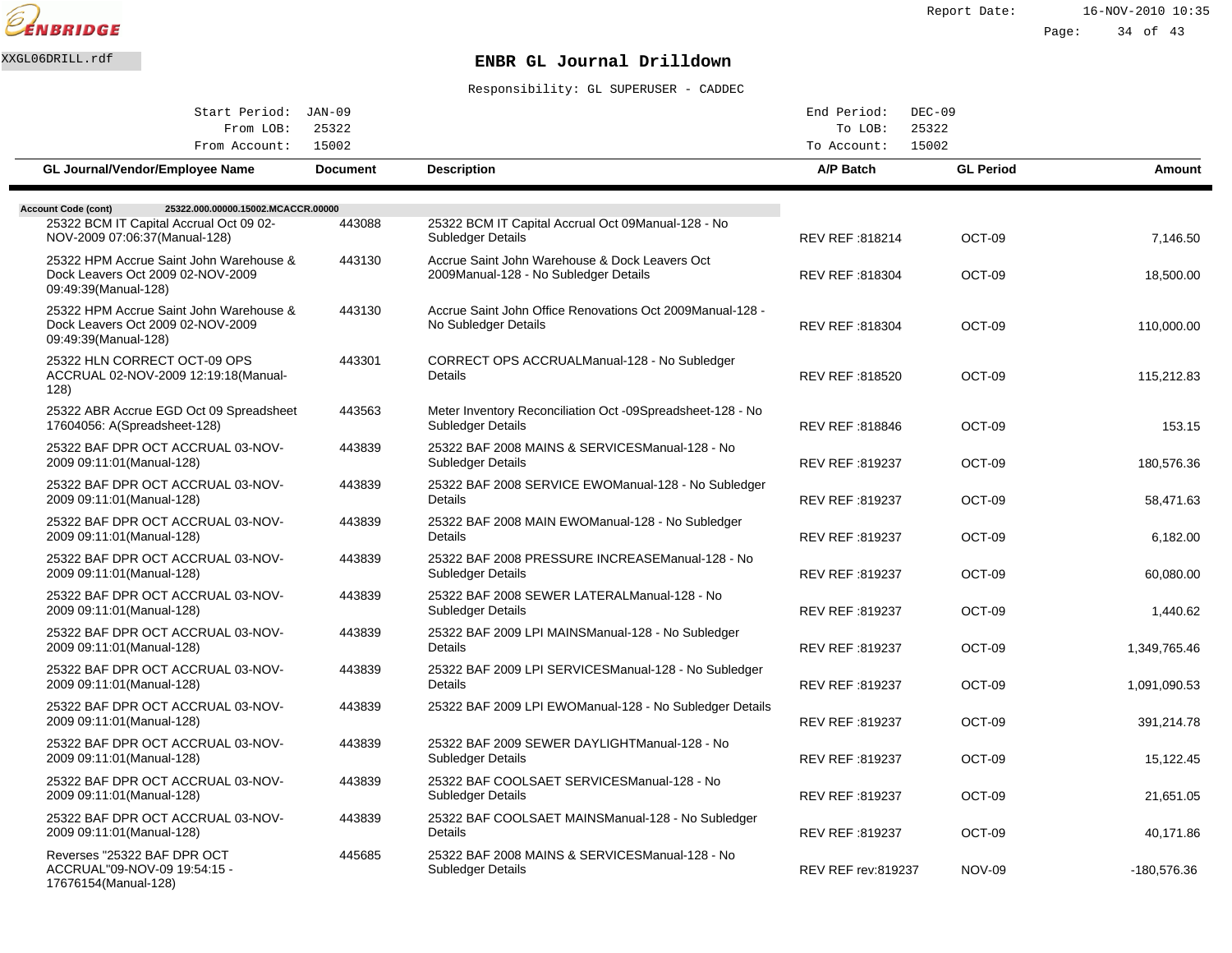XXGL06DRILL.rdf

# ENBR GL Journal Drilldown

Responsibility: GL SUPERUSER - CADDEC

| | | | |
|---|---|---|---|
| Start Period: | JAN-09 | End Period: | DEC-09 |
| From LOB: | 25322 | To LOB: | 25322 |
| From Account: | 15002 | To Account: | 15002 |

**Account Code (cont)** 25322.000.00000.15002.MCACCR.00000

| GL Journal/Vendor/Employee Name | Document | Description | A/P Batch | GL Period | Amount |
|---|---|---|---|---|---|
| 25322 BCM IT Capital Accrual Oct 09 02-NOV-2009 07:06:37(Manual-128) | 443088 | 25322 BCM IT Capital Accrual Oct 09Manual-128 - No Subledger Details | REV REF :818214 | OCT-09 | 7,146.50 |
| 25322 HPM Accrue Saint John Warehouse & Dock Leavers Oct 2009 02-NOV-2009 09:49:39(Manual-128) | 443130 | Accrue Saint John Warehouse & Dock Leavers Oct 2009Manual-128 - No Subledger Details | REV REF :818304 | OCT-09 | 18,500.00 |
| 25322 HPM Accrue Saint John Warehouse & Dock Leavers Oct 2009 02-NOV-2009 09:49:39(Manual-128) | 443130 | Accrue Saint John Office Renovations Oct 2009Manual-128 - No Subledger Details | REV REF :818304 | OCT-09 | 110,000.00 |
| 25322 HLN CORRECT OCT-09 OPS ACCRUAL 02-NOV-2009 12:19:18(Manual-128) | 443301 | CORRECT OPS ACCRUALManual-128 - No Subledger Details | REV REF :818520 | OCT-09 | 115,212.83 |
| 25322 ABR Accrue EGD Oct 09 Spreadsheet 17604056: A(Spreadsheet-128) | 443563 | Meter Inventory Reconciliation Oct -09Spreadsheet-128 - No Subledger Details | REV REF :818846 | OCT-09 | 153.15 |
| 25322 BAF DPR OCT ACCRUAL 03-NOV-2009 09:11:01(Manual-128) | 443839 | 25322 BAF 2008 MAINS & SERVICESManual-128 - No Subledger Details | REV REF :819237 | OCT-09 | 180,576.36 |
| 25322 BAF DPR OCT ACCRUAL 03-NOV-2009 09:11:01(Manual-128) | 443839 | 25322 BAF 2008 SERVICE EWOManual-128 - No Subledger Details | REV REF :819237 | OCT-09 | 58,471.63 |
| 25322 BAF DPR OCT ACCRUAL 03-NOV-2009 09:11:01(Manual-128) | 443839 | 25322 BAF 2008 MAIN EWOManual-128 - No Subledger Details | REV REF :819237 | OCT-09 | 6,182.00 |
| 25322 BAF DPR OCT ACCRUAL 03-NOV-2009 09:11:01(Manual-128) | 443839 | 25322 BAF 2008 PRESSURE INCREASEManual-128 - No Subledger Details | REV REF :819237 | OCT-09 | 60,080.00 |
| 25322 BAF DPR OCT ACCRUAL 03-NOV-2009 09:11:01(Manual-128) | 443839 | 25322 BAF 2008 SEWER LATERALManual-128 - No Subledger Details | REV REF :819237 | OCT-09 | 1,440.62 |
| 25322 BAF DPR OCT ACCRUAL 03-NOV-2009 09:11:01(Manual-128) | 443839 | 25322 BAF 2009 LPI MAINSManual-128 - No Subledger Details | REV REF :819237 | OCT-09 | 1,349,765.46 |
| 25322 BAF DPR OCT ACCRUAL 03-NOV-2009 09:11:01(Manual-128) | 443839 | 25322 BAF 2009 LPI SERVICESManual-128 - No Subledger Details | REV REF :819237 | OCT-09 | 1,091,090.53 |
| 25322 BAF DPR OCT ACCRUAL 03-NOV-2009 09:11:01(Manual-128) | 443839 | 25322 BAF 2009 LPI EWOManual-128 - No Subledger Details | REV REF :819237 | OCT-09 | 391,214.78 |
| 25322 BAF DPR OCT ACCRUAL 03-NOV-2009 09:11:01(Manual-128) | 443839 | 25322 BAF 2009 SEWER DAYLIGHTManual-128 - No Subledger Details | REV REF :819237 | OCT-09 | 15,122.45 |
| 25322 BAF DPR OCT ACCRUAL 03-NOV-2009 09:11:01(Manual-128) | 443839 | 25322 BAF COOLSAET SERVICESManual-128 - No Subledger Details | REV REF :819237 | OCT-09 | 21,651.05 |
| 25322 BAF DPR OCT ACCRUAL 03-NOV-2009 09:11:01(Manual-128) | 443839 | 25322 BAF COOLSAET MAINSManual-128 - No Subledger Details | REV REF :819237 | OCT-09 | 40,171.86 |
| Reverses "25322 BAF DPR OCT ACCRUAL"09-NOV-09 19:54:15 - 17676154(Manual-128) | 445685 | 25322 BAF 2008 MAINS & SERVICESManual-128 - No Subledger Details | REV REF rev:819237 | NOV-09 | -180,576.36 |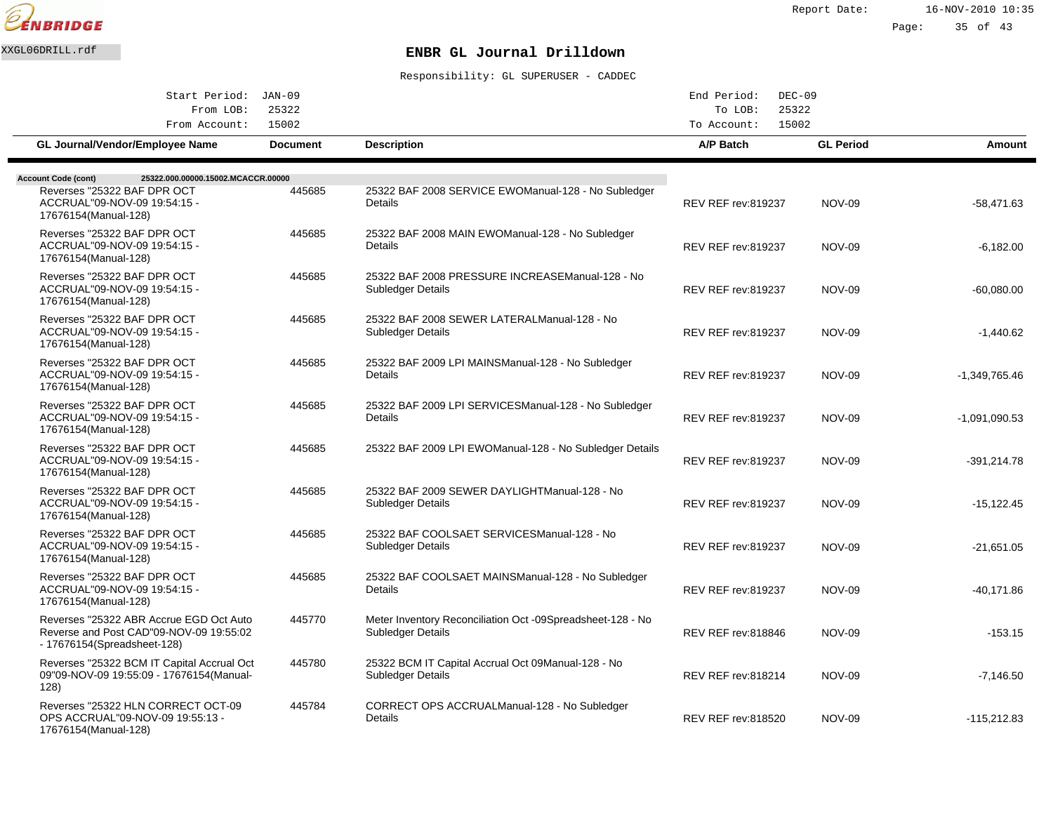ENBRIDGE

XXGL06DRILL.rdf

# ENBR GL Journal Drilldown

Responsibility: GL SUPERUSER - CADDEC

| | | | |
|---|---|---|---|
| Start Period: | JAN-09 | End Period: | DEC-09 |
| From LOB: | 25322 | To LOB: | 25322 |
| From Account: | 15002 | To Account: | 15002 |

**Account Code (cont)** 25322.000.00000.15002.MCACCR.00000

| GL Journal/Vendor/Employee Name | Document | Description | A/P Batch | GL Period | Amount |
|---|---|---|---|---|---|
| Reverses "25322 BAF DPR OCT ACCRUAL"09-NOV-09 19:54:15 - 17676154(Manual-128) | 445685 | 25322 BAF 2008 SERVICE EWOManual-128 - No Subledger Details | REV REF rev:819237 | NOV-09 | -58,471.63 |
| Reverses "25322 BAF DPR OCT ACCRUAL"09-NOV-09 19:54:15 - 17676154(Manual-128) | 445685 | 25322 BAF 2008 MAIN EWOManual-128 - No Subledger Details | REV REF rev:819237 | NOV-09 | -6,182.00 |
| Reverses "25322 BAF DPR OCT ACCRUAL"09-NOV-09 19:54:15 - 17676154(Manual-128) | 445685 | 25322 BAF 2008 PRESSURE INCREASEManual-128 - No Subledger Details | REV REF rev:819237 | NOV-09 | -60,080.00 |
| Reverses "25322 BAF DPR OCT ACCRUAL"09-NOV-09 19:54:15 - 17676154(Manual-128) | 445685 | 25322 BAF 2008 SEWER LATERALManual-128 - No Subledger Details | REV REF rev:819237 | NOV-09 | -1,440.62 |
| Reverses "25322 BAF DPR OCT ACCRUAL"09-NOV-09 19:54:15 - 17676154(Manual-128) | 445685 | 25322 BAF 2009 LPI MAINSManual-128 - No Subledger Details | REV REF rev:819237 | NOV-09 | -1,349,765.46 |
| Reverses "25322 BAF DPR OCT ACCRUAL"09-NOV-09 19:54:15 - 17676154(Manual-128) | 445685 | 25322 BAF 2009 LPI SERVICESManual-128 - No Subledger Details | REV REF rev:819237 | NOV-09 | -1,091,090.53 |
| Reverses "25322 BAF DPR OCT ACCRUAL"09-NOV-09 19:54:15 - 17676154(Manual-128) | 445685 | 25322 BAF 2009 LPI EWOManual-128 - No Subledger Details | REV REF rev:819237 | NOV-09 | -391,214.78 |
| Reverses "25322 BAF DPR OCT ACCRUAL"09-NOV-09 19:54:15 - 17676154(Manual-128) | 445685 | 25322 BAF 2009 SEWER DAYLIGHTManual-128 - No Subledger Details | REV REF rev:819237 | NOV-09 | -15,122.45 |
| Reverses "25322 BAF DPR OCT ACCRUAL"09-NOV-09 19:54:15 - 17676154(Manual-128) | 445685 | 25322 BAF COOLSAET SERVICESManual-128 - No Subledger Details | REV REF rev:819237 | NOV-09 | -21,651.05 |
| Reverses "25322 BAF DPR OCT ACCRUAL"09-NOV-09 19:54:15 - 17676154(Manual-128) | 445685 | 25322 BAF COOLSAET MAINSManual-128 - No Subledger Details | REV REF rev:819237 | NOV-09 | -40,171.86 |
| Reverses "25322 ABR Accrue EGD Oct Auto Reverse and Post CAD"09-NOV-09 19:55:02 - 17676154(Spreadsheet-128) | 445770 | Meter Inventory Reconciliation Oct -09Spreadsheet-128 - No Subledger Details | REV REF rev:818846 | NOV-09 | -153.15 |
| Reverses "25322 BCM IT Capital Accrual Oct 09"09-NOV-09 19:55:09 - 17676154(Manual-128) | 445780 | 25322 BCM IT Capital Accrual Oct 09Manual-128 - No Subledger Details | REV REF rev:818214 | NOV-09 | -7,146.50 |
| Reverses "25322 HLN CORRECT OCT-09 OPS ACCRUAL"09-NOV-09 19:55:13 - 17676154(Manual-128) | 445784 | CORRECT OPS ACCRUALManual-128 - No Subledger Details | REV REF rev:818520 | NOV-09 | -115,212.83 |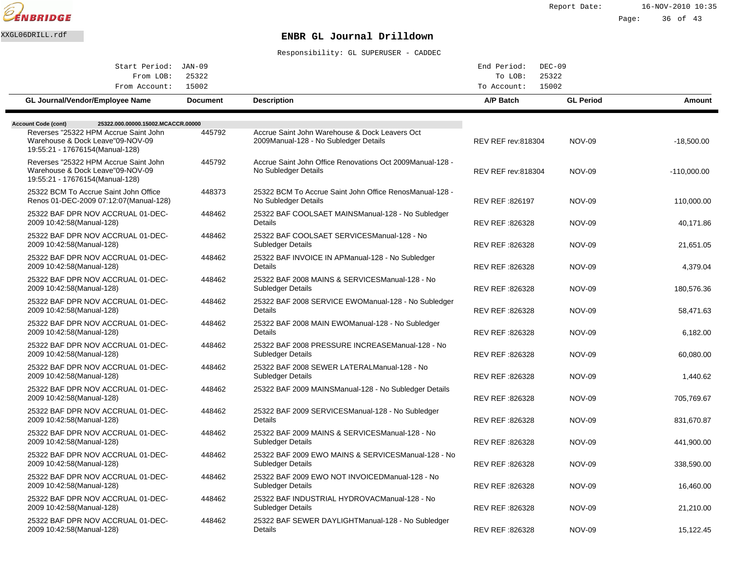XXGL06DRILL.rdf

# ENBR GL Journal Drilldown

Responsibility: GL SUPERUSER - CADDEC

Start Period: JAN-09 | End Period: DEC-09
From LOB: 25322 | To LOB: 25322
From Account: 15002 | To Account: 15002

| GL Journal/Vendor/Employee Name | Document | Description | A/P Batch | GL Period | Amount |
|---|---|---|---|---|---|
| **Account Code (cont)** 25322.000.00000.15002.MCACCR.00000 | | | | | |
| Reverses "25322 HPM Accrue Saint John Warehouse & Dock Leave"09-NOV-09 19:55:21 - 17676154(Manual-128) | 445792 | Accrue Saint John Warehouse & Dock Leavers Oct 2009Manual-128 - No Subledger Details | REV REF rev:818304 | NOV-09 | -18,500.00 |
| Reverses "25322 HPM Accrue Saint John Warehouse & Dock Leave"09-NOV-09 19:55:21 - 17676154(Manual-128) | 445792 | Accrue Saint John Office Renovations Oct 2009Manual-128 - No Subledger Details | REV REF rev:818304 | NOV-09 | -110,000.00 |
| 25322 BCM To Accrue Saint John Office Renos 01-DEC-2009 07:12:07(Manual-128) | 448373 | 25322 BCM To Accrue Saint John Office RenosManual-128 - No Subledger Details | REV REF :826197 | NOV-09 | 110,000.00 |
| 25322 BAF DPR NOV ACCRUAL 01-DEC-2009 10:42:58(Manual-128) | 448462 | 25322 BAF COOLSAET MAINSManual-128 - No Subledger Details | REV REF :826328 | NOV-09 | 40,171.86 |
| 25322 BAF DPR NOV ACCRUAL 01-DEC-2009 10:42:58(Manual-128) | 448462 | 25322 BAF COOLSAET SERVICESManual-128 - No Subledger Details | REV REF :826328 | NOV-09 | 21,651.05 |
| 25322 BAF DPR NOV ACCRUAL 01-DEC-2009 10:42:58(Manual-128) | 448462 | 25322 BAF INVOICE IN APManual-128 - No Subledger Details | REV REF :826328 | NOV-09 | 4,379.04 |
| 25322 BAF DPR NOV ACCRUAL 01-DEC-2009 10:42:58(Manual-128) | 448462 | 25322 BAF 2008 MAINS & SERVICESManual-128 - No Subledger Details | REV REF :826328 | NOV-09 | 180,576.36 |
| 25322 BAF DPR NOV ACCRUAL 01-DEC-2009 10:42:58(Manual-128) | 448462 | 25322 BAF 2008 SERVICE EWOManual-128 - No Subledger Details | REV REF :826328 | NOV-09 | 58,471.63 |
| 25322 BAF DPR NOV ACCRUAL 01-DEC-2009 10:42:58(Manual-128) | 448462 | 25322 BAF 2008 MAIN EWOManual-128 - No Subledger Details | REV REF :826328 | NOV-09 | 6,182.00 |
| 25322 BAF DPR NOV ACCRUAL 01-DEC-2009 10:42:58(Manual-128) | 448462 | 25322 BAF 2008 PRESSURE INCREASEManual-128 - No Subledger Details | REV REF :826328 | NOV-09 | 60,080.00 |
| 25322 BAF DPR NOV ACCRUAL 01-DEC-2009 10:42:58(Manual-128) | 448462 | 25322 BAF 2008 SEWER LATERALManual-128 - No Subledger Details | REV REF :826328 | NOV-09 | 1,440.62 |
| 25322 BAF DPR NOV ACCRUAL 01-DEC-2009 10:42:58(Manual-128) | 448462 | 25322 BAF 2009 MAINSManual-128 - No Subledger Details | REV REF :826328 | NOV-09 | 705,769.67 |
| 25322 BAF DPR NOV ACCRUAL 01-DEC-2009 10:42:58(Manual-128) | 448462 | 25322 BAF 2009 SERVICESManual-128 - No Subledger Details | REV REF :826328 | NOV-09 | 831,670.87 |
| 25322 BAF DPR NOV ACCRUAL 01-DEC-2009 10:42:58(Manual-128) | 448462 | 25322 BAF 2009 MAINS & SERVICESManual-128 - No Subledger Details | REV REF :826328 | NOV-09 | 441,900.00 |
| 25322 BAF DPR NOV ACCRUAL 01-DEC-2009 10:42:58(Manual-128) | 448462 | 25322 BAF 2009 EWO MAINS & SERVICESManual-128 - No Subledger Details | REV REF :826328 | NOV-09 | 338,590.00 |
| 25322 BAF DPR NOV ACCRUAL 01-DEC-2009 10:42:58(Manual-128) | 448462 | 25322 BAF 2009 EWO NOT INVOICEDManual-128 - No Subledger Details | REV REF :826328 | NOV-09 | 16,460.00 |
| 25322 BAF DPR NOV ACCRUAL 01-DEC-2009 10:42:58(Manual-128) | 448462 | 25322 BAF INDUSTRIAL HYDROVACManual-128 - No Subledger Details | REV REF :826328 | NOV-09 | 21,210.00 |
| 25322 BAF DPR NOV ACCRUAL 01-DEC-2009 10:42:58(Manual-128) | 448462 | 25322 BAF SEWER DAYLIGHTManual-128 - No Subledger Details | REV REF :826328 | NOV-09 | 15,122.45 |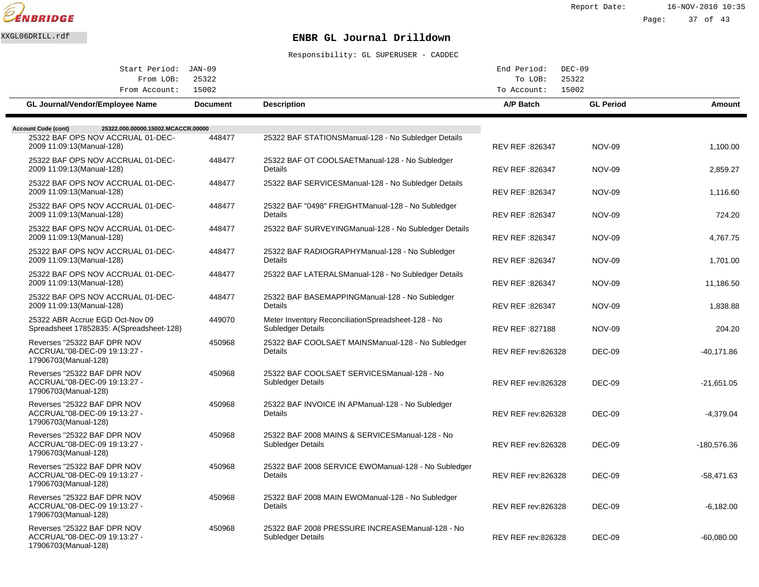ENBRIDGE

XXGL06DRILL.rdf

Report Date: 16-NOV-2010 10:35

# ENBR GL Journal Drilldown

Responsibility: GL SUPERUSER - CADDEC

| | | | |
|---|---|---|---|
| Start Period: | JAN-09 | End Period: | DEC-09 |
| From LOB: | 25322 | To LOB: | 25322 |
| From Account: | 15002 | To Account: | 15002 |

**Account Code (cont)** 25322.000.00000.15002.MCACCR.00000

| GL Journal/Vendor/Employee Name | Document | Description | A/P Batch | GL Period | Amount |
|---|---|---|---|---|---|
| 25322 BAF OPS NOV ACCRUAL 01-DEC-2009 11:09:13(Manual-128) | 448477 | 25322 BAF STATIONSManual-128 - No Subledger Details | REV REF :826347 | NOV-09 | 1,100.00 |
| 25322 BAF OPS NOV ACCRUAL 01-DEC-2009 11:09:13(Manual-128) | 448477 | 25322 BAF OT COOLSAETManual-128 - No Subledger Details | REV REF :826347 | NOV-09 | 2,859.27 |
| 25322 BAF OPS NOV ACCRUAL 01-DEC-2009 11:09:13(Manual-128) | 448477 | 25322 BAF SERVICESManual-128 - No Subledger Details | REV REF :826347 | NOV-09 | 1,116.60 |
| 25322 BAF OPS NOV ACCRUAL 01-DEC-2009 11:09:13(Manual-128) | 448477 | 25322 BAF "0498" FREIGHTManual-128 - No Subledger Details | REV REF :826347 | NOV-09 | 724.20 |
| 25322 BAF OPS NOV ACCRUAL 01-DEC-2009 11:09:13(Manual-128) | 448477 | 25322 BAF SURVEYINGManual-128 - No Subledger Details | REV REF :826347 | NOV-09 | 4,767.75 |
| 25322 BAF OPS NOV ACCRUAL 01-DEC-2009 11:09:13(Manual-128) | 448477 | 25322 BAF RADIOGRAPHYManual-128 - No Subledger Details | REV REF :826347 | NOV-09 | 1,701.00 |
| 25322 BAF OPS NOV ACCRUAL 01-DEC-2009 11:09:13(Manual-128) | 448477 | 25322 BAF LATERALSManual-128 - No Subledger Details | REV REF :826347 | NOV-09 | 11,186.50 |
| 25322 BAF OPS NOV ACCRUAL 01-DEC-2009 11:09:13(Manual-128) | 448477 | 25322 BAF BASEMAPPINGManual-128 - No Subledger Details | REV REF :826347 | NOV-09 | 1,838.88 |
| 25322 ABR Accrue EGD Oct-Nov 09 Spreadsheet 17852835: A(Spreadsheet-128) | 449070 | Meter Inventory ReconciliationSpreadsheet-128 - No Subledger Details | REV REF :827188 | NOV-09 | 204.20 |
| Reverses "25322 BAF DPR NOV ACCRUAL"08-DEC-09 19:13:27 - 17906703(Manual-128) | 450968 | 25322 BAF COOLSAET MAINSManual-128 - No Subledger Details | REV REF rev:826328 | DEC-09 | -40,171.86 |
| Reverses "25322 BAF DPR NOV ACCRUAL"08-DEC-09 19:13:27 - 17906703(Manual-128) | 450968 | 25322 BAF COOLSAET SERVICESManual-128 - No Subledger Details | REV REF rev:826328 | DEC-09 | -21,651.05 |
| Reverses "25322 BAF DPR NOV ACCRUAL"08-DEC-09 19:13:27 - 17906703(Manual-128) | 450968 | 25322 BAF INVOICE IN APManual-128 - No Subledger Details | REV REF rev:826328 | DEC-09 | -4,379.04 |
| Reverses "25322 BAF DPR NOV ACCRUAL"08-DEC-09 19:13:27 - 17906703(Manual-128) | 450968 | 25322 BAF 2008 MAINS & SERVICESManual-128 - No Subledger Details | REV REF rev:826328 | DEC-09 | -180,576.36 |
| Reverses "25322 BAF DPR NOV ACCRUAL"08-DEC-09 19:13:27 - 17906703(Manual-128) | 450968 | 25322 BAF 2008 SERVICE EWOManual-128 - No Subledger Details | REV REF rev:826328 | DEC-09 | -58,471.63 |
| Reverses "25322 BAF DPR NOV ACCRUAL"08-DEC-09 19:13:27 - 17906703(Manual-128) | 450968 | 25322 BAF 2008 MAIN EWOManual-128 - No Subledger Details | REV REF rev:826328 | DEC-09 | -6,182.00 |
| Reverses "25322 BAF DPR NOV ACCRUAL"08-DEC-09 19:13:27 - 17906703(Manual-128) | 450968 | 25322 BAF 2008 PRESSURE INCREASEManual-128 - No Subledger Details | REV REF rev:826328 | DEC-09 | -60,080.00 |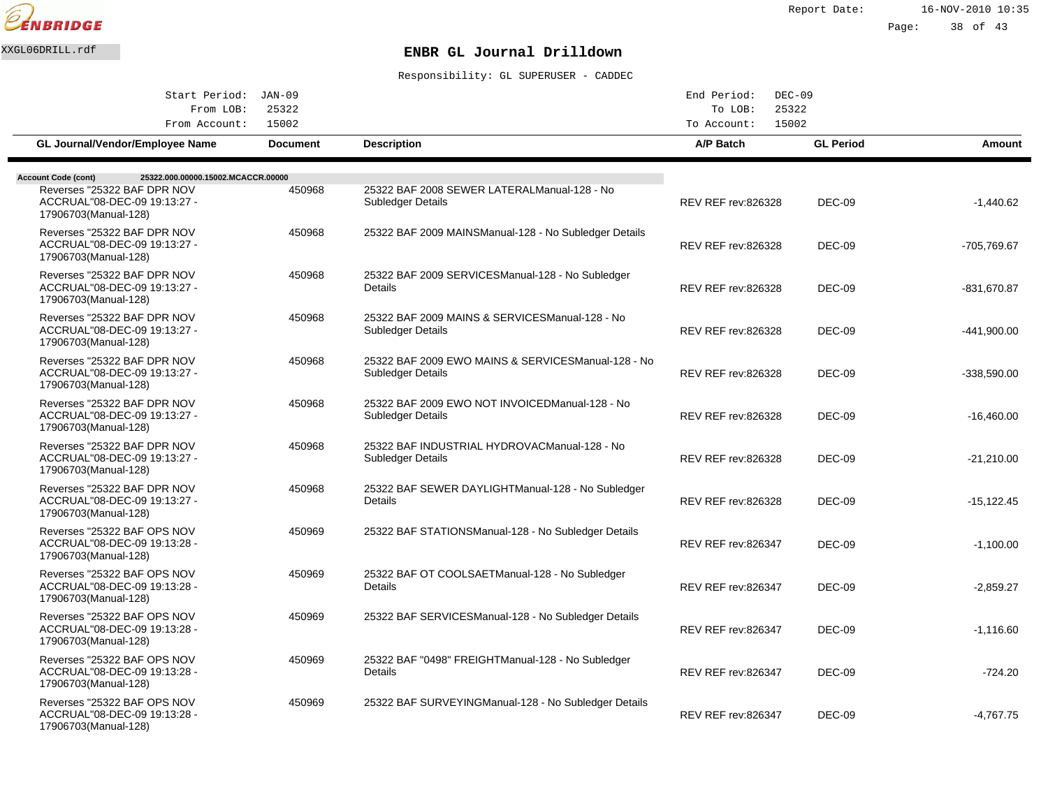# ENBR GL Journal Drilldown

XXGL06DRILL.rdf

Responsibility: GL SUPERUSER - CADDEC

Start Period: JAN-09 | End Period: DEC-09

From LOB: 25322 | To LOB: 25322

From Account: 15002 | To Account: 15002

| GL Journal/Vendor/Employee Name | Document | Description | A/P Batch | GL Period | Amount |
|---|---|---|---|---|---|
| **Account Code (cont)** 25322.000.00000.15002.MCACCR.00000 | | | | | |
| Reverses "25322 BAF DPR NOV ACCRUAL"08-DEC-09 19:13:27 - 17906703(Manual-128) | 450968 | 25322 BAF 2008 SEWER LATERALManual-128 - No Subledger Details | REV REF rev:826328 | DEC-09 | -1,440.62 |
| Reverses "25322 BAF DPR NOV ACCRUAL"08-DEC-09 19:13:27 - 17906703(Manual-128) | 450968 | 25322 BAF 2009 MAINSManual-128 - No Subledger Details | REV REF rev:826328 | DEC-09 | -705,769.67 |
| Reverses "25322 BAF DPR NOV ACCRUAL"08-DEC-09 19:13:27 - 17906703(Manual-128) | 450968 | 25322 BAF 2009 SERVICESManual-128 - No Subledger Details | REV REF rev:826328 | DEC-09 | -831,670.87 |
| Reverses "25322 BAF DPR NOV ACCRUAL"08-DEC-09 19:13:27 - 17906703(Manual-128) | 450968 | 25322 BAF 2009 MAINS & SERVICESManual-128 - No Subledger Details | REV REF rev:826328 | DEC-09 | -441,900.00 |
| Reverses "25322 BAF DPR NOV ACCRUAL"08-DEC-09 19:13:27 - 17906703(Manual-128) | 450968 | 25322 BAF 2009 EWO MAINS & SERVICESManual-128 - No Subledger Details | REV REF rev:826328 | DEC-09 | -338,590.00 |
| Reverses "25322 BAF DPR NOV ACCRUAL"08-DEC-09 19:13:27 - 17906703(Manual-128) | 450968 | 25322 BAF 2009 EWO NOT INVOICEDManual-128 - No Subledger Details | REV REF rev:826328 | DEC-09 | -16,460.00 |
| Reverses "25322 BAF DPR NOV ACCRUAL"08-DEC-09 19:13:27 - 17906703(Manual-128) | 450968 | 25322 BAF INDUSTRIAL HYDROVACManual-128 - No Subledger Details | REV REF rev:826328 | DEC-09 | -21,210.00 |
| Reverses "25322 BAF DPR NOV ACCRUAL"08-DEC-09 19:13:27 - 17906703(Manual-128) | 450968 | 25322 BAF SEWER DAYLIGHTManual-128 - No Subledger Details | REV REF rev:826328 | DEC-09 | -15,122.45 |
| Reverses "25322 BAF OPS NOV ACCRUAL"08-DEC-09 19:13:28 - 17906703(Manual-128) | 450969 | 25322 BAF STATIONSManual-128 - No Subledger Details | REV REF rev:826347 | DEC-09 | -1,100.00 |
| Reverses "25322 BAF OPS NOV ACCRUAL"08-DEC-09 19:13:28 - 17906703(Manual-128) | 450969 | 25322 BAF OT COOLSAETManual-128 - No Subledger Details | REV REF rev:826347 | DEC-09 | -2,859.27 |
| Reverses "25322 BAF OPS NOV ACCRUAL"08-DEC-09 19:13:28 - 17906703(Manual-128) | 450969 | 25322 BAF SERVICESManual-128 - No Subledger Details | REV REF rev:826347 | DEC-09 | -1,116.60 |
| Reverses "25322 BAF OPS NOV ACCRUAL"08-DEC-09 19:13:28 - 17906703(Manual-128) | 450969 | 25322 BAF "0498" FREIGHTManual-128 - No Subledger Details | REV REF rev:826347 | DEC-09 | -724.20 |
| Reverses "25322 BAF OPS NOV ACCRUAL"08-DEC-09 19:13:28 - 17906703(Manual-128) | 450969 | 25322 BAF SURVEYINGManual-128 - No Subledger Details | REV REF rev:826347 | DEC-09 | -4,767.75 |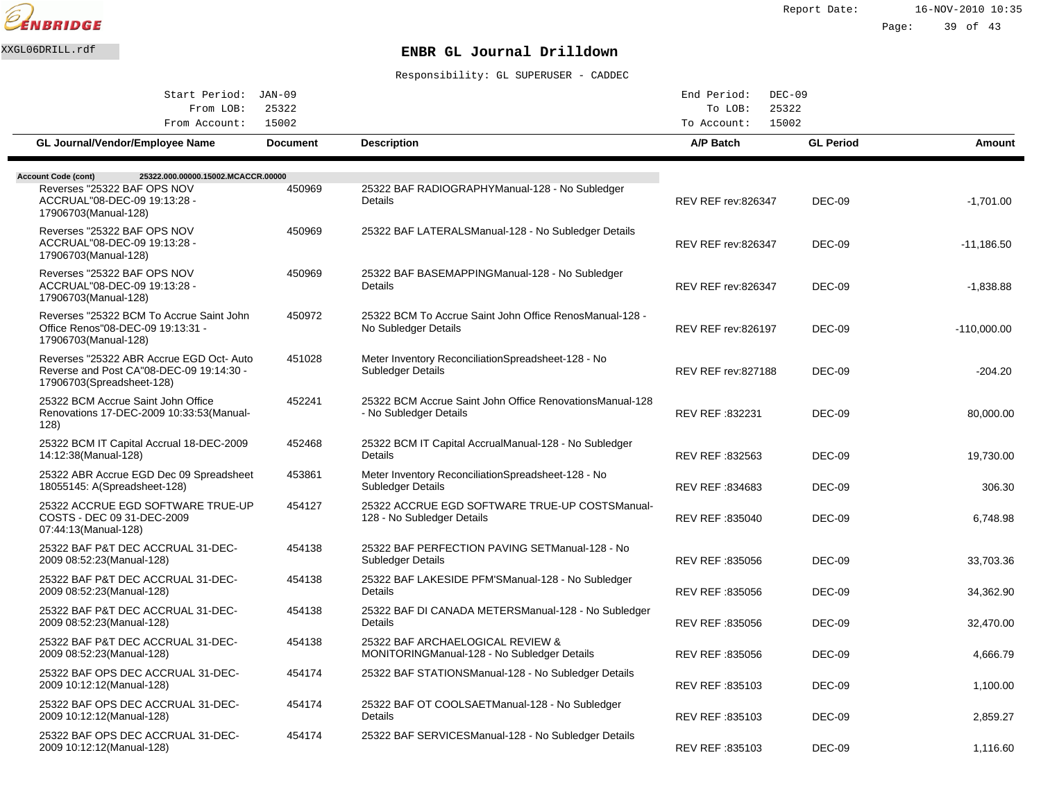# ENBR GL Journal Drilldown

XXGL06DRILL.rdf

Responsibility: GL SUPERUSER - CADDEC

Start Period: JAN-09 | End Period: DEC-09
From LOB: 25322 | To LOB: 25322
From Account: 15002 | To Account: 15002

| GL Journal/Vendor/Employee Name | Document | Description | A/P Batch | GL Period | Amount |
|---|---|---|---|---|---|
| **Account Code (cont)** **25322.000.00000.15002.MCACCR.00000** | | | | | |
| Reverses "25322 BAF OPS NOV ACCRUAL"08-DEC-09 19:13:28 - 17906703(Manual-128) | 450969 | 25322 BAF RADIOGRAPHYManual-128 - No Subledger Details | REV REF rev:826347 | DEC-09 | -1,701.00 |
| Reverses "25322 BAF OPS NOV ACCRUAL"08-DEC-09 19:13:28 - 17906703(Manual-128) | 450969 | 25322 BAF LATERALSManual-128 - No Subledger Details | REV REF rev:826347 | DEC-09 | -11,186.50 |
| Reverses "25322 BAF OPS NOV ACCRUAL"08-DEC-09 19:13:28 - 17906703(Manual-128) | 450969 | 25322 BAF BASEMAPPINGManual-128 - No Subledger Details | REV REF rev:826347 | DEC-09 | -1,838.88 |
| Reverses "25322 BCM To Accrue Saint John Office Renos"08-DEC-09 19:13:31 - 17906703(Manual-128) | 450972 | 25322 BCM To Accrue Saint John Office RenosManual-128 - No Subledger Details | REV REF rev:826197 | DEC-09 | -110,000.00 |
| Reverses "25322 ABR Accrue EGD Oct- Auto Reverse and Post CA"08-DEC-09 19:14:30 - 17906703(Spreadsheet-128) | 451028 | Meter Inventory ReconciliationSpreadsheet-128 - No Subledger Details | REV REF rev:827188 | DEC-09 | -204.20 |
| 25322 BCM Accrue Saint John Office Renovations 17-DEC-2009 10:33:53(Manual-128) | 452241 | 25322 BCM Accrue Saint John Office RenovationsManual-128 - No Subledger Details | REV REF :832231 | DEC-09 | 80,000.00 |
| 25322 BCM IT Capital Accrual 18-DEC-2009 14:12:38(Manual-128) | 452468 | 25322 BCM IT Capital AccrualManual-128 - No Subledger Details | REV REF :832563 | DEC-09 | 19,730.00 |
| 25322 ABR Accrue EGD Dec 09 Spreadsheet 18055145: A(Spreadsheet-128) | 453861 | Meter Inventory ReconciliationSpreadsheet-128 - No Subledger Details | REV REF :834683 | DEC-09 | 306.30 |
| 25322 ACCRUE EGD SOFTWARE TRUE-UP COSTS - DEC 09 31-DEC-2009 07:44:13(Manual-128) | 454127 | 25322 ACCRUE EGD SOFTWARE TRUE-UP COSTSManual-128 - No Subledger Details | REV REF :835040 | DEC-09 | 6,748.98 |
| 25322 BAF P&T DEC ACCRUAL 31-DEC-2009 08:52:23(Manual-128) | 454138 | 25322 BAF PERFECTION PAVING SETManual-128 - No Subledger Details | REV REF :835056 | DEC-09 | 33,703.36 |
| 25322 BAF P&T DEC ACCRUAL 31-DEC-2009 08:52:23(Manual-128) | 454138 | 25322 BAF LAKESIDE PFM'SManual-128 - No Subledger Details | REV REF :835056 | DEC-09 | 34,362.90 |
| 25322 BAF P&T DEC ACCRUAL 31-DEC-2009 08:52:23(Manual-128) | 454138 | 25322 BAF DI CANADA METERSManual-128 - No Subledger Details | REV REF :835056 | DEC-09 | 32,470.00 |
| 25322 BAF P&T DEC ACCRUAL 31-DEC-2009 08:52:23(Manual-128) | 454138 | 25322 BAF ARCHAELOGICAL REVIEW & MONITORINGManual-128 - No Subledger Details | REV REF :835056 | DEC-09 | 4,666.79 |
| 25322 BAF OPS DEC ACCRUAL 31-DEC-2009 10:12:12(Manual-128) | 454174 | 25322 BAF STATIONSManual-128 - No Subledger Details | REV REF :835103 | DEC-09 | 1,100.00 |
| 25322 BAF OPS DEC ACCRUAL 31-DEC-2009 10:12:12(Manual-128) | 454174 | 25322 BAF OT COOLSAETManual-128 - No Subledger Details | REV REF :835103 | DEC-09 | 2,859.27 |
| 25322 BAF OPS DEC ACCRUAL 31-DEC-2009 10:12:12(Manual-128) | 454174 | 25322 BAF SERVICESManual-128 - No Subledger Details | REV REF :835103 | DEC-09 | 1,116.60 |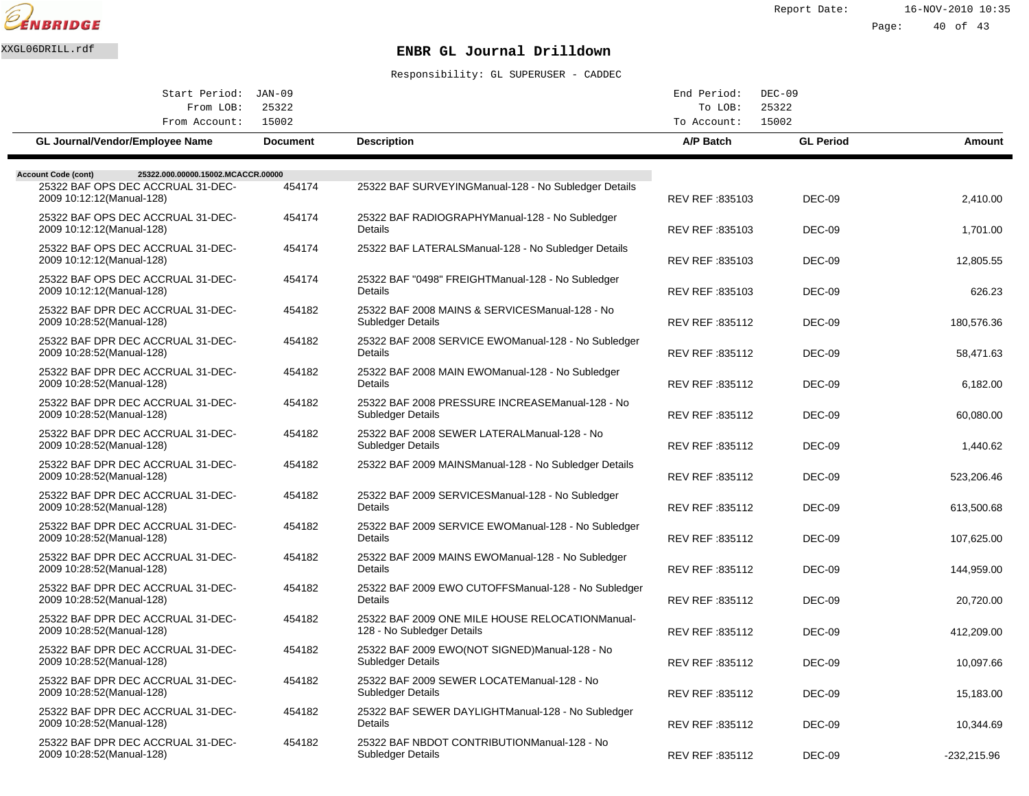ENBRIDGE

XXGL06DRILL.rdf

# ENBR GL Journal Drilldown

Responsibility: GL SUPERUSER - CADDEC

Start Period: JAN-09 | End Period: DEC-09
From LOB: 25322 | To LOB: 25322
From Account: 15002 | To Account: 15002

Report Date: 16-NOV-2010 10:35

**Account Code (cont)** 25322.000.00000.15002.MCACCR.00000

| GL Journal/Vendor/Employee Name | Document | Description | A/P Batch | GL Period | Amount |
|---|---|---|---|---|---|
| 25322 BAF OPS DEC ACCRUAL 31-DEC-2009 10:12:12(Manual-128) | 454174 | 25322 BAF SURVEYINGManual-128 - No Subledger Details | REV REF :835103 | DEC-09 | 2,410.00 |
| 25322 BAF OPS DEC ACCRUAL 31-DEC-2009 10:12:12(Manual-128) | 454174 | 25322 BAF RADIOGRAPHYManual-128 - No Subledger Details | REV REF :835103 | DEC-09 | 1,701.00 |
| 25322 BAF OPS DEC ACCRUAL 31-DEC-2009 10:12:12(Manual-128) | 454174 | 25322 BAF LATERALSManual-128 - No Subledger Details | REV REF :835103 | DEC-09 | 12,805.55 |
| 25322 BAF OPS DEC ACCRUAL 31-DEC-2009 10:12:12(Manual-128) | 454174 | 25322 BAF "0498" FREIGHTManual-128 - No Subledger Details | REV REF :835103 | DEC-09 | 626.23 |
| 25322 BAF DPR DEC ACCRUAL 31-DEC-2009 10:28:52(Manual-128) | 454182 | 25322 BAF 2008 MAINS & SERVICESManual-128 - No Subledger Details | REV REF :835112 | DEC-09 | 180,576.36 |
| 25322 BAF DPR DEC ACCRUAL 31-DEC-2009 10:28:52(Manual-128) | 454182 | 25322 BAF 2008 SERVICE EWOManual-128 - No Subledger Details | REV REF :835112 | DEC-09 | 58,471.63 |
| 25322 BAF DPR DEC ACCRUAL 31-DEC-2009 10:28:52(Manual-128) | 454182 | 25322 BAF 2008 MAIN EWOManual-128 - No Subledger Details | REV REF :835112 | DEC-09 | 6,182.00 |
| 25322 BAF DPR DEC ACCRUAL 31-DEC-2009 10:28:52(Manual-128) | 454182 | 25322 BAF 2008 PRESSURE INCREASEManual-128 - No Subledger Details | REV REF :835112 | DEC-09 | 60,080.00 |
| 25322 BAF DPR DEC ACCRUAL 31-DEC-2009 10:28:52(Manual-128) | 454182 | 25322 BAF 2008 SEWER LATERALManual-128 - No Subledger Details | REV REF :835112 | DEC-09 | 1,440.62 |
| 25322 BAF DPR DEC ACCRUAL 31-DEC-2009 10:28:52(Manual-128) | 454182 | 25322 BAF 2009 MAINSManual-128 - No Subledger Details | REV REF :835112 | DEC-09 | 523,206.46 |
| 25322 BAF DPR DEC ACCRUAL 31-DEC-2009 10:28:52(Manual-128) | 454182 | 25322 BAF 2009 SERVICESManual-128 - No Subledger Details | REV REF :835112 | DEC-09 | 613,500.68 |
| 25322 BAF DPR DEC ACCRUAL 31-DEC-2009 10:28:52(Manual-128) | 454182 | 25322 BAF 2009 SERVICE EWOManual-128 - No Subledger Details | REV REF :835112 | DEC-09 | 107,625.00 |
| 25322 BAF DPR DEC ACCRUAL 31-DEC-2009 10:28:52(Manual-128) | 454182 | 25322 BAF 2009 MAINS EWOManual-128 - No Subledger Details | REV REF :835112 | DEC-09 | 144,959.00 |
| 25322 BAF DPR DEC ACCRUAL 31-DEC-2009 10:28:52(Manual-128) | 454182 | 25322 BAF 2009 EWO CUTOFFSManual-128 - No Subledger Details | REV REF :835112 | DEC-09 | 20,720.00 |
| 25322 BAF DPR DEC ACCRUAL 31-DEC-2009 10:28:52(Manual-128) | 454182 | 25322 BAF 2009 ONE MILE HOUSE RELOCATIONManual-128 - No Subledger Details | REV REF :835112 | DEC-09 | 412,209.00 |
| 25322 BAF DPR DEC ACCRUAL 31-DEC-2009 10:28:52(Manual-128) | 454182 | 25322 BAF 2009 EWO(NOT SIGNED)Manual-128 - No Subledger Details | REV REF :835112 | DEC-09 | 10,097.66 |
| 25322 BAF DPR DEC ACCRUAL 31-DEC-2009 10:28:52(Manual-128) | 454182 | 25322 BAF 2009 SEWER LOCATEManual-128 - No Subledger Details | REV REF :835112 | DEC-09 | 15,183.00 |
| 25322 BAF DPR DEC ACCRUAL 31-DEC-2009 10:28:52(Manual-128) | 454182 | 25322 BAF SEWER DAYLIGHTManual-128 - No Subledger Details | REV REF :835112 | DEC-09 | 10,344.69 |
| 25322 BAF DPR DEC ACCRUAL 31-DEC-2009 10:28:52(Manual-128) | 454182 | 25322 BAF NBDOT CONTRIBUTIONManual-128 - No Subledger Details | REV REF :835112 | DEC-09 | -232,215.96 |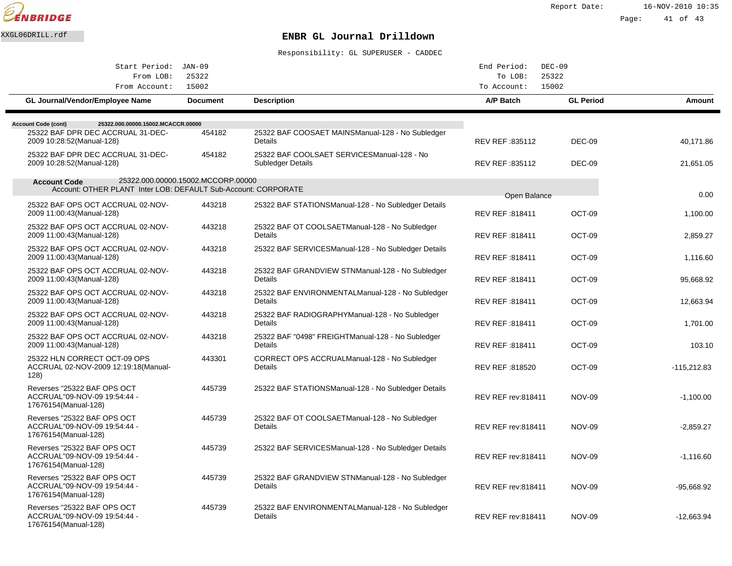**ENBRIDGE**

XXGL06DRILL.rdf

# ENBR GL Journal Drilldown

Responsibility: GL SUPERUSER - CADDEC

Report Date: 16-NOV-2010 10:35

| | | | |
|---|---|---|---|
| Start Period: | JAN-09 | End Period: | DEC-09 |
| From LOB: | 25322 | To LOB: | 25322 |
| From Account: | 15002 | To Account: | 15002 |

| GL Journal/Vendor/Employee Name | Document | Description | A/P Batch | GL Period | Amount |
|---|---|---|---|---|---|
| **Account Code (cont)** 25322.000.00000.15002.MCACCR.00000 | | | | | |
| 25322 BAF DPR DEC ACCRUAL 31-DEC-2009 10:28:52(Manual-128) | 454182 | 25322 BAF COOSAET MAINSManual-128 - No Subledger Details | REV REF :835112 | DEC-09 | 40,171.86 |
| 25322 BAF DPR DEC ACCRUAL 31-DEC-2009 10:28:52(Manual-128) | 454182 | 25322 BAF COOLSAET SERVICESManual-128 - No Subledger Details | REV REF :835112 | DEC-09 | 21,651.05 |
| **Account Code** 25322.000.00000.15002.MCCORP.00000 Account: OTHER PLANT Inter LOB: DEFAULT Sub-Account: CORPORATE | | | Open Balance | | 0.00 |
| 25322 BAF OPS OCT ACCRUAL 02-NOV-2009 11:00:43(Manual-128) | 443218 | 25322 BAF STATIONSManual-128 - No Subledger Details | REV REF :818411 | OCT-09 | 1,100.00 |
| 25322 BAF OPS OCT ACCRUAL 02-NOV-2009 11:00:43(Manual-128) | 443218 | 25322 BAF OT COOLSAETManual-128 - No Subledger Details | REV REF :818411 | OCT-09 | 2,859.27 |
| 25322 BAF OPS OCT ACCRUAL 02-NOV-2009 11:00:43(Manual-128) | 443218 | 25322 BAF SERVICESManual-128 - No Subledger Details | REV REF :818411 | OCT-09 | 1,116.60 |
| 25322 BAF OPS OCT ACCRUAL 02-NOV-2009 11:00:43(Manual-128) | 443218 | 25322 BAF GRANDVIEW STNManual-128 - No Subledger Details | REV REF :818411 | OCT-09 | 95,668.92 |
| 25322 BAF OPS OCT ACCRUAL 02-NOV-2009 11:00:43(Manual-128) | 443218 | 25322 BAF ENVIRONMENTALManual-128 - No Subledger Details | REV REF :818411 | OCT-09 | 12,663.94 |
| 25322 BAF OPS OCT ACCRUAL 02-NOV-2009 11:00:43(Manual-128) | 443218 | 25322 BAF RADIOGRAPHYManual-128 - No Subledger Details | REV REF :818411 | OCT-09 | 1,701.00 |
| 25322 BAF OPS OCT ACCRUAL 02-NOV-2009 11:00:43(Manual-128) | 443218 | 25322 BAF "0498" FREIGHTManual-128 - No Subledger Details | REV REF :818411 | OCT-09 | 103.10 |
| 25322 HLN CORRECT OCT-09 OPS ACCRUAL 02-NOV-2009 12:19:18(Manual-128) | 443301 | CORRECT OPS ACCRUALManual-128 - No Subledger Details | REV REF :818520 | OCT-09 | -115,212.83 |
| Reverses "25322 BAF OPS OCT ACCRUAL"09-NOV-09 19:54:44 - 17676154(Manual-128) | 445739 | 25322 BAF STATIONSManual-128 - No Subledger Details | REV REF rev:818411 | NOV-09 | -1,100.00 |
| Reverses "25322 BAF OPS OCT ACCRUAL"09-NOV-09 19:54:44 - 17676154(Manual-128) | 445739 | 25322 BAF OT COOLSAETManual-128 - No Subledger Details | REV REF rev:818411 | NOV-09 | -2,859.27 |
| Reverses "25322 BAF OPS OCT ACCRUAL"09-NOV-09 19:54:44 - 17676154(Manual-128) | 445739 | 25322 BAF SERVICESManual-128 - No Subledger Details | REV REF rev:818411 | NOV-09 | -1,116.60 |
| Reverses "25322 BAF OPS OCT ACCRUAL"09-NOV-09 19:54:44 - 17676154(Manual-128) | 445739 | 25322 BAF GRANDVIEW STNManual-128 - No Subledger Details | REV REF rev:818411 | NOV-09 | -95,668.92 |
| Reverses "25322 BAF OPS OCT ACCRUAL"09-NOV-09 19:54:44 - 17676154(Manual-128) | 445739 | 25322 BAF ENVIRONMENTALManual-128 - No Subledger Details | REV REF rev:818411 | NOV-09 | -12,663.94 |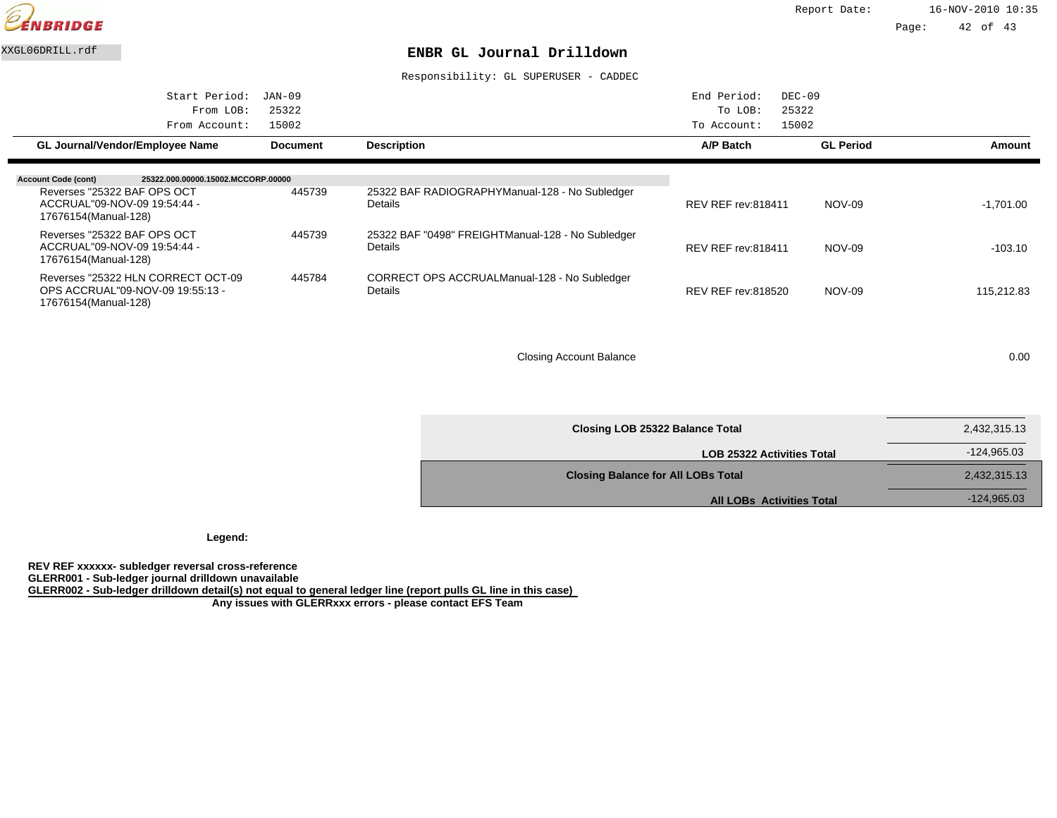XXGL06DRILL.rdf

# ENBR GL Journal Drilldown

Responsibility: GL SUPERUSER - CADDEC

| | | | |
|---|---|---|---|
| Start Period: | JAN-09 | End Period: | DEC-09 |
| From LOB: | 25322 | To LOB: | 25322 |
| From Account: | 15002 | To Account: | 15002 |

| GL Journal/Vendor/Employee Name | Document | Description | A/P Batch | GL Period | Amount |
|---|---|---|---|---|---|
| **Account Code (cont)** **25322.000.00000.15002.MCCORP.00000** | | | | | |
| Reverses "25322 BAF OPS OCT ACCRUAL"09-NOV-09 19:54:44 - 17676154(Manual-128) | 445739 | 25322 BAF RADIOGRAPHYManual-128 - No Subledger Details | REV REF rev:818411 | NOV-09 | -1,701.00 |
| Reverses "25322 BAF OPS OCT ACCRUAL"09-NOV-09 19:54:44 - 17676154(Manual-128) | 445739 | 25322 BAF "0498" FREIGHTManual-128 - No Subledger Details | REV REF rev:818411 | NOV-09 | -103.10 |
| Reverses "25322 HLN CORRECT OCT-09 OPS ACCRUAL"09-NOV-09 19:55:13 - 17676154(Manual-128) | 445784 | CORRECT OPS ACCRUALManual-128 - No Subledger Details | REV REF rev:818520 | NOV-09 | 115,212.83 |
| | | Closing Account Balance | | | 0.00 |

| | |
|---|---|
| **Closing LOB 25322 Balance Total** | 2,432,315.13 |
| **LOB 25322 Activities Total** | -124,965.03 |
| **Closing Balance for All LOBs Total** | 2,432,315.13 |
| **All LOBs Activities Total** | -124,965.03 |

**Legend:**

**REV REF xxxxxx- subledger reversal cross-reference**
**GLERR001 - Sub-ledger journal drilldown unavailable**
**GLERR002 - Sub-ledger drilldown detail(s) not equal to general ledger line (report pulls GL line in this case)**
**Any issues with GLERRxxx errors - please contact EFS Team**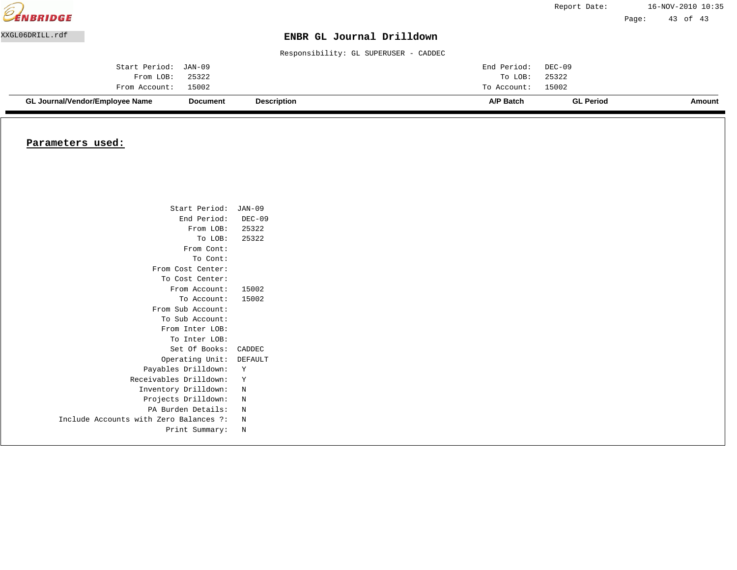ENBRIDGE

XXGL06DRILL.rdf

# ENBR GL Journal Drilldown

Responsibility: GL SUPERUSER - CADDEC

Report Date: 16-NOV-2010 10:35

| | | | |
|---|---|---|---|
| Start Period: | JAN-09 | End Period: | DEC-09 |
| From LOB: | 25322 | To LOB: | 25322 |
| From Account: | 15002 | To Account: | 15002 |

| GL Journal/Vendor/Employee Name | Document | Description | A/P Batch | GL Period | Amount |
|---|---|---|---|---|---|

## Parameters used:

| | |
|---|---|
| Start Period: | JAN-09 |
| End Period: | DEC-09 |
| From LOB: | 25322 |
| To LOB: | 25322 |
| From Cont: | |
| To Cont: | |
| From Cost Center: | |
| To Cost Center: | |
| From Account: | 15002 |
| To Account: | 15002 |
| From Sub Account: | |
| To Sub Account: | |
| From Inter LOB: | |
| To Inter LOB: | |
| Set Of Books: | CADDEC |
| Operating Unit: | DEFAULT |
| Payables Drilldown: | Y |
| Receivables Drilldown: | Y |
| Inventory Drilldown: | N |
| Projects Drilldown: | N |
| PA Burden Details: | N |
| Include Accounts with Zero Balances ?: | N |
| Print Summary: | N |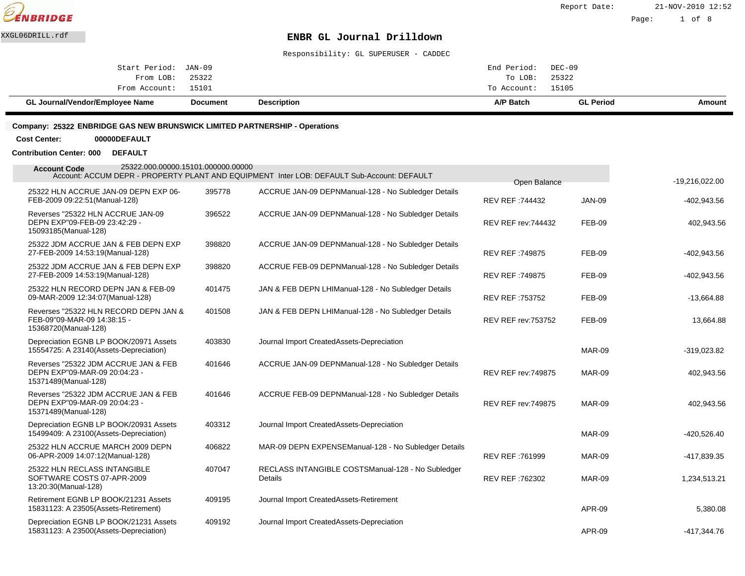ENBRIDGE

XXGL06DRILL.rdf

# ENBR GL Journal Drilldown

Responsibility: GL SUPERUSER - CADDEC

Report Date: 21-NOV-2010 12:52

| | | | |
|---|---|---|---|
| Start Period: | JAN-09 | End Period: | DEC-09 |
| From LOB: | 25322 | To LOB: | 25322 |
| From Account: | 15101 | To Account: | 15105 |

**Company: 25322 ENBRIDGE GAS NEW BRUNSWICK LIMITED PARTNERSHIP - Operations**

**Cost Center:** 00000DEFAULT

**Contribution Center: 000** DEFAULT

**Account Code** 25322.000.00000.15101.000000.00000
Account: ACCUM DEPR - PROPERTY PLANT AND EQUIPMENT Inter LOB: DEFAULT Sub-Account: DEFAULT

| GL Journal/Vendor/Employee Name | Document | Description | A/P Batch | GL Period | Amount |
|---|---|---|---|---|---|
| | | | Open Balance | | -19,216,022.00 |
| 25322 HLN ACCRUE JAN-09 DEPN EXP 06-FEB-2009 09:22:51(Manual-128) | 395778 | ACCRUE JAN-09 DEPNManual-128 - No Subledger Details | REV REF :744432 | JAN-09 | -402,943.56 |
| Reverses "25322 HLN ACCRUE JAN-09 DEPN EXP"09-FEB-09 23:42:29 - 15093185(Manual-128) | 396522 | ACCRUE JAN-09 DEPNManual-128 - No Subledger Details | REV REF rev:744432 | FEB-09 | 402,943.56 |
| 25322 JDM ACCRUE JAN & FEB DEPN EXP 27-FEB-2009 14:53:19(Manual-128) | 398820 | ACCRUE JAN-09 DEPNManual-128 - No Subledger Details | REV REF :749875 | FEB-09 | -402,943.56 |
| 25322 JDM ACCRUE JAN & FEB DEPN EXP 27-FEB-2009 14:53:19(Manual-128) | 398820 | ACCRUE FEB-09 DEPNManual-128 - No Subledger Details | REV REF :749875 | FEB-09 | -402,943.56 |
| 25322 HLN RECORD DEPN JAN & FEB-09 09-MAR-2009 12:34:07(Manual-128) | 401475 | JAN & FEB DEPN LHIManual-128 - No Subledger Details | REV REF :753752 | FEB-09 | -13,664.88 |
| Reverses "25322 HLN RECORD DEPN JAN & FEB-09"09-MAR-09 14:38:15 - 15368720(Manual-128) | 401508 | JAN & FEB DEPN LHIManual-128 - No Subledger Details | REV REF rev:753752 | FEB-09 | 13,664.88 |
| Depreciation EGNB LP BOOK/20971 Assets 15554725: A 23140(Assets-Depreciation) | 403830 | Journal Import CreatedAssets-Depreciation | | MAR-09 | -319,023.82 |
| Reverses "25322 JDM ACCRUE JAN & FEB DEPN EXP"09-MAR-09 20:04:23 - 15371489(Manual-128) | 401646 | ACCRUE JAN-09 DEPNManual-128 - No Subledger Details | REV REF rev:749875 | MAR-09 | 402,943.56 |
| Reverses "25322 JDM ACCRUE JAN & FEB DEPN EXP"09-MAR-09 20:04:23 - 15371489(Manual-128) | 401646 | ACCRUE FEB-09 DEPNManual-128 - No Subledger Details | REV REF rev:749875 | MAR-09 | 402,943.56 |
| Depreciation EGNB LP BOOK/20931 Assets 15499409: A 23100(Assets-Depreciation) | 403312 | Journal Import CreatedAssets-Depreciation | | MAR-09 | -420,526.40 |
| 25322 HLN ACCRUE MARCH 2009 DEPN 06-APR-2009 14:07:12(Manual-128) | 406822 | MAR-09 DEPN EXPENSEManual-128 - No Subledger Details | REV REF :761999 | MAR-09 | -417,839.35 |
| 25322 HLN RECLASS INTANGIBLE SOFTWARE COSTS 07-APR-2009 13:20:30(Manual-128) | 407047 | RECLASS INTANGIBLE COSTSManual-128 - No Subledger Details | REV REF :762302 | MAR-09 | 1,234,513.21 |
| Retirement EGNB LP BOOK/21231 Assets 15831123: A 23505(Assets-Retirement) | 409195 | Journal Import CreatedAssets-Retirement | | APR-09 | 5,380.08 |
| Depreciation EGNB LP BOOK/21231 Assets 15831123: A 23500(Assets-Depreciation) | 409192 | Journal Import CreatedAssets-Depreciation | | APR-09 | -417,344.76 |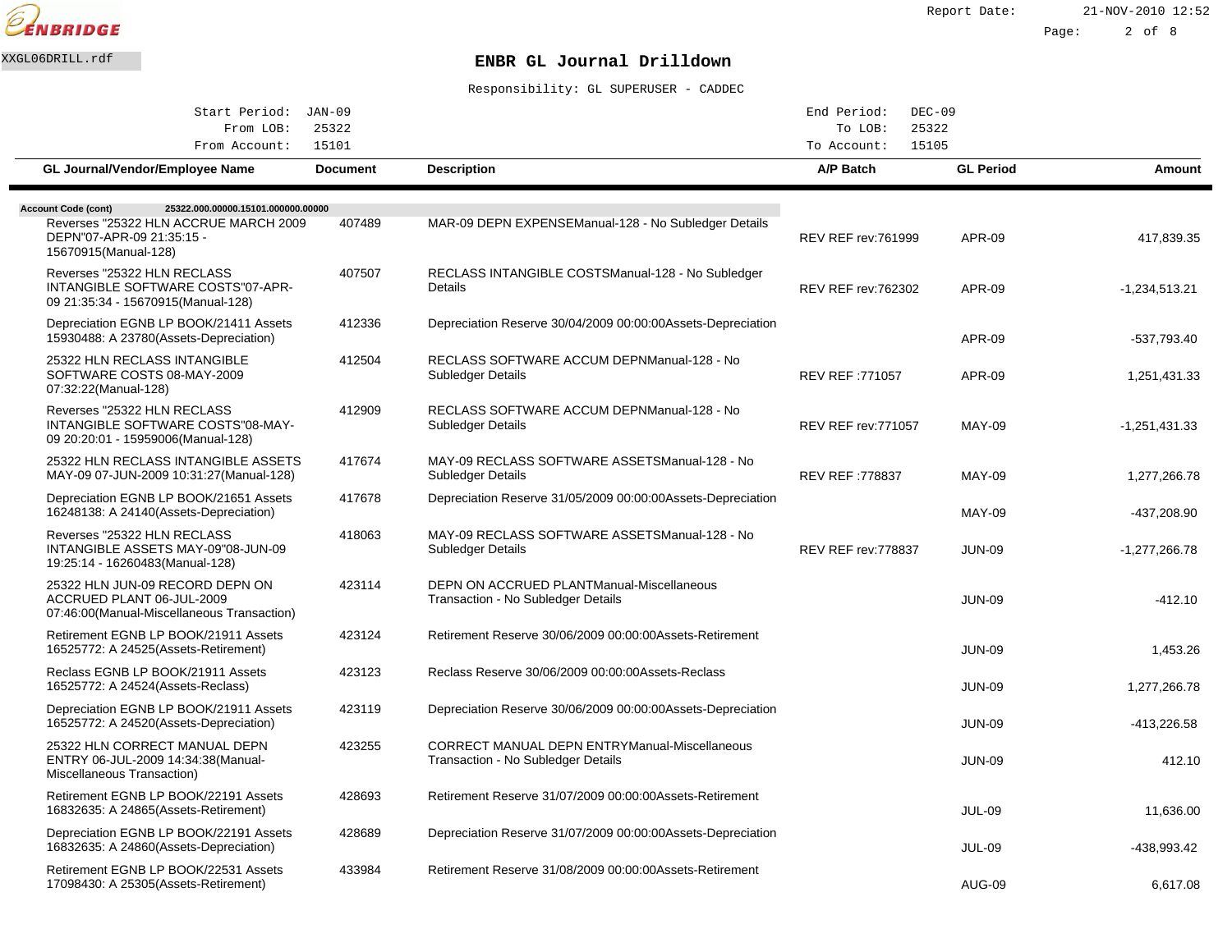**ENBRIDGE**

XXGL06DRILL.rdf

Report Date: 21-NOV-2010 12:52

# ENBR GL Journal Drilldown

Responsibility: GL SUPERUSER - CADDEC

| | | | |
|---|---|---|---|
| Start Period: | JAN-09 | End Period: | DEC-09 |
| From LOB: | 25322 | To LOB: | 25322 |
| From Account: | 15101 | To Account: | 15105 |

| GL Journal/Vendor/Employee Name | Document | Description | A/P Batch | GL Period | Amount |
|---|---|---|---|---|---|
| **Account Code (cont)** 25322.000.00000.15101.000000.00000 | | | | | |
| Reverses "25322 HLN ACCRUE MARCH 2009 DEPN"07-APR-09 21:35:15 - 15670915(Manual-128) | 407489 | MAR-09 DEPN EXPENSEManual-128 - No Subledger Details | REV REF rev:761999 | APR-09 | 417,839.35 |
| Reverses "25322 HLN RECLASS INTANGIBLE SOFTWARE COSTS"07-APR-09 21:35:34 - 15670915(Manual-128) | 407507 | RECLASS INTANGIBLE COSTSManual-128 - No Subledger Details | REV REF rev:762302 | APR-09 | -1,234,513.21 |
| Depreciation EGNB LP BOOK/21411 Assets 15930488: A 23780(Assets-Depreciation) | 412336 | Depreciation Reserve 30/04/2009 00:00:00Assets-Depreciation | | APR-09 | -537,793.40 |
| 25322 HLN RECLASS INTANGIBLE SOFTWARE COSTS 08-MAY-2009 07:32:22(Manual-128) | 412504 | RECLASS SOFTWARE ACCUM DEPNManual-128 - No Subledger Details | REV REF :771057 | APR-09 | 1,251,431.33 |
| Reverses "25322 HLN RECLASS INTANGIBLE SOFTWARE COSTS"08-MAY-09 20:20:01 - 15959006(Manual-128) | 412909 | RECLASS SOFTWARE ACCUM DEPNManual-128 - No Subledger Details | REV REF rev:771057 | MAY-09 | -1,251,431.33 |
| 25322 HLN RECLASS INTANGIBLE ASSETS MAY-09 07-JUN-2009 10:31:27(Manual-128) | 417674 | MAY-09 RECLASS SOFTWARE ASSETSManual-128 - No Subledger Details | REV REF :778837 | MAY-09 | 1,277,266.78 |
| Depreciation EGNB LP BOOK/21651 Assets 16248138: A 24140(Assets-Depreciation) | 417678 | Depreciation Reserve 31/05/2009 00:00:00Assets-Depreciation | | MAY-09 | -437,208.90 |
| Reverses "25322 HLN RECLASS INTANGIBLE ASSETS MAY-09"08-JUN-09 19:25:14 - 16260483(Manual-128) | 418063 | MAY-09 RECLASS SOFTWARE ASSETSManual-128 - No Subledger Details | REV REF rev:778837 | JUN-09 | -1,277,266.78 |
| 25322 HLN JUN-09 RECORD DEPN ON ACCRUED PLANT 06-JUL-2009 07:46:00(Manual-Miscellaneous Transaction) | 423114 | DEPN ON ACCRUED PLANTManual-Miscellaneous Transaction - No Subledger Details | | JUN-09 | -412.10 |
| Retirement EGNB LP BOOK/21911 Assets 16525772: A 24525(Assets-Retirement) | 423124 | Retirement Reserve 30/06/2009 00:00:00Assets-Retirement | | JUN-09 | 1,453.26 |
| Reclass EGNB LP BOOK/21911 Assets 16525772: A 24524(Assets-Reclass) | 423123 | Reclass Reserve 30/06/2009 00:00:00Assets-Reclass | | JUN-09 | 1,277,266.78 |
| Depreciation EGNB LP BOOK/21911 Assets 16525772: A 24520(Assets-Depreciation) | 423119 | Depreciation Reserve 30/06/2009 00:00:00Assets-Depreciation | | JUN-09 | -413,226.58 |
| 25322 HLN CORRECT MANUAL DEPN ENTRY 06-JUL-2009 14:34:38(Manual-Miscellaneous Transaction) | 423255 | CORRECT MANUAL DEPN ENTRYManual-Miscellaneous Transaction - No Subledger Details | | JUN-09 | 412.10 |
| Retirement EGNB LP BOOK/22191 Assets 16832635: A 24865(Assets-Retirement) | 428693 | Retirement Reserve 31/07/2009 00:00:00Assets-Retirement | | JUL-09 | 11,636.00 |
| Depreciation EGNB LP BOOK/22191 Assets 16832635: A 24860(Assets-Depreciation) | 428689 | Depreciation Reserve 31/07/2009 00:00:00Assets-Depreciation | | JUL-09 | -438,993.42 |
| Retirement EGNB LP BOOK/22531 Assets 17098430: A 25305(Assets-Retirement) | 433984 | Retirement Reserve 31/08/2009 00:00:00Assets-Retirement | | AUG-09 | 6,617.08 |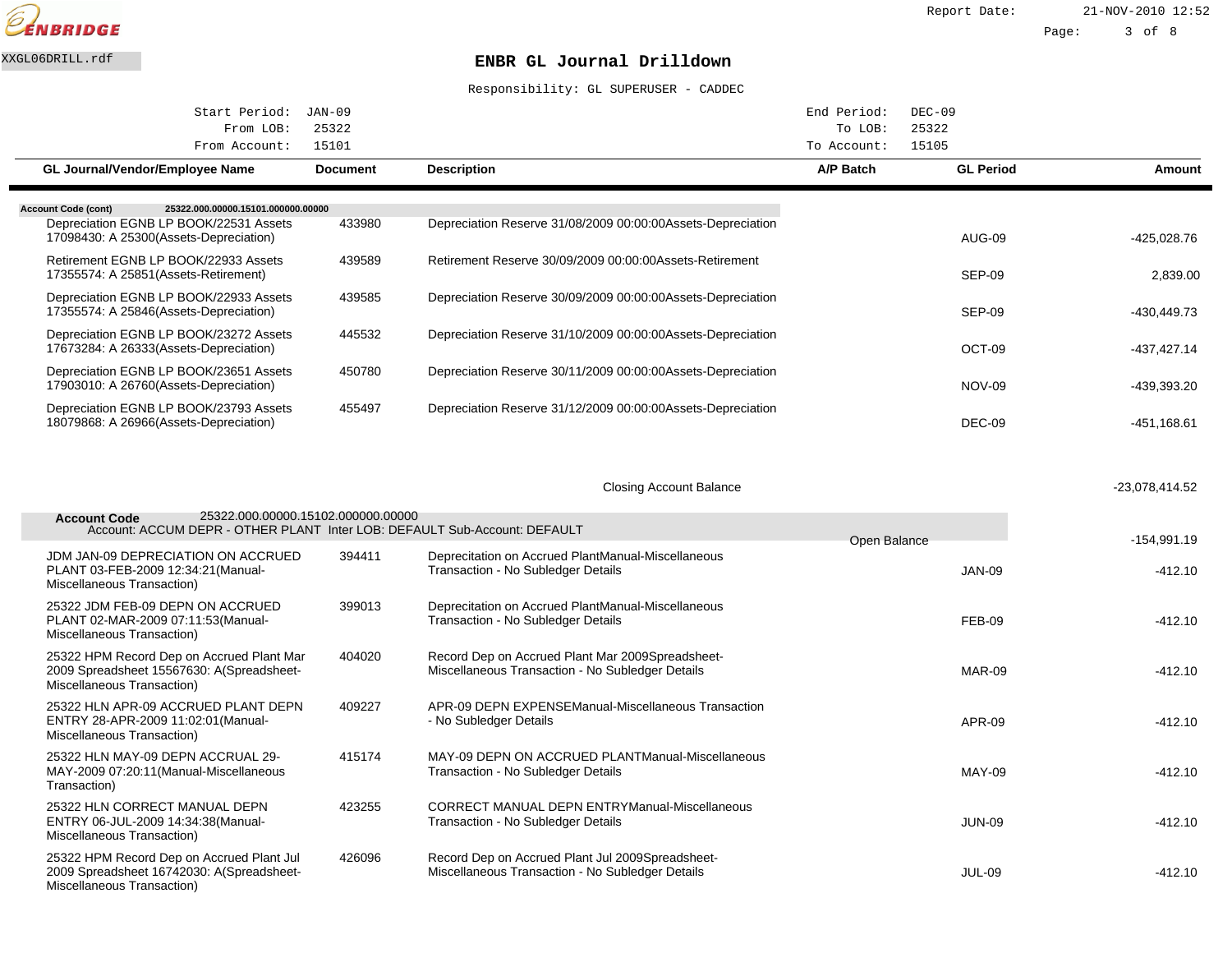ENBRIDGE

XXGL06DRILL.rdf

# ENBR GL Journal Drilldown

Responsibility: GL SUPERUSER - CADDEC

Start Period: JAN-09 &nbsp;&nbsp;&nbsp; End Period: DEC-09
From LOB: 25322 &nbsp;&nbsp;&nbsp; To LOB: 25322
From Account: 15101 &nbsp;&nbsp;&nbsp; To Account: 15105

| GL Journal/Vendor/Employee Name | Document | Description | A/P Batch | GL Period | Amount |
|---|---|---|---|---|---|
| **Account Code (cont)** 25322.000.00000.15101.000000.00000 | | | | | |
| Depreciation EGNB LP BOOK/22531 Assets 17098430: A 25300(Assets-Depreciation) | 433980 | Depreciation Reserve 31/08/2009 00:00:00Assets-Depreciation | | AUG-09 | -425,028.76 |
| Retirement EGNB LP BOOK/22933 Assets 17355574: A 25851(Assets-Retirement) | 439589 | Retirement Reserve 30/09/2009 00:00:00Assets-Retirement | | SEP-09 | 2,839.00 |
| Depreciation EGNB LP BOOK/22933 Assets 17355574: A 25846(Assets-Depreciation) | 439585 | Depreciation Reserve 30/09/2009 00:00:00Assets-Depreciation | | SEP-09 | -430,449.73 |
| Depreciation EGNB LP BOOK/23272 Assets 17673284: A 26333(Assets-Depreciation) | 445532 | Depreciation Reserve 31/10/2009 00:00:00Assets-Depreciation | | OCT-09 | -437,427.14 |
| Depreciation EGNB LP BOOK/23651 Assets 17903010: A 26760(Assets-Depreciation) | 450780 | Depreciation Reserve 30/11/2009 00:00:00Assets-Depreciation | | NOV-09 | -439,393.20 |
| Depreciation EGNB LP BOOK/23793 Assets 18079868: A 26966(Assets-Depreciation) | 455497 | Depreciation Reserve 31/12/2009 00:00:00Assets-Depreciation | | DEC-09 | -451,168.61 |
| | | Closing Account Balance | | | -23,078,414.52 |
| **Account Code** 25322.000.00000.15102.000000.00000 Account: ACCUM DEPR - OTHER PLANT Inter LOB: DEFAULT Sub-Account: DEFAULT | | | Open Balance | | -154,991.19 |
| JDM JAN-09 DEPRECIATION ON ACCRUED PLANT 03-FEB-2009 12:34:21(Manual-Miscellaneous Transaction) | 394411 | Deprecitation on Accrued PlantManual-Miscellaneous Transaction - No Subledger Details | | JAN-09 | -412.10 |
| 25322 JDM FEB-09 DEPN ON ACCRUED PLANT 02-MAR-2009 07:11:53(Manual-Miscellaneous Transaction) | 399013 | Deprecitation on Accrued PlantManual-Miscellaneous Transaction - No Subledger Details | | FEB-09 | -412.10 |
| 25322 HPM Record Dep on Accrued Plant Mar 2009 Spreadsheet 15567630: A(Spreadsheet-Miscellaneous Transaction) | 404020 | Record Dep on Accrued Plant Mar 2009Spreadsheet-Miscellaneous Transaction - No Subledger Details | | MAR-09 | -412.10 |
| 25322 HLN APR-09 ACCRUED PLANT DEPN ENTRY 28-APR-2009 11:02:01(Manual-Miscellaneous Transaction) | 409227 | APR-09 DEPN EXPENSEManual-Miscellaneous Transaction - No Subledger Details | | APR-09 | -412.10 |
| 25322 HLN MAY-09 DEPN ACCRUAL 29-MAY-2009 07:20:11(Manual-Miscellaneous Transaction) | 415174 | MAY-09 DEPN ON ACCRUED PLANTManual-Miscellaneous Transaction - No Subledger Details | | MAY-09 | -412.10 |
| 25322 HLN CORRECT MANUAL DEPN ENTRY 06-JUL-2009 14:34:38(Manual-Miscellaneous Transaction) | 423255 | CORRECT MANUAL DEPN ENTRYManual-Miscellaneous Transaction - No Subledger Details | | JUN-09 | -412.10 |
| 25322 HPM Record Dep on Accrued Plant Jul 2009 Spreadsheet 16742030: A(Spreadsheet-Miscellaneous Transaction) | 426096 | Record Dep on Accrued Plant Jul 2009Spreadsheet-Miscellaneous Transaction - No Subledger Details | | JUL-09 | -412.10 |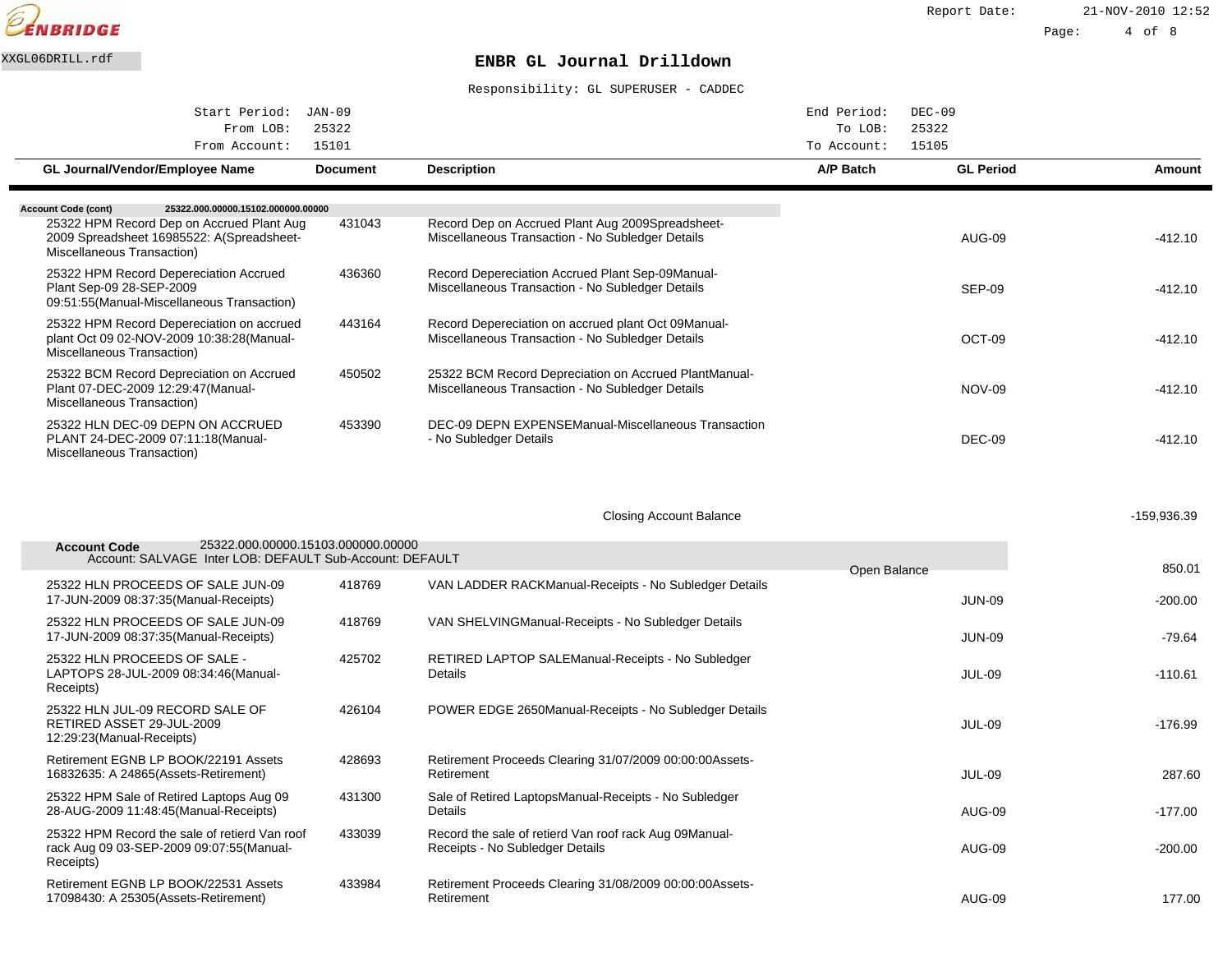ENBRIDGE

XXGL06DRILL.rdf

# ENBR GL Journal Drilldown

Responsibility: GL SUPERUSER - CADDEC

| | | | |
|---|---|---|---|
| Start Period: | JAN-09 | End Period: | DEC-09 |
| From LOB: | 25322 | To LOB: | 25322 |
| From Account: | 15101 | To Account: | 15105 |

| GL Journal/Vendor/Employee Name | Document | Description | A/P Batch | GL Period | Amount |
|---|---|---|---|---|---|
| **Account Code (cont)** 25322.000.00000.15102.000000.00000 | | | | | |
| 25322 HPM Record Dep on Accrued Plant Aug 2009 Spreadsheet 16985522: A(Spreadsheet-Miscellaneous Transaction) | 431043 | Record Dep on Accrued Plant Aug 2009Spreadsheet-Miscellaneous Transaction - No Subledger Details | | AUG-09 | -412.10 |
| 25322 HPM Record Depereciation Accrued Plant Sep-09 28-SEP-2009 09:51:55(Manual-Miscellaneous Transaction) | 436360 | Record Depereciation Accrued Plant Sep-09Manual-Miscellaneous Transaction - No Subledger Details | | SEP-09 | -412.10 |
| 25322 HPM Record Depereciation on accrued plant Oct 09 02-NOV-2009 10:38:28(Manual-Miscellaneous Transaction) | 443164 | Record Depereciation on accrued plant Oct 09Manual-Miscellaneous Transaction - No Subledger Details | | OCT-09 | -412.10 |
| 25322 BCM Record Depreciation on Accrued Plant 07-DEC-2009 12:29:47(Manual-Miscellaneous Transaction) | 450502 | 25322 BCM Record Depreciation on Accrued PlantManual-Miscellaneous Transaction - No Subledger Details | | NOV-09 | -412.10 |
| 25322 HLN DEC-09 DEPN ON ACCRUED PLANT 24-DEC-2009 07:11:18(Manual-Miscellaneous Transaction) | 453390 | DEC-09 DEPN EXPENSEManual-Miscellaneous Transaction - No Subledger Details | | DEC-09 | -412.10 |
| | | Closing Account Balance | | | -159,936.39 |
| **Account Code** 25322.000.00000.15103.000000.00000 Account: SALVAGE Inter LOB: DEFAULT Sub-Account: DEFAULT | | | Open Balance | | 850.01 |
| 25322 HLN PROCEEDS OF SALE JUN-09 17-JUN-2009 08:37:35(Manual-Receipts) | 418769 | VAN LADDER RACKManual-Receipts - No Subledger Details | | JUN-09 | -200.00 |
| 25322 HLN PROCEEDS OF SALE JUN-09 17-JUN-2009 08:37:35(Manual-Receipts) | 418769 | VAN SHELVINGManual-Receipts - No Subledger Details | | JUN-09 | -79.64 |
| 25322 HLN PROCEEDS OF SALE - LAPTOPS 28-JUL-2009 08:34:46(Manual-Receipts) | 425702 | RETIRED LAPTOP SALEManual-Receipts - No Subledger Details | | JUL-09 | -110.61 |
| 25322 HLN JUL-09 RECORD SALE OF RETIRED ASSET 29-JUL-2009 12:29:23(Manual-Receipts) | 426104 | POWER EDGE 2650Manual-Receipts - No Subledger Details | | JUL-09 | -176.99 |
| Retirement EGNB LP BOOK/22191 Assets 16832635: A 24865(Assets-Retirement) | 428693 | Retirement Proceeds Clearing 31/07/2009 00:00:00Assets-Retirement | | JUL-09 | 287.60 |
| 25322 HPM Sale of Retired Laptops Aug 09 28-AUG-2009 11:48:45(Manual-Receipts) | 431300 | Sale of Retired LaptopsManual-Receipts - No Subledger Details | | AUG-09 | -177.00 |
| 25322 HPM Record the sale of retierd Van roof rack Aug 09 03-SEP-2009 09:07:55(Manual-Receipts) | 433039 | Record the sale of retierd Van roof rack Aug 09Manual-Receipts - No Subledger Details | | AUG-09 | -200.00 |
| Retirement EGNB LP BOOK/22531 Assets 17098430: A 25305(Assets-Retirement) | 433984 | Retirement Proceeds Clearing 31/08/2009 00:00:00Assets-Retirement | | AUG-09 | 177.00 |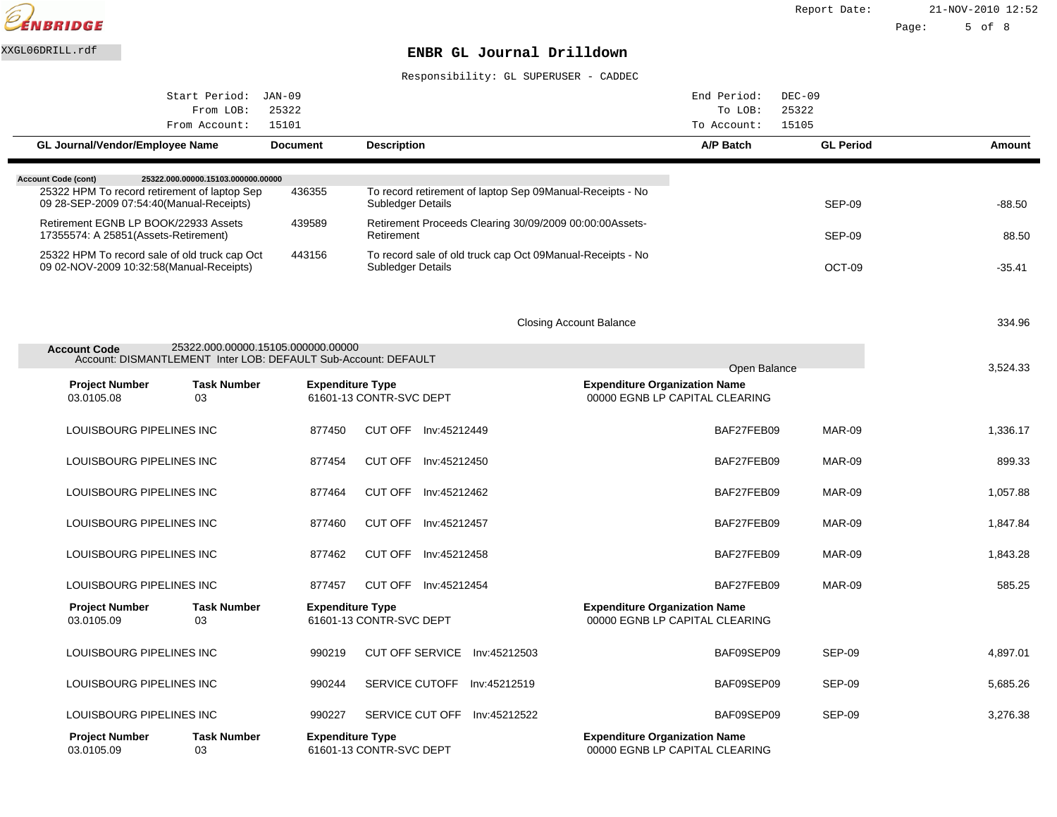ENBRIDGE

XXGL06DRILL.rdf

# ENBR GL Journal Drilldown

Responsibility: GL SUPERUSER - CADDEC

| | | | |
|---|---|---|---|
| Start Period: | JAN-09 | End Period: | DEC-09 |
| From LOB: | 25322 | To LOB: | 25322 |
| From Account: | 15101 | To Account: | 15105 |

| GL Journal/Vendor/Employee Name | Document | Description | A/P Batch | GL Period | Amount |
|---|---|---|---|---|---|
| **Account Code (cont)** 25322.000.00000.15103.000000.00000 | | | | | |
| 25322 HPM To record retirement of laptop Sep 09 28-SEP-2009 07:54:40(Manual-Receipts) | 436355 | To record retirement of laptop Sep 09Manual-Receipts - No Subledger Details | | SEP-09 | -88.50 |
| Retirement EGNB LP BOOK/22933 Assets 17355574: A 25851(Assets-Retirement) | 439589 | Retirement Proceeds Clearing 30/09/2009 00:00:00Assets-Retirement | | SEP-09 | 88.50 |
| 25322 HPM To record sale of old truck cap Oct 09 02-NOV-2009 10:32:58(Manual-Receipts) | 443156 | To record sale of old truck cap Oct 09Manual-Receipts - No Subledger Details | | OCT-09 | -35.41 |
| | | Closing Account Balance | | | 334.96 |

**Account Code** 25322.000.00000.15105.000000.00000
Account: DISMANTLEMENT Inter LOB: DEFAULT Sub-Account: DEFAULT

Open Balance 3,524.33

| Project Number | Task Number | Expenditure Type | Expenditure Organization Name |
|---|---|---|---|
| 03.0105.08 | 03 | 61601-13 CONTR-SVC DEPT | 00000 EGNB LP CAPITAL CLEARING |

| Vendor | Document | Description | A/P Batch | GL Period | Amount |
|---|---|---|---|---|---|
| LOUISBOURG PIPELINES INC | 877450 | CUT OFF Inv:45212449 | BAF27FEB09 | MAR-09 | 1,336.17 |
| LOUISBOURG PIPELINES INC | 877454 | CUT OFF Inv:45212450 | BAF27FEB09 | MAR-09 | 899.33 |
| LOUISBOURG PIPELINES INC | 877464 | CUT OFF Inv:45212462 | BAF27FEB09 | MAR-09 | 1,057.88 |
| LOUISBOURG PIPELINES INC | 877460 | CUT OFF Inv:45212457 | BAF27FEB09 | MAR-09 | 1,847.84 |
| LOUISBOURG PIPELINES INC | 877462 | CUT OFF Inv:45212458 | BAF27FEB09 | MAR-09 | 1,843.28 |
| LOUISBOURG PIPELINES INC | 877457 | CUT OFF Inv:45212454 | BAF27FEB09 | MAR-09 | 585.25 |

| Project Number | Task Number | Expenditure Type | Expenditure Organization Name |
|---|---|---|---|
| 03.0105.09 | 03 | 61601-13 CONTR-SVC DEPT | 00000 EGNB LP CAPITAL CLEARING |

| Vendor | Document | Description | A/P Batch | GL Period | Amount |
|---|---|---|---|---|---|
| LOUISBOURG PIPELINES INC | 990219 | CUT OFF SERVICE Inv:45212503 | BAF09SEP09 | SEP-09 | 4,897.01 |
| LOUISBOURG PIPELINES INC | 990244 | SERVICE CUTOFF Inv:45212519 | BAF09SEP09 | SEP-09 | 5,685.26 |
| LOUISBOURG PIPELINES INC | 990227 | SERVICE CUT OFF Inv:45212522 | BAF09SEP09 | SEP-09 | 3,276.38 |

| Project Number | Task Number | Expenditure Type | Expenditure Organization Name |
|---|---|---|---|
| 03.0105.09 | 03 | 61601-13 CONTR-SVC DEPT | 00000 EGNB LP CAPITAL CLEARING |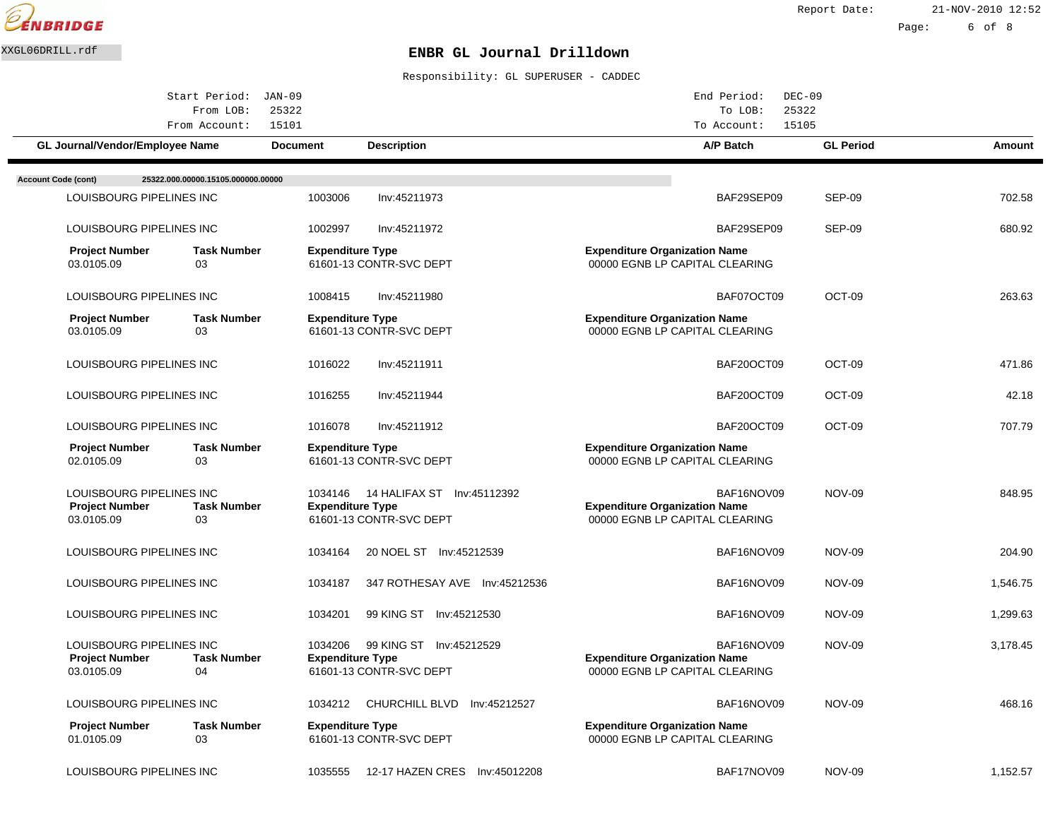ENBRIDGE

XXGL06DRILL.rdf

# ENBR GL Journal Drilldown

Responsibility: GL SUPERUSER - CADDEC

Start Period: JAN-09 End Period: DEC-09
From LOB: 25322 To LOB: 25322
From Account: 15101 To Account: 15105

| GL Journal/Vendor/Employee Name | Document | Description | A/P Batch | GL Period | Amount |
|---|---|---|---|---|---|
| **Account Code (cont)** 25322.000.00000.15105.000000.00000 | | | | | |
| LOUISBOURG PIPELINES INC | 1003006 | Inv:45211973 | BAF29SEP09 | SEP-09 | 702.58 |
| LOUISBOURG PIPELINES INC | 1002997 | Inv:45211972 | BAF29SEP09 | SEP-09 | 680.92 |
| **Project Number** 03.0105.09 / **Task Number** 03 | | **Expenditure Type** 61601-13 CONTR-SVC DEPT | **Expenditure Organization Name** 00000 EGNB LP CAPITAL CLEARING | | |
| LOUISBOURG PIPELINES INC | 1008415 | Inv:45211980 | BAF07OCT09 | OCT-09 | 263.63 |
| **Project Number** 03.0105.09 / **Task Number** 03 | | **Expenditure Type** 61601-13 CONTR-SVC DEPT | **Expenditure Organization Name** 00000 EGNB LP CAPITAL CLEARING | | |
| LOUISBOURG PIPELINES INC | 1016022 | Inv:45211911 | BAF20OCT09 | OCT-09 | 471.86 |
| LOUISBOURG PIPELINES INC | 1016255 | Inv:45211944 | BAF20OCT09 | OCT-09 | 42.18 |
| LOUISBOURG PIPELINES INC | 1016078 | Inv:45211912 | BAF20OCT09 | OCT-09 | 707.79 |
| **Project Number** 02.0105.09 / **Task Number** 03 | | **Expenditure Type** 61601-13 CONTR-SVC DEPT | **Expenditure Organization Name** 00000 EGNB LP CAPITAL CLEARING | | |
| LOUISBOURG PIPELINES INC | 1034146 | 14 HALIFAX ST Inv:45112392 | BAF16NOV09 | NOV-09 | 848.95 |
| **Project Number** 03.0105.09 / **Task Number** 03 | | **Expenditure Type** 61601-13 CONTR-SVC DEPT | **Expenditure Organization Name** 00000 EGNB LP CAPITAL CLEARING | | |
| LOUISBOURG PIPELINES INC | 1034164 | 20 NOEL ST Inv:45212539 | BAF16NOV09 | NOV-09 | 204.90 |
| LOUISBOURG PIPELINES INC | 1034187 | 347 ROTHESAY AVE Inv:45212536 | BAF16NOV09 | NOV-09 | 1,546.75 |
| LOUISBOURG PIPELINES INC | 1034201 | 99 KING ST Inv:45212530 | BAF16NOV09 | NOV-09 | 1,299.63 |
| LOUISBOURG PIPELINES INC | 1034206 | 99 KING ST Inv:45212529 | BAF16NOV09 | NOV-09 | 3,178.45 |
| **Project Number** 03.0105.09 / **Task Number** 04 | | **Expenditure Type** 61601-13 CONTR-SVC DEPT | **Expenditure Organization Name** 00000 EGNB LP CAPITAL CLEARING | | |
| LOUISBOURG PIPELINES INC | 1034212 | CHURCHILL BLVD Inv:45212527 | BAF16NOV09 | NOV-09 | 468.16 |
| **Project Number** 01.0105.09 / **Task Number** 03 | | **Expenditure Type** 61601-13 CONTR-SVC DEPT | **Expenditure Organization Name** 00000 EGNB LP CAPITAL CLEARING | | |
| LOUISBOURG PIPELINES INC | 1035555 | 12-17 HAZEN CRES Inv:45012208 | BAF17NOV09 | NOV-09 | 1,152.57 |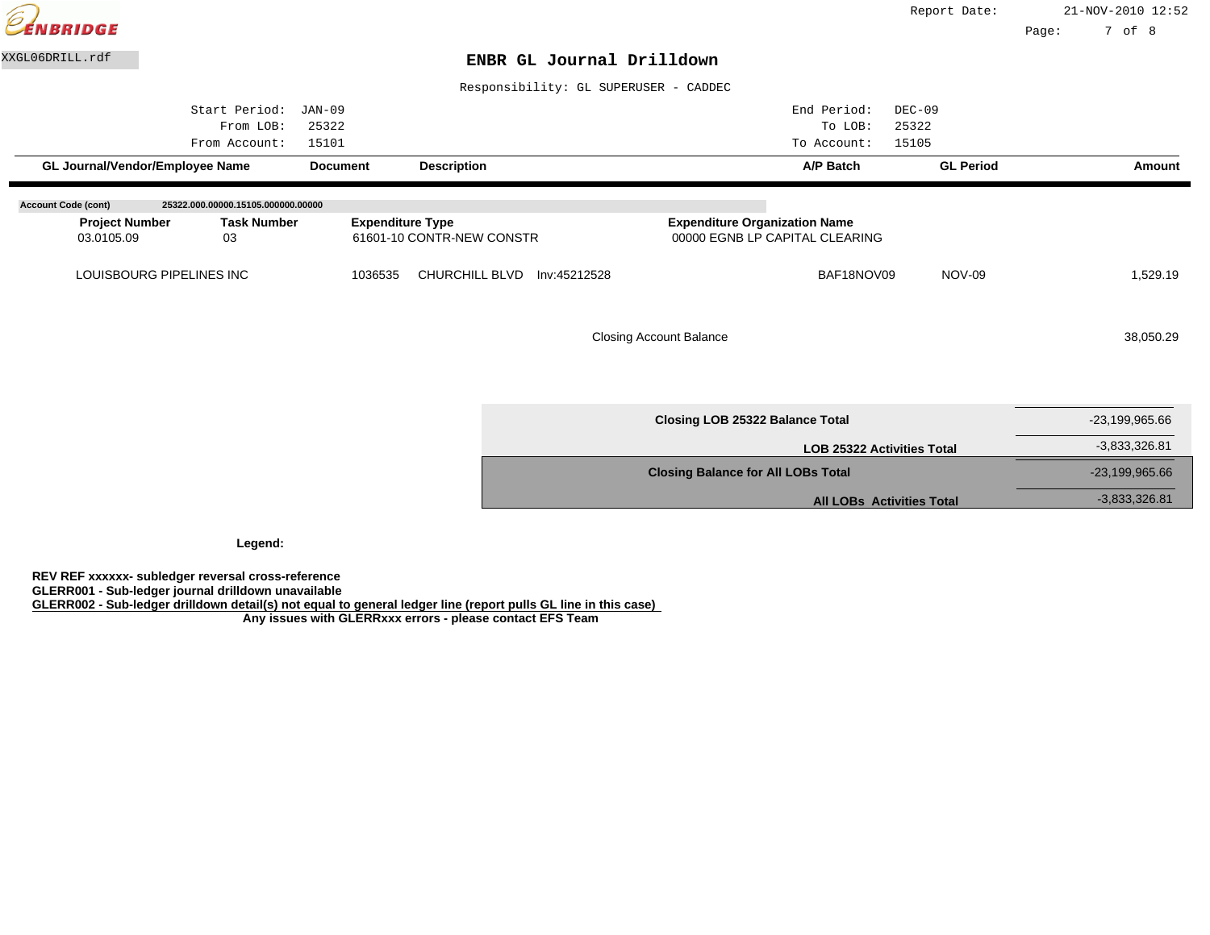ENBRIDGE

Report Date: 21-NOV-2010 12:52

XXGL06DRILL.rdf

# ENBR GL Journal Drilldown

Responsibility: GL SUPERUSER - CADDEC

| | | | |
|---|---|---|---|
| Start Period: | JAN-09 | End Period: | DEC-09 |
| From LOB: | 25322 | To LOB: | 25322 |
| From Account: | 15101 | To Account: | 15105 |

| GL Journal/Vendor/Employee Name | Document | Description | A/P Batch | GL Period | Amount |
|---|---|---|---|---|---|

**Account Code (cont)** 25322.000.00000.15105.000000.00000

| Project Number | Task Number | Expenditure Type | Expenditure Organization Name |
|---|---|---|---|
| 03.0105.09 | 03 | 61601-10 CONTR-NEW CONSTR | 00000 EGNB LP CAPITAL CLEARING |

| GL Journal/Vendor/Employee Name | Document | Description | A/P Batch | GL Period | Amount |
|---|---|---|---|---|---|
| LOUISBOURG PIPELINES INC | 1036535 | CHURCHILL BLVD Inv:45212528 | BAF18NOV09 | NOV-09 | 1,529.19 |
| | | Closing Account Balance | | | 38,050.29 |

| | |
|---|---|
| **Closing LOB 25322 Balance Total** | -23,199,965.66 |
| **LOB 25322 Activities Total** | -3,833,326.81 |
| **Closing Balance for All LOBs Total** | -23,199,965.66 |
| **All LOBs Activities Total** | -3,833,326.81 |

**Legend:**

**REV REF xxxxxx- subledger reversal cross-reference**
**GLERR001 - Sub-ledger journal drilldown unavailable**
**GLERR002 - Sub-ledger drilldown detail(s) not equal to general ledger line (report pulls GL line in this case)**
**Any issues with GLERRxxx errors - please contact EFS Team**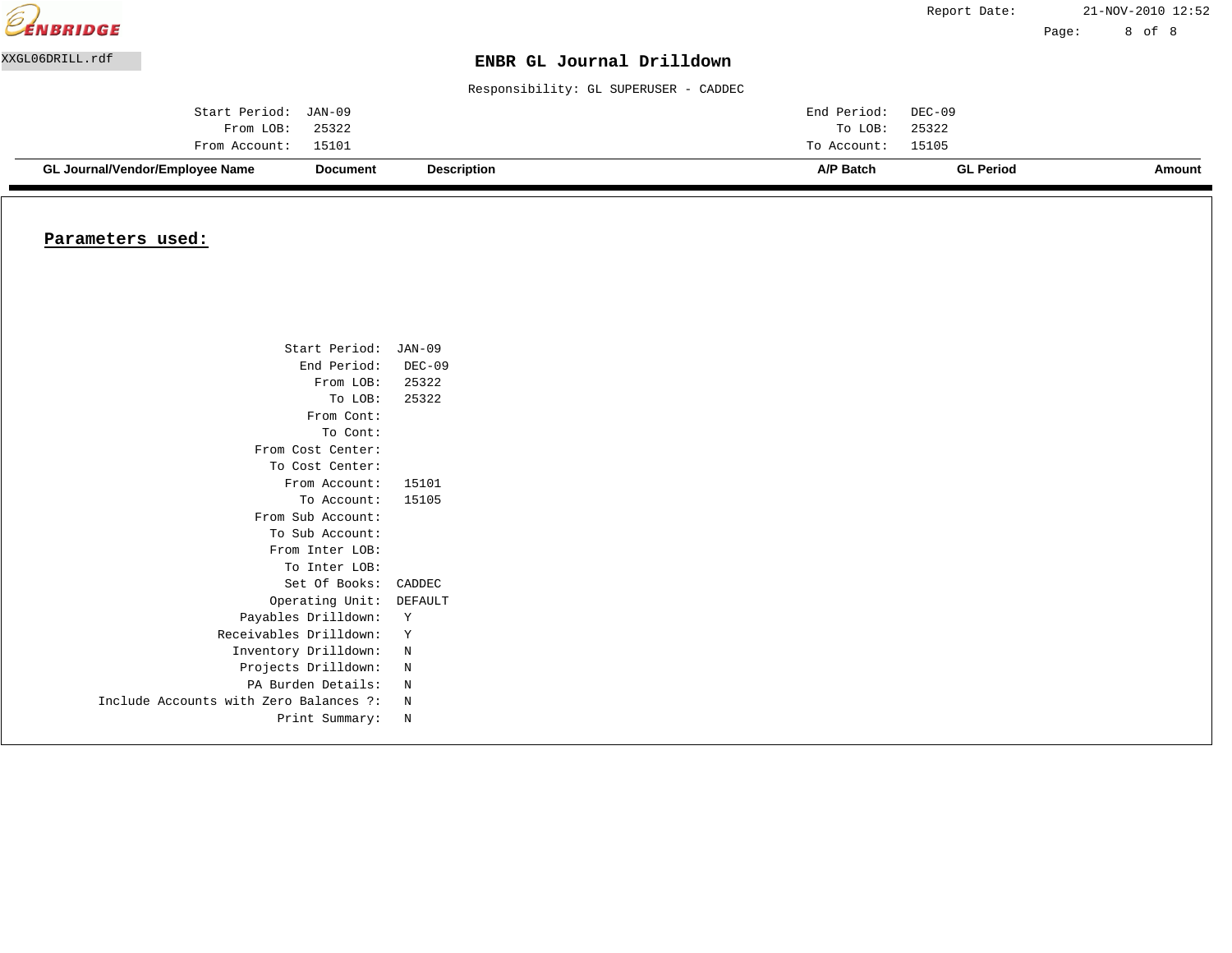ENBRIDGE

XXGL06DRILL.rdf

# ENBR GL Journal Drilldown

Responsibility: GL SUPERUSER - CADDEC

Report Date: 21-NOV-2010 12:52

| | | | |
|---|---|---|---|
| Start Period: | JAN-09 | End Period: | DEC-09 |
| From LOB: | 25322 | To LOB: | 25322 |
| From Account: | 15101 | To Account: | 15105 |

| GL Journal/Vendor/Employee Name | Document | Description | A/P Batch | GL Period | Amount |
|---|---|---|---|---|---|

## **Parameters used:**

| | |
|---|---|
| Start Period: | JAN-09 |
| End Period: | DEC-09 |
| From LOB: | 25322 |
| To LOB: | 25322 |
| From Cont: | |
| To Cont: | |
| From Cost Center: | |
| To Cost Center: | |
| From Account: | 15101 |
| To Account: | 15105 |
| From Sub Account: | |
| To Sub Account: | |
| From Inter LOB: | |
| To Inter LOB: | |
| Set Of Books: | CADDEC |
| Operating Unit: | DEFAULT |
| Payables Drilldown: | Y |
| Receivables Drilldown: | Y |
| Inventory Drilldown: | N |
| Projects Drilldown: | N |
| PA Burden Details: | N |
| Include Accounts with Zero Balances ?: | N |
| Print Summary: | N |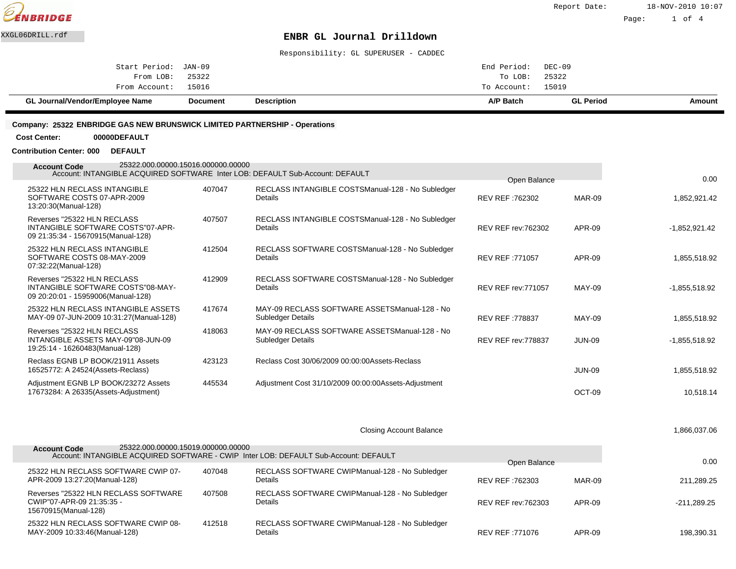ENBRIDGE

XXGL06DRILL.rdf

# ENBR GL Journal Drilldown

Responsibility: GL SUPERUSER - CADDEC

Report Date: 18-NOV-2010 10:07

| | | | |
|---|---|---|---|
| Start Period: | JAN-09 | End Period: | DEC-09 |
| From LOB: | 25322 | To LOB: | 25322 |
| From Account: | 15016 | To Account: | 15019 |

**Company: 25322 ENBRIDGE GAS NEW BRUNSWICK LIMITED PARTNERSHIP - Operations**

**Cost Center:** 00000DEFAULT

**Contribution Center: 000** DEFAULT

**Account Code** 25322.000.00000.15016.000000.00000
Account: INTANGIBLE ACQUIRED SOFTWARE Inter LOB: DEFAULT Sub-Account: DEFAULT

| GL Journal/Vendor/Employee Name | Document | Description | A/P Batch | GL Period | Amount |
|---|---|---|---|---|---|
| | | | Open Balance | | 0.00 |
| 25322 HLN RECLASS INTANGIBLE SOFTWARE COSTS 07-APR-2009 13:20:30(Manual-128) | 407047 | RECLASS INTANGIBLE COSTSManual-128 - No Subledger Details | REV REF :762302 | MAR-09 | 1,852,921.42 |
| Reverses "25322 HLN RECLASS INTANGIBLE SOFTWARE COSTS"07-APR-09 21:35:34 - 15670915(Manual-128) | 407507 | RECLASS INTANGIBLE COSTSManual-128 - No Subledger Details | REV REF rev:762302 | APR-09 | -1,852,921.42 |
| 25322 HLN RECLASS INTANGIBLE SOFTWARE COSTS 08-MAY-2009 07:32:22(Manual-128) | 412504 | RECLASS SOFTWARE COSTSManual-128 - No Subledger Details | REV REF :771057 | APR-09 | 1,855,518.92 |
| Reverses "25322 HLN RECLASS INTANGIBLE SOFTWARE COSTS"08-MAY-09 20:20:01 - 15959006(Manual-128) | 412909 | RECLASS SOFTWARE COSTSManual-128 - No Subledger Details | REV REF rev:771057 | MAY-09 | -1,855,518.92 |
| 25322 HLN RECLASS INTANGIBLE ASSETS MAY-09 07-JUN-2009 10:31:27(Manual-128) | 417674 | MAY-09 RECLASS SOFTWARE ASSETSManual-128 - No Subledger Details | REV REF :778837 | MAY-09 | 1,855,518.92 |
| Reverses "25322 HLN RECLASS INTANGIBLE ASSETS MAY-09"08-JUN-09 19:25:14 - 16260483(Manual-128) | 418063 | MAY-09 RECLASS SOFTWARE ASSETSManual-128 - No Subledger Details | REV REF rev:778837 | JUN-09 | -1,855,518.92 |
| Reclass EGNB LP BOOK/21911 Assets 16525772: A 24524(Assets-Reclass) | 423123 | Reclass Cost 30/06/2009 00:00:00Assets-Reclass | | JUN-09 | 1,855,518.92 |
| Adjustment EGNB LP BOOK/23272 Assets 17673284: A 26335(Assets-Adjustment) | 445534 | Adjustment Cost 31/10/2009 00:00:00Assets-Adjustment | | OCT-09 | 10,518.14 |
| | | Closing Account Balance | | | 1,866,037.06 |

**Account Code** 25322.000.00000.15019.000000.00000
Account: INTANGIBLE ACQUIRED SOFTWARE - CWIP Inter LOB: DEFAULT Sub-Account: DEFAULT

| GL Journal/Vendor/Employee Name | Document | Description | A/P Batch | GL Period | Amount |
|---|---|---|---|---|---|
| | | | Open Balance | | 0.00 |
| 25322 HLN RECLASS SOFTWARE CWIP 07-APR-2009 13:27:20(Manual-128) | 407048 | RECLASS SOFTWARE CWIPManual-128 - No Subledger Details | REV REF :762303 | MAR-09 | 211,289.25 |
| Reverses "25322 HLN RECLASS SOFTWARE CWIP"07-APR-09 21:35:35 - 15670915(Manual-128) | 407508 | RECLASS SOFTWARE CWIPManual-128 - No Subledger Details | REV REF rev:762303 | APR-09 | -211,289.25 |
| 25322 HLN RECLASS SOFTWARE CWIP 08-MAY-2009 10:33:46(Manual-128) | 412518 | RECLASS SOFTWARE CWIPManual-128 - No Subledger Details | REV REF :771076 | APR-09 | 198,390.31 |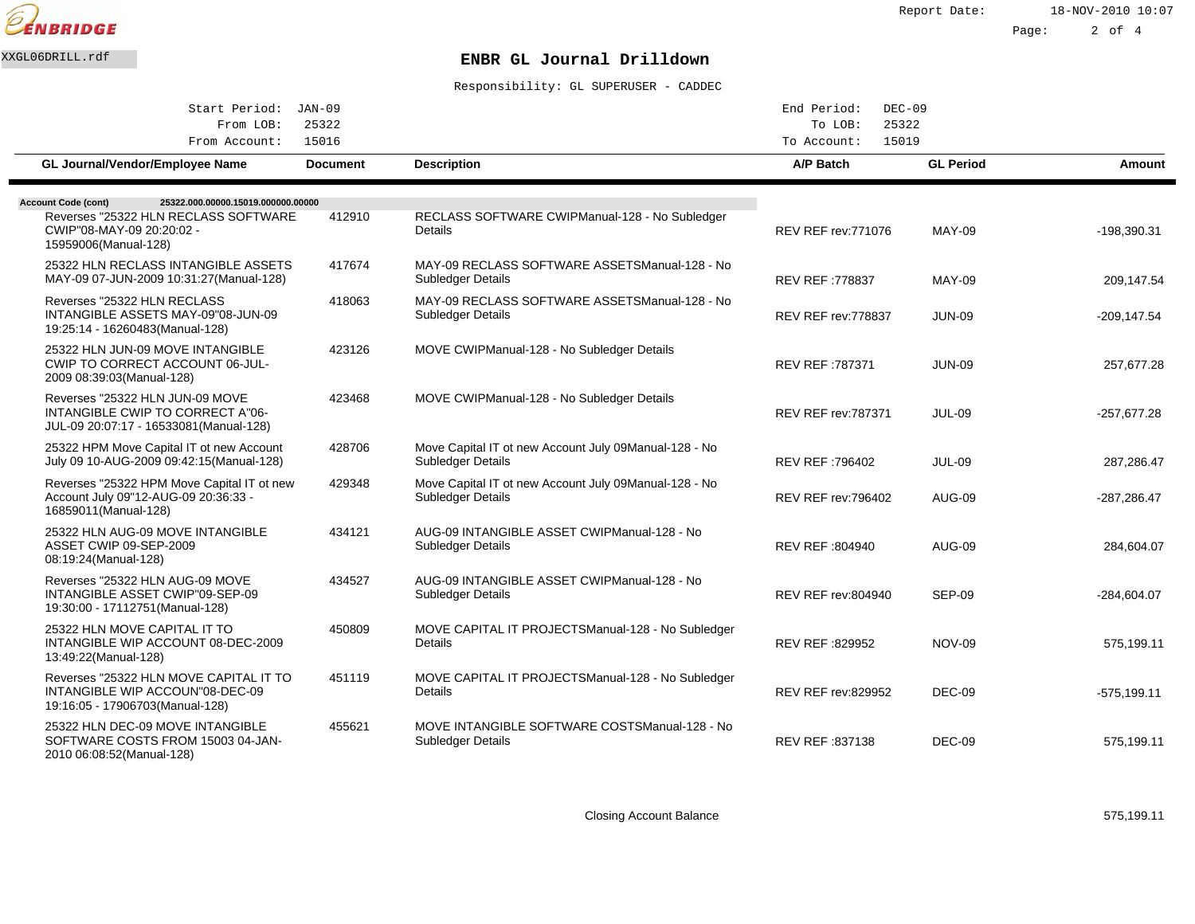ENBRIDGE

Report Date: 18-NOV-2010 10:07

XXGL06DRILL.rdf

# ENBR GL Journal Drilldown

Responsibility: GL SUPERUSER - CADDEC

| | | | |
|---|---|---|---|
| Start Period: | JAN-09 | End Period: | DEC-09 |
| From LOB: | 25322 | To LOB: | 25322 |
| From Account: | 15016 | To Account: | 15019 |

| GL Journal/Vendor/Employee Name | Document | Description | A/P Batch | GL Period | Amount |
|---|---|---|---|---|---|
| **Account Code (cont)** 25322.000.00000.15019.000000.00000 | | | | | |
| Reverses "25322 HLN RECLASS SOFTWARE CWIP"08-MAY-09 20:20:02 - 15959006(Manual-128) | 412910 | RECLASS SOFTWARE CWIPManual-128 - No Subledger Details | REV REF rev:771076 | MAY-09 | -198,390.31 |
| 25322 HLN RECLASS INTANGIBLE ASSETS MAY-09 07-JUN-2009 10:31:27(Manual-128) | 417674 | MAY-09 RECLASS SOFTWARE ASSETSManual-128 - No Subledger Details | REV REF :778837 | MAY-09 | 209,147.54 |
| Reverses "25322 HLN RECLASS INTANGIBLE ASSETS MAY-09"08-JUN-09 19:25:14 - 16260483(Manual-128) | 418063 | MAY-09 RECLASS SOFTWARE ASSETSManual-128 - No Subledger Details | REV REF rev:778837 | JUN-09 | -209,147.54 |
| 25322 HLN JUN-09 MOVE INTANGIBLE CWIP TO CORRECT ACCOUNT 06-JUL-2009 08:39:03(Manual-128) | 423126 | MOVE CWIPManual-128 - No Subledger Details | REV REF :787371 | JUN-09 | 257,677.28 |
| Reverses "25322 HLN JUN-09 MOVE INTANGIBLE CWIP TO CORRECT A"06-JUL-09 20:07:17 - 16533081(Manual-128) | 423468 | MOVE CWIPManual-128 - No Subledger Details | REV REF rev:787371 | JUL-09 | -257,677.28 |
| 25322 HPM Move Capital IT ot new Account July 09 10-AUG-2009 09:42:15(Manual-128) | 428706 | Move Capital IT ot new Account July 09Manual-128 - No Subledger Details | REV REF :796402 | JUL-09 | 287,286.47 |
| Reverses "25322 HPM Move Capital IT ot new Account July 09"12-AUG-09 20:36:33 - 16859011(Manual-128) | 429348 | Move Capital IT ot new Account July 09Manual-128 - No Subledger Details | REV REF rev:796402 | AUG-09 | -287,286.47 |
| 25322 HLN AUG-09 MOVE INTANGIBLE ASSET CWIP 09-SEP-2009 08:19:24(Manual-128) | 434121 | AUG-09 INTANGIBLE ASSET CWIPManual-128 - No Subledger Details | REV REF :804940 | AUG-09 | 284,604.07 |
| Reverses "25322 HLN AUG-09 MOVE INTANGIBLE ASSET CWIP"09-SEP-09 19:30:00 - 17112751(Manual-128) | 434527 | AUG-09 INTANGIBLE ASSET CWIPManual-128 - No Subledger Details | REV REF rev:804940 | SEP-09 | -284,604.07 |
| 25322 HLN MOVE CAPITAL IT TO INTANGIBLE WIP ACCOUNT 08-DEC-2009 13:49:22(Manual-128) | 450809 | MOVE CAPITAL IT PROJECTSManual-128 - No Subledger Details | REV REF :829952 | NOV-09 | 575,199.11 |
| Reverses "25322 HLN MOVE CAPITAL IT TO INTANGIBLE WIP ACCOUN"08-DEC-09 19:16:05 - 17906703(Manual-128) | 451119 | MOVE CAPITAL IT PROJECTSManual-128 - No Subledger Details | REV REF rev:829952 | DEC-09 | -575,199.11 |
| 25322 HLN DEC-09 MOVE INTANGIBLE SOFTWARE COSTS FROM 15003 04-JAN-2010 06:08:52(Manual-128) | 455621 | MOVE INTANGIBLE SOFTWARE COSTSManual-128 - No Subledger Details | REV REF :837138 | DEC-09 | 575,199.11 |
| | | Closing Account Balance | | | 575,199.11 |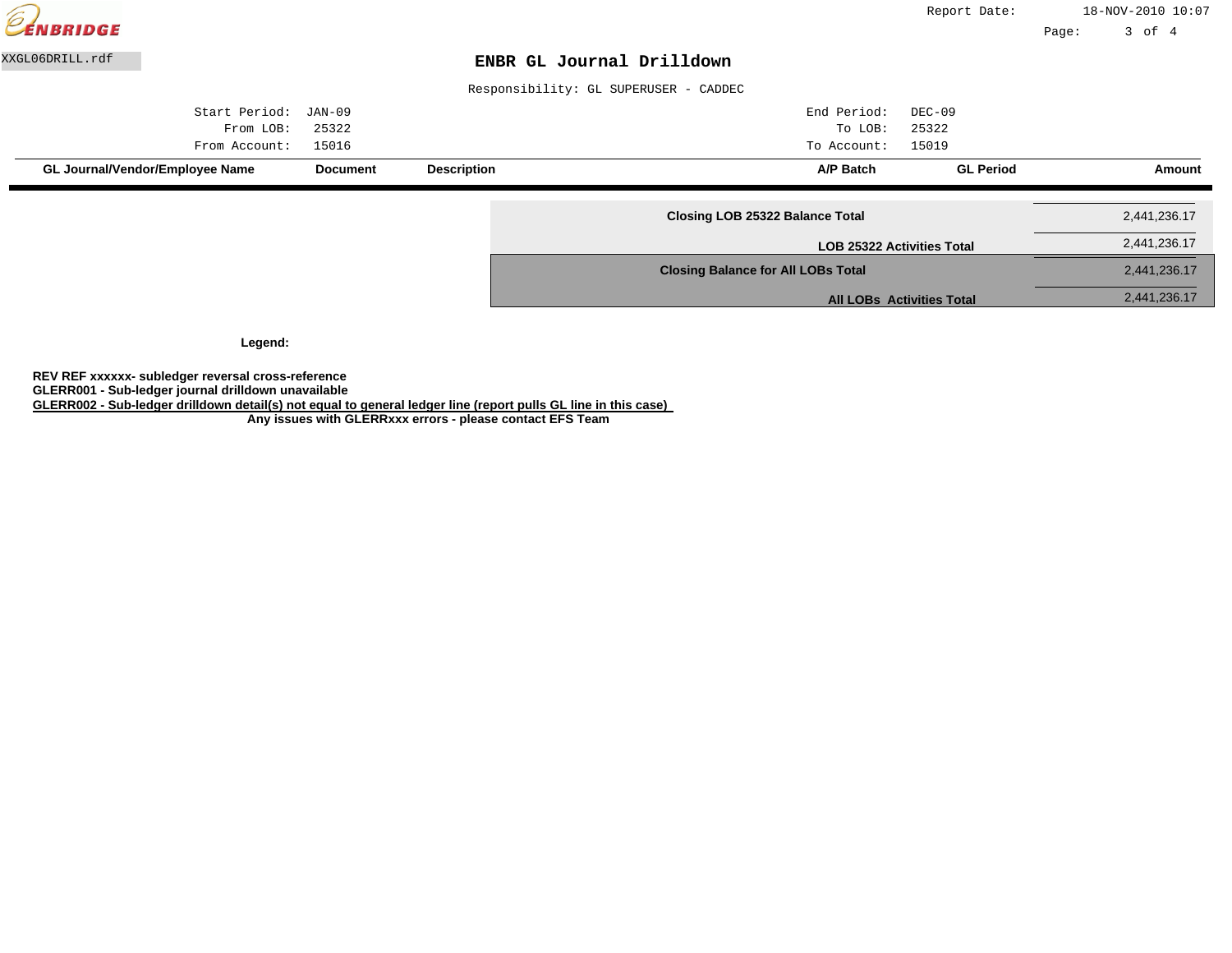XXGL06DRILL.rdf

# ENBR GL Journal Drilldown

Responsibility: GL SUPERUSER - CADDEC

| | | | |
|---|---|---|---|
| Start Period: | JAN-09 | End Period: | DEC-09 |
| From LOB: | 25322 | To LOB: | 25322 |
| From Account: | 15016 | To Account: | 15019 |

| GL Journal/Vendor/Employee Name | Document | Description | A/P Batch | GL Period | Amount |
|---|---|---|---|---|---|

| | |
|---|---|
| **Closing LOB 25322 Balance Total** | 2,441,236.17 |
| **LOB 25322 Activities Total** | 2,441,236.17 |
| **Closing Balance for All LOBs Total** | 2,441,236.17 |
| **All LOBs Activities Total** | 2,441,236.17 |

**Legend:**

**REV REF xxxxxx- subledger reversal cross-reference**
**GLERR001 - Sub-ledger journal drilldown unavailable**
**GLERR002 - Sub-ledger drilldown detail(s) not equal to general ledger line (report pulls GL line in this case)**
**Any issues with GLERRxxx errors - please contact EFS Team**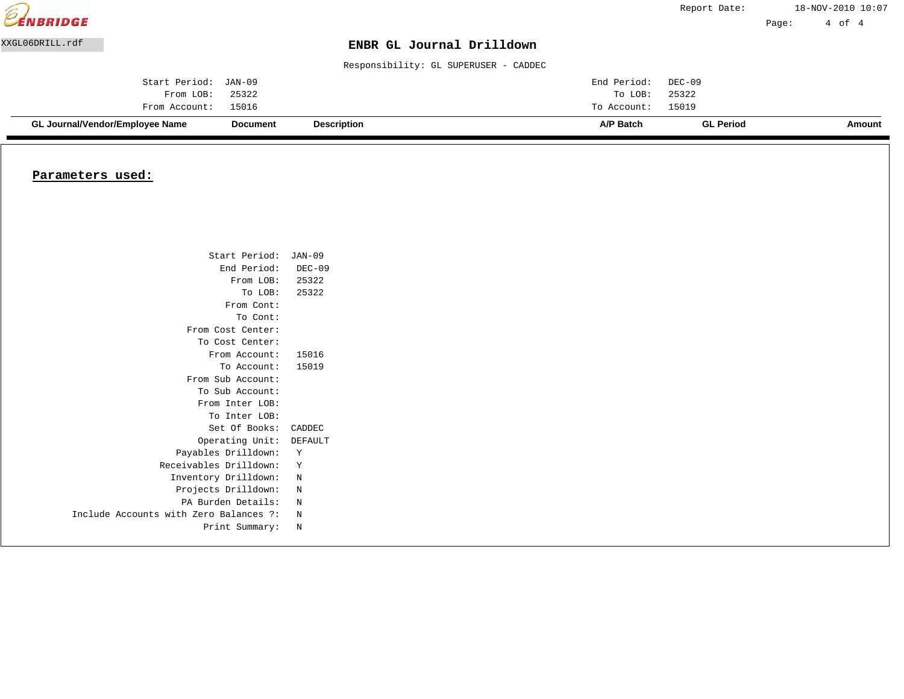ENBRIDGE

Report Date: 18-NOV-2010 10:07

XXGL06DRILL.rdf

# ENBR GL Journal Drilldown

Responsibility: GL SUPERUSER - CADDEC

| | | | |
|---|---|---|---|
| Start Period: | JAN-09 | End Period: | DEC-09 |
| From LOB: | 25322 | To LOB: | 25322 |
| From Account: | 15016 | To Account: | 15019 |

| GL Journal/Vendor/Employee Name | Document | Description | A/P Batch | GL Period | Amount |
|---|---|---|---|---|---|

## Parameters used:

| | |
|---|---|
| Start Period: | JAN-09 |
| End Period: | DEC-09 |
| From LOB: | 25322 |
| To LOB: | 25322 |
| From Cont: | |
| To Cont: | |
| From Cost Center: | |
| To Cost Center: | |
| From Account: | 15016 |
| To Account: | 15019 |
| From Sub Account: | |
| To Sub Account: | |
| From Inter LOB: | |
| To Inter LOB: | |
| Set Of Books: | CADDEC |
| Operating Unit: | DEFAULT |
| Payables Drilldown: | Y |
| Receivables Drilldown: | Y |
| Inventory Drilldown: | N |
| Projects Drilldown: | N |
| PA Burden Details: | N |
| Include Accounts with Zero Balances ?: | N |
| Print Summary: | N |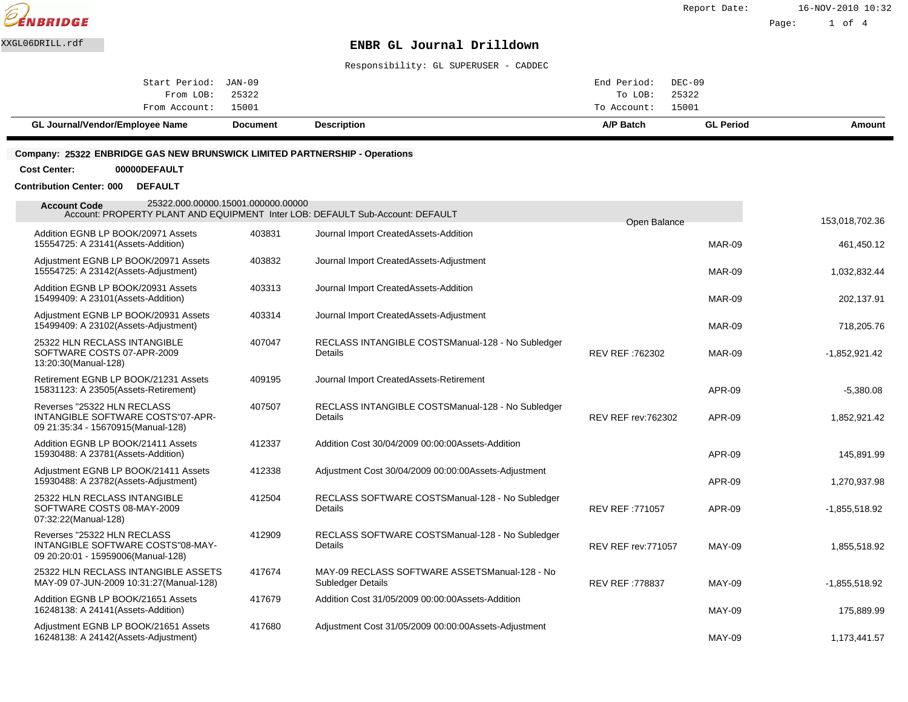ENBRIDGE

Report Date: 16-NOV-2010 10:32

XXGL06DRILL.rdf

# ENBR GL Journal Drilldown

Responsibility: GL SUPERUSER - CADDEC

| | | | |
|---|---|---|---|
| Start Period: | JAN-09 | End Period: | DEC-09 |
| From LOB: | 25322 | To LOB: | 25322 |
| From Account: | 15001 | To Account: | 15001 |

**Company: 25322 ENBRIDGE GAS NEW BRUNSWICK LIMITED PARTNERSHIP - Operations**

**Cost Center:** 00000DEFAULT

**Contribution Center: 000** DEFAULT

**Account Code** 25322.000.00000.15001.000000.00000
Account: PROPERTY PLANT AND EQUIPMENT Inter LOB: DEFAULT Sub-Account: DEFAULT

| GL Journal/Vendor/Employee Name | Document | Description | A/P Batch | GL Period | Amount |
|---|---|---|---|---|---|
| | | | Open Balance | | 153,018,702.36 |
| Addition EGNB LP BOOK/20971 Assets 15554725: A 23141(Assets-Addition) | 403831 | Journal Import CreatedAssets-Addition | | MAR-09 | 461,450.12 |
| Adjustment EGNB LP BOOK/20971 Assets 15554725: A 23142(Assets-Adjustment) | 403832 | Journal Import CreatedAssets-Adjustment | | MAR-09 | 1,032,832.44 |
| Addition EGNB LP BOOK/20931 Assets 15499409: A 23101(Assets-Addition) | 403313 | Journal Import CreatedAssets-Addition | | MAR-09 | 202,137.91 |
| Adjustment EGNB LP BOOK/20931 Assets 15499409: A 23102(Assets-Adjustment) | 403314 | Journal Import CreatedAssets-Adjustment | | MAR-09 | 718,205.76 |
| 25322 HLN RECLASS INTANGIBLE SOFTWARE COSTS 07-APR-2009 13:20:30(Manual-128) | 407047 | RECLASS INTANGIBLE COSTSManual-128 - No Subledger Details | REV REF :762302 | MAR-09 | -1,852,921.42 |
| Retirement EGNB LP BOOK/21231 Assets 15831123: A 23505(Assets-Retirement) | 409195 | Journal Import CreatedAssets-Retirement | | APR-09 | -5,380.08 |
| Reverses "25322 HLN RECLASS INTANGIBLE SOFTWARE COSTS"07-APR-09 21:35:34 - 15670915(Manual-128) | 407507 | RECLASS INTANGIBLE COSTSManual-128 - No Subledger Details | REV REF rev:762302 | APR-09 | 1,852,921.42 |
| Addition EGNB LP BOOK/21411 Assets 15930488: A 23781(Assets-Addition) | 412337 | Addition Cost 30/04/2009 00:00:00Assets-Addition | | APR-09 | 145,891.99 |
| Adjustment EGNB LP BOOK/21411 Assets 15930488: A 23782(Assets-Adjustment) | 412338 | Adjustment Cost 30/04/2009 00:00:00Assets-Adjustment | | APR-09 | 1,270,937.98 |
| 25322 HLN RECLASS INTANGIBLE SOFTWARE COSTS 08-MAY-2009 07:32:22(Manual-128) | 412504 | RECLASS SOFTWARE COSTSManual-128 - No Subledger Details | REV REF :771057 | APR-09 | -1,855,518.92 |
| Reverses "25322 HLN RECLASS INTANGIBLE SOFTWARE COSTS"08-MAY-09 20:20:01 - 15959006(Manual-128) | 412909 | RECLASS SOFTWARE COSTSManual-128 - No Subledger Details | REV REF rev:771057 | MAY-09 | 1,855,518.92 |
| 25322 HLN RECLASS INTANGIBLE ASSETS MAY-09 07-JUN-2009 10:31:27(Manual-128) | 417674 | MAY-09 RECLASS SOFTWARE ASSETSManual-128 - No Subledger Details | REV REF :778837 | MAY-09 | -1,855,518.92 |
| Addition EGNB LP BOOK/21651 Assets 16248138: A 24141(Assets-Addition) | 417679 | Addition Cost 31/05/2009 00:00:00Assets-Addition | | MAY-09 | 175,889.99 |
| Adjustment EGNB LP BOOK/21651 Assets 16248138: A 24142(Assets-Adjustment) | 417680 | Adjustment Cost 31/05/2009 00:00:00Assets-Adjustment | | MAY-09 | 1,173,441.57 |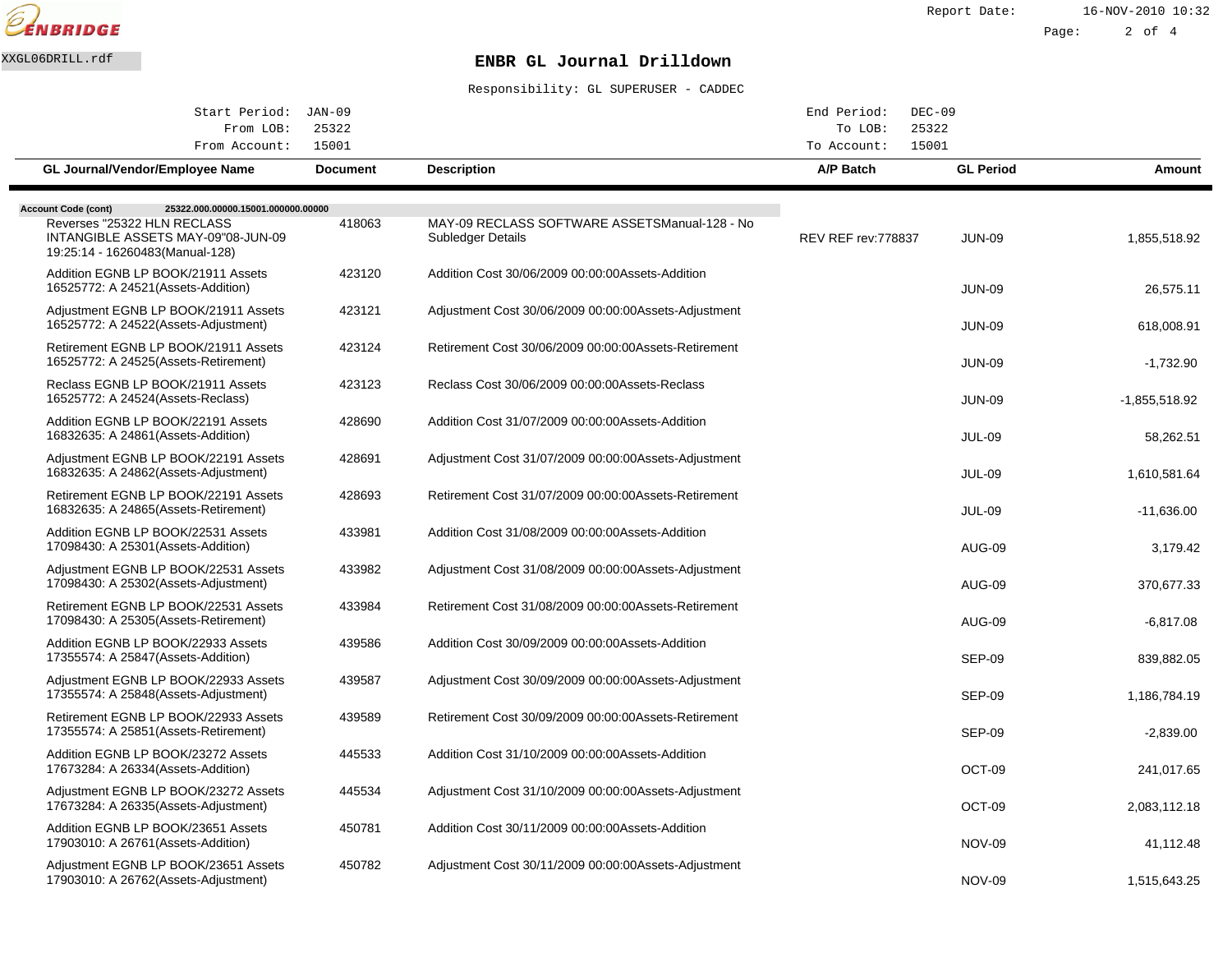# ENBR GL Journal Drilldown

XXGL06DRILL.rdf

Report Date: 16-NOV-2010 10:32

Responsibility: GL SUPERUSER - CADDEC

| | | | |
|---|---|---|---|
| Start Period: | JAN-09 | End Period: | DEC-09 |
| From LOB: | 25322 | To LOB: | 25322 |
| From Account: | 15001 | To Account: | 15001 |

**Account Code (cont)** 25322.000.00000.15001.000000.00000

| GL Journal/Vendor/Employee Name | Document | Description | A/P Batch | GL Period | Amount |
|---|---|---|---|---|---|
| Reverses "25322 HLN RECLASS INTANGIBLE ASSETS MAY-09"08-JUN-09 19:25:14 - 16260483(Manual-128) | 418063 | MAY-09 RECLASS SOFTWARE ASSETSManual-128 - No Subledger Details | REV REF rev:778837 | JUN-09 | 1,855,518.92 |
| Addition EGNB LP BOOK/21911 Assets 16525772: A 24521(Assets-Addition) | 423120 | Addition Cost 30/06/2009 00:00:00Assets-Addition | | JUN-09 | 26,575.11 |
| Adjustment EGNB LP BOOK/21911 Assets 16525772: A 24522(Assets-Adjustment) | 423121 | Adjustment Cost 30/06/2009 00:00:00Assets-Adjustment | | JUN-09 | 618,008.91 |
| Retirement EGNB LP BOOK/21911 Assets 16525772: A 24525(Assets-Retirement) | 423124 | Retirement Cost 30/06/2009 00:00:00Assets-Retirement | | JUN-09 | -1,732.90 |
| Reclass EGNB LP BOOK/21911 Assets 16525772: A 24524(Assets-Reclass) | 423123 | Reclass Cost 30/06/2009 00:00:00Assets-Reclass | | JUN-09 | -1,855,518.92 |
| Addition EGNB LP BOOK/22191 Assets 16832635: A 24861(Assets-Addition) | 428690 | Addition Cost 31/07/2009 00:00:00Assets-Addition | | JUL-09 | 58,262.51 |
| Adjustment EGNB LP BOOK/22191 Assets 16832635: A 24862(Assets-Adjustment) | 428691 | Adjustment Cost 31/07/2009 00:00:00Assets-Adjustment | | JUL-09 | 1,610,581.64 |
| Retirement EGNB LP BOOK/22191 Assets 16832635: A 24865(Assets-Retirement) | 428693 | Retirement Cost 31/07/2009 00:00:00Assets-Retirement | | JUL-09 | -11,636.00 |
| Addition EGNB LP BOOK/22531 Assets 17098430: A 25301(Assets-Addition) | 433981 | Addition Cost 31/08/2009 00:00:00Assets-Addition | | AUG-09 | 3,179.42 |
| Adjustment EGNB LP BOOK/22531 Assets 17098430: A 25302(Assets-Adjustment) | 433982 | Adjustment Cost 31/08/2009 00:00:00Assets-Adjustment | | AUG-09 | 370,677.33 |
| Retirement EGNB LP BOOK/22531 Assets 17098430: A 25305(Assets-Retirement) | 433984 | Retirement Cost 31/08/2009 00:00:00Assets-Retirement | | AUG-09 | -6,817.08 |
| Addition EGNB LP BOOK/22933 Assets 17355574: A 25847(Assets-Addition) | 439586 | Addition Cost 30/09/2009 00:00:00Assets-Addition | | SEP-09 | 839,882.05 |
| Adjustment EGNB LP BOOK/22933 Assets 17355574: A 25848(Assets-Adjustment) | 439587 | Adjustment Cost 30/09/2009 00:00:00Assets-Adjustment | | SEP-09 | 1,186,784.19 |
| Retirement EGNB LP BOOK/22933 Assets 17355574: A 25851(Assets-Retirement) | 439589 | Retirement Cost 30/09/2009 00:00:00Assets-Retirement | | SEP-09 | -2,839.00 |
| Addition EGNB LP BOOK/23272 Assets 17673284: A 26334(Assets-Addition) | 445533 | Addition Cost 31/10/2009 00:00:00Assets-Addition | | OCT-09 | 241,017.65 |
| Adjustment EGNB LP BOOK/23272 Assets 17673284: A 26335(Assets-Adjustment) | 445534 | Adjustment Cost 31/10/2009 00:00:00Assets-Adjustment | | OCT-09 | 2,083,112.18 |
| Addition EGNB LP BOOK/23651 Assets 17903010: A 26761(Assets-Addition) | 450781 | Addition Cost 30/11/2009 00:00:00Assets-Addition | | NOV-09 | 41,112.48 |
| Adjustment EGNB LP BOOK/23651 Assets 17903010: A 26762(Assets-Adjustment) | 450782 | Adjustment Cost 30/11/2009 00:00:00Assets-Adjustment | | NOV-09 | 1,515,643.25 |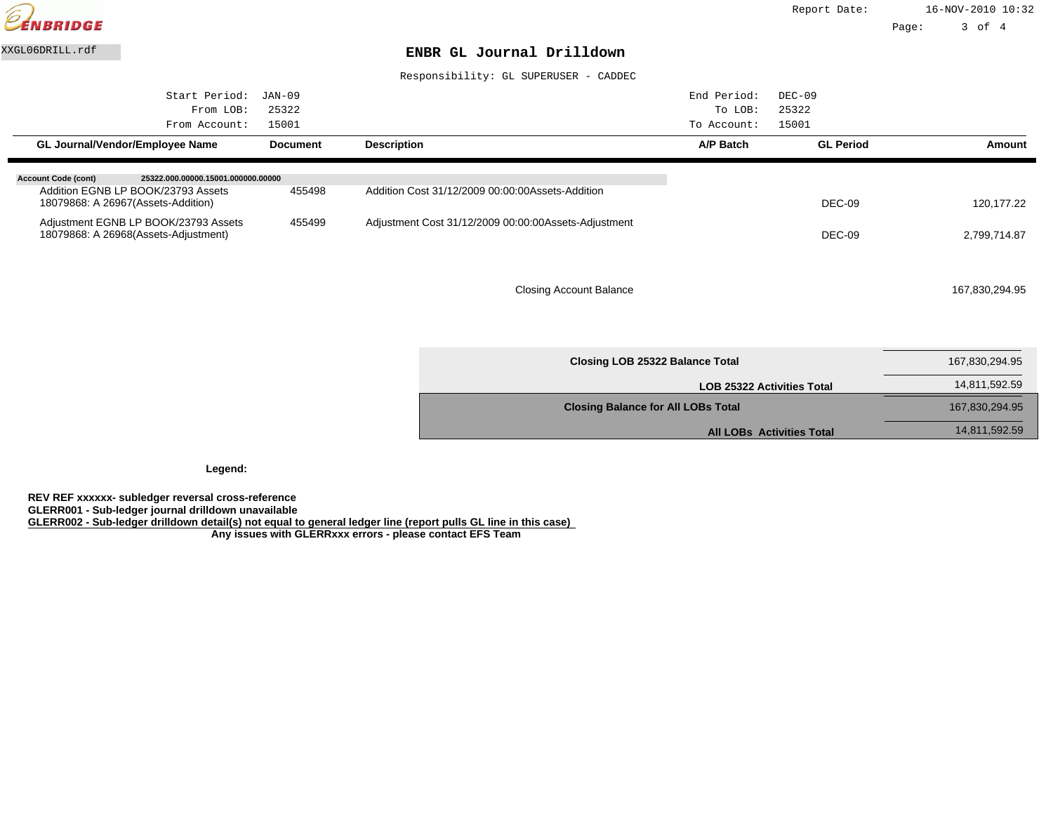ENBRIDGE

Report Date: 16-NOV-2010 10:32

XXGL06DRILL.rdf

# ENBR GL Journal Drilldown

Responsibility: GL SUPERUSER - CADDEC

| | | | |
|---|---|---|---|
| Start Period: | JAN-09 | End Period: | DEC-09 |
| From LOB: | 25322 | To LOB: | 25322 |
| From Account: | 15001 | To Account: | 15001 |

| GL Journal/Vendor/Employee Name | Document | Description | A/P Batch | GL Period | Amount |
|---|---|---|---|---|---|
| **Account Code (cont)** 25322.000.00000.15001.000000.00000 | | | | | |
| Addition EGNB LP BOOK/23793 Assets 18079868: A 26967(Assets-Addition) | 455498 | Addition Cost 31/12/2009 00:00:00Assets-Addition | | DEC-09 | 120,177.22 |
| Adjustment EGNB LP BOOK/23793 Assets 18079868: A 26968(Assets-Adjustment) | 455499 | Adjustment Cost 31/12/2009 00:00:00Assets-Adjustment | | DEC-09 | 2,799,714.87 |
| | | Closing Account Balance | | | 167,830,294.95 |

| | |
|---|---|
| **Closing LOB 25322 Balance Total** | 167,830,294.95 |
| **LOB 25322 Activities Total** | 14,811,592.59 |
| **Closing Balance for All LOBs Total** | 167,830,294.95 |
| **All LOBs Activities Total** | 14,811,592.59 |

**Legend:**

**REV REF xxxxxx- subledger reversal cross-reference**
**GLERR001 - Sub-ledger journal drilldown unavailable**
**GLERR002 - Sub-ledger drilldown detail(s) not equal to general ledger line (report pulls GL line in this case)**
**Any issues with GLERRxxx errors - please contact EFS Team**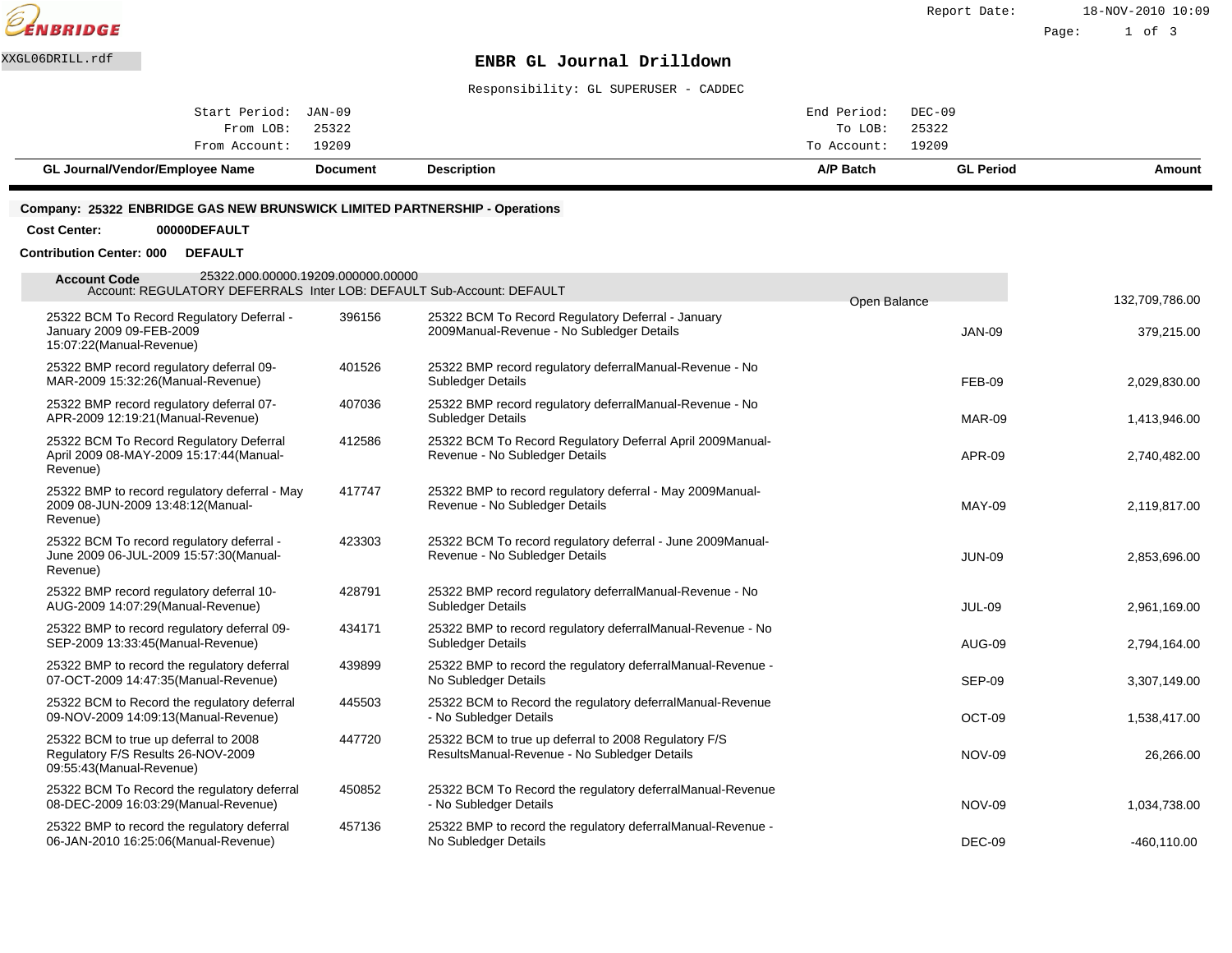XXGL06DRILL.rdf

ENBRIDGE

Report Date: 18-NOV-2010 10:09

# ENBR GL Journal Drilldown

Responsibility: GL SUPERUSER - CADDEC

| | | | |
|---|---|---|---|
| Start Period: | JAN-09 | End Period: | DEC-09 |
| From LOB: | 25322 | To LOB: | 25322 |
| From Account: | 19209 | To Account: | 19209 |

**Company: 25322 ENBRIDGE GAS NEW BRUNSWICK LIMITED PARTNERSHIP - Operations**

**Cost Center:** 00000DEFAULT

**Contribution Center: 000** DEFAULT

**Account Code** 25322.000.00000.19209.000000.00000
Account: REGULATORY DEFERRALS Inter LOB: DEFAULT Sub-Account: DEFAULT

| GL Journal/Vendor/Employee Name | Document | Description | A/P Batch | GL Period | Amount |
|---|---|---|---|---|---|
| | | | Open Balance | | 132,709,786.00 |
| 25322 BCM To Record Regulatory Deferral - January 2009 09-FEB-2009 15:07:22(Manual-Revenue) | 396156 | 25322 BCM To Record Regulatory Deferral - January 2009Manual-Revenue - No Subledger Details | | JAN-09 | 379,215.00 |
| 25322 BMP record regulatory deferral 09-MAR-2009 15:32:26(Manual-Revenue) | 401526 | 25322 BMP record regulatory deferralManual-Revenue - No Subledger Details | | FEB-09 | 2,029,830.00 |
| 25322 BMP record regulatory deferral 07-APR-2009 12:19:21(Manual-Revenue) | 407036 | 25322 BMP record regulatory deferralManual-Revenue - No Subledger Details | | MAR-09 | 1,413,946.00 |
| 25322 BCM To Record Regulatory Deferral April 2009 08-MAY-2009 15:17:44(Manual-Revenue) | 412586 | 25322 BCM To Record Regulatory Deferral April 2009Manual-Revenue - No Subledger Details | | APR-09 | 2,740,482.00 |
| 25322 BMP to record regulatory deferral - May 2009 08-JUN-2009 13:48:12(Manual-Revenue) | 417747 | 25322 BMP to record regulatory deferral - May 2009Manual-Revenue - No Subledger Details | | MAY-09 | 2,119,817.00 |
| 25322 BCM To record regulatory deferral - June 2009 06-JUL-2009 15:57:30(Manual-Revenue) | 423303 | 25322 BCM To record regulatory deferral - June 2009Manual-Revenue - No Subledger Details | | JUN-09 | 2,853,696.00 |
| 25322 BMP record regulatory deferral 10-AUG-2009 14:07:29(Manual-Revenue) | 428791 | 25322 BMP record regulatory deferralManual-Revenue - No Subledger Details | | JUL-09 | 2,961,169.00 |
| 25322 BMP to record regulatory deferral 09-SEP-2009 13:33:45(Manual-Revenue) | 434171 | 25322 BMP to record regulatory deferralManual-Revenue - No Subledger Details | | AUG-09 | 2,794,164.00 |
| 25322 BMP to record the regulatory deferral 07-OCT-2009 14:47:35(Manual-Revenue) | 439899 | 25322 BMP to record the regulatory deferralManual-Revenue - No Subledger Details | | SEP-09 | 3,307,149.00 |
| 25322 BCM to Record the regulatory deferral 09-NOV-2009 14:09:13(Manual-Revenue) | 445503 | 25322 BCM to Record the regulatory deferralManual-Revenue - No Subledger Details | | OCT-09 | 1,538,417.00 |
| 25322 BCM to true up deferral to 2008 Regulatory F/S Results 26-NOV-2009 09:55:43(Manual-Revenue) | 447720 | 25322 BCM to true up deferral to 2008 Regulatory F/S ResultsManual-Revenue - No Subledger Details | | NOV-09 | 26,266.00 |
| 25322 BCM To Record the regulatory deferral 08-DEC-2009 16:03:29(Manual-Revenue) | 450852 | 25322 BCM To Record the regulatory deferralManual-Revenue - No Subledger Details | | NOV-09 | 1,034,738.00 |
| 25322 BMP to record the regulatory deferral 06-JAN-2010 16:25:06(Manual-Revenue) | 457136 | 25322 BMP to record the regulatory deferralManual-Revenue - No Subledger Details | | DEC-09 | -460,110.00 |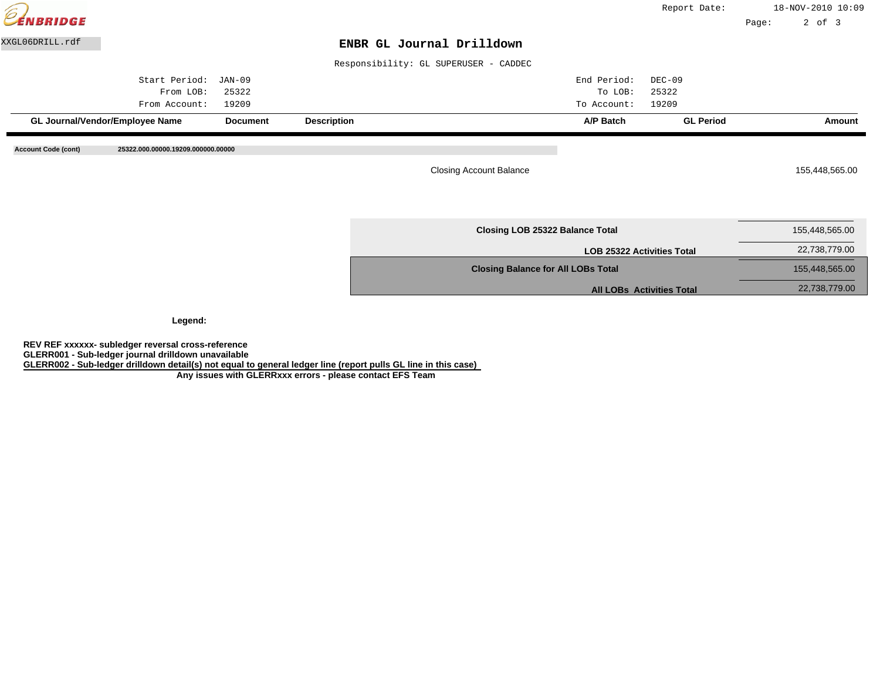# ENBR GL Journal Drilldown

XXGL06DRILL.rdf

Report Date: 18-NOV-2010 10:09

Responsibility: GL SUPERUSER - CADDEC

| | | | |
|---|---|---|---|
| Start Period: | JAN-09 | End Period: | DEC-09 |
| From LOB: | 25322 | To LOB: | 25322 |
| From Account: | 19209 | To Account: | 19209 |

| GL Journal/Vendor/Employee Name | Document | Description | A/P Batch | GL Period | Amount |
|---|---|---|---|---|---|
| **Account Code (cont)** 25322.000.00000.19209.000000.00000 | | | | | |
| | | Closing Account Balance | | | 155,448,565.00 |

| | |
|---|---|
| **Closing LOB 25322 Balance Total** | 155,448,565.00 |
| **LOB 25322 Activities Total** | 22,738,779.00 |
| **Closing Balance for All LOBs Total** | 155,448,565.00 |
| **All LOBs Activities Total** | 22,738,779.00 |

**Legend:**

**REV REF xxxxxx- subledger reversal cross-reference**
**GLERR001 - Sub-ledger journal drilldown unavailable**
**GLERR002 - Sub-ledger drilldown detail(s) not equal to general ledger line (report pulls GL line in this case)**
**Any issues with GLERRxxx errors - please contact EFS Team**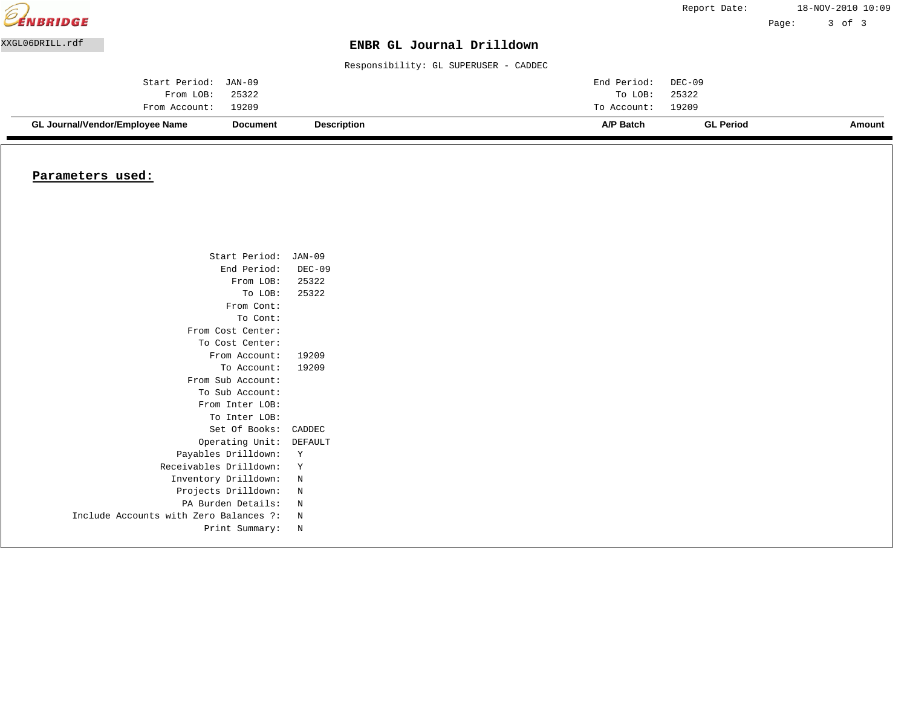# ENBR GL Journal Drilldown

XXGL06DRILL.rdf

Report Date: 18-NOV-2010 10:09

Responsibility: GL SUPERUSER - CADDEC

Start Period: JAN-09
From LOB: 25322
From Account: 19209

End Period: DEC-09
To LOB: 25322
To Account: 19209

| GL Journal/Vendor/Employee Name | Document | Description | A/P Batch | GL Period | Amount |
|---|---|---|---|---|---|

## Parameters used:

| | |
|---|---|
| Start Period: | JAN-09 |
| End Period: | DEC-09 |
| From LOB: | 25322 |
| To LOB: | 25322 |
| From Cont: | |
| To Cont: | |
| From Cost Center: | |
| To Cost Center: | |
| From Account: | 19209 |
| To Account: | 19209 |
| From Sub Account: | |
| To Sub Account: | |
| From Inter LOB: | |
| To Inter LOB: | |
| Set Of Books: | CADDEC |
| Operating Unit: | DEFAULT |
| Payables Drilldown: | Y |
| Receivables Drilldown: | Y |
| Inventory Drilldown: | N |
| Projects Drilldown: | N |
| PA Burden Details: | N |
| Include Accounts with Zero Balances ?: | N |
| Print Summary: | N |